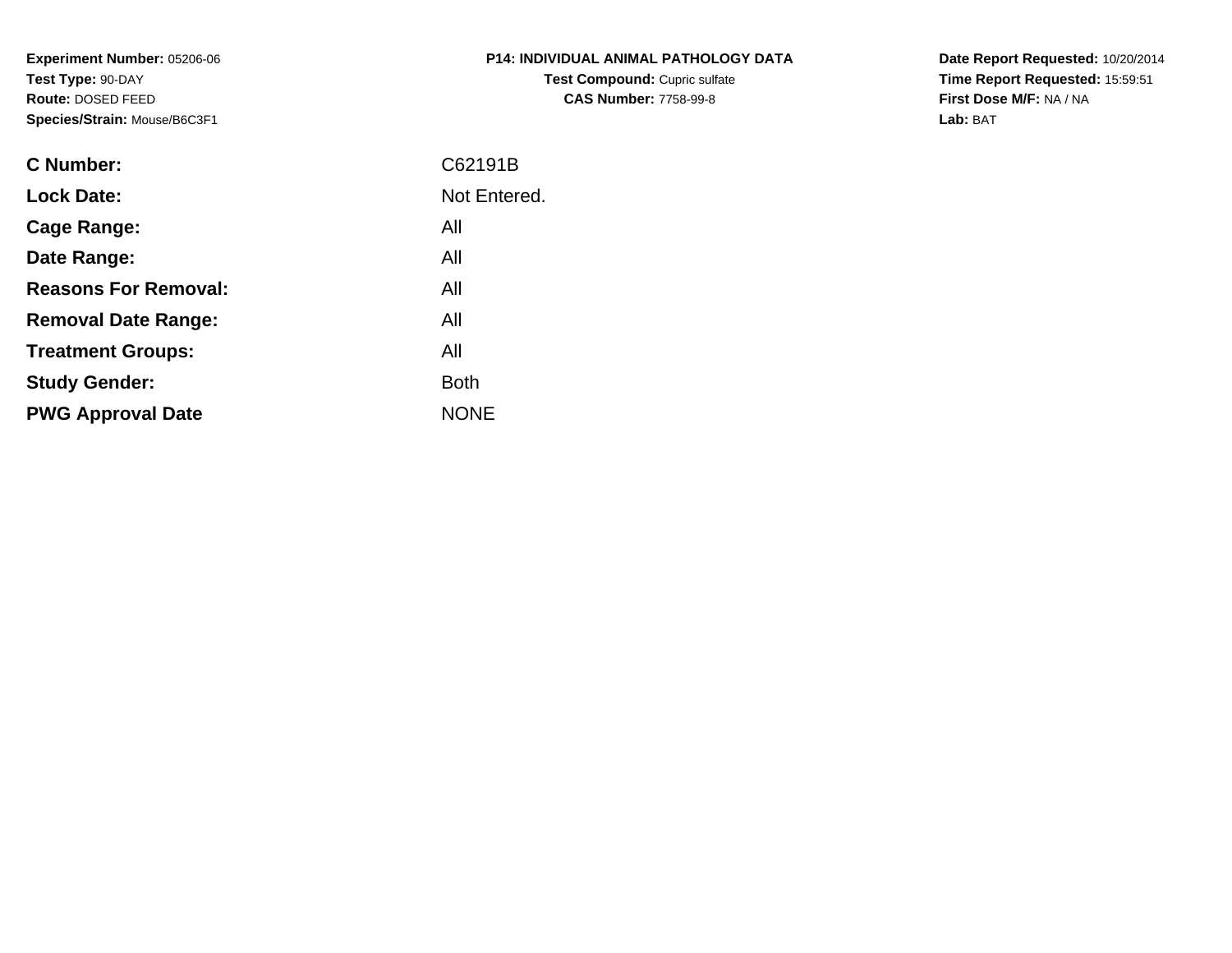**Experiment Number:** 05206-06
**Test Type:** 90-DAY
**Route:** DOSED FEED
**Species/Strain:** Mouse/B6C3F1

**P14: INDIVIDUAL ANIMAL PATHOLOGY DATA**
**Test Compound:** Cupric sulfate
**CAS Number:** 7758-99-8

**Date Report Requested:** 10/20/2014
**Time Report Requested:** 15:59:51
**First Dose M/F:** NA / NA
**Lab:** BAT

| | |
|---|---|
| **C Number:** | C62191B |
| **Lock Date:** | Not Entered. |
| **Cage Range:** | All |
| **Date Range:** | All |
| **Reasons For Removal:** | All |
| **Removal Date Range:** | All |
| **Treatment Groups:** | All |
| **Study Gender:** | Both |
| **PWG Approval Date** | NONE |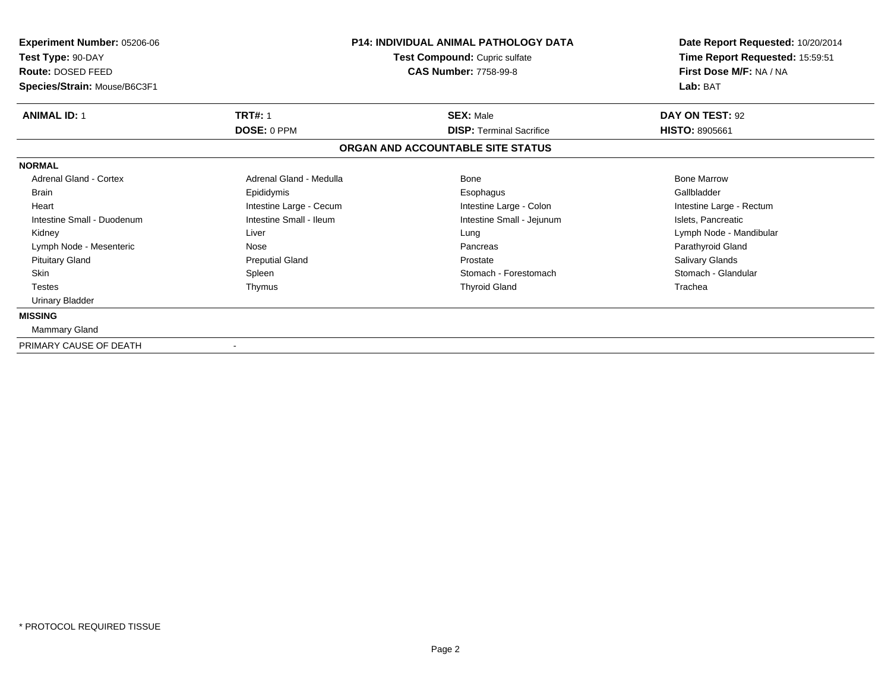**Experiment Number:** 05206-06
**Test Type:** 90-DAY
**Route:** DOSED FEED
**Species/Strain:** Mouse/B6C3F1

**P14: INDIVIDUAL ANIMAL PATHOLOGY DATA**
**Test Compound:** Cupric sulfate
**CAS Number:** 7758-99-8

**Date Report Requested:** 10/20/2014
**Time Report Requested:** 15:59:51
**First Dose M/F:** NA / NA
**Lab:** BAT

| **ANIMAL ID:** 1 | **TRT#:** 1 | **SEX:** Male | **DAY ON TEST:** 92 |
|---|---|---|---|
| | **DOSE:** 0 PPM | **DISP:** Terminal Sacrifice | **HISTO:** 8905661 |

## ORGAN AND ACCOUNTABLE SITE STATUS

**NORMAL**

| | | | |
|---|---|---|---|
| Adrenal Gland - Cortex | Adrenal Gland - Medulla | Bone | Bone Marrow |
| Brain | Epididymis | Esophagus | Gallbladder |
| Heart | Intestine Large - Cecum | Intestine Large - Colon | Intestine Large - Rectum |
| Intestine Small - Duodenum | Intestine Small - Ileum | Intestine Small - Jejunum | Islets, Pancreatic |
| Kidney | Liver | Lung | Lymph Node - Mandibular |
| Lymph Node - Mesenteric | Nose | Pancreas | Parathyroid Gland |
| Pituitary Gland | Preputial Gland | Prostate | Salivary Glands |
| Skin | Spleen | Stomach - Forestomach | Stomach - Glandular |
| Testes | Thymus | Thyroid Gland | Trachea |
| Urinary Bladder | | | |

**MISSING**

Mammary Gland

PRIMARY CAUSE OF DEATH -

* PROTOCOL REQUIRED TISSUE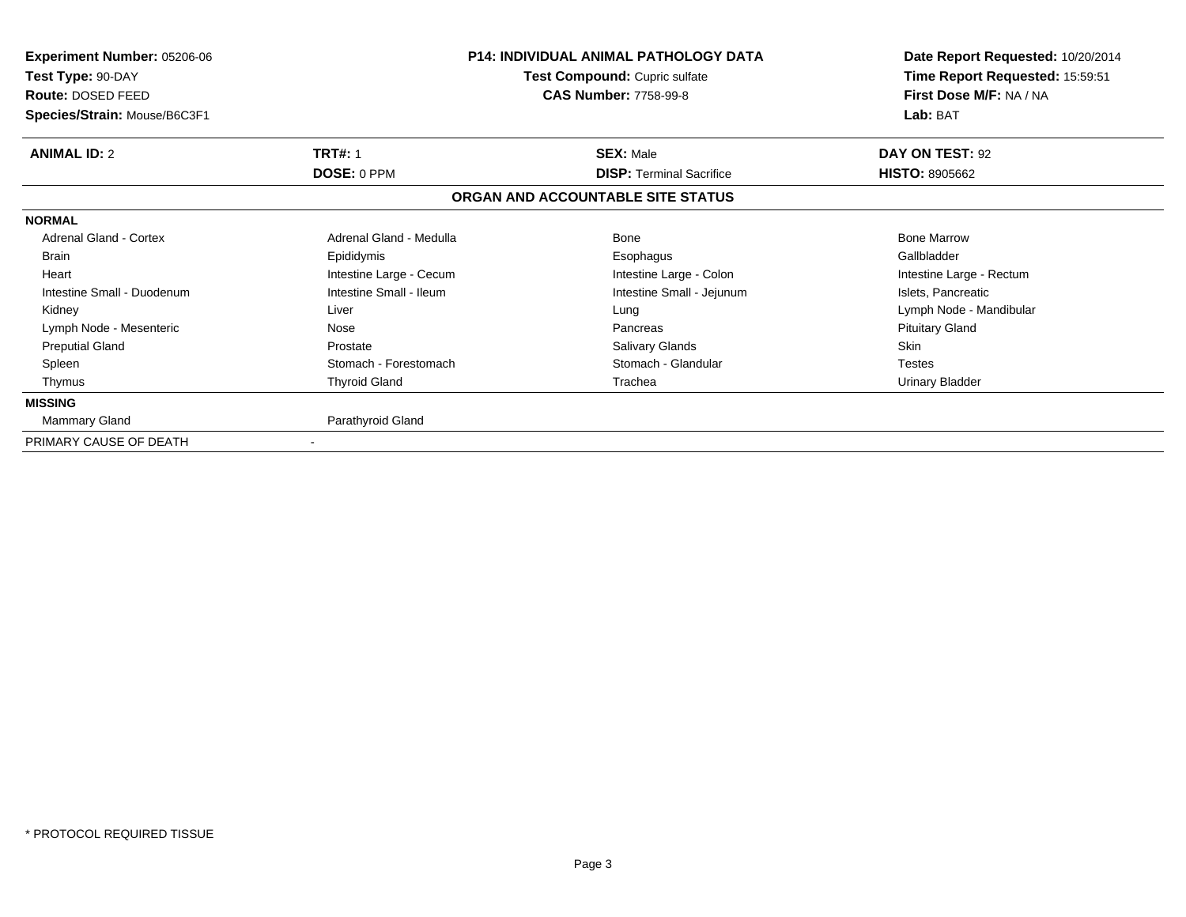**Experiment Number:** 05206-06
**Test Type:** 90-DAY
**Route:** DOSED FEED
**Species/Strain:** Mouse/B6C3F1

**P14: INDIVIDUAL ANIMAL PATHOLOGY DATA**
**Test Compound:** Cupric sulfate
**CAS Number:** 7758-99-8

**Date Report Requested:** 10/20/2014
**Time Report Requested:** 15:59:51
**First Dose M/F:** NA / NA
**Lab:** BAT

| **ANIMAL ID:** 2 | **TRT#:** 1 | **SEX:** Male | **DAY ON TEST:** 92 |
|---|---|---|---|
| | **DOSE:** 0 PPM | **DISP:** Terminal Sacrifice | **HISTO:** 8905662 |

## ORGAN AND ACCOUNTABLE SITE STATUS

| | | | |
|---|---|---|---|
| **NORMAL** | | | |
| Adrenal Gland - Cortex | Adrenal Gland - Medulla | Bone | Bone Marrow |
| Brain | Epididymis | Esophagus | Gallbladder |
| Heart | Intestine Large - Cecum | Intestine Large - Colon | Intestine Large - Rectum |
| Intestine Small - Duodenum | Intestine Small - Ileum | Intestine Small - Jejunum | Islets, Pancreatic |
| Kidney | Liver | Lung | Lymph Node - Mandibular |
| Lymph Node - Mesenteric | Nose | Pancreas | Pituitary Gland |
| Preputial Gland | Prostate | Salivary Glands | Skin |
| Spleen | Stomach - Forestomach | Stomach - Glandular | Testes |
| Thymus | Thyroid Gland | Trachea | Urinary Bladder |
| **MISSING** | | | |
| Mammary Gland | Parathyroid Gland | | |
| PRIMARY CAUSE OF DEATH | - | | |

* PROTOCOL REQUIRED TISSUE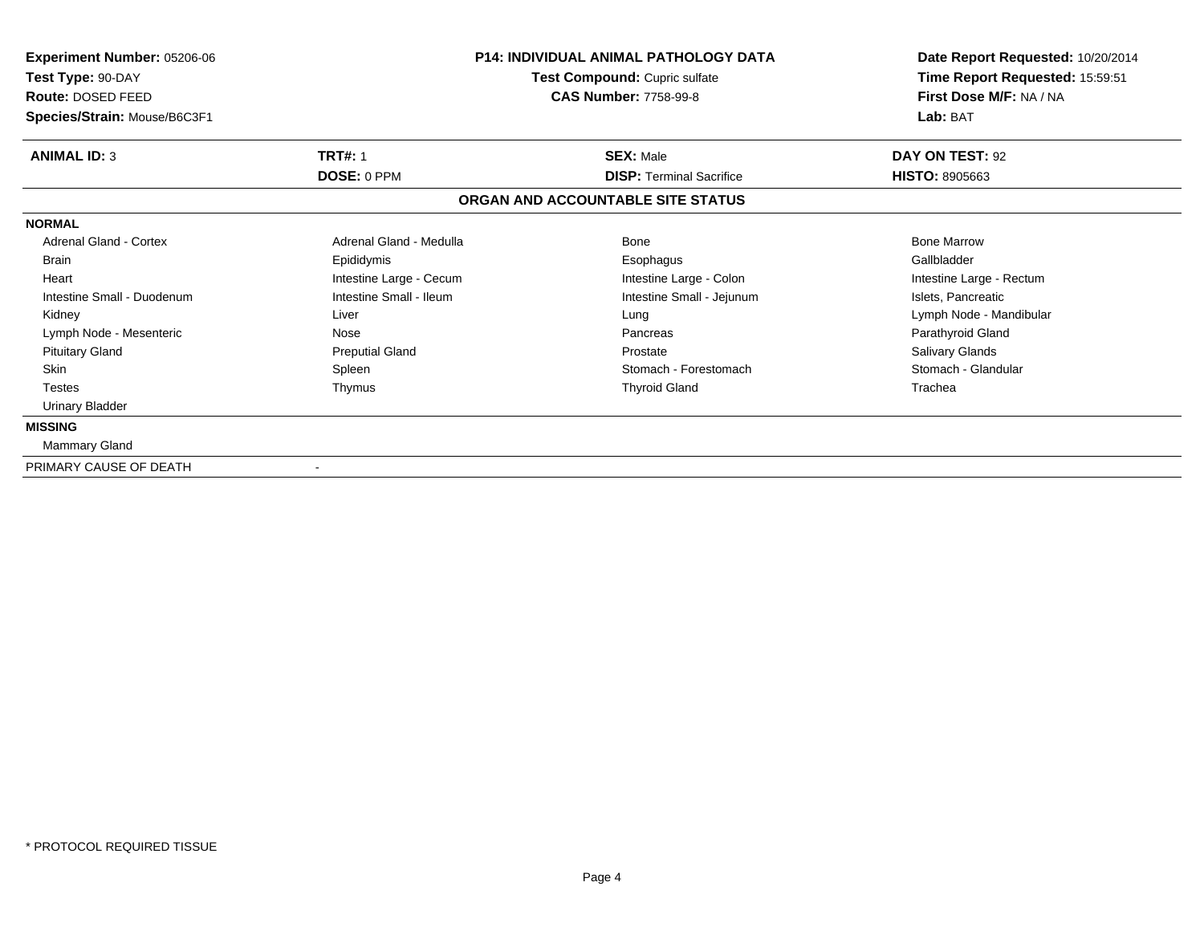**Experiment Number:** 05206-06
**Test Type:** 90-DAY
**Route:** DOSED FEED
**Species/Strain:** Mouse/B6C3F1

**P14: INDIVIDUAL ANIMAL PATHOLOGY DATA**
**Test Compound:** Cupric sulfate
**CAS Number:** 7758-99-8

**Date Report Requested:** 10/20/2014
**Time Report Requested:** 15:59:51
**First Dose M/F:** NA / NA
**Lab:** BAT

| **ANIMAL ID:** 3 | **TRT#:** 1 | **SEX:** Male | **DAY ON TEST:** 92 |
|---|---|---|---|
| | **DOSE:** 0 PPM | **DISP:** Terminal Sacrifice | **HISTO:** 8905663 |

## ORGAN AND ACCOUNTABLE SITE STATUS

**NORMAL**

| | | | |
|---|---|---|---|
| Adrenal Gland - Cortex | Adrenal Gland - Medulla | Bone | Bone Marrow |
| Brain | Epididymis | Esophagus | Gallbladder |
| Heart | Intestine Large - Cecum | Intestine Large - Colon | Intestine Large - Rectum |
| Intestine Small - Duodenum | Intestine Small - Ileum | Intestine Small - Jejunum | Islets, Pancreatic |
| Kidney | Liver | Lung | Lymph Node - Mandibular |
| Lymph Node - Mesenteric | Nose | Pancreas | Parathyroid Gland |
| Pituitary Gland | Preputial Gland | Prostate | Salivary Glands |
| Skin | Spleen | Stomach - Forestomach | Stomach - Glandular |
| Testes | Thymus | Thyroid Gland | Trachea |
| Urinary Bladder | | | |

**MISSING**

Mammary Gland

PRIMARY CAUSE OF DEATH -

* PROTOCOL REQUIRED TISSUE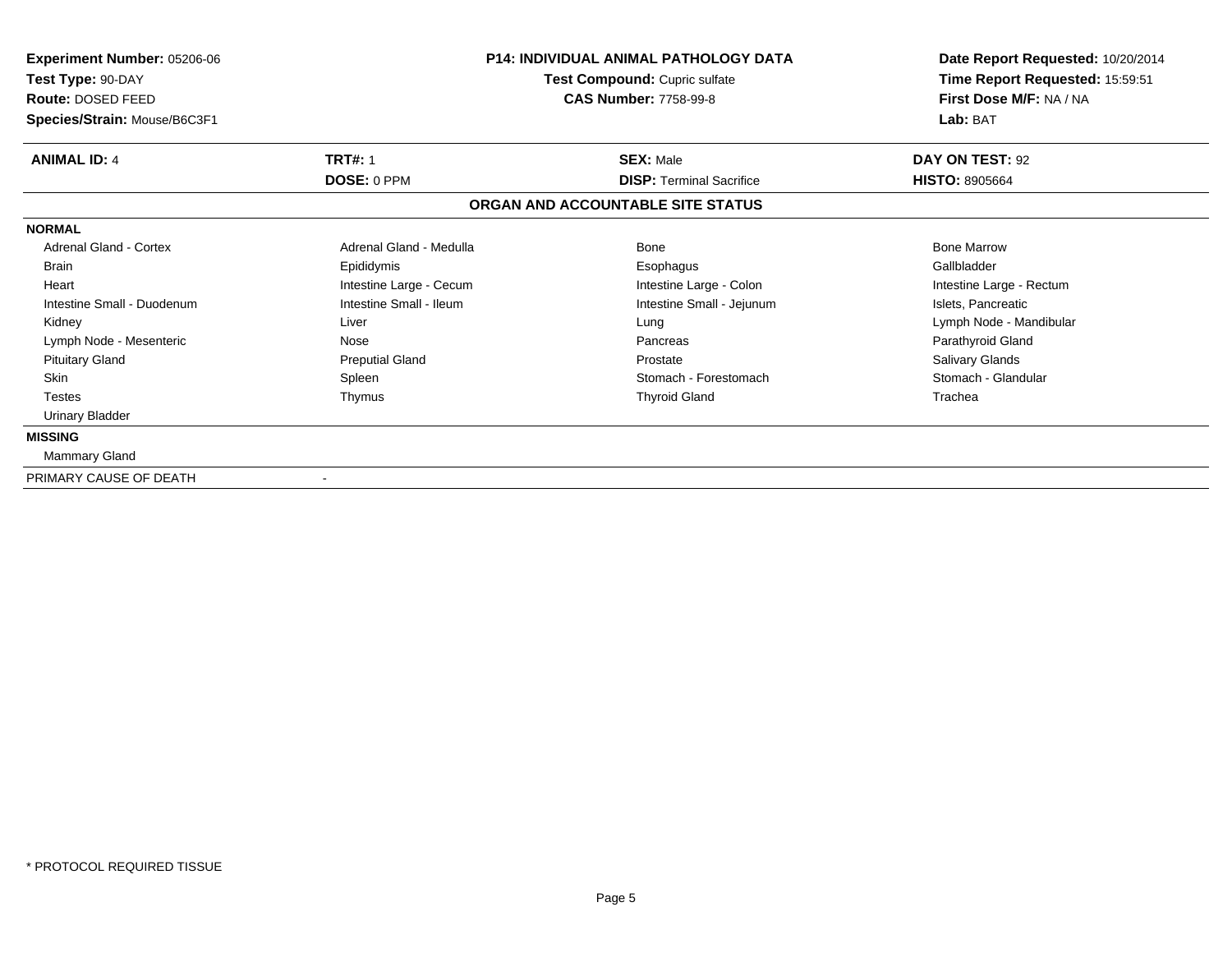**Experiment Number:** 05206-06
**Test Type:** 90-DAY
**Route:** DOSED FEED
**Species/Strain:** Mouse/B6C3F1

**P14: INDIVIDUAL ANIMAL PATHOLOGY DATA**
**Test Compound:** Cupric sulfate
**CAS Number:** 7758-99-8

**Date Report Requested:** 10/20/2014
**Time Report Requested:** 15:59:51
**First Dose M/F:** NA / NA
**Lab:** BAT

| **ANIMAL ID:** 4 | **TRT#:** 1 | **SEX:** Male | **DAY ON TEST:** 92 |
|---|---|---|---|
| | **DOSE:** 0 PPM | **DISP:** Terminal Sacrifice | **HISTO:** 8905664 |

## ORGAN AND ACCOUNTABLE SITE STATUS

**NORMAL**

| | | | |
|---|---|---|---|
| Adrenal Gland - Cortex | Adrenal Gland - Medulla | Bone | Bone Marrow |
| Brain | Epididymis | Esophagus | Gallbladder |
| Heart | Intestine Large - Cecum | Intestine Large - Colon | Intestine Large - Rectum |
| Intestine Small - Duodenum | Intestine Small - Ileum | Intestine Small - Jejunum | Islets, Pancreatic |
| Kidney | Liver | Lung | Lymph Node - Mandibular |
| Lymph Node - Mesenteric | Nose | Pancreas | Parathyroid Gland |
| Pituitary Gland | Preputial Gland | Prostate | Salivary Glands |
| Skin | Spleen | Stomach - Forestomach | Stomach - Glandular |
| Testes | Thymus | Thyroid Gland | Trachea |
| Urinary Bladder | | | |

**MISSING**

Mammary Gland

PRIMARY CAUSE OF DEATH -

\* PROTOCOL REQUIRED TISSUE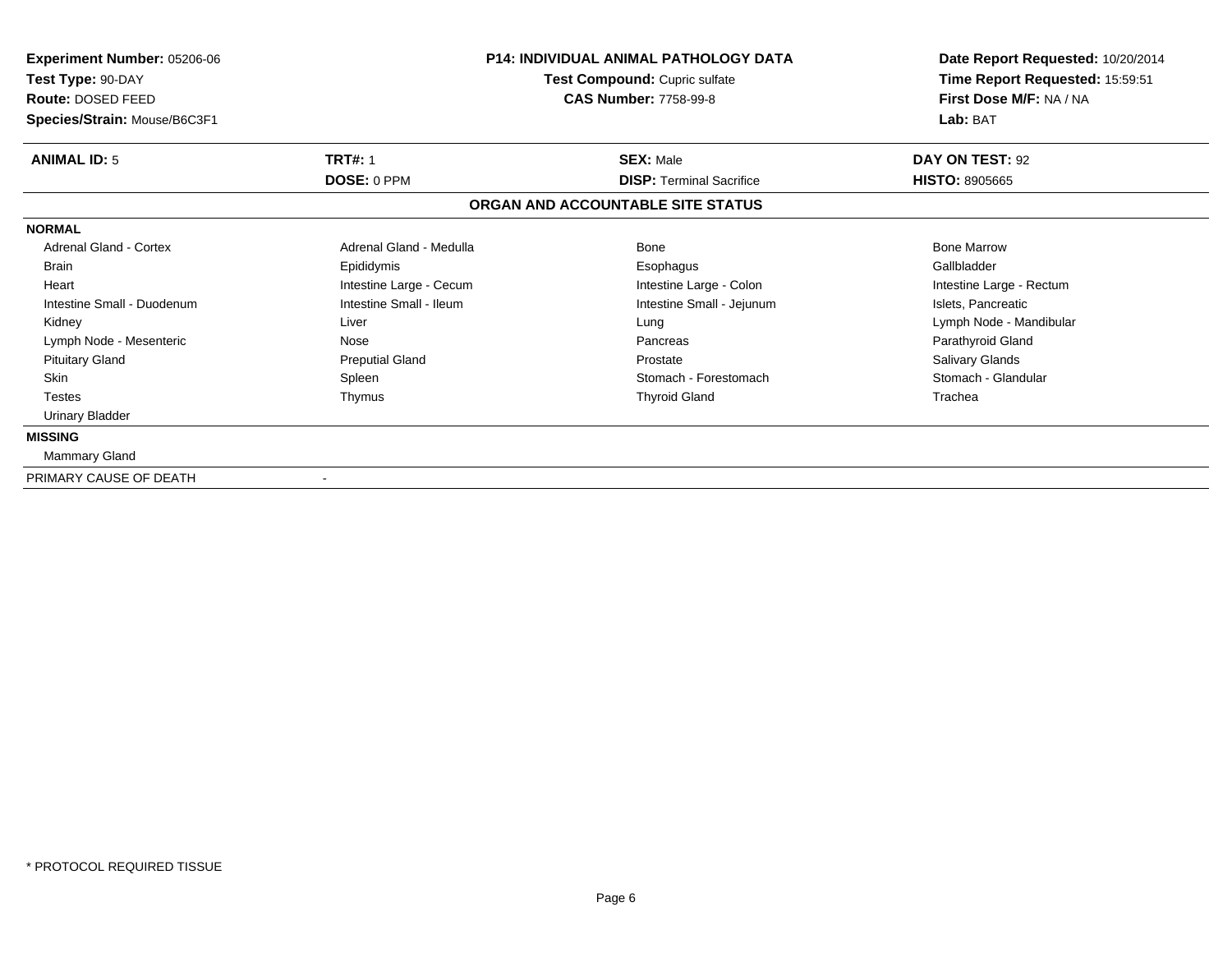**Experiment Number:** 05206-06
**Test Type:** 90-DAY
**Route:** DOSED FEED
**Species/Strain:** Mouse/B6C3F1

**P14: INDIVIDUAL ANIMAL PATHOLOGY DATA**
**Test Compound:** Cupric sulfate
**CAS Number:** 7758-99-8

**Date Report Requested:** 10/20/2014
**Time Report Requested:** 15:59:51
**First Dose M/F:** NA / NA
**Lab:** BAT

| **ANIMAL ID:** 5 | **TRT#:** 1 | **SEX:** Male | **DAY ON TEST:** 92 |
|---|---|---|---|
| | **DOSE:** 0 PPM | **DISP:** Terminal Sacrifice | **HISTO:** 8905665 |

**ORGAN AND ACCOUNTABLE SITE STATUS**

| | | | |
|---|---|---|---|
| **NORMAL** | | | |
| Adrenal Gland - Cortex | Adrenal Gland - Medulla | Bone | Bone Marrow |
| Brain | Epididymis | Esophagus | Gallbladder |
| Heart | Intestine Large - Cecum | Intestine Large - Colon | Intestine Large - Rectum |
| Intestine Small - Duodenum | Intestine Small - Ileum | Intestine Small - Jejunum | Islets, Pancreatic |
| Kidney | Liver | Lung | Lymph Node - Mandibular |
| Lymph Node - Mesenteric | Nose | Pancreas | Parathyroid Gland |
| Pituitary Gland | Preputial Gland | Prostate | Salivary Glands |
| Skin | Spleen | Stomach - Forestomach | Stomach - Glandular |
| Testes | Thymus | Thyroid Gland | Trachea |
| Urinary Bladder | | | |
| **MISSING** | | | |
| Mammary Gland | | | |
| PRIMARY CAUSE OF DEATH | - | | |

\* PROTOCOL REQUIRED TISSUE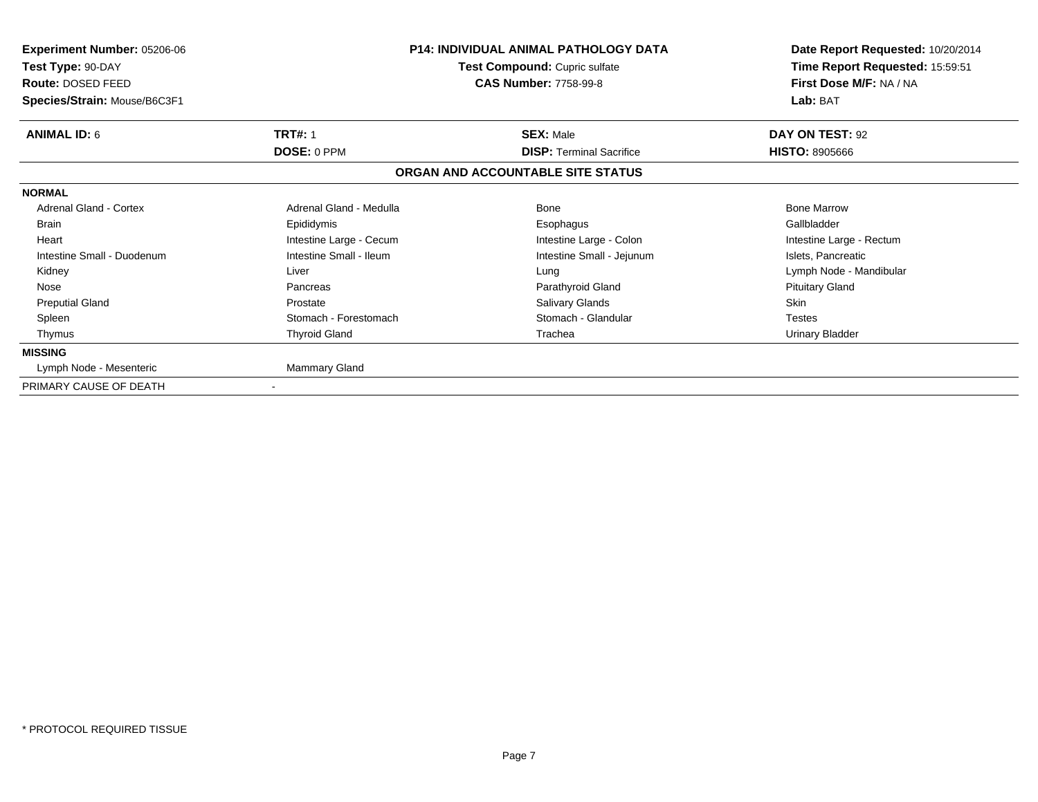| | | | |
|---|---|---|---|
| **Experiment Number:** 05206-06 | **P14: INDIVIDUAL ANIMAL PATHOLOGY DATA** | | **Date Report Requested:** 10/20/2014 |
| **Test Type:** 90-DAY | **Test Compound:** Cupric sulfate | | **Time Report Requested:** 15:59:51 |
| **Route:** DOSED FEED | **CAS Number:** 7758-99-8 | | **First Dose M/F:** NA / NA |
| **Species/Strain:** Mouse/B6C3F1 | | | **Lab:** BAT |

| **ANIMAL ID:** 6 | **TRT#:** 1 | **SEX:** Male | **DAY ON TEST:** 92 |
|---|---|---|---|
| | **DOSE:** 0 PPM | **DISP:** Terminal Sacrifice | **HISTO:** 8905666 |

## ORGAN AND ACCOUNTABLE SITE STATUS

| | | | |
|---|---|---|---|
| **NORMAL** | | | |
| Adrenal Gland - Cortex | Adrenal Gland - Medulla | Bone | Bone Marrow |
| Brain | Epididymis | Esophagus | Gallbladder |
| Heart | Intestine Large - Cecum | Intestine Large - Colon | Intestine Large - Rectum |
| Intestine Small - Duodenum | Intestine Small - Ileum | Intestine Small - Jejunum | Islets, Pancreatic |
| Kidney | Liver | Lung | Lymph Node - Mandibular |
| Nose | Pancreas | Parathyroid Gland | Pituitary Gland |
| Preputial Gland | Prostate | Salivary Glands | Skin |
| Spleen | Stomach - Forestomach | Stomach - Glandular | Testes |
| Thymus | Thyroid Gland | Trachea | Urinary Bladder |
| **MISSING** | | | |
| Lymph Node - Mesenteric | Mammary Gland | | |
| PRIMARY CAUSE OF DEATH | - | | |

* PROTOCOL REQUIRED TISSUE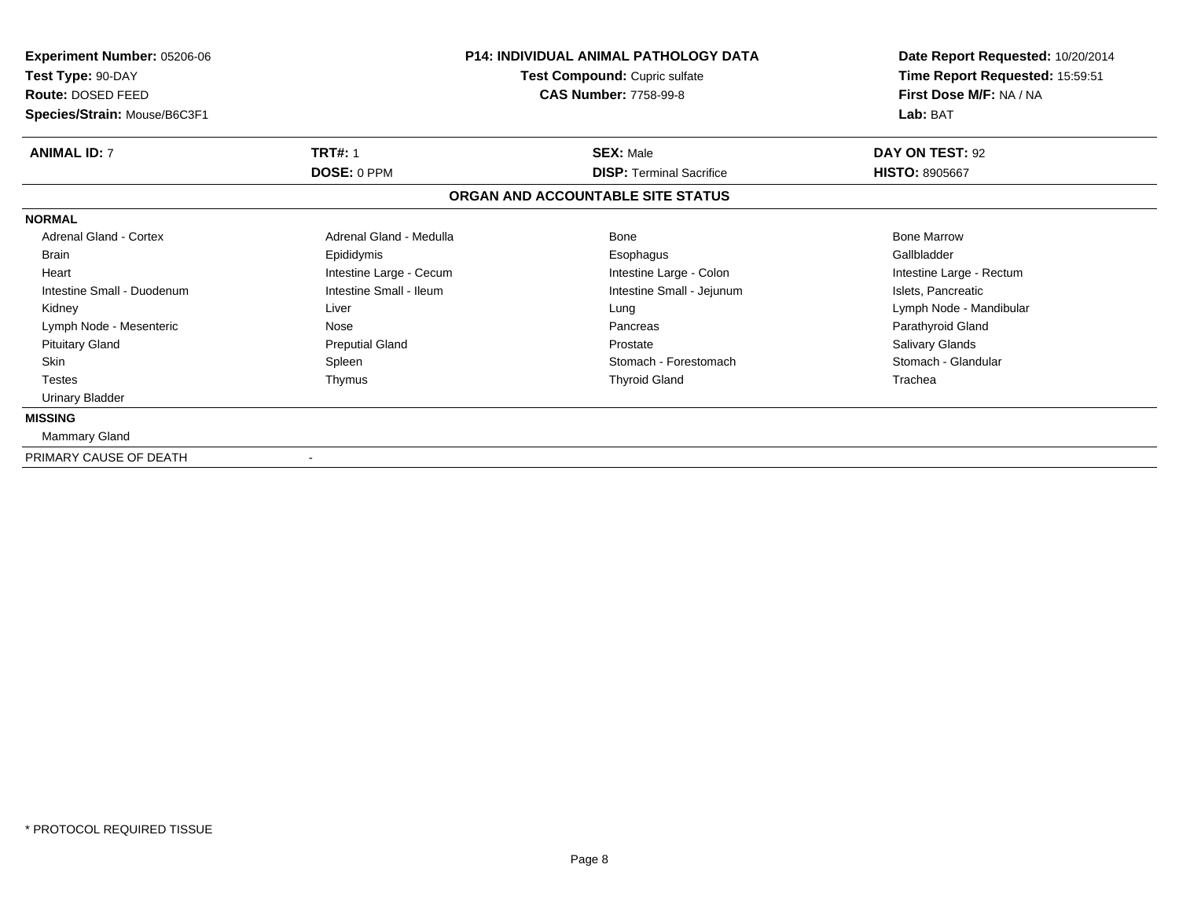**Experiment Number:** 05206-06
**Test Type:** 90-DAY
**Route:** DOSED FEED
**Species/Strain:** Mouse/B6C3F1

**P14: INDIVIDUAL ANIMAL PATHOLOGY DATA**
**Test Compound:** Cupric sulfate
**CAS Number:** 7758-99-8

**Date Report Requested:** 10/20/2014
**Time Report Requested:** 15:59:51
**First Dose M/F:** NA / NA
**Lab:** BAT

| **ANIMAL ID:** 7 | **TRT#:** 1 | **SEX:** Male | **DAY ON TEST:** 92 |
|---|---|---|---|
| | **DOSE:** 0 PPM | **DISP:** Terminal Sacrifice | **HISTO:** 8905667 |

## ORGAN AND ACCOUNTABLE SITE STATUS

**NORMAL**

| | | | |
|---|---|---|---|
| Adrenal Gland - Cortex | Adrenal Gland - Medulla | Bone | Bone Marrow |
| Brain | Epididymis | Esophagus | Gallbladder |
| Heart | Intestine Large - Cecum | Intestine Large - Colon | Intestine Large - Rectum |
| Intestine Small - Duodenum | Intestine Small - Ileum | Intestine Small - Jejunum | Islets, Pancreatic |
| Kidney | Liver | Lung | Lymph Node - Mandibular |
| Lymph Node - Mesenteric | Nose | Pancreas | Parathyroid Gland |
| Pituitary Gland | Preputial Gland | Prostate | Salivary Glands |
| Skin | Spleen | Stomach - Forestomach | Stomach - Glandular |
| Testes | Thymus | Thyroid Gland | Trachea |
| Urinary Bladder | | | |

**MISSING**

Mammary Gland

PRIMARY CAUSE OF DEATH -

* PROTOCOL REQUIRED TISSUE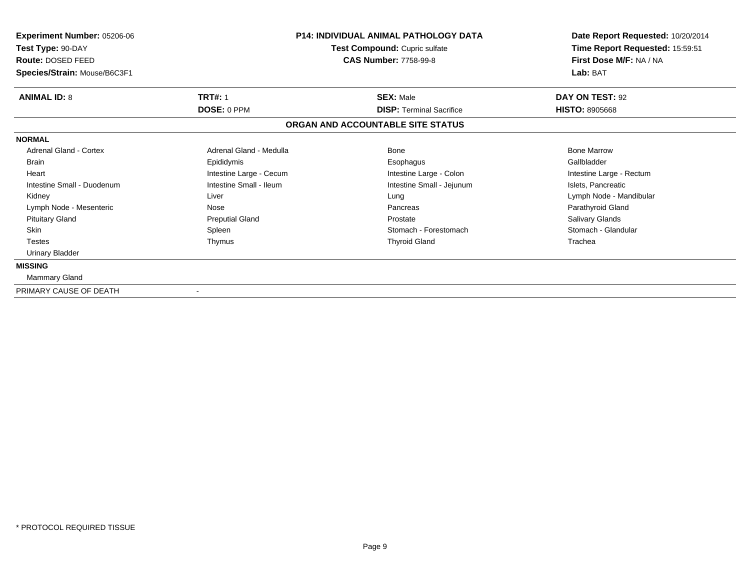**Experiment Number:** 05206-06
**Test Type:** 90-DAY
**Route:** DOSED FEED
**Species/Strain:** Mouse/B6C3F1

**P14: INDIVIDUAL ANIMAL PATHOLOGY DATA**
**Test Compound:** Cupric sulfate
**CAS Number:** 7758-99-8

**Date Report Requested:** 10/20/2014
**Time Report Requested:** 15:59:51
**First Dose M/F:** NA / NA
**Lab:** BAT

| **ANIMAL ID:** 8 | **TRT#:** 1 | **SEX:** Male | **DAY ON TEST:** 92 |
|---|---|---|---|
| | **DOSE:** 0 PPM | **DISP:** Terminal Sacrifice | **HISTO:** 8905668 |

## ORGAN AND ACCOUNTABLE SITE STATUS

**NORMAL**

| | | | |
|---|---|---|---|
| Adrenal Gland - Cortex | Adrenal Gland - Medulla | Bone | Bone Marrow |
| Brain | Epididymis | Esophagus | Gallbladder |
| Heart | Intestine Large - Cecum | Intestine Large - Colon | Intestine Large - Rectum |
| Intestine Small - Duodenum | Intestine Small - Ileum | Intestine Small - Jejunum | Islets, Pancreatic |
| Kidney | Liver | Lung | Lymph Node - Mandibular |
| Lymph Node - Mesenteric | Nose | Pancreas | Parathyroid Gland |
| Pituitary Gland | Preputial Gland | Prostate | Salivary Glands |
| Skin | Spleen | Stomach - Forestomach | Stomach - Glandular |
| Testes | Thymus | Thyroid Gland | Trachea |
| Urinary Bladder | | | |

**MISSING**

Mammary Gland

PRIMARY CAUSE OF DEATH -

* PROTOCOL REQUIRED TISSUE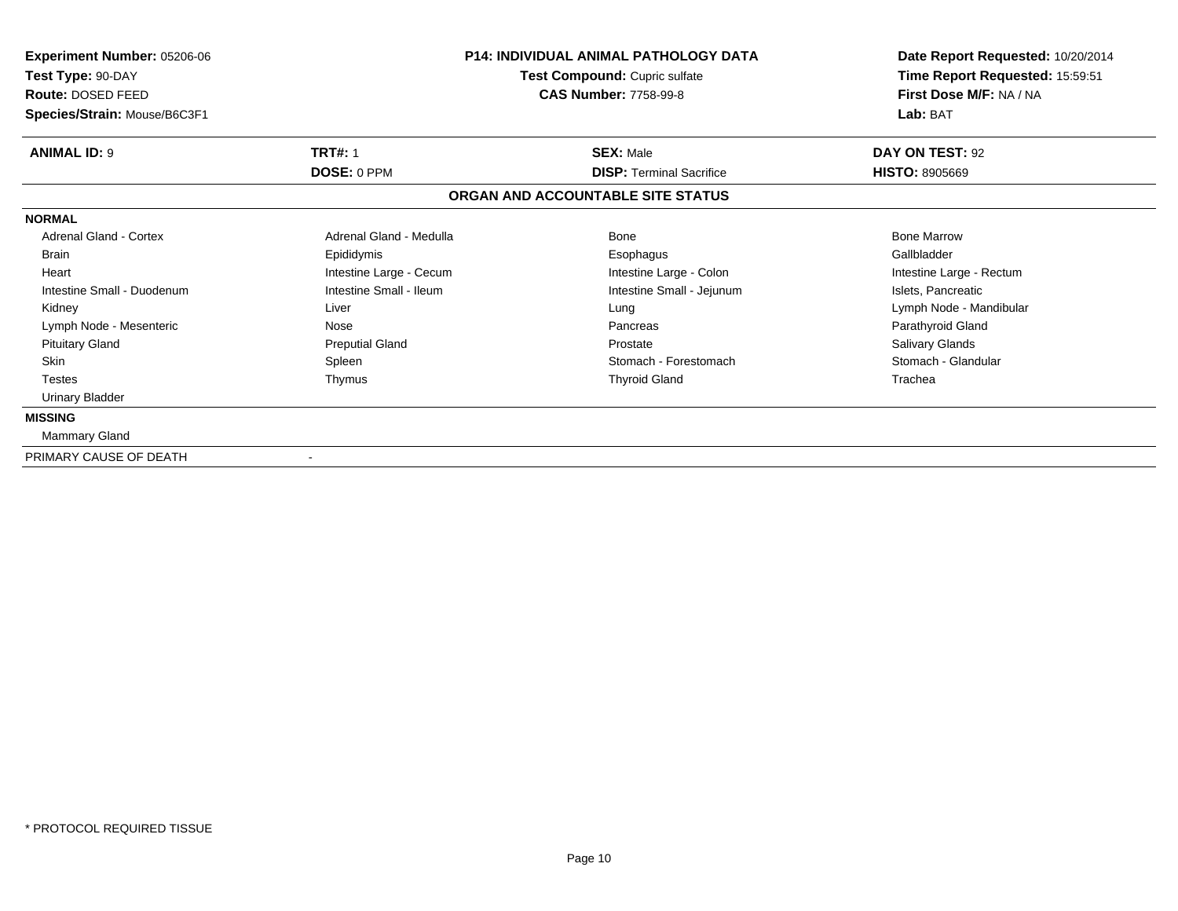**Experiment Number:** 05206-06
**Test Type:** 90-DAY
**Route:** DOSED FEED
**Species/Strain:** Mouse/B6C3F1

**P14: INDIVIDUAL ANIMAL PATHOLOGY DATA**
**Test Compound:** Cupric sulfate
**CAS Number:** 7758-99-8

**Date Report Requested:** 10/20/2014
**Time Report Requested:** 15:59:51
**First Dose M/F:** NA / NA
**Lab:** BAT

| **ANIMAL ID:** 9 | **TRT#:** 1 | **SEX:** Male | **DAY ON TEST:** 92 |
|---|---|---|---|
| | **DOSE:** 0 PPM | **DISP:** Terminal Sacrifice | **HISTO:** 8905669 |

## ORGAN AND ACCOUNTABLE SITE STATUS

**NORMAL**

| | | | |
|---|---|---|---|
| Adrenal Gland - Cortex | Adrenal Gland - Medulla | Bone | Bone Marrow |
| Brain | Epididymis | Esophagus | Gallbladder |
| Heart | Intestine Large - Cecum | Intestine Large - Colon | Intestine Large - Rectum |
| Intestine Small - Duodenum | Intestine Small - Ileum | Intestine Small - Jejunum | Islets, Pancreatic |
| Kidney | Liver | Lung | Lymph Node - Mandibular |
| Lymph Node - Mesenteric | Nose | Pancreas | Parathyroid Gland |
| Pituitary Gland | Preputial Gland | Prostate | Salivary Glands |
| Skin | Spleen | Stomach - Forestomach | Stomach - Glandular |
| Testes | Thymus | Thyroid Gland | Trachea |
| Urinary Bladder | | | |

**MISSING**

Mammary Gland

PRIMARY CAUSE OF DEATH -

\* PROTOCOL REQUIRED TISSUE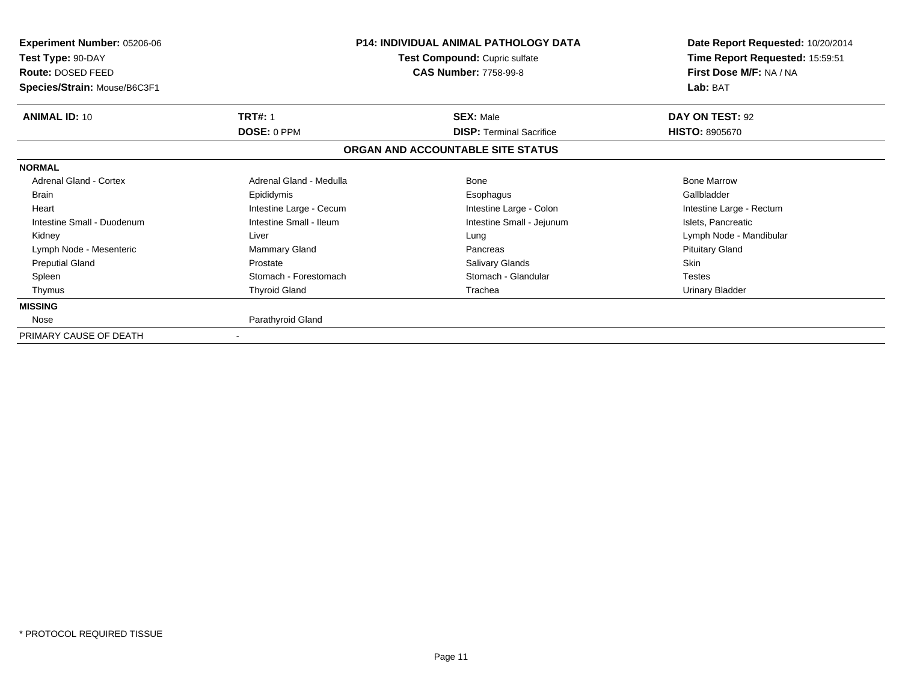**Experiment Number:** 05206-06
**Test Type:** 90-DAY
**Route:** DOSED FEED
**Species/Strain:** Mouse/B6C3F1

**P14: INDIVIDUAL ANIMAL PATHOLOGY DATA**
**Test Compound:** Cupric sulfate
**CAS Number:** 7758-99-8

**Date Report Requested:** 10/20/2014
**Time Report Requested:** 15:59:51
**First Dose M/F:** NA / NA
**Lab:** BAT

| **ANIMAL ID:** 10 | **TRT#:** 1 | **SEX:** Male | **DAY ON TEST:** 92 |
|---|---|---|---|
| | **DOSE:** 0 PPM | **DISP:** Terminal Sacrifice | **HISTO:** 8905670 |

## ORGAN AND ACCOUNTABLE SITE STATUS

| | | | |
|---|---|---|---|
| **NORMAL** | | | |
| Adrenal Gland - Cortex | Adrenal Gland - Medulla | Bone | Bone Marrow |
| Brain | Epididymis | Esophagus | Gallbladder |
| Heart | Intestine Large - Cecum | Intestine Large - Colon | Intestine Large - Rectum |
| Intestine Small - Duodenum | Intestine Small - Ileum | Intestine Small - Jejunum | Islets, Pancreatic |
| Kidney | Liver | Lung | Lymph Node - Mandibular |
| Lymph Node - Mesenteric | Mammary Gland | Pancreas | Pituitary Gland |
| Preputial Gland | Prostate | Salivary Glands | Skin |
| Spleen | Stomach - Forestomach | Stomach - Glandular | Testes |
| Thymus | Thyroid Gland | Trachea | Urinary Bladder |
| **MISSING** | | | |
| Nose | Parathyroid Gland | | |
| PRIMARY CAUSE OF DEATH | - | | |

* PROTOCOL REQUIRED TISSUE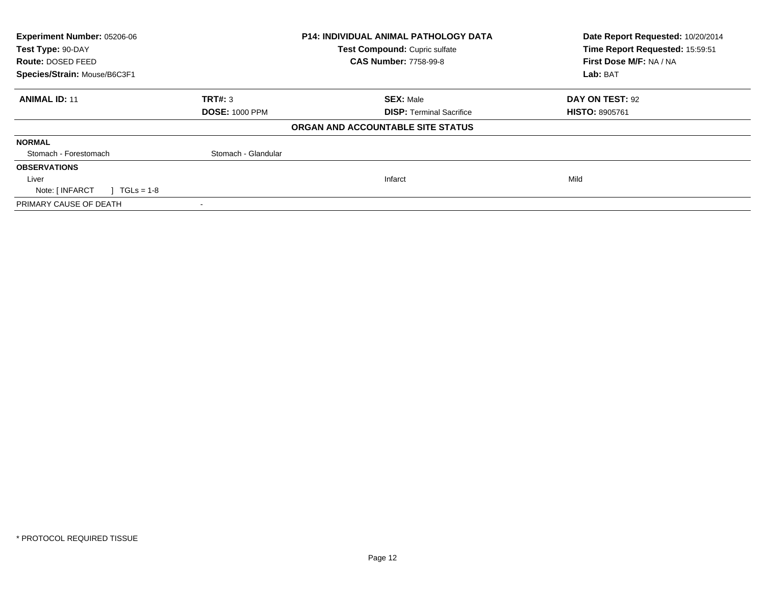| **Experiment Number:** 05206-06 | **P14: INDIVIDUAL ANIMAL PATHOLOGY DATA** | **Date Report Requested:** 10/20/2014 |
|---|---|---|
| **Test Type:** 90-DAY | **Test Compound:** Cupric sulfate | **Time Report Requested:** 15:59:51 |
| **Route:** DOSED FEED | **CAS Number:** 7758-99-8 | **First Dose M/F:** NA / NA |
| **Species/Strain:** Mouse/B6C3F1 | | **Lab:** BAT |

| **ANIMAL ID:** 11 | **TRT#:** 3 | **SEX:** Male | **DAY ON TEST:** 92 |
|---|---|---|---|
| | **DOSE:** 1000 PPM | **DISP:** Terminal Sacrifice | **HISTO:** 8905761 |

**ORGAN AND ACCOUNTABLE SITE STATUS**

| | | | |
|---|---|---|---|
| **NORMAL** | | | |
| Stomach - Forestomach | Stomach - Glandular | | |
| **OBSERVATIONS** | | | |
| Liver | | Infarct | Mild |
| Note: [ INFARCT ] TGLs = 1-8 | | | |
| PRIMARY CAUSE OF DEATH | - | | |

* PROTOCOL REQUIRED TISSUE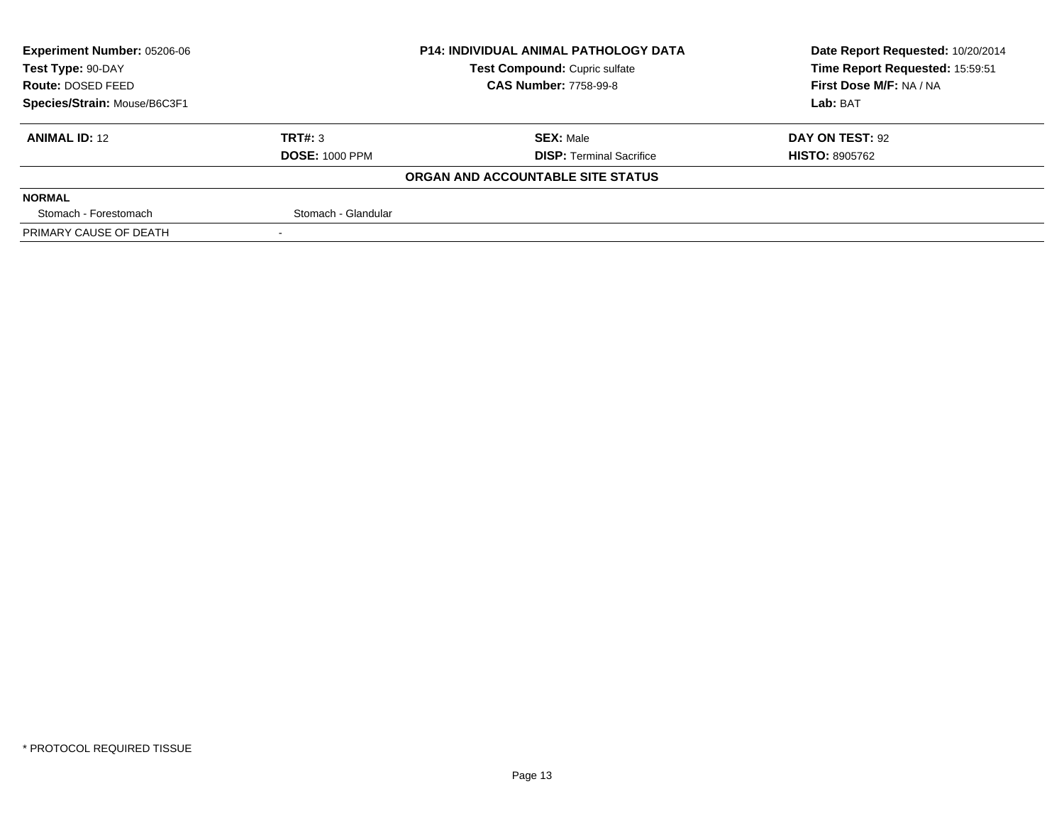| Experiment Number: 05206-06 | P14: INDIVIDUAL ANIMAL PATHOLOGY DATA | Date Report Requested: 10/20/2014 |
|---|---|---|
| Test Type: 90-DAY | Test Compound: Cupric sulfate | Time Report Requested: 15:59:51 |
| Route: DOSED FEED | CAS Number: 7758-99-8 | First Dose M/F: NA / NA |
| Species/Strain: Mouse/B6C3F1 | | Lab: BAT |

| ANIMAL ID: 12 | TRT#: 3 | SEX: Male | DAY ON TEST: 92 |
|---|---|---|---|
| | DOSE: 1000 PPM | DISP: Terminal Sacrifice | HISTO: 8905762 |

**ORGAN AND ACCOUNTABLE SITE STATUS**

| NORMAL | |
|---|---|
| Stomach - Forestomach | Stomach - Glandular |
| PRIMARY CAUSE OF DEATH | - |

* PROTOCOL REQUIRED TISSUE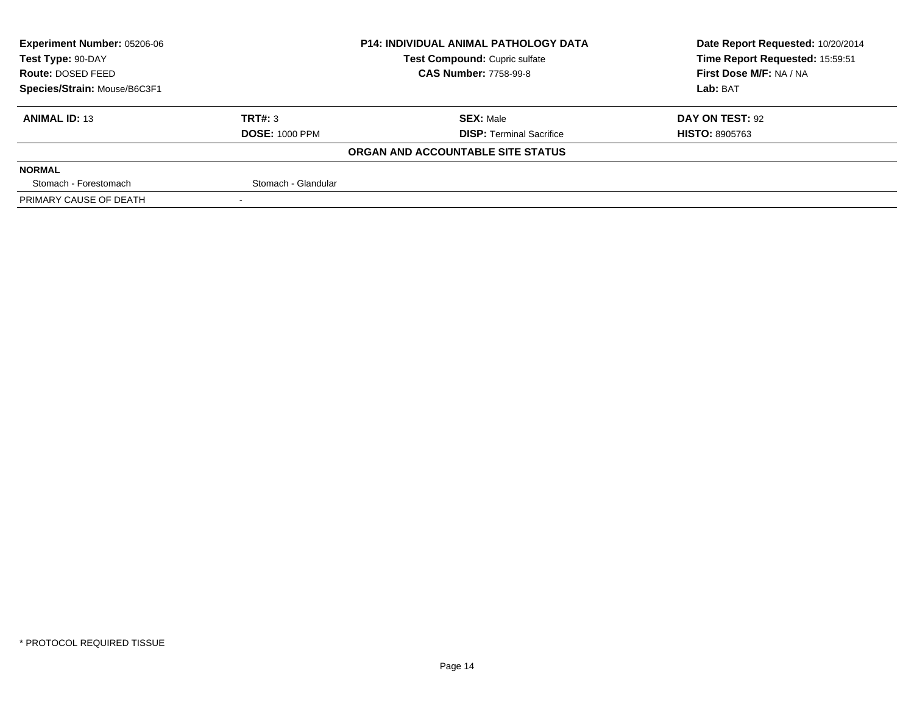**Experiment Number:** 05206-06
**Test Type:** 90-DAY
**Route:** DOSED FEED
**Species/Strain:** Mouse/B6C3F1

**P14: INDIVIDUAL ANIMAL PATHOLOGY DATA**
**Test Compound:** Cupric sulfate
**CAS Number:** 7758-99-8

**Date Report Requested:** 10/20/2014
**Time Report Requested:** 15:59:51
**First Dose M/F:** NA / NA
**Lab:** BAT

| **ANIMAL ID:** 13 | **TRT#:** 3 | **SEX:** Male | **DAY ON TEST:** 92 |
|---|---|---|---|
| | **DOSE:** 1000 PPM | **DISP:** Terminal Sacrifice | **HISTO:** 8905763 |

**ORGAN AND ACCOUNTABLE SITE STATUS**

| **NORMAL** | | | |
|---|---|---|---|
| Stomach - Forestomach | Stomach - Glandular | | |
| PRIMARY CAUSE OF DEATH | - | | |

* PROTOCOL REQUIRED TISSUE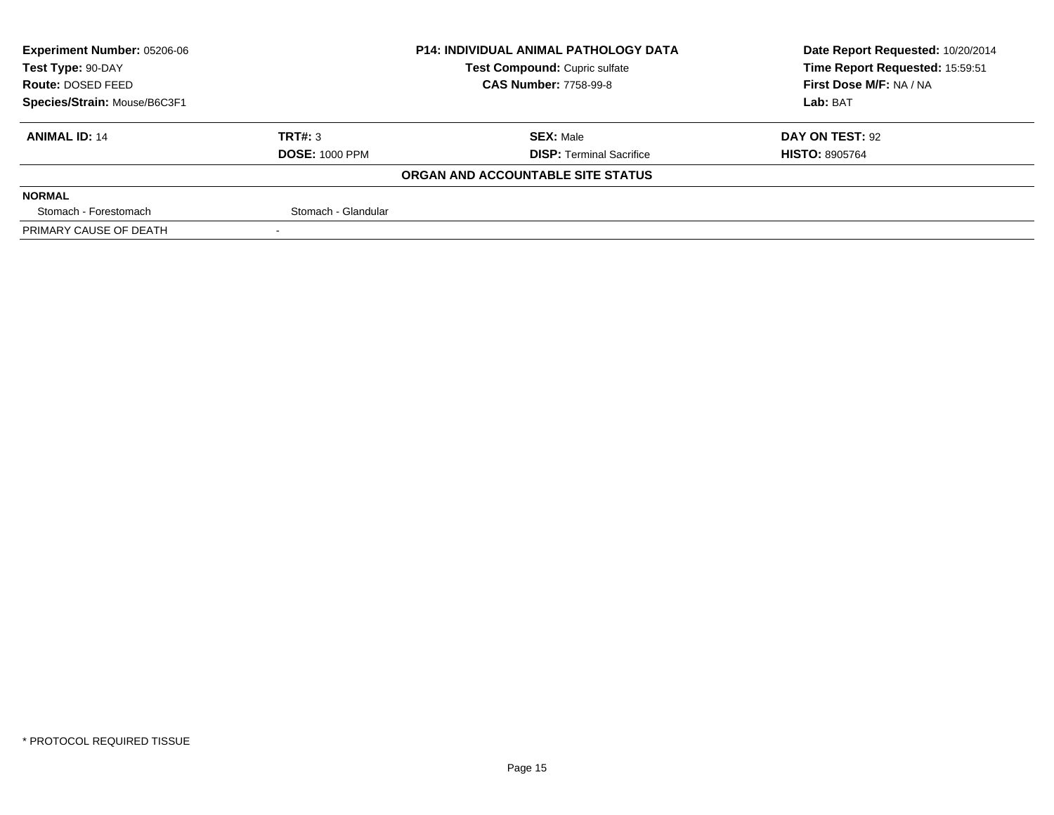| Experiment Number: 05206-06 | P14: INDIVIDUAL ANIMAL PATHOLOGY DATA | Date Report Requested: 10/20/2014 |
|---|---|---|
| Test Type: 90-DAY | Test Compound: Cupric sulfate | Time Report Requested: 15:59:51 |
| Route: DOSED FEED | CAS Number: 7758-99-8 | First Dose M/F: NA / NA |
| Species/Strain: Mouse/B6C3F1 | | Lab: BAT |

| ANIMAL ID: 14 | TRT#: 3 | SEX: Male | DAY ON TEST: 92 |
|---|---|---|---|
| | DOSE: 1000 PPM | DISP: Terminal Sacrifice | HISTO: 8905764 |

**ORGAN AND ACCOUNTABLE SITE STATUS**

| NORMAL | |
|---|---|
| Stomach - Forestomach | Stomach - Glandular |
| PRIMARY CAUSE OF DEATH | - |

* PROTOCOL REQUIRED TISSUE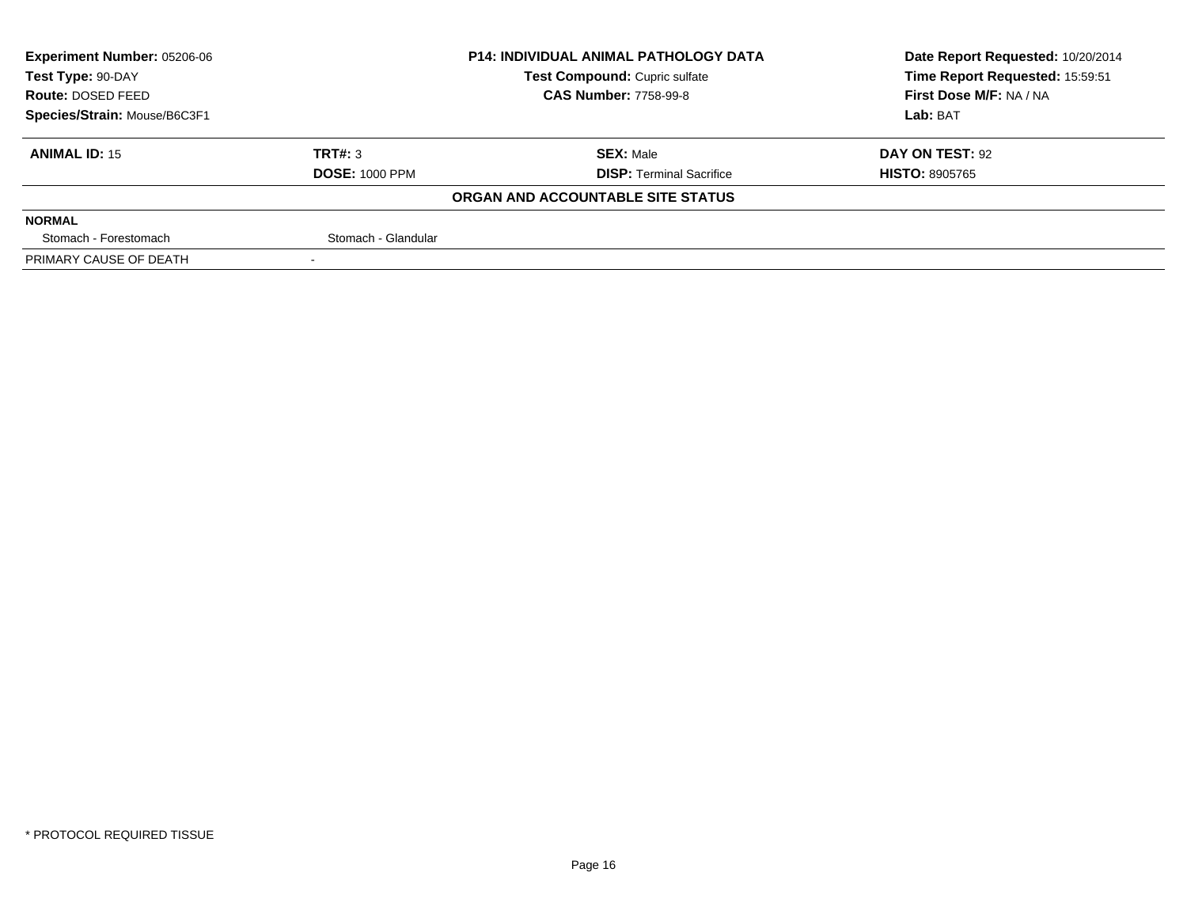| **Experiment Number:** 05206-06 | **P14: INDIVIDUAL ANIMAL PATHOLOGY DATA** | **Date Report Requested:** 10/20/2014 |
|---|---|---|
| **Test Type:** 90-DAY | **Test Compound:** Cupric sulfate | **Time Report Requested:** 15:59:51 |
| **Route:** DOSED FEED | **CAS Number:** 7758-99-8 | **First Dose M/F:** NA / NA |
| **Species/Strain:** Mouse/B6C3F1 | | **Lab:** BAT |

| **ANIMAL ID:** 15 | **TRT#:** 3 | **SEX:** Male | **DAY ON TEST:** 92 |
|---|---|---|---|
| | **DOSE:** 1000 PPM | **DISP:** Terminal Sacrifice | **HISTO:** 8905765 |

**ORGAN AND ACCOUNTABLE SITE STATUS**

| **NORMAL** | | | |
|---|---|---|---|
| Stomach - Forestomach | Stomach - Glandular | | |
| PRIMARY CAUSE OF DEATH | - | | |

\* PROTOCOL REQUIRED TISSUE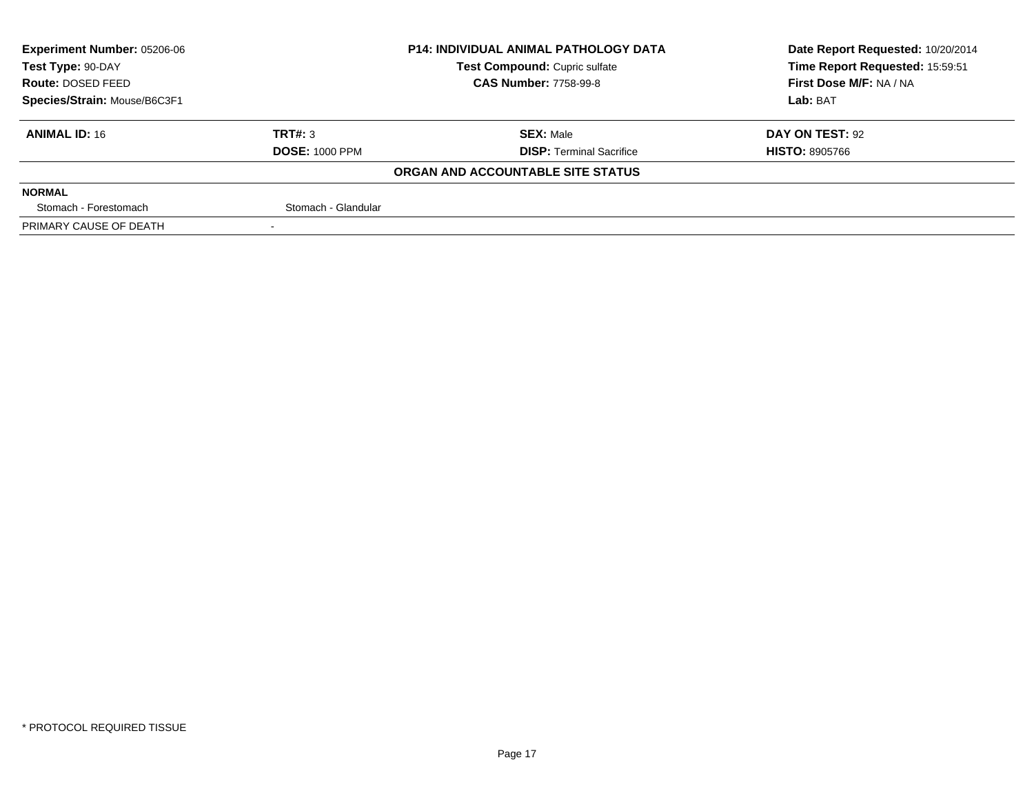| Experiment Number: 05206-06 | P14: INDIVIDUAL ANIMAL PATHOLOGY DATA | | Date Report Requested: 10/20/2014 |
|---|---|---|---|
| Test Type: 90-DAY | Test Compound: Cupric sulfate | | Time Report Requested: 15:59:51 |
| Route: DOSED FEED | CAS Number: 7758-99-8 | | First Dose M/F: NA / NA |
| Species/Strain: Mouse/B6C3F1 | | | Lab: BAT |

| **ANIMAL ID:** 16 | **TRT#:** 3 | **SEX:** Male | **DAY ON TEST:** 92 |
|---|---|---|---|
| | **DOSE:** 1000 PPM | **DISP:** Terminal Sacrifice | **HISTO:** 8905766 |

**ORGAN AND ACCOUNTABLE SITE STATUS**

| **NORMAL** | | | |
|---|---|---|---|
| Stomach - Forestomach | Stomach - Glandular | | |
| PRIMARY CAUSE OF DEATH | - | | |

\* PROTOCOL REQUIRED TISSUE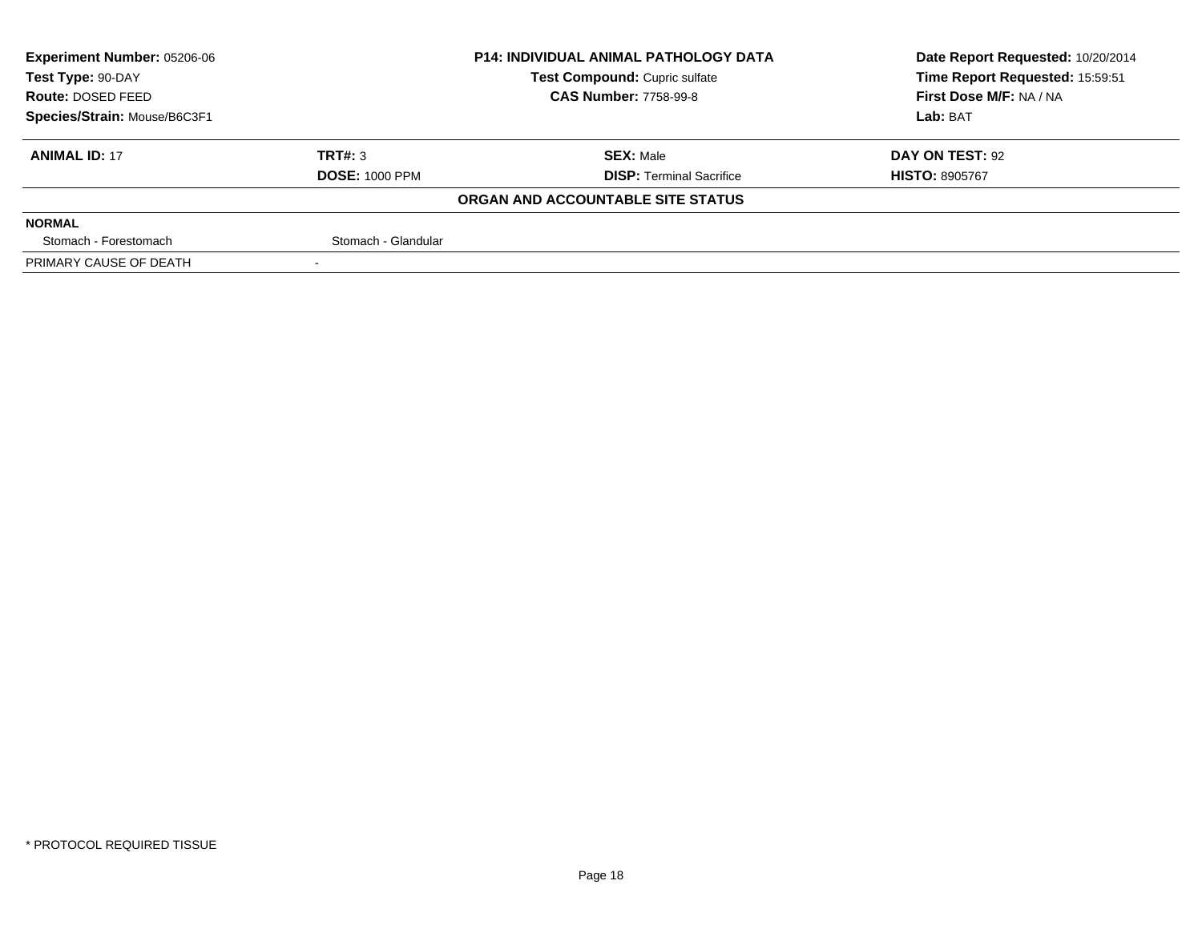| Experiment Number: 05206-06 | P14: INDIVIDUAL ANIMAL PATHOLOGY DATA | Date Report Requested: 10/20/2014 |
|---|---|---|
| Test Type: 90-DAY | Test Compound: Cupric sulfate | Time Report Requested: 15:59:51 |
| Route: DOSED FEED | CAS Number: 7758-99-8 | First Dose M/F: NA / NA |
| Species/Strain: Mouse/B6C3F1 | | Lab: BAT |

| ANIMAL ID: 17 | TRT#: 3 | SEX: Male | DAY ON TEST: 92 |
|---|---|---|---|
| | DOSE: 1000 PPM | DISP: Terminal Sacrifice | HISTO: 8905767 |

**ORGAN AND ACCOUNTABLE SITE STATUS**

| NORMAL | | | |
|---|---|---|---|
| Stomach - Forestomach | Stomach - Glandular | | |
| PRIMARY CAUSE OF DEATH | - | | |

* PROTOCOL REQUIRED TISSUE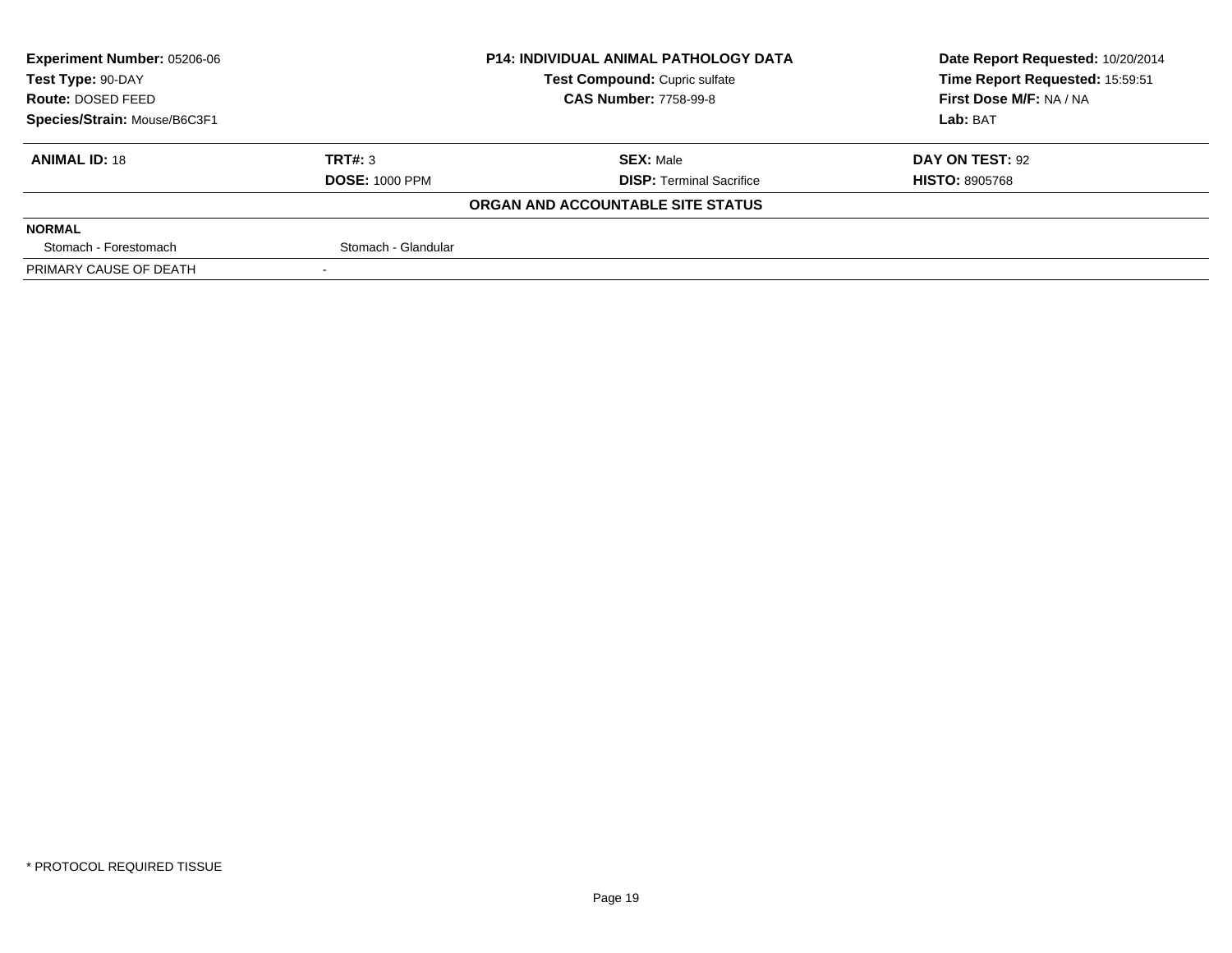| Experiment Number: 05206-06 | P14: INDIVIDUAL ANIMAL PATHOLOGY DATA | Date Report Requested: 10/20/2014 |
|---|---|---|
| Test Type: 90-DAY | Test Compound: Cupric sulfate | Time Report Requested: 15:59:51 |
| Route: DOSED FEED | CAS Number: 7758-99-8 | First Dose M/F: NA / NA |
| Species/Strain: Mouse/B6C3F1 | | Lab: BAT |

| ANIMAL ID: 18 | TRT#: 3 | SEX: Male | DAY ON TEST: 92 |
|---|---|---|---|
| | DOSE: 1000 PPM | DISP: Terminal Sacrifice | HISTO: 8905768 |

**ORGAN AND ACCOUNTABLE SITE STATUS**

| NORMAL | | | |
|---|---|---|---|
| Stomach - Forestomach | Stomach - Glandular | | |
| PRIMARY CAUSE OF DEATH | - | | |

* PROTOCOL REQUIRED TISSUE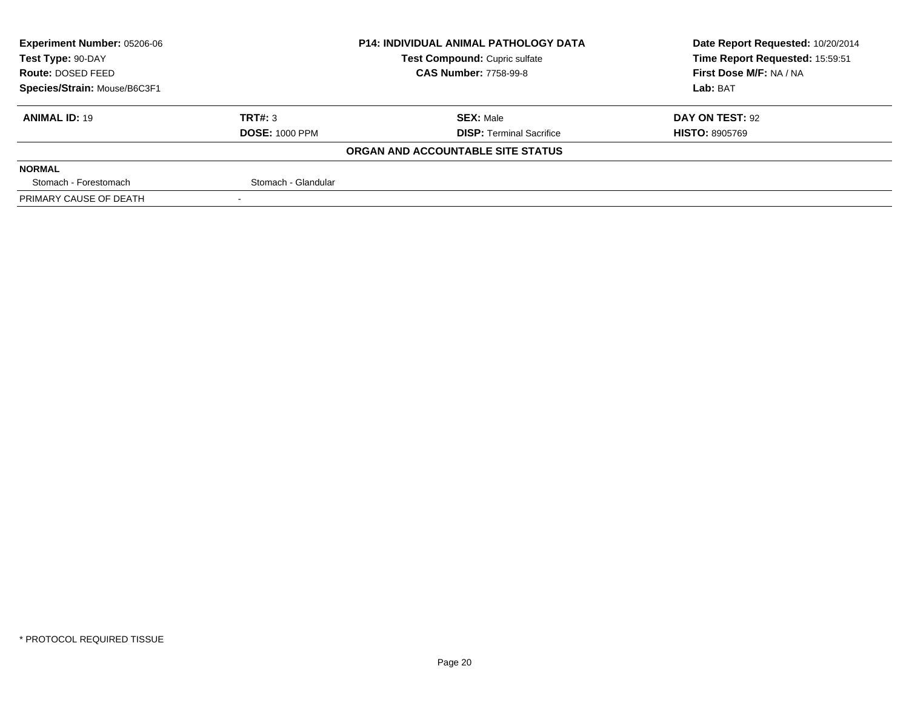| **Experiment Number:** 05206-06 | **P14: INDIVIDUAL ANIMAL PATHOLOGY DATA** | **Date Report Requested:** 10/20/2014 |
|---|---|---|
| **Test Type:** 90-DAY | **Test Compound:** Cupric sulfate | **Time Report Requested:** 15:59:51 |
| **Route:** DOSED FEED | **CAS Number:** 7758-99-8 | **First Dose M/F:** NA / NA |
| **Species/Strain:** Mouse/B6C3F1 | | **Lab:** BAT |

| **ANIMAL ID:** 19 | **TRT#:** 3 | **SEX:** Male | **DAY ON TEST:** 92 |
|---|---|---|---|
| | **DOSE:** 1000 PPM | **DISP:** Terminal Sacrifice | **HISTO:** 8905769 |

**ORGAN AND ACCOUNTABLE SITE STATUS**

| | | | |
|---|---|---|---|
| **NORMAL** | | | |
| Stomach - Forestomach | Stomach - Glandular | | |
| PRIMARY CAUSE OF DEATH | - | | |

* PROTOCOL REQUIRED TISSUE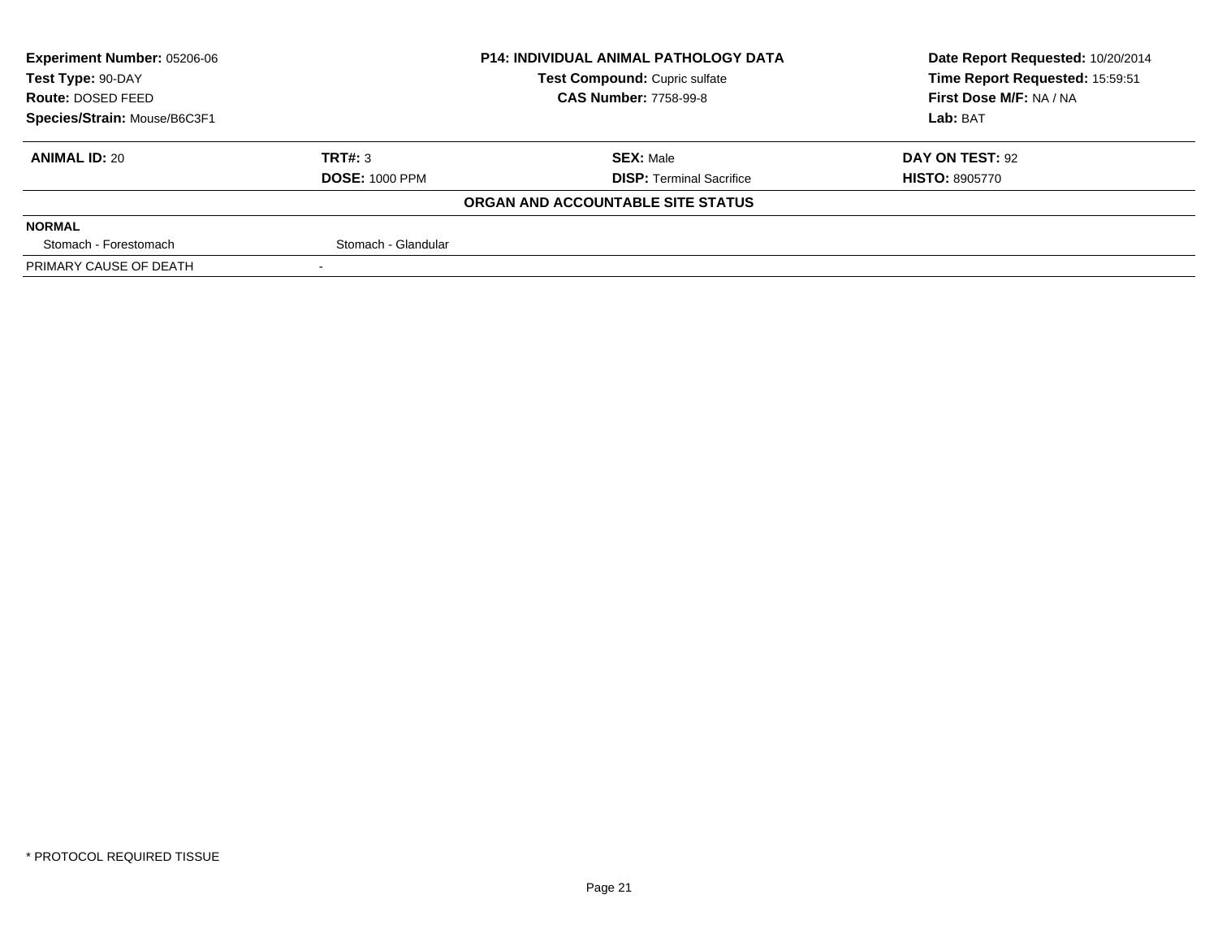**Experiment Number:** 05206-06
**Test Type:** 90-DAY
**Route:** DOSED FEED
**Species/Strain:** Mouse/B6C3F1

**P14: INDIVIDUAL ANIMAL PATHOLOGY DATA**
**Test Compound:** Cupric sulfate
**CAS Number:** 7758-99-8

**Date Report Requested:** 10/20/2014
**Time Report Requested:** 15:59:51
**First Dose M/F:** NA / NA
**Lab:** BAT

| **ANIMAL ID:** 20 | **TRT#:** 3 | **SEX:** Male | **DAY ON TEST:** 92 |
|---|---|---|---|
| | **DOSE:** 1000 PPM | **DISP:** Terminal Sacrifice | **HISTO:** 8905770 |

**ORGAN AND ACCOUNTABLE SITE STATUS**

| **NORMAL** | |
|---|---|
| Stomach - Forestomach | Stomach - Glandular |
| PRIMARY CAUSE OF DEATH | - |

* PROTOCOL REQUIRED TISSUE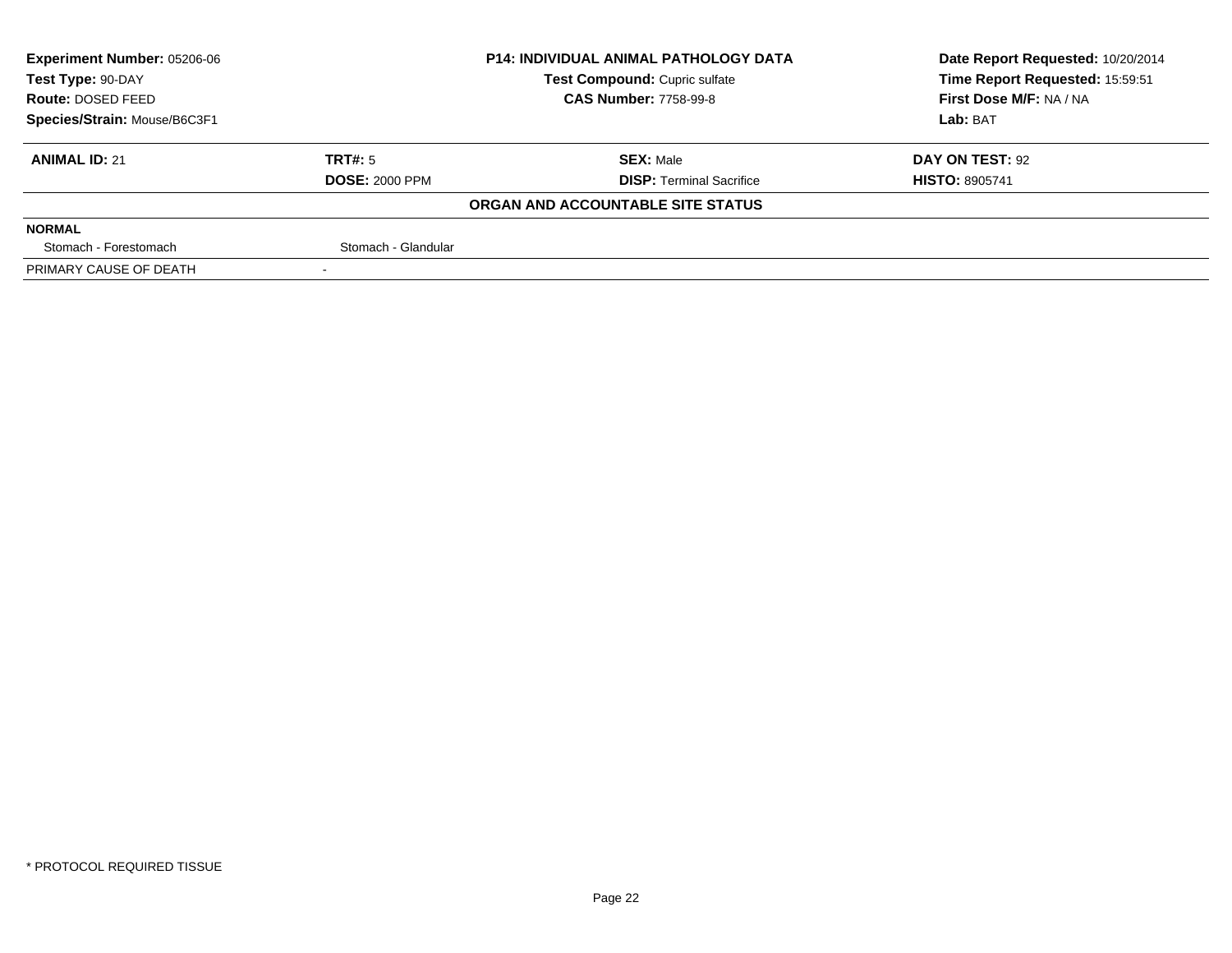| Experiment Number: 05206-06 | P14: INDIVIDUAL ANIMAL PATHOLOGY DATA | Date Report Requested: 10/20/2014 |
|---|---|---|
| Test Type: 90-DAY | Test Compound: Cupric sulfate | Time Report Requested: 15:59:51 |
| Route: DOSED FEED | CAS Number: 7758-99-8 | First Dose M/F: NA / NA |
| Species/Strain: Mouse/B6C3F1 | | Lab: BAT |

| ANIMAL ID: 21 | TRT#: 5 | SEX: Male | DAY ON TEST: 92 |
|---|---|---|---|
| | DOSE: 2000 PPM | DISP: Terminal Sacrifice | HISTO: 8905741 |

**ORGAN AND ACCOUNTABLE SITE STATUS**

| NORMAL | |
|---|---|
| Stomach - Forestomach | Stomach - Glandular |
| PRIMARY CAUSE OF DEATH | - |

\* PROTOCOL REQUIRED TISSUE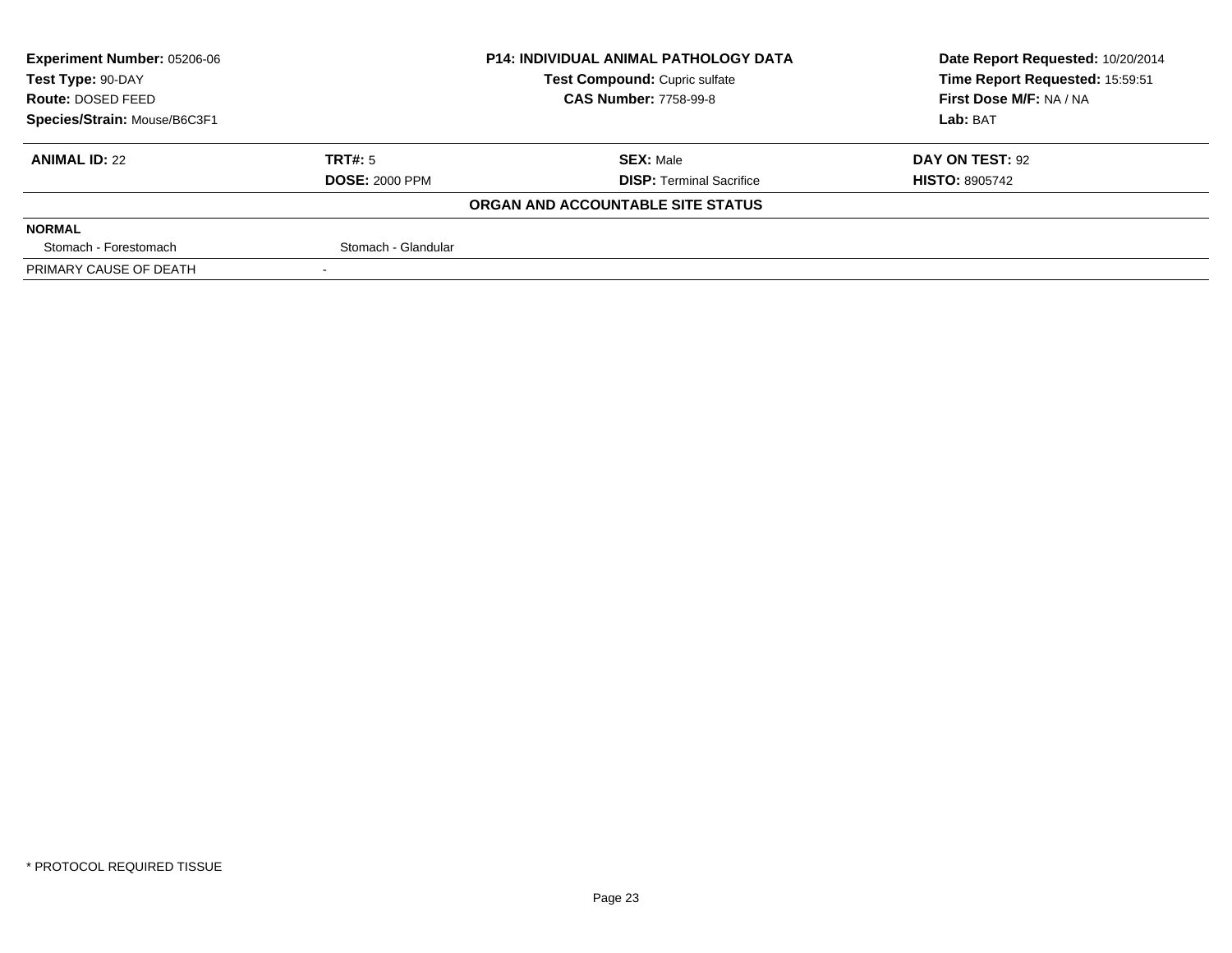| Experiment Number: 05206-06 | P14: INDIVIDUAL ANIMAL PATHOLOGY DATA | Date Report Requested: 10/20/2014 |
|---|---|---|
| Test Type: 90-DAY | Test Compound: Cupric sulfate | Time Report Requested: 15:59:51 |
| Route: DOSED FEED | CAS Number: 7758-99-8 | First Dose M/F: NA / NA |
| Species/Strain: Mouse/B6C3F1 | | Lab: BAT |

| ANIMAL ID: 22 | TRT#: 5 | SEX: Male | DAY ON TEST: 92 |
|---|---|---|---|
| | DOSE: 2000 PPM | DISP: Terminal Sacrifice | HISTO: 8905742 |

**ORGAN AND ACCOUNTABLE SITE STATUS**

| NORMAL | |
|---|---|
| Stomach - Forestomach | Stomach - Glandular |
| PRIMARY CAUSE OF DEATH | - |

\* PROTOCOL REQUIRED TISSUE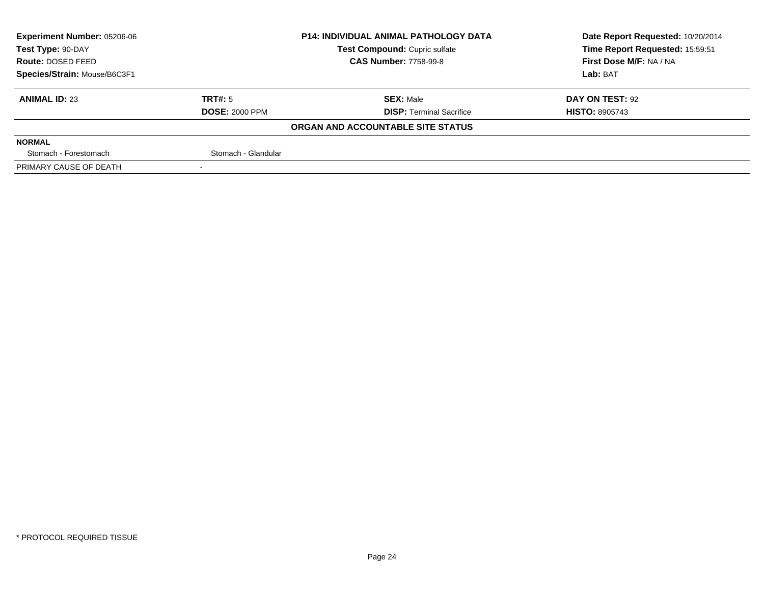| Experiment Number: 05206-06 | P14: INDIVIDUAL ANIMAL PATHOLOGY DATA | Date Report Requested: 10/20/2014 |
|---|---|---|
| Test Type: 90-DAY | Test Compound: Cupric sulfate | Time Report Requested: 15:59:51 |
| Route: DOSED FEED | CAS Number: 7758-99-8 | First Dose M/F: NA / NA |
| Species/Strain: Mouse/B6C3F1 | | Lab: BAT |

| ANIMAL ID: 23 | TRT#: 5 | SEX: Male | DAY ON TEST: 92 |
|---|---|---|---|
| | DOSE: 2000 PPM | DISP: Terminal Sacrifice | HISTO: 8905743 |

**ORGAN AND ACCOUNTABLE SITE STATUS**

| NORMAL | |
|---|---|
| Stomach - Forestomach | Stomach - Glandular |
| PRIMARY CAUSE OF DEATH | - |

\* PROTOCOL REQUIRED TISSUE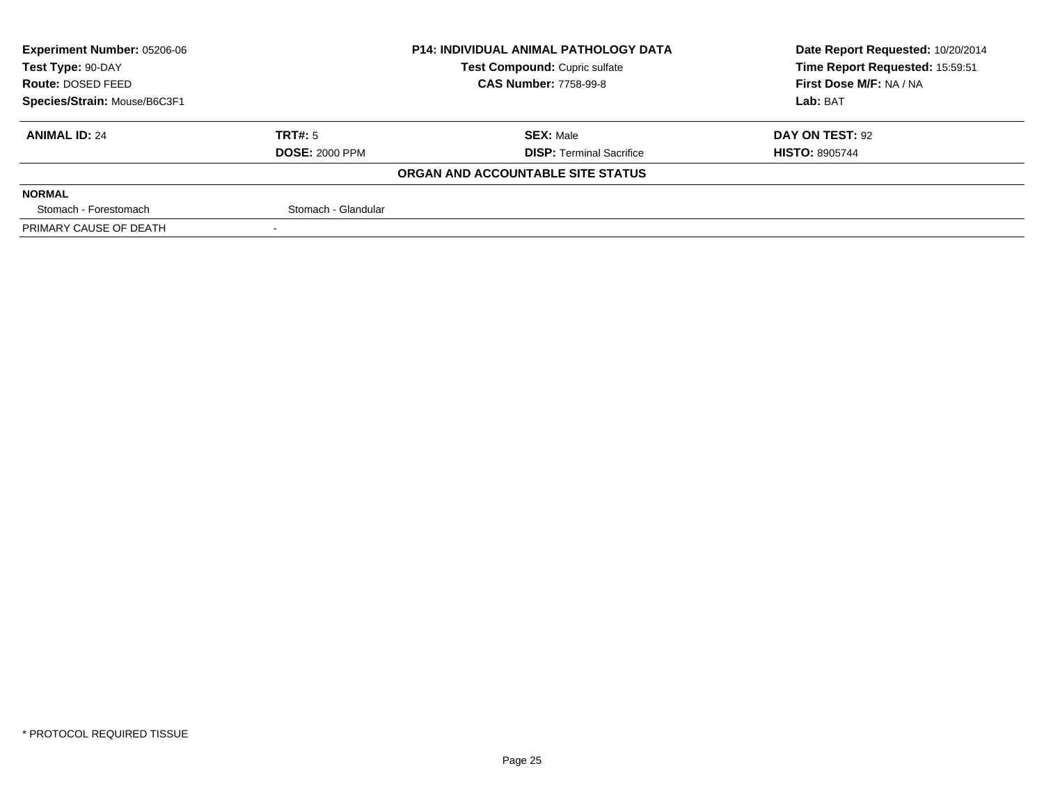**Experiment Number:** 05206-06
**Test Type:** 90-DAY
**Route:** DOSED FEED
**Species/Strain:** Mouse/B6C3F1

**P14: INDIVIDUAL ANIMAL PATHOLOGY DATA**
**Test Compound:** Cupric sulfate
**CAS Number:** 7758-99-8

**Date Report Requested:** 10/20/2014
**Time Report Requested:** 15:59:51
**First Dose M/F:** NA / NA
**Lab:** BAT

| **ANIMAL ID:** 24 | **TRT#:** 5 | **SEX:** Male | **DAY ON TEST:** 92 |
|---|---|---|---|
| | **DOSE:** 2000 PPM | **DISP:** Terminal Sacrifice | **HISTO:** 8905744 |

**ORGAN AND ACCOUNTABLE SITE STATUS**

| **NORMAL** | | | |
|---|---|---|---|
| Stomach - Forestomach | Stomach - Glandular | | |
| PRIMARY CAUSE OF DEATH | - | | |

* PROTOCOL REQUIRED TISSUE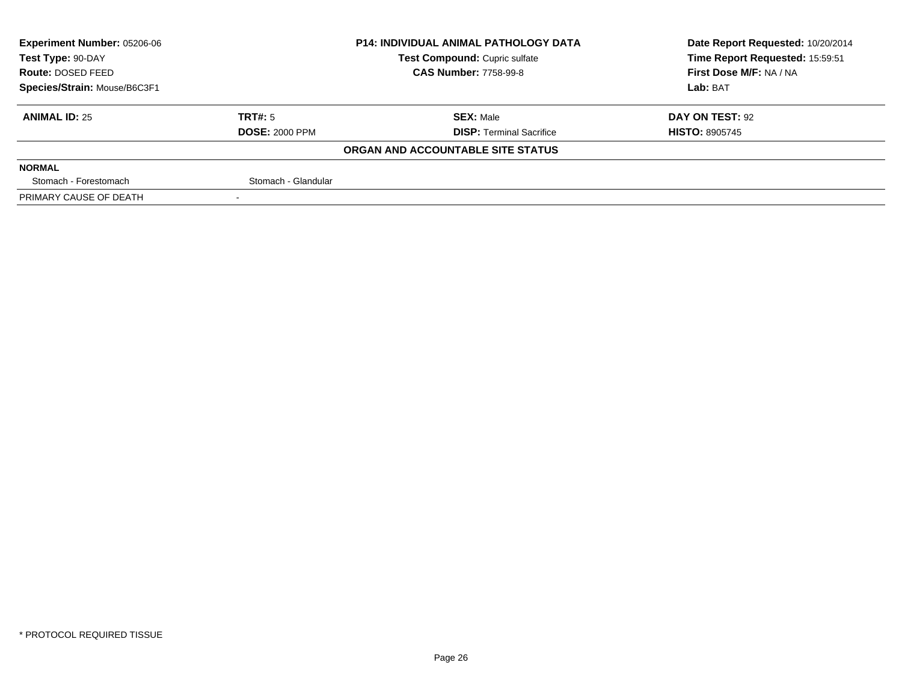| Experiment Number: 05206-06 | P14: INDIVIDUAL ANIMAL PATHOLOGY DATA | Date Report Requested: 10/20/2014 |
|---|---|---|
| Test Type: 90-DAY | Test Compound: Cupric sulfate | Time Report Requested: 15:59:51 |
| Route: DOSED FEED | CAS Number: 7758-99-8 | First Dose M/F: NA / NA |
| Species/Strain: Mouse/B6C3F1 | | Lab: BAT |

| ANIMAL ID: 25 | TRT#: 5 | SEX: Male | DAY ON TEST: 92 |
|---|---|---|---|
| | DOSE: 2000 PPM | DISP: Terminal Sacrifice | HISTO: 8905745 |

**ORGAN AND ACCOUNTABLE SITE STATUS**

| NORMAL | | | |
|---|---|---|---|
| Stomach - Forestomach | Stomach - Glandular | | |
| PRIMARY CAUSE OF DEATH | - | | |

* PROTOCOL REQUIRED TISSUE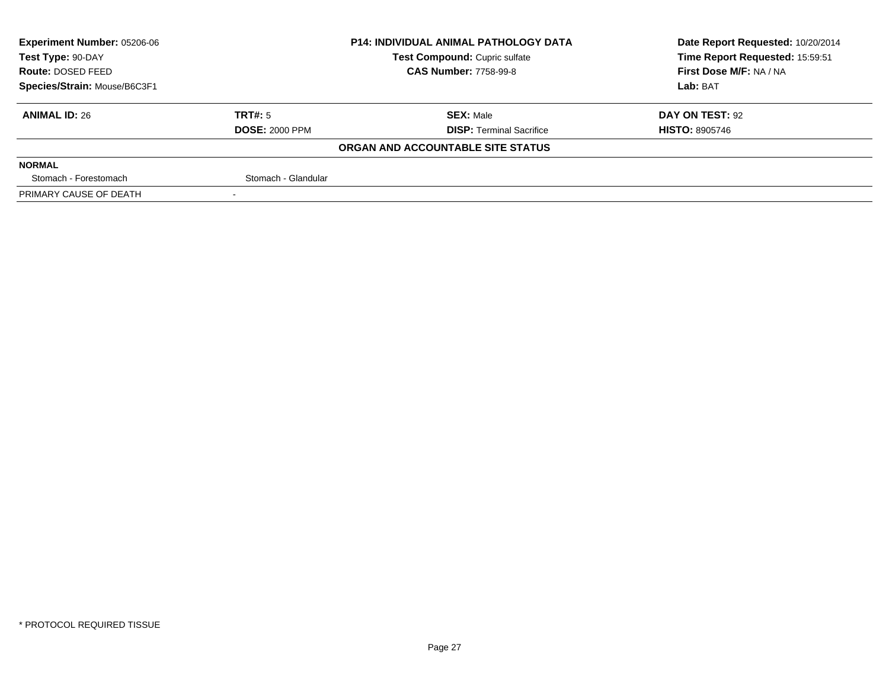| Experiment Number: 05206-06 | P14: INDIVIDUAL ANIMAL PATHOLOGY DATA | Date Report Requested: 10/20/2014 |
|---|---|---|
| Test Type: 90-DAY | Test Compound: Cupric sulfate | Time Report Requested: 15:59:51 |
| Route: DOSED FEED | CAS Number: 7758-99-8 | First Dose M/F: NA / NA |
| Species/Strain: Mouse/B6C3F1 | | Lab: BAT |

| ANIMAL ID: 26 | TRT#: 5 | SEX: Male | DAY ON TEST: 92 |
|---|---|---|---|
| | DOSE: 2000 PPM | DISP: Terminal Sacrifice | HISTO: 8905746 |

**ORGAN AND ACCOUNTABLE SITE STATUS**

| NORMAL | |
|---|---|
| Stomach - Forestomach | Stomach - Glandular |
| PRIMARY CAUSE OF DEATH | - |

* PROTOCOL REQUIRED TISSUE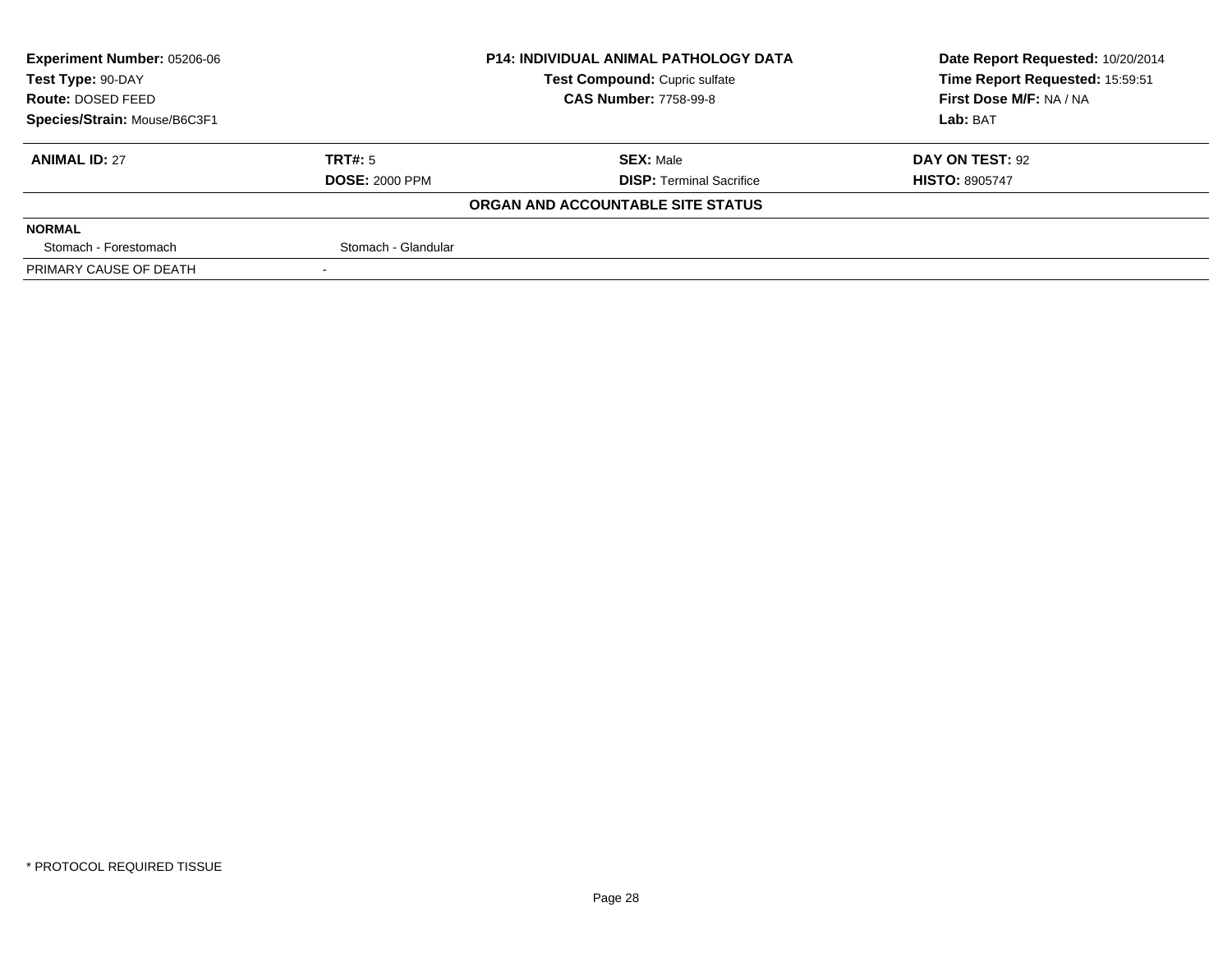| **Experiment Number:** 05206-06 | **P14: INDIVIDUAL ANIMAL PATHOLOGY DATA** | **Date Report Requested:** 10/20/2014 |
|---|---|---|
| **Test Type:** 90-DAY | **Test Compound:** Cupric sulfate | **Time Report Requested:** 15:59:51 |
| **Route:** DOSED FEED | **CAS Number:** 7758-99-8 | **First Dose M/F:** NA / NA |
| **Species/Strain:** Mouse/B6C3F1 | | **Lab:** BAT |

| **ANIMAL ID:** 27 | **TRT#:** 5 | **SEX:** Male | **DAY ON TEST:** 92 |
|---|---|---|---|
| | **DOSE:** 2000 PPM | **DISP:** Terminal Sacrifice | **HISTO:** 8905747 |

**ORGAN AND ACCOUNTABLE SITE STATUS**

| **NORMAL** | | | |
|---|---|---|---|
| Stomach - Forestomach | Stomach - Glandular | | |
| PRIMARY CAUSE OF DEATH | - | | |

* PROTOCOL REQUIRED TISSUE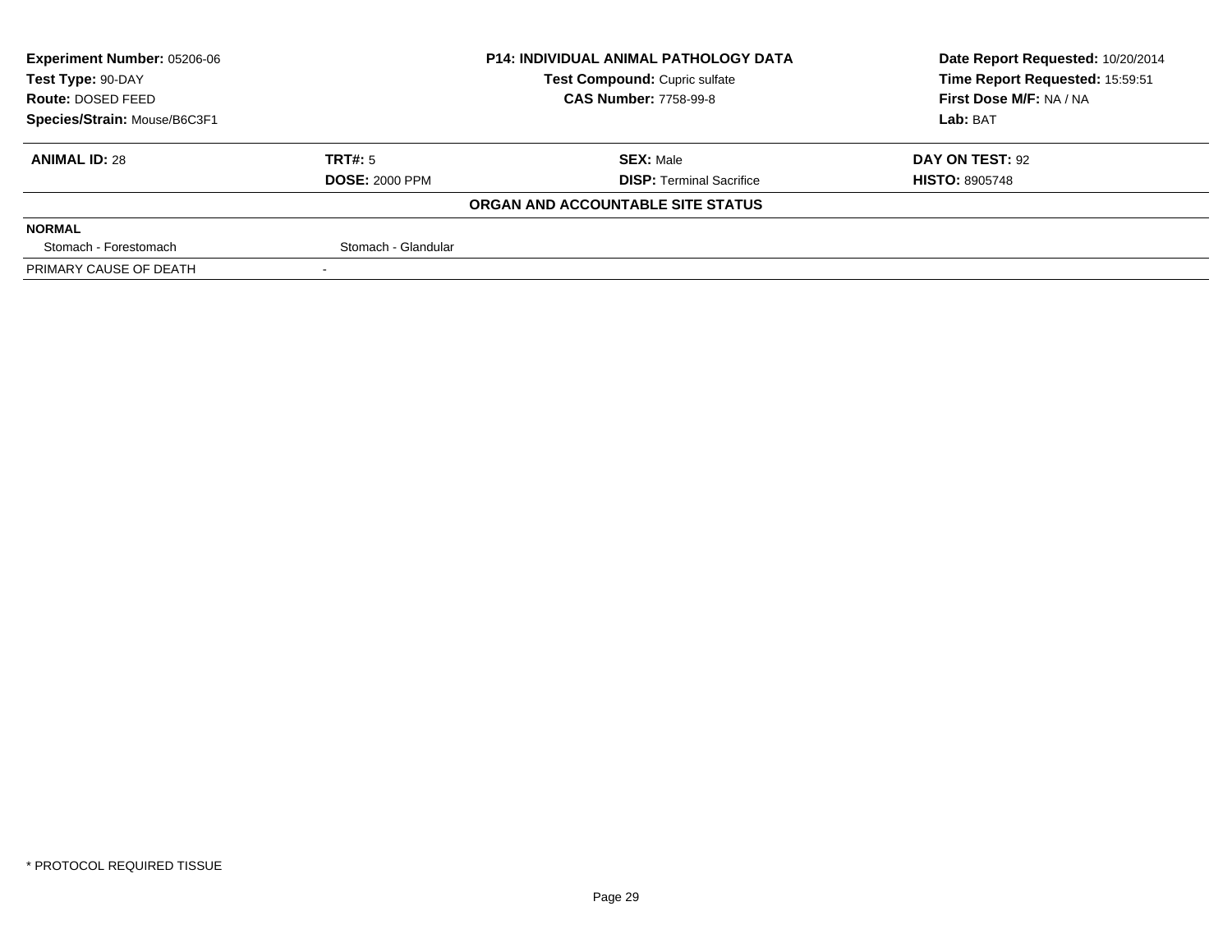| **Experiment Number:** 05206-06 | **P14: INDIVIDUAL ANIMAL PATHOLOGY DATA** | **Date Report Requested:** 10/20/2014 |
|---|---|---|
| **Test Type:** 90-DAY | **Test Compound:** Cupric sulfate | **Time Report Requested:** 15:59:51 |
| **Route:** DOSED FEED | **CAS Number:** 7758-99-8 | **First Dose M/F:** NA / NA |
| **Species/Strain:** Mouse/B6C3F1 | | **Lab:** BAT |

| **ANIMAL ID:** 28 | **TRT#:** 5 | **SEX:** Male | **DAY ON TEST:** 92 |
|---|---|---|---|
| | **DOSE:** 2000 PPM | **DISP:** Terminal Sacrifice | **HISTO:** 8905748 |

**ORGAN AND ACCOUNTABLE SITE STATUS**

| **NORMAL** | | | |
|---|---|---|---|
| Stomach - Forestomach | Stomach - Glandular | | |
| PRIMARY CAUSE OF DEATH | - | | |

* PROTOCOL REQUIRED TISSUE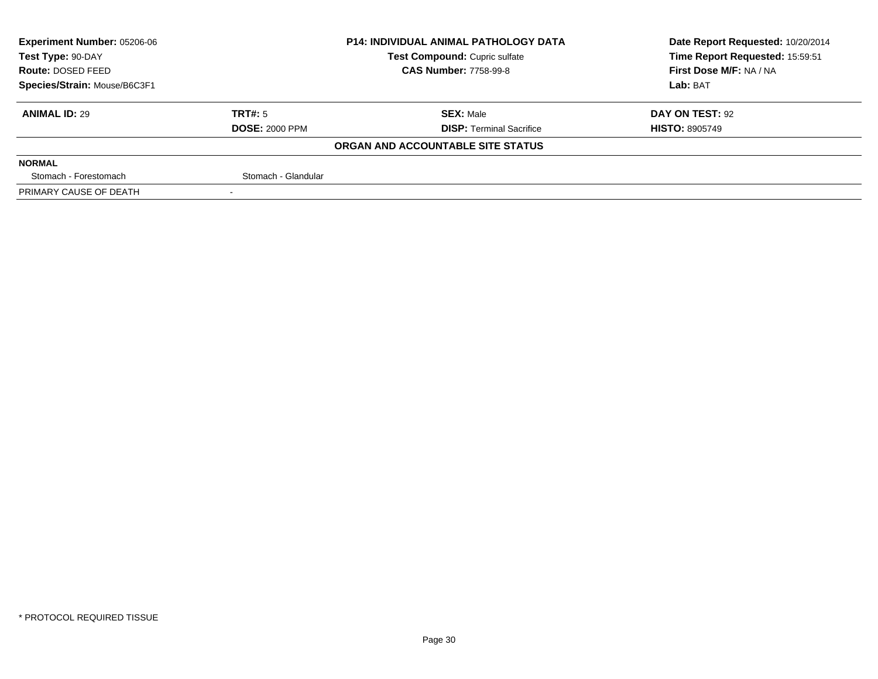| Experiment Number: 05206-06 | P14: INDIVIDUAL ANIMAL PATHOLOGY DATA | Date Report Requested: 10/20/2014 |
|---|---|---|
| Test Type: 90-DAY | Test Compound: Cupric sulfate | Time Report Requested: 15:59:51 |
| Route: DOSED FEED | CAS Number: 7758-99-8 | First Dose M/F: NA / NA |
| Species/Strain: Mouse/B6C3F1 | | Lab: BAT |

| ANIMAL ID: 29 | TRT#: 5 | SEX: Male | DAY ON TEST: 92 |
|---|---|---|---|
| | DOSE: 2000 PPM | DISP: Terminal Sacrifice | HISTO: 8905749 |

**ORGAN AND ACCOUNTABLE SITE STATUS**

| NORMAL | |
|---|---|
| Stomach - Forestomach | Stomach - Glandular |
| PRIMARY CAUSE OF DEATH | - |

* PROTOCOL REQUIRED TISSUE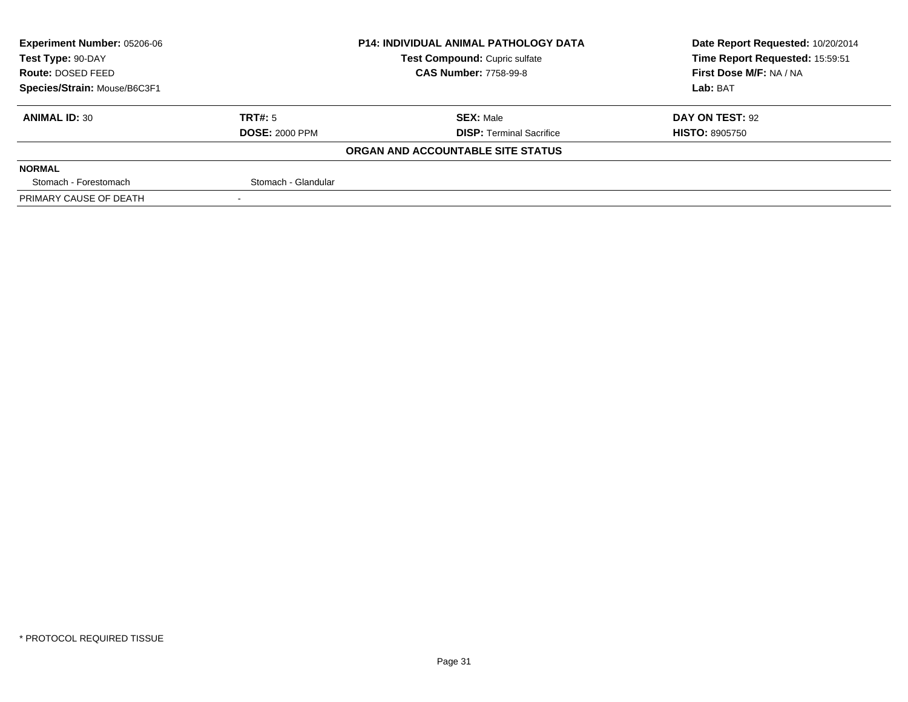**Experiment Number:** 05206-06
**Test Type:** 90-DAY
**Route:** DOSED FEED
**Species/Strain:** Mouse/B6C3F1

**P14: INDIVIDUAL ANIMAL PATHOLOGY DATA**
**Test Compound:** Cupric sulfate
**CAS Number:** 7758-99-8

**Date Report Requested:** 10/20/2014
**Time Report Requested:** 15:59:51
**First Dose M/F:** NA / NA
**Lab:** BAT

| **ANIMAL ID:** 30 | **TRT#:** 5 | **SEX:** Male | **DAY ON TEST:** 92 |
|---|---|---|---|
| | **DOSE:** 2000 PPM | **DISP:** Terminal Sacrifice | **HISTO:** 8905750 |

**ORGAN AND ACCOUNTABLE SITE STATUS**

| **NORMAL** | |
|---|---|
| Stomach - Forestomach | Stomach - Glandular |
| PRIMARY CAUSE OF DEATH | - |

* PROTOCOL REQUIRED TISSUE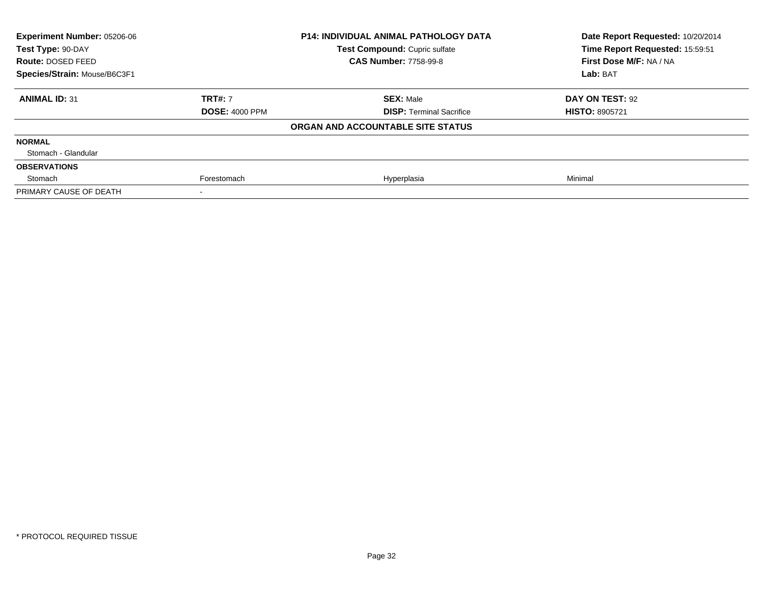| **Experiment Number:** 05206-06 | **P14: INDIVIDUAL ANIMAL PATHOLOGY DATA** | **Date Report Requested:** 10/20/2014 |
|---|---|---|
| **Test Type:** 90-DAY | **Test Compound:** Cupric sulfate | **Time Report Requested:** 15:59:51 |
| **Route:** DOSED FEED | **CAS Number:** 7758-99-8 | **First Dose M/F:** NA / NA |
| **Species/Strain:** Mouse/B6C3F1 | | **Lab:** BAT |

| **ANIMAL ID:** 31 | **TRT#:** 7 | **SEX:** Male | **DAY ON TEST:** 92 |
|---|---|---|---|
| | **DOSE:** 4000 PPM | **DISP:** Terminal Sacrifice | **HISTO:** 8905721 |
| | | **ORGAN AND ACCOUNTABLE SITE STATUS** | |
| **NORMAL** | | | |
| Stomach - Glandular | | | |
| **OBSERVATIONS** | | | |
| Stomach | Forestomach | Hyperplasia | Minimal |
| PRIMARY CAUSE OF DEATH | - | | |

* PROTOCOL REQUIRED TISSUE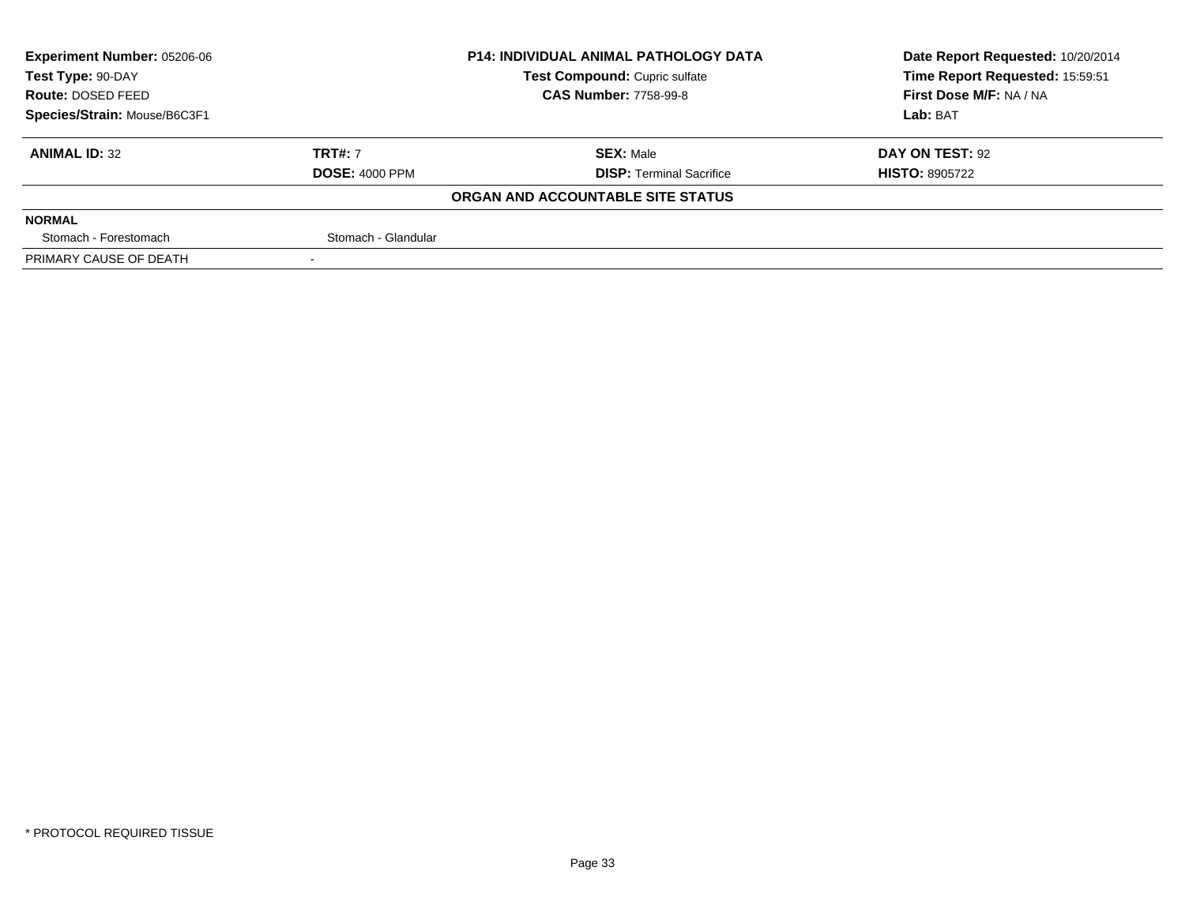**Experiment Number:** 05206-06
**Test Type:** 90-DAY
**Route:** DOSED FEED
**Species/Strain:** Mouse/B6C3F1

**P14: INDIVIDUAL ANIMAL PATHOLOGY DATA**
**Test Compound:** Cupric sulfate
**CAS Number:** 7758-99-8

**Date Report Requested:** 10/20/2014
**Time Report Requested:** 15:59:51
**First Dose M/F:** NA / NA
**Lab:** BAT

| **ANIMAL ID:** 32 | **TRT#:** 7 | **SEX:** Male | **DAY ON TEST:** 92 |
|---|---|---|---|
| | **DOSE:** 4000 PPM | **DISP:** Terminal Sacrifice | **HISTO:** 8905722 |

**ORGAN AND ACCOUNTABLE SITE STATUS**

| **NORMAL** | | | |
|---|---|---|---|
| Stomach - Forestomach | Stomach - Glandular | | |
| PRIMARY CAUSE OF DEATH | - | | |

* PROTOCOL REQUIRED TISSUE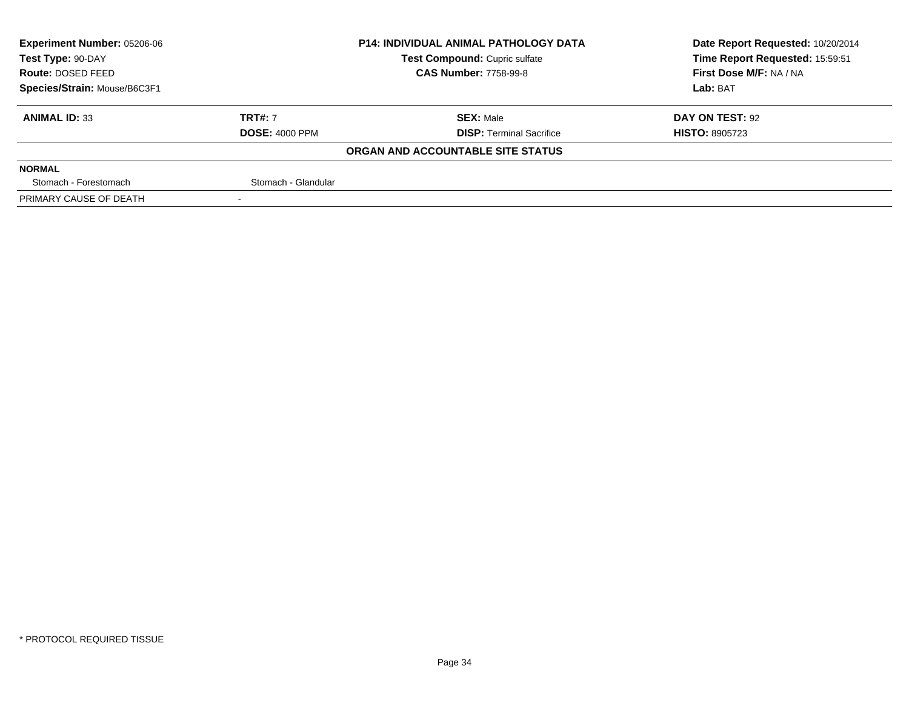| **Experiment Number:** 05206-06 | **P14: INDIVIDUAL ANIMAL PATHOLOGY DATA** | **Date Report Requested:** 10/20/2014 |
|---|---|---|
| **Test Type:** 90-DAY | **Test Compound:** Cupric sulfate | **Time Report Requested:** 15:59:51 |
| **Route:** DOSED FEED | **CAS Number:** 7758-99-8 | **First Dose M/F:** NA / NA |
| **Species/Strain:** Mouse/B6C3F1 | | **Lab:** BAT |

| **ANIMAL ID:** 33 | **TRT#:** 7 | **SEX:** Male | **DAY ON TEST:** 92 |
|---|---|---|---|
| | **DOSE:** 4000 PPM | **DISP:** Terminal Sacrifice | **HISTO:** 8905723 |

**ORGAN AND ACCOUNTABLE SITE STATUS**

| **NORMAL** | | | |
|---|---|---|---|
| Stomach - Forestomach | Stomach - Glandular | | |
| PRIMARY CAUSE OF DEATH | - | | |

* PROTOCOL REQUIRED TISSUE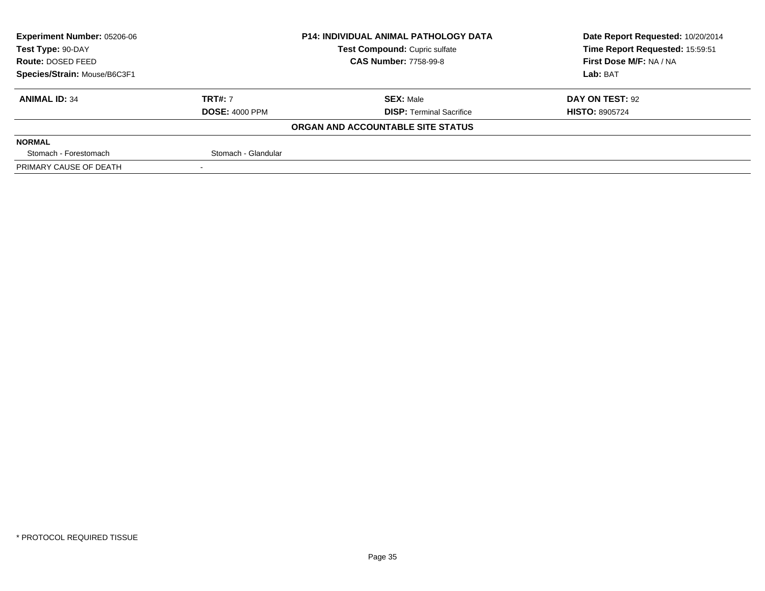| Experiment Number: 05206-06 | P14: INDIVIDUAL ANIMAL PATHOLOGY DATA | Date Report Requested: 10/20/2014 |
|---|---|---|
| Test Type: 90-DAY | Test Compound: Cupric sulfate | Time Report Requested: 15:59:51 |
| Route: DOSED FEED | CAS Number: 7758-99-8 | First Dose M/F: NA / NA |
| Species/Strain: Mouse/B6C3F1 | | Lab: BAT |

| ANIMAL ID: 34 | TRT#: 7 | SEX: Male | DAY ON TEST: 92 |
|---|---|---|---|
| | DOSE: 4000 PPM | DISP: Terminal Sacrifice | HISTO: 8905724 |

**ORGAN AND ACCOUNTABLE SITE STATUS**

| NORMAL | | | |
|---|---|---|---|
| Stomach - Forestomach | Stomach - Glandular | | |
| PRIMARY CAUSE OF DEATH | - | | |

* PROTOCOL REQUIRED TISSUE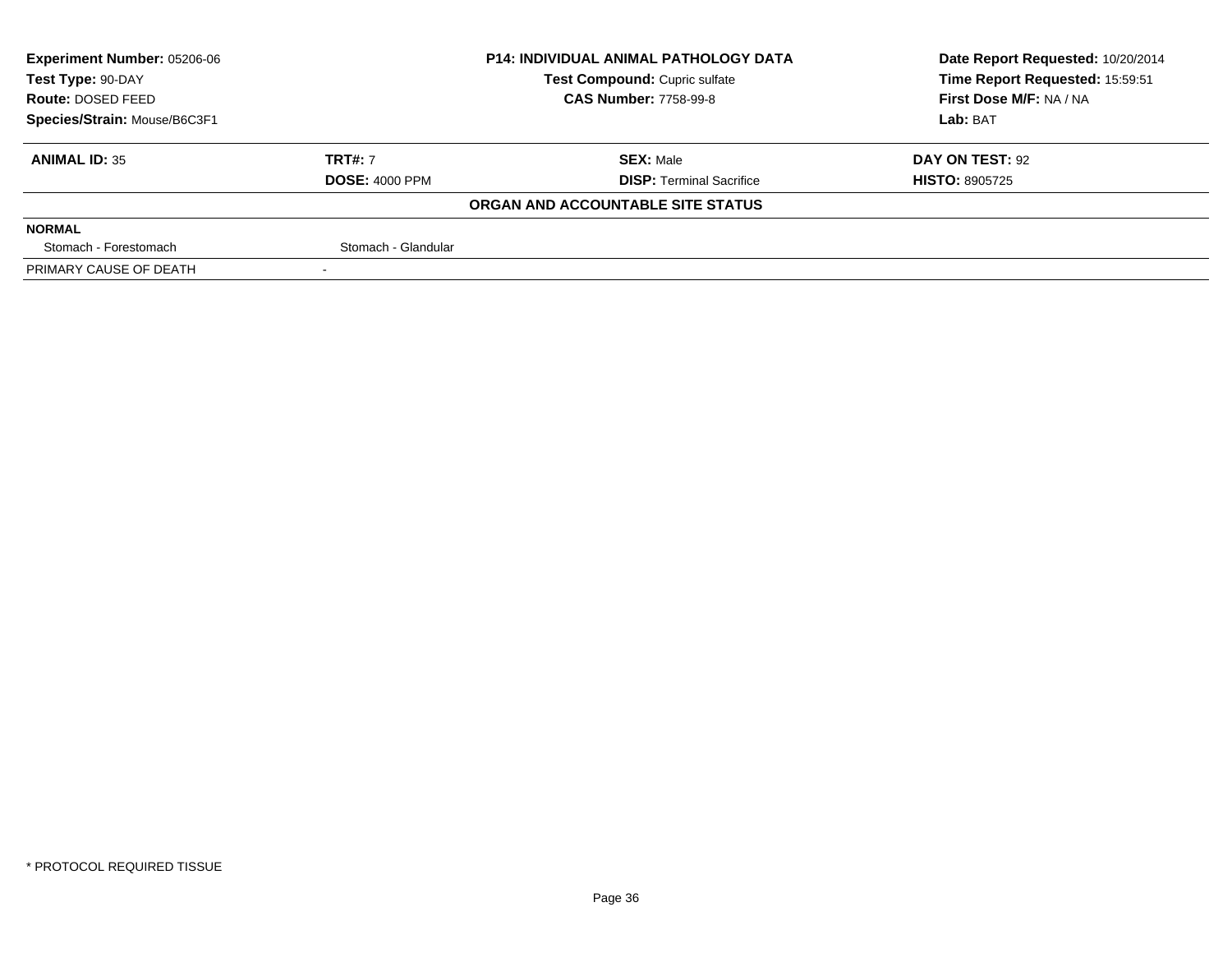| **Experiment Number:** 05206-06 | **P14: INDIVIDUAL ANIMAL PATHOLOGY DATA** | **Date Report Requested:** 10/20/2014 |
|---|---|---|
| **Test Type:** 90-DAY | **Test Compound:** Cupric sulfate | **Time Report Requested:** 15:59:51 |
| **Route:** DOSED FEED | **CAS Number:** 7758-99-8 | **First Dose M/F:** NA / NA |
| **Species/Strain:** Mouse/B6C3F1 | | **Lab:** BAT |

| **ANIMAL ID:** 35 | **TRT#:** 7 | **SEX:** Male | **DAY ON TEST:** 92 |
|---|---|---|---|
| | **DOSE:** 4000 PPM | **DISP:** Terminal Sacrifice | **HISTO:** 8905725 |

**ORGAN AND ACCOUNTABLE SITE STATUS**

| **NORMAL** | | | |
|---|---|---|---|
| Stomach - Forestomach | Stomach - Glandular | | |
| PRIMARY CAUSE OF DEATH | - | | |

\* PROTOCOL REQUIRED TISSUE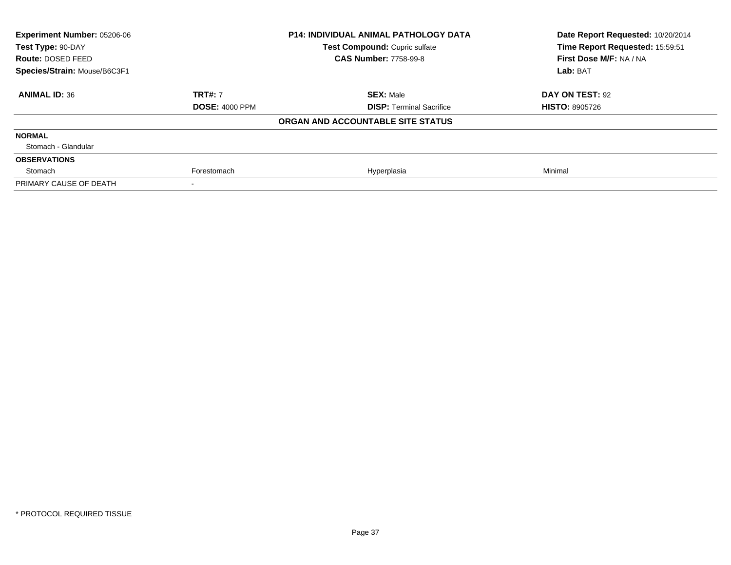| Experiment Number: 05206-06 | P14: INDIVIDUAL ANIMAL PATHOLOGY DATA | Date Report Requested: 10/20/2014 |
|---|---|---|
| Test Type: 90-DAY | Test Compound: Cupric sulfate | Time Report Requested: 15:59:51 |
| Route: DOSED FEED | CAS Number: 7758-99-8 | First Dose M/F: NA / NA |
| Species/Strain: Mouse/B6C3F1 | | Lab: BAT |

| ANIMAL ID: 36 | TRT#: 7 | SEX: Male | DAY ON TEST: 92 |
|---|---|---|---|
| | DOSE: 4000 PPM | DISP: Terminal Sacrifice | HISTO: 8905726 |
| | | **ORGAN AND ACCOUNTABLE SITE STATUS** | |
| **NORMAL** | | | |
| Stomach - Glandular | | | |
| **OBSERVATIONS** | | | |
| Stomach | Forestomach | Hyperplasia | Minimal |
| PRIMARY CAUSE OF DEATH | - | | |

\* PROTOCOL REQUIRED TISSUE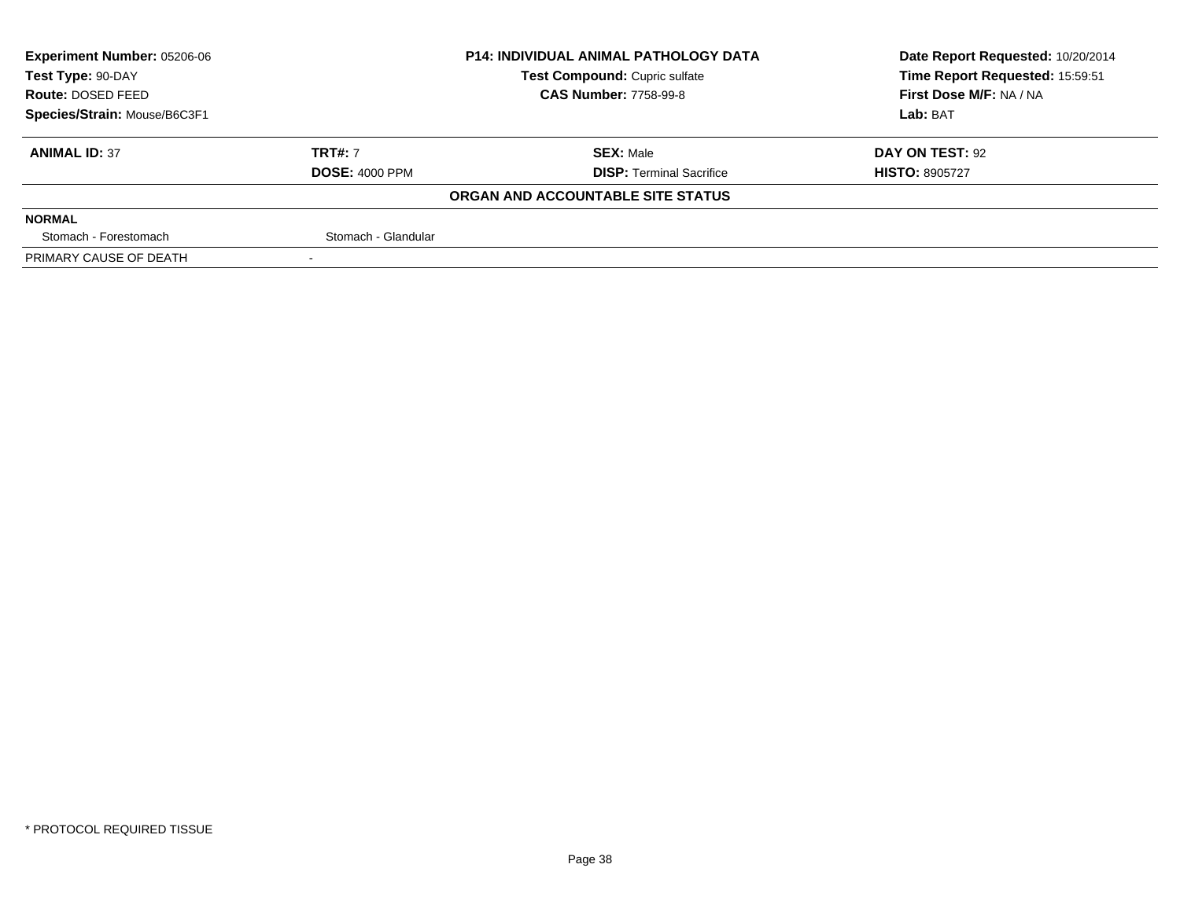| **Experiment Number:** 05206-06 | **P14: INDIVIDUAL ANIMAL PATHOLOGY DATA** | **Date Report Requested:** 10/20/2014 |
|---|---|---|
| **Test Type:** 90-DAY | **Test Compound:** Cupric sulfate | **Time Report Requested:** 15:59:51 |
| **Route:** DOSED FEED | **CAS Number:** 7758-99-8 | **First Dose M/F:** NA / NA |
| **Species/Strain:** Mouse/B6C3F1 | | **Lab:** BAT |

| **ANIMAL ID:** 37 | **TRT#:** 7 | **SEX:** Male | **DAY ON TEST:** 92 |
|---|---|---|---|
| | **DOSE:** 4000 PPM | **DISP:** Terminal Sacrifice | **HISTO:** 8905727 |

**ORGAN AND ACCOUNTABLE SITE STATUS**

| **NORMAL** | | | |
|---|---|---|---|
| Stomach - Forestomach | Stomach - Glandular | | |
| PRIMARY CAUSE OF DEATH | - | | |

* PROTOCOL REQUIRED TISSUE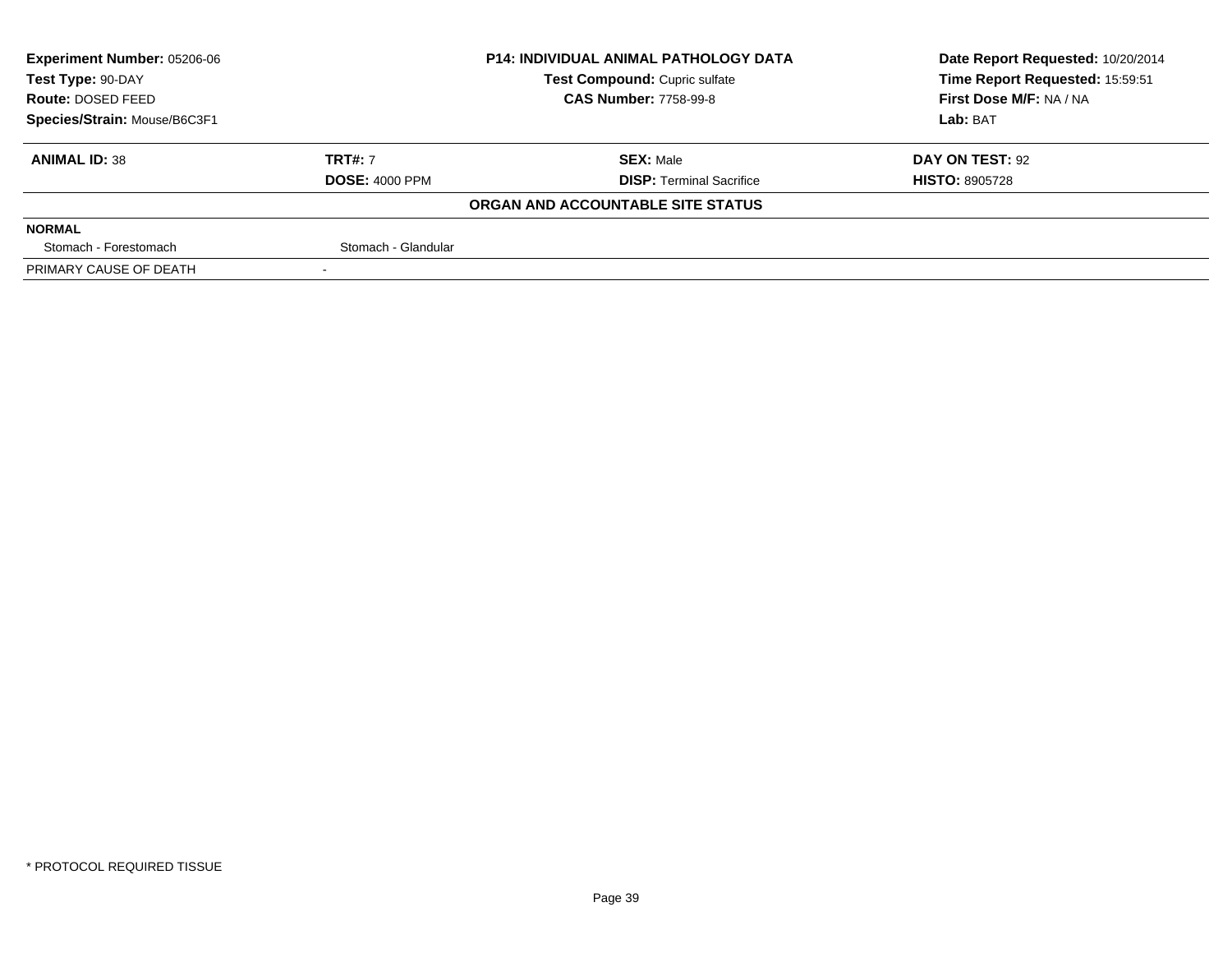**Experiment Number:** 05206-06
**Test Type:** 90-DAY
**Route:** DOSED FEED
**Species/Strain:** Mouse/B6C3F1

**P14: INDIVIDUAL ANIMAL PATHOLOGY DATA**
**Test Compound:** Cupric sulfate
**CAS Number:** 7758-99-8

**Date Report Requested:** 10/20/2014
**Time Report Requested:** 15:59:51
**First Dose M/F:** NA / NA
**Lab:** BAT

| **ANIMAL ID:** 38 | **TRT#:** 7 | **SEX:** Male | **DAY ON TEST:** 92 |
|---|---|---|---|
| | **DOSE:** 4000 PPM | **DISP:** Terminal Sacrifice | **HISTO:** 8905728 |

**ORGAN AND ACCOUNTABLE SITE STATUS**

| **NORMAL** | | | |
|---|---|---|---|
| Stomach - Forestomach | Stomach - Glandular | | |
| PRIMARY CAUSE OF DEATH | - | | |

\* PROTOCOL REQUIRED TISSUE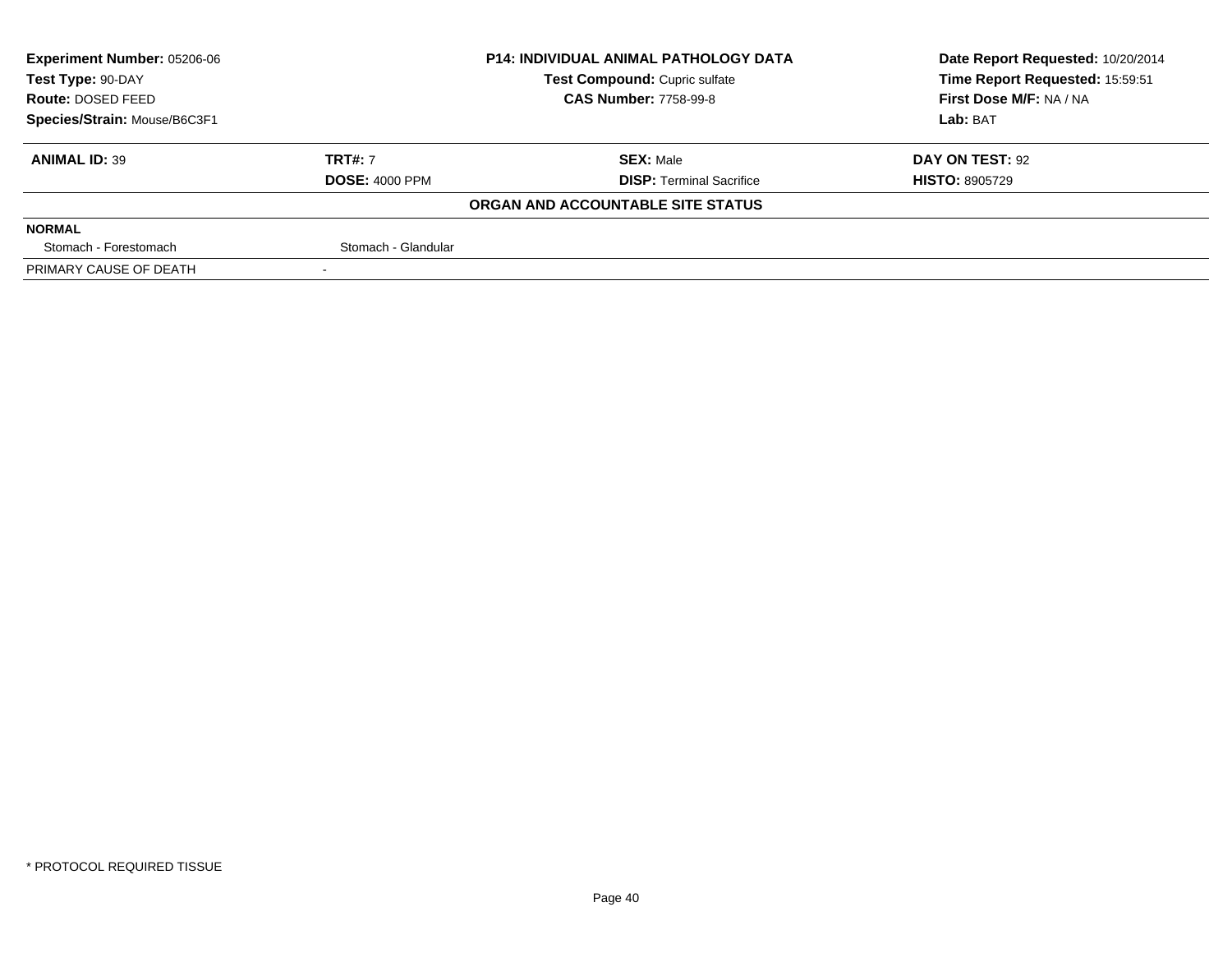| Experiment Number: 05206-06 | P14: INDIVIDUAL ANIMAL PATHOLOGY DATA | Date Report Requested: 10/20/2014 |
|---|---|---|
| Test Type: 90-DAY | Test Compound: Cupric sulfate | Time Report Requested: 15:59:51 |
| Route: DOSED FEED | CAS Number: 7758-99-8 | First Dose M/F: NA / NA |
| Species/Strain: Mouse/B6C3F1 | | Lab: BAT |

| ANIMAL ID: 39 | TRT#: 7 | SEX: Male | DAY ON TEST: 92 |
|---|---|---|---|
| | DOSE: 4000 PPM | DISP: Terminal Sacrifice | HISTO: 8905729 |

**ORGAN AND ACCOUNTABLE SITE STATUS**

| NORMAL | |
|---|---|
| Stomach - Forestomach | Stomach - Glandular |
| PRIMARY CAUSE OF DEATH | - |

* PROTOCOL REQUIRED TISSUE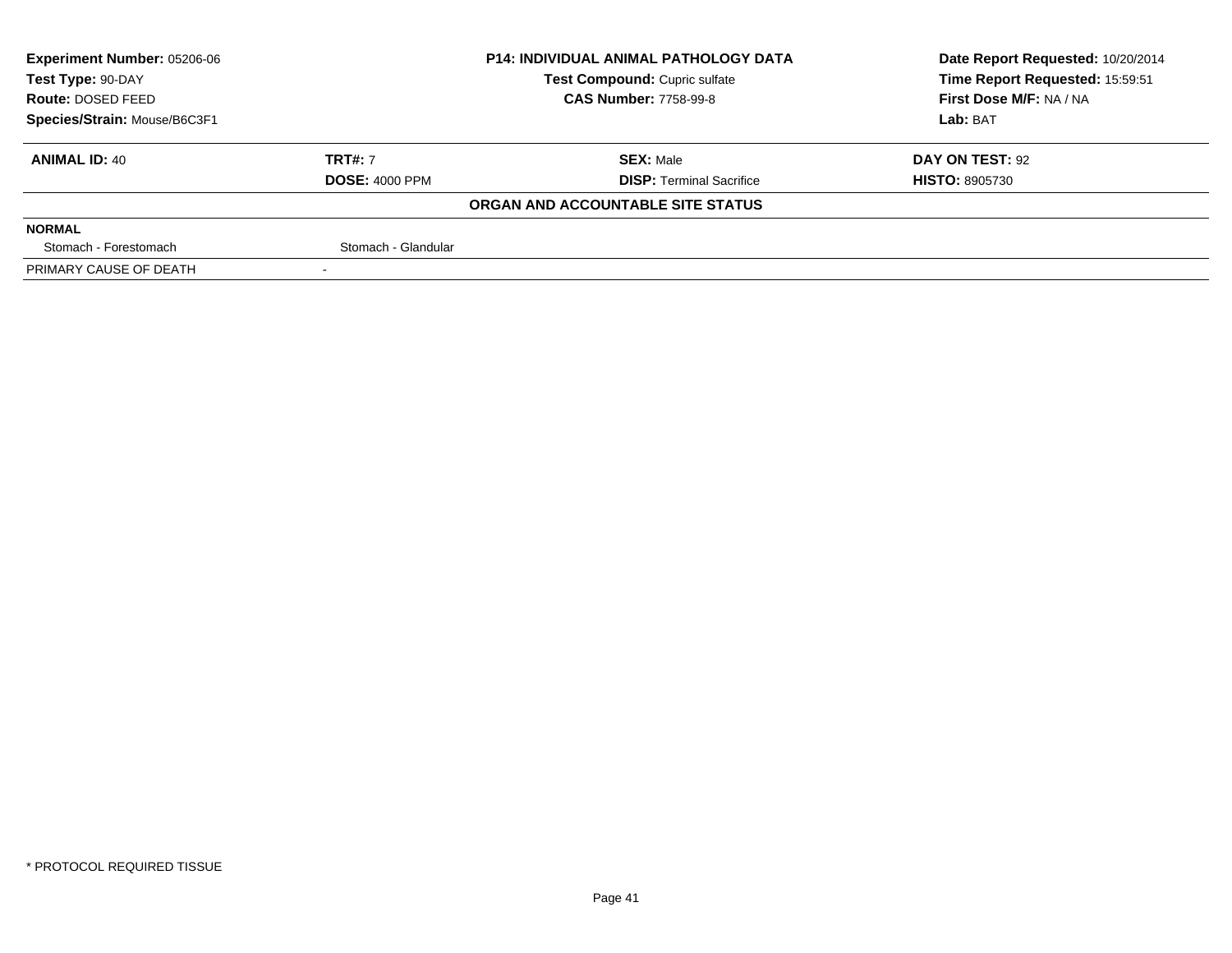| **Experiment Number:** 05206-06 | **P14: INDIVIDUAL ANIMAL PATHOLOGY DATA** | **Date Report Requested:** 10/20/2014 |
|---|---|---|
| **Test Type:** 90-DAY | **Test Compound:** Cupric sulfate | **Time Report Requested:** 15:59:51 |
| **Route:** DOSED FEED | **CAS Number:** 7758-99-8 | **First Dose M/F:** NA / NA |
| **Species/Strain:** Mouse/B6C3F1 | | **Lab:** BAT |

| **ANIMAL ID:** 40 | **TRT#:** 7 | **SEX:** Male | **DAY ON TEST:** 92 |
|---|---|---|---|
| | **DOSE:** 4000 PPM | **DISP:** Terminal Sacrifice | **HISTO:** 8905730 |

**ORGAN AND ACCOUNTABLE SITE STATUS**

| **NORMAL** | | | |
|---|---|---|---|
| Stomach - Forestomach | Stomach - Glandular | | |
| PRIMARY CAUSE OF DEATH | - | | |

* PROTOCOL REQUIRED TISSUE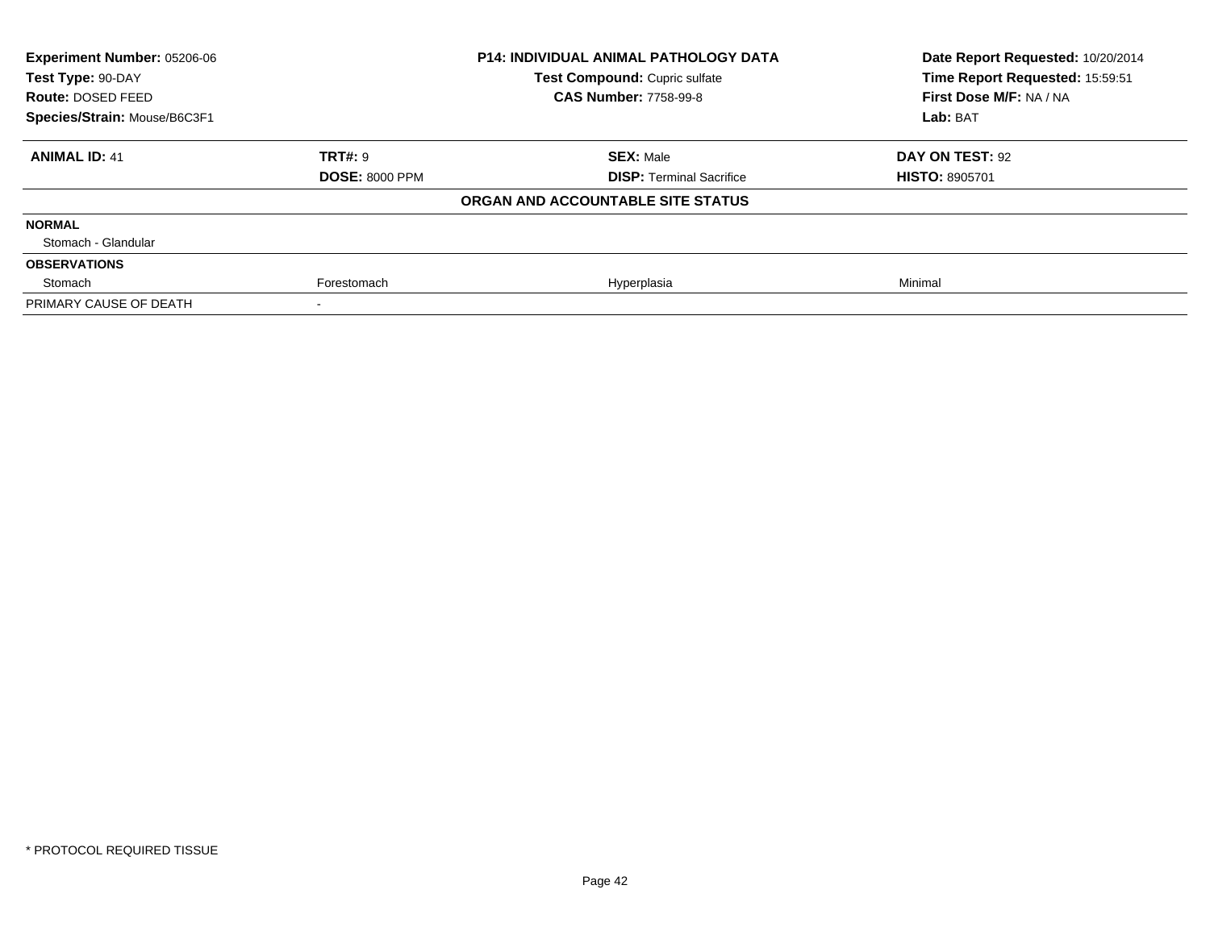| **Experiment Number:** 05206-06 | **P14: INDIVIDUAL ANIMAL PATHOLOGY DATA** | **Date Report Requested:** 10/20/2014 |
|---|---|---|
| **Test Type:** 90-DAY | **Test Compound:** Cupric sulfate | **Time Report Requested:** 15:59:51 |
| **Route:** DOSED FEED | **CAS Number:** 7758-99-8 | **First Dose M/F:** NA / NA |
| **Species/Strain:** Mouse/B6C3F1 | | **Lab:** BAT |

| **ANIMAL ID:** 41 | **TRT#:** 9 | **SEX:** Male | **DAY ON TEST:** 92 |
|---|---|---|---|
| | **DOSE:** 8000 PPM | **DISP:** Terminal Sacrifice | **HISTO:** 8905701 |
| | | **ORGAN AND ACCOUNTABLE SITE STATUS** | |
| **NORMAL** | | | |
| Stomach - Glandular | | | |
| **OBSERVATIONS** | | | |
| Stomach | Forestomach | Hyperplasia | Minimal |
| PRIMARY CAUSE OF DEATH | - | | |

\* PROTOCOL REQUIRED TISSUE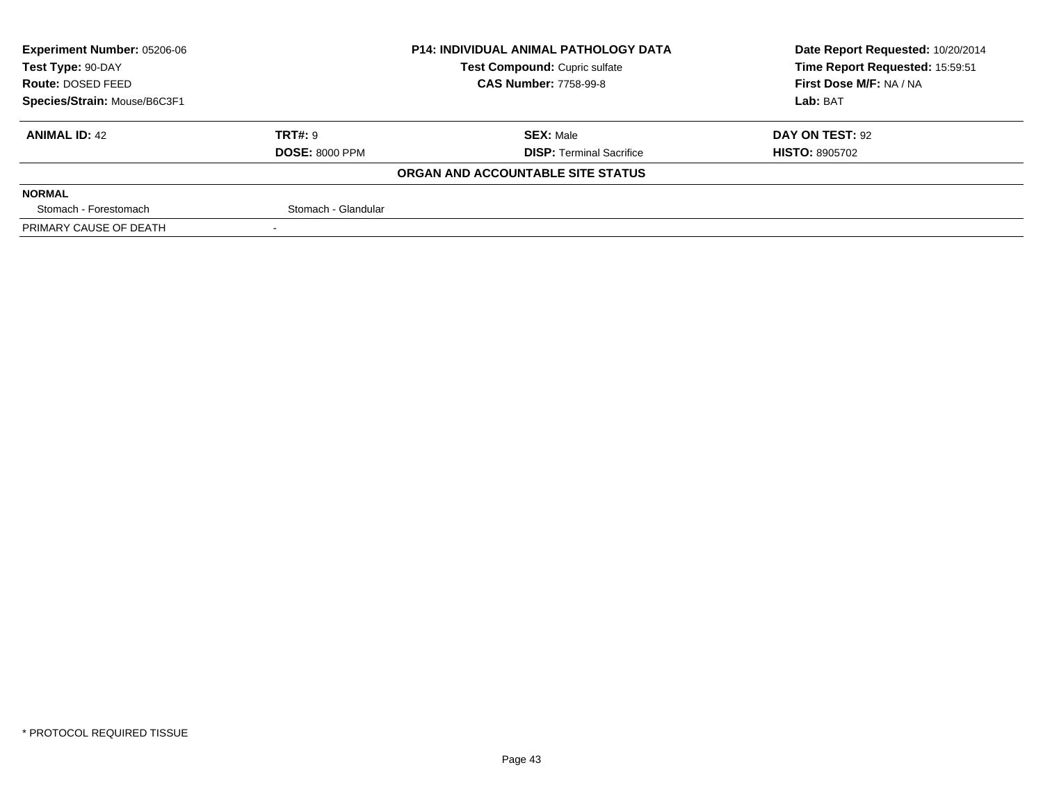| Experiment Number: 05206-06 | P14: INDIVIDUAL ANIMAL PATHOLOGY DATA | Date Report Requested: 10/20/2014 |
|---|---|---|
| Test Type: 90-DAY | Test Compound: Cupric sulfate | Time Report Requested: 15:59:51 |
| Route: DOSED FEED | CAS Number: 7758-99-8 | First Dose M/F: NA / NA |
| Species/Strain: Mouse/B6C3F1 | | Lab: BAT |

| ANIMAL ID: 42 | TRT#: 9 | SEX: Male | DAY ON TEST: 92 |
|---|---|---|---|
| | DOSE: 8000 PPM | DISP: Terminal Sacrifice | HISTO: 8905702 |

**ORGAN AND ACCOUNTABLE SITE STATUS**

| NORMAL | | | |
|---|---|---|---|
| Stomach - Forestomach | Stomach - Glandular | | |
| PRIMARY CAUSE OF DEATH | - | | |

* PROTOCOL REQUIRED TISSUE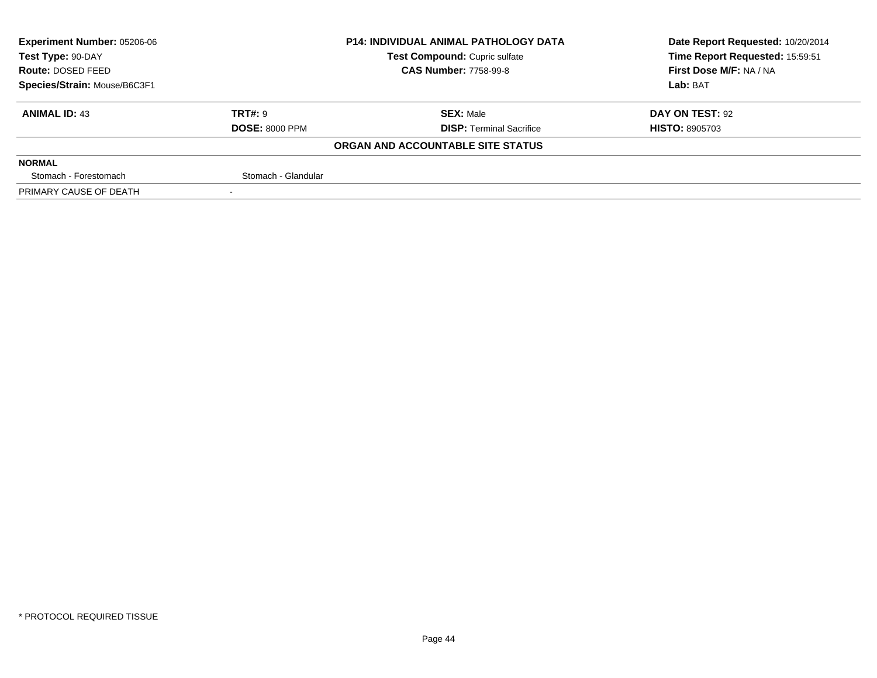| Experiment Number: 05206-06 | P14: INDIVIDUAL ANIMAL PATHOLOGY DATA | Date Report Requested: 10/20/2014 |
|---|---|---|
| Test Type: 90-DAY | Test Compound: Cupric sulfate | Time Report Requested: 15:59:51 |
| Route: DOSED FEED | CAS Number: 7758-99-8 | First Dose M/F: NA / NA |
| Species/Strain: Mouse/B6C3F1 | | Lab: BAT |

| ANIMAL ID: 43 | TRT#: 9 | SEX: Male | DAY ON TEST: 92 |
|---|---|---|---|
| | DOSE: 8000 PPM | DISP: Terminal Sacrifice | HISTO: 8905703 |

**ORGAN AND ACCOUNTABLE SITE STATUS**

| NORMAL | |
|---|---|
| Stomach - Forestomach | Stomach - Glandular |
| PRIMARY CAUSE OF DEATH | - |

\* PROTOCOL REQUIRED TISSUE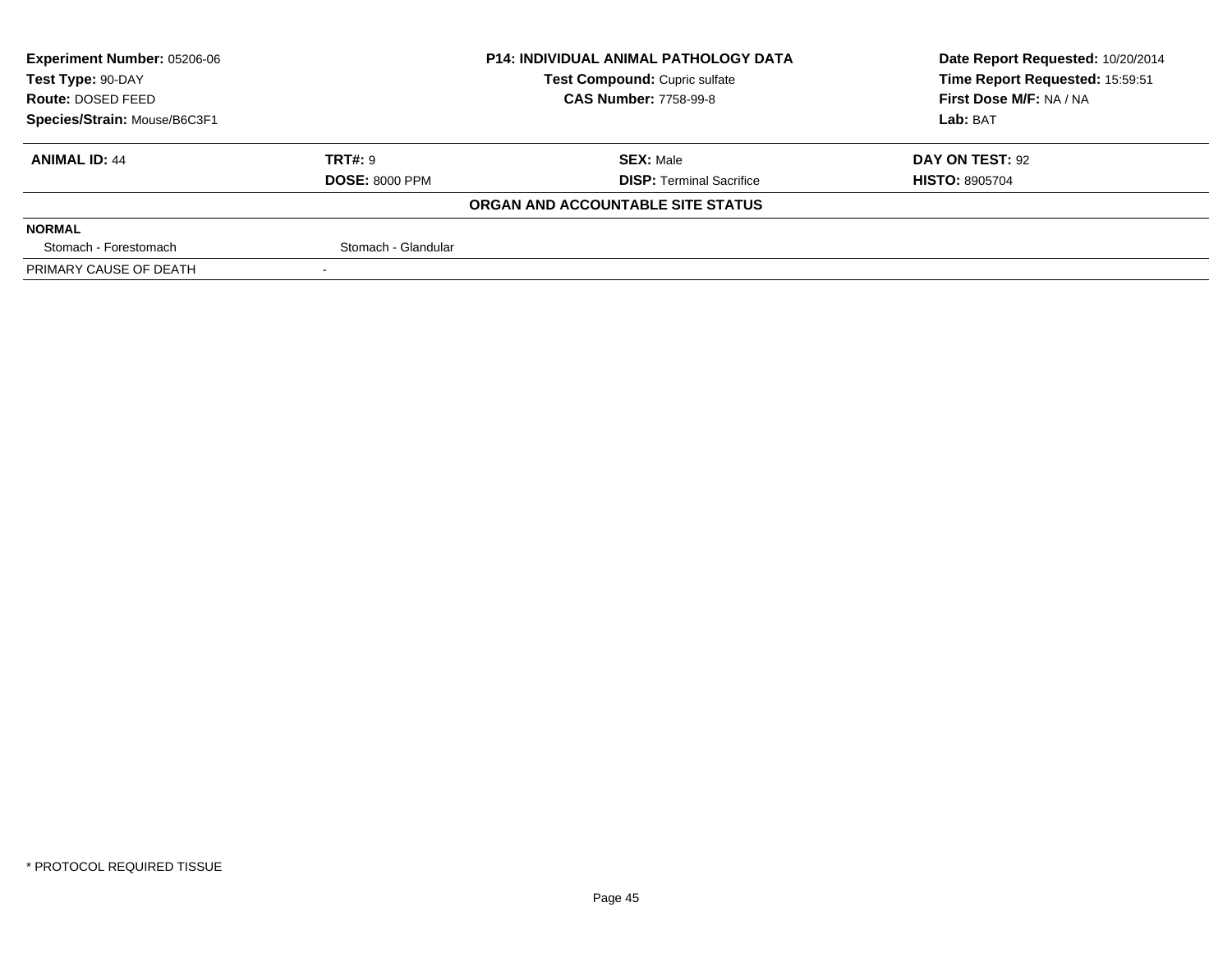| **Experiment Number:** 05206-06 | **P14: INDIVIDUAL ANIMAL PATHOLOGY DATA** | **Date Report Requested:** 10/20/2014 |
|---|---|---|
| **Test Type:** 90-DAY | **Test Compound:** Cupric sulfate | **Time Report Requested:** 15:59:51 |
| **Route:** DOSED FEED | **CAS Number:** 7758-99-8 | **First Dose M/F:** NA / NA |
| **Species/Strain:** Mouse/B6C3F1 | | **Lab:** BAT |

| **ANIMAL ID:** 44 | **TRT#:** 9 | **SEX:** Male | **DAY ON TEST:** 92 |
|---|---|---|---|
| | **DOSE:** 8000 PPM | **DISP:** Terminal Sacrifice | **HISTO:** 8905704 |

**ORGAN AND ACCOUNTABLE SITE STATUS**

| **NORMAL** | | | |
|---|---|---|---|
| Stomach - Forestomach | Stomach - Glandular | | |
| PRIMARY CAUSE OF DEATH | - | | |

* PROTOCOL REQUIRED TISSUE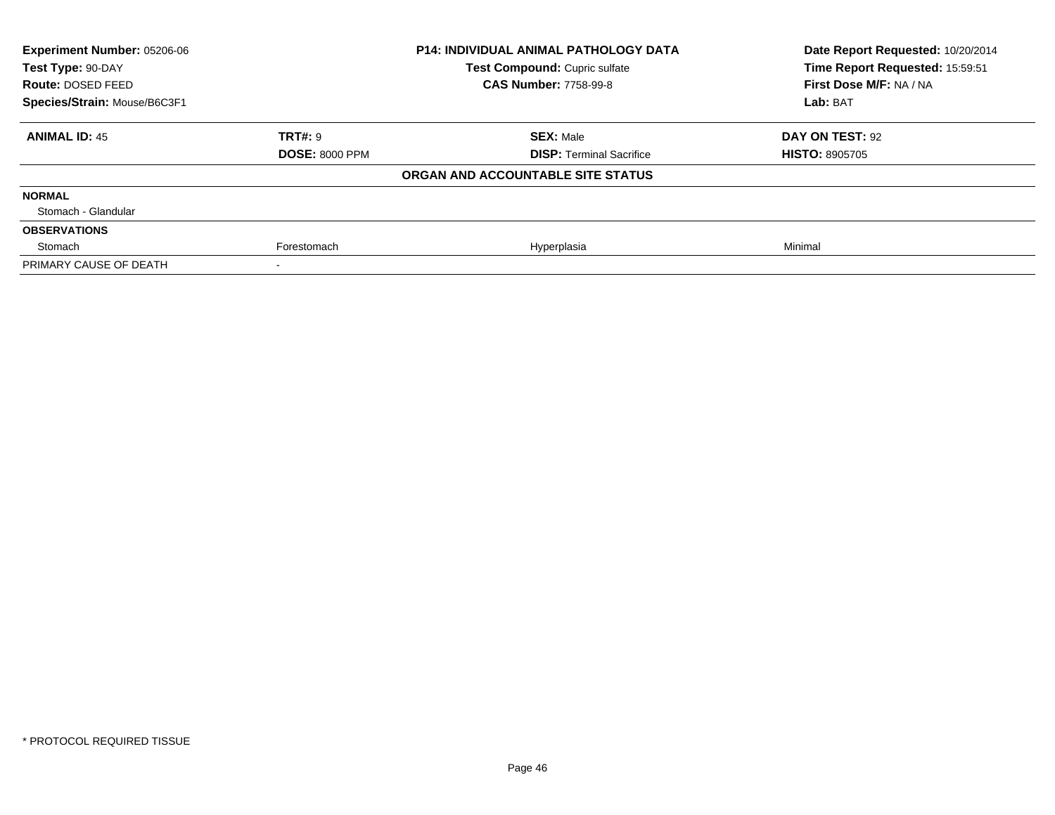| **Experiment Number:** 05206-06 | **P14: INDIVIDUAL ANIMAL PATHOLOGY DATA** | **Date Report Requested:** 10/20/2014 |
|---|---|---|
| **Test Type:** 90-DAY | **Test Compound:** Cupric sulfate | **Time Report Requested:** 15:59:51 |
| **Route:** DOSED FEED | **CAS Number:** 7758-99-8 | **First Dose M/F:** NA / NA |
| **Species/Strain:** Mouse/B6C3F1 | | **Lab:** BAT |

| **ANIMAL ID:** 45 | **TRT#:** 9 | **SEX:** Male | **DAY ON TEST:** 92 |
|---|---|---|---|
| | **DOSE:** 8000 PPM | **DISP:** Terminal Sacrifice | **HISTO:** 8905705 |
| | | **ORGAN AND ACCOUNTABLE SITE STATUS** | |
| **NORMAL** | | | |
| Stomach - Glandular | | | |
| **OBSERVATIONS** | | | |
| Stomach | Forestomach | Hyperplasia | Minimal |
| PRIMARY CAUSE OF DEATH | - | | |

* PROTOCOL REQUIRED TISSUE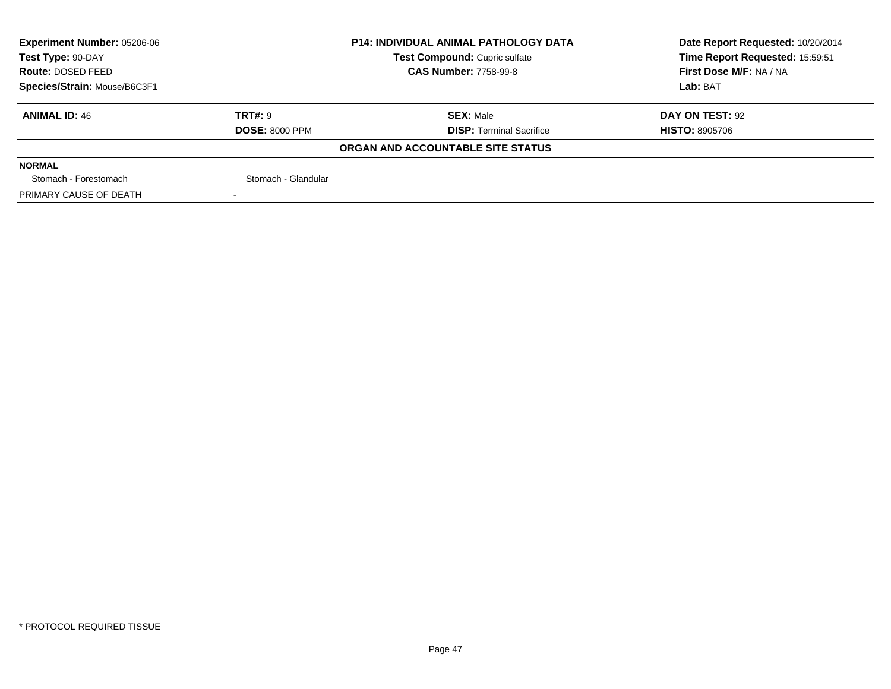| Experiment Number: 05206-06 | P14: INDIVIDUAL ANIMAL PATHOLOGY DATA | Date Report Requested: 10/20/2014 |
|---|---|---|
| Test Type: 90-DAY | Test Compound: Cupric sulfate | Time Report Requested: 15:59:51 |
| Route: DOSED FEED | CAS Number: 7758-99-8 | First Dose M/F: NA / NA |
| Species/Strain: Mouse/B6C3F1 | | Lab: BAT |

| ANIMAL ID: 46 | TRT#: 9 | SEX: Male | DAY ON TEST: 92 |
|---|---|---|---|
| | DOSE: 8000 PPM | DISP: Terminal Sacrifice | HISTO: 8905706 |

**ORGAN AND ACCOUNTABLE SITE STATUS**

| NORMAL | |
|---|---|
| Stomach - Forestomach | Stomach - Glandular |
| PRIMARY CAUSE OF DEATH | - |

* PROTOCOL REQUIRED TISSUE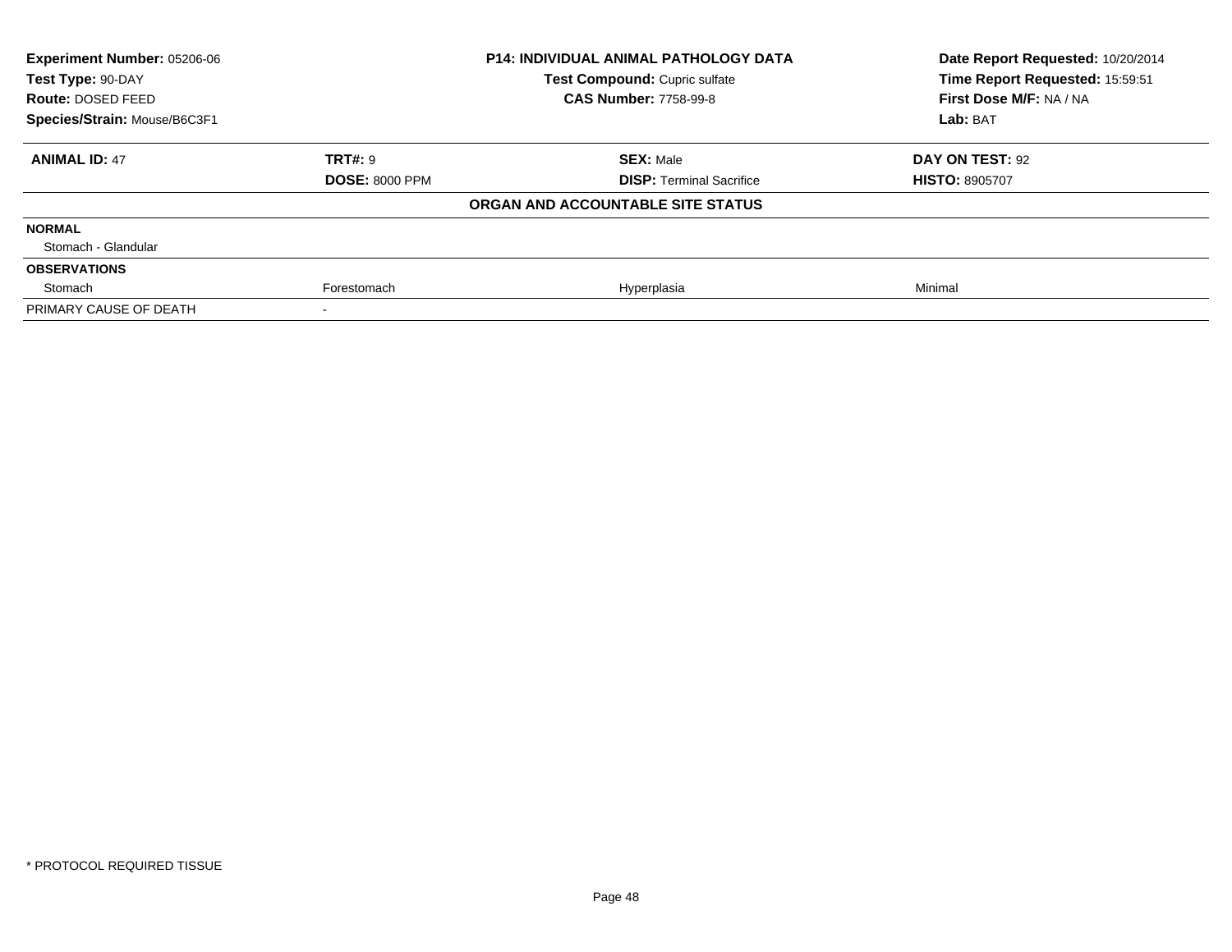| **Experiment Number:** 05206-06 | **P14: INDIVIDUAL ANIMAL PATHOLOGY DATA** | **Date Report Requested:** 10/20/2014 |
|---|---|---|
| **Test Type:** 90-DAY | **Test Compound:** Cupric sulfate | **Time Report Requested:** 15:59:51 |
| **Route:** DOSED FEED | **CAS Number:** 7758-99-8 | **First Dose M/F:** NA / NA |
| **Species/Strain:** Mouse/B6C3F1 | | **Lab:** BAT |

| **ANIMAL ID:** 47 | **TRT#:** 9 | **SEX:** Male | **DAY ON TEST:** 92 |
|---|---|---|---|
| | **DOSE:** 8000 PPM | **DISP:** Terminal Sacrifice | **HISTO:** 8905707 |
| | | **ORGAN AND ACCOUNTABLE SITE STATUS** | |
| **NORMAL** | | | |
| Stomach - Glandular | | | |
| **OBSERVATIONS** | | | |
| Stomach | Forestomach | Hyperplasia | Minimal |
| PRIMARY CAUSE OF DEATH | - | | |

* PROTOCOL REQUIRED TISSUE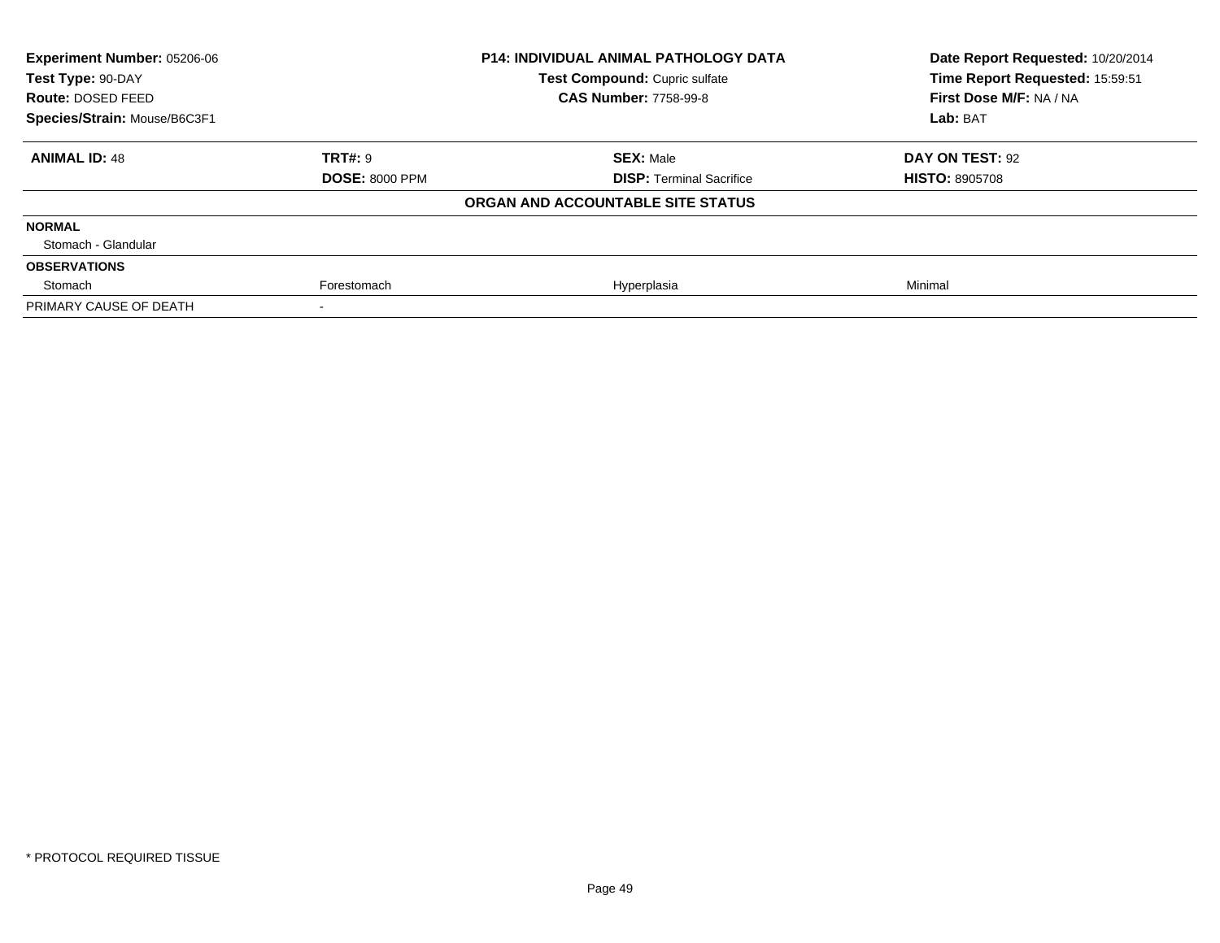| **Experiment Number:** 05206-06 | **P14: INDIVIDUAL ANIMAL PATHOLOGY DATA** | **Date Report Requested:** 10/20/2014 |
|---|---|---|
| **Test Type:** 90-DAY | **Test Compound:** Cupric sulfate | **Time Report Requested:** 15:59:51 |
| **Route:** DOSED FEED | **CAS Number:** 7758-99-8 | **First Dose M/F:** NA / NA |
| **Species/Strain:** Mouse/B6C3F1 | | **Lab:** BAT |

| **ANIMAL ID:** 48 | **TRT#:** 9 | **SEX:** Male | **DAY ON TEST:** 92 |
|---|---|---|---|
| | **DOSE:** 8000 PPM | **DISP:** Terminal Sacrifice | **HISTO:** 8905708 |
| | | **ORGAN AND ACCOUNTABLE SITE STATUS** | |
| **NORMAL** | | | |
| Stomach - Glandular | | | |
| **OBSERVATIONS** | | | |
| Stomach | Forestomach | Hyperplasia | Minimal |
| PRIMARY CAUSE OF DEATH | - | | |

\* PROTOCOL REQUIRED TISSUE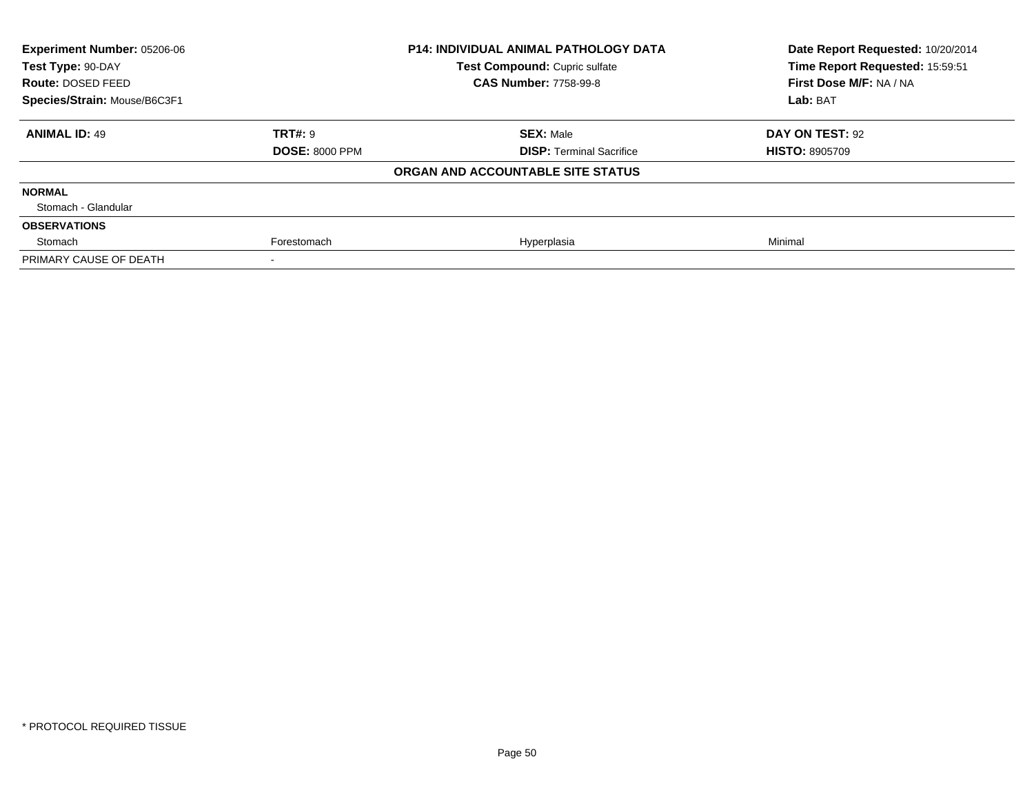| **Experiment Number:** 05206-06 | **P14: INDIVIDUAL ANIMAL PATHOLOGY DATA** | **Date Report Requested:** 10/20/2014 |
|---|---|---|
| **Test Type:** 90-DAY | **Test Compound:** Cupric sulfate | **Time Report Requested:** 15:59:51 |
| **Route:** DOSED FEED | **CAS Number:** 7758-99-8 | **First Dose M/F:** NA / NA |
| **Species/Strain:** Mouse/B6C3F1 | | **Lab:** BAT |

| **ANIMAL ID:** 49 | **TRT#:** 9 | **SEX:** Male | **DAY ON TEST:** 92 |
|---|---|---|---|
| | **DOSE:** 8000 PPM | **DISP:** Terminal Sacrifice | **HISTO:** 8905709 |
| | | **ORGAN AND ACCOUNTABLE SITE STATUS** | |
| **NORMAL** | | | |
| Stomach - Glandular | | | |
| **OBSERVATIONS** | | | |
| Stomach | Forestomach | Hyperplasia | Minimal |
| PRIMARY CAUSE OF DEATH | - | | |

* PROTOCOL REQUIRED TISSUE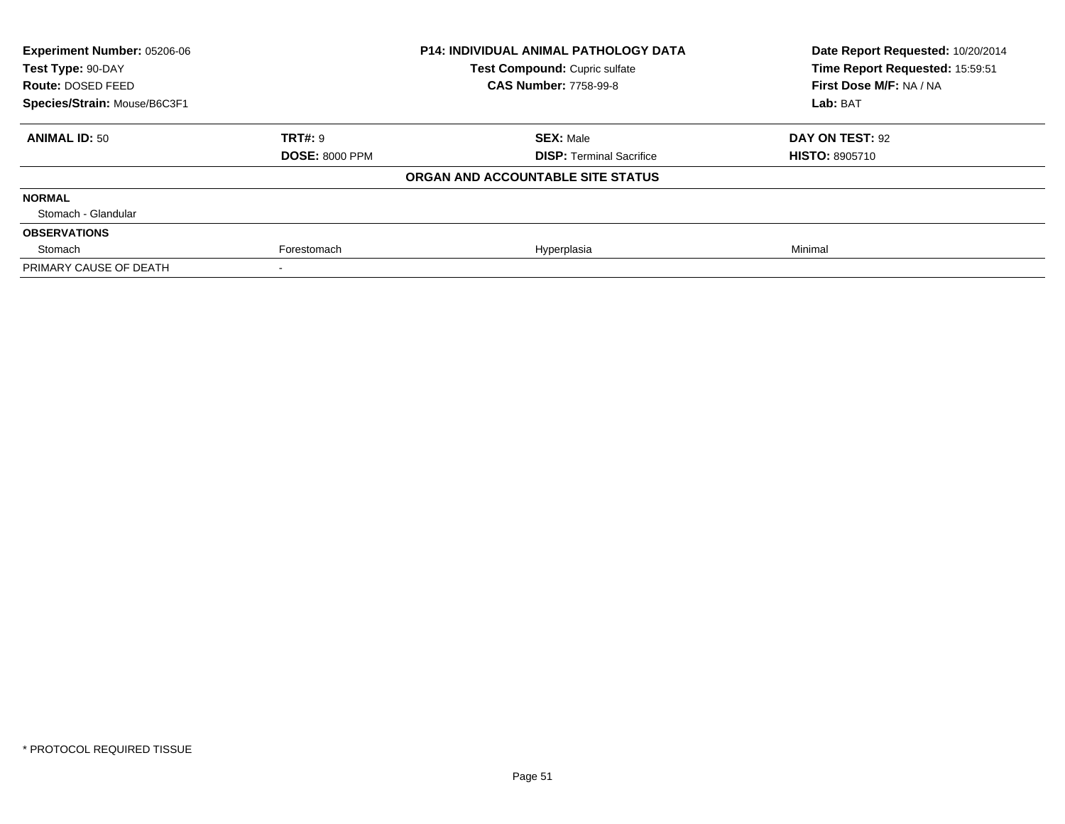| **Experiment Number:** 05206-06 | **P14: INDIVIDUAL ANIMAL PATHOLOGY DATA** | **Date Report Requested:** 10/20/2014 |
|---|---|---|
| **Test Type:** 90-DAY | **Test Compound:** Cupric sulfate | **Time Report Requested:** 15:59:51 |
| **Route:** DOSED FEED | **CAS Number:** 7758-99-8 | **First Dose M/F:** NA / NA |
| **Species/Strain:** Mouse/B6C3F1 | | **Lab:** BAT |

| **ANIMAL ID:** 50 | **TRT#:** 9 | **SEX:** Male | **DAY ON TEST:** 92 |
|---|---|---|---|
| | **DOSE:** 8000 PPM | **DISP:** Terminal Sacrifice | **HISTO:** 8905710 |
| | | **ORGAN AND ACCOUNTABLE SITE STATUS** | |
| **NORMAL** | | | |
| Stomach - Glandular | | | |
| **OBSERVATIONS** | | | |
| Stomach | Forestomach | Hyperplasia | Minimal |
| PRIMARY CAUSE OF DEATH | - | | |

* PROTOCOL REQUIRED TISSUE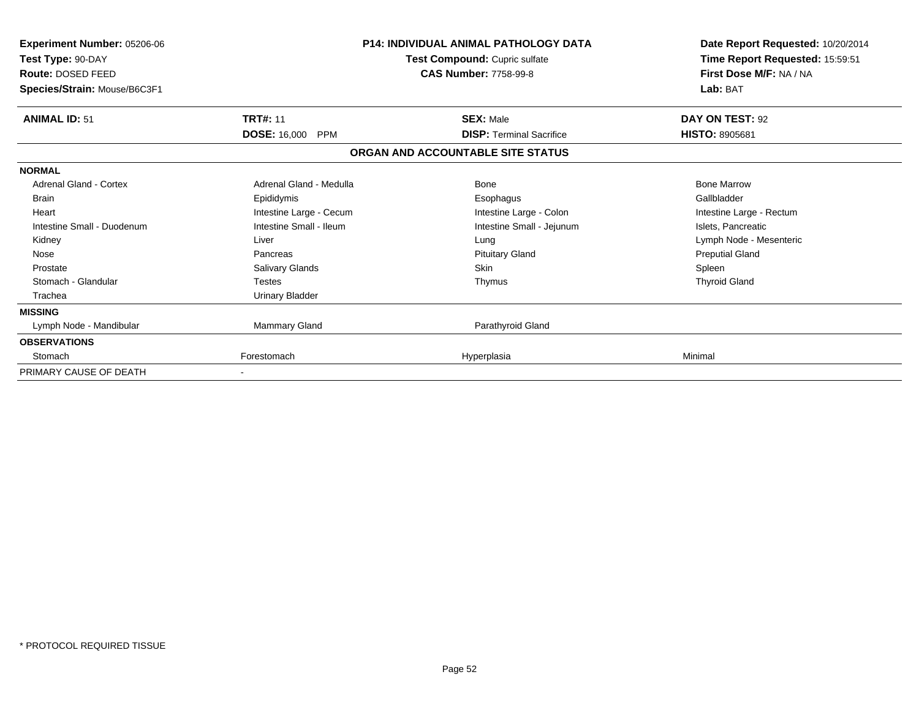**Experiment Number:** 05206-06
**Test Type:** 90-DAY
**Route:** DOSED FEED
**Species/Strain:** Mouse/B6C3F1

**P14: INDIVIDUAL ANIMAL PATHOLOGY DATA**
**Test Compound:** Cupric sulfate
**CAS Number:** 7758-99-8

**Date Report Requested:** 10/20/2014
**Time Report Requested:** 15:59:51
**First Dose M/F:** NA / NA
**Lab:** BAT

| **ANIMAL ID:** 51 | **TRT#:** 11 | **SEX:** Male | **DAY ON TEST:** 92 |
|---|---|---|---|
| | **DOSE:** 16,000 PPM | **DISP:** Terminal Sacrifice | **HISTO:** 8905681 |

## ORGAN AND ACCOUNTABLE SITE STATUS

| | | | |
|---|---|---|---|
| **NORMAL** | | | |
| Adrenal Gland - Cortex | Adrenal Gland - Medulla | Bone | Bone Marrow |
| Brain | Epididymis | Esophagus | Gallbladder |
| Heart | Intestine Large - Cecum | Intestine Large - Colon | Intestine Large - Rectum |
| Intestine Small - Duodenum | Intestine Small - Ileum | Intestine Small - Jejunum | Islets, Pancreatic |
| Kidney | Liver | Lung | Lymph Node - Mesenteric |
| Nose | Pancreas | Pituitary Gland | Preputial Gland |
| Prostate | Salivary Glands | Skin | Spleen |
| Stomach - Glandular | Testes | Thymus | Thyroid Gland |
| Trachea | Urinary Bladder | | |
| **MISSING** | | | |
| Lymph Node - Mandibular | Mammary Gland | Parathyroid Gland | |
| **OBSERVATIONS** | | | |
| Stomach | Forestomach | Hyperplasia | Minimal |
| PRIMARY CAUSE OF DEATH | - | | |

\* PROTOCOL REQUIRED TISSUE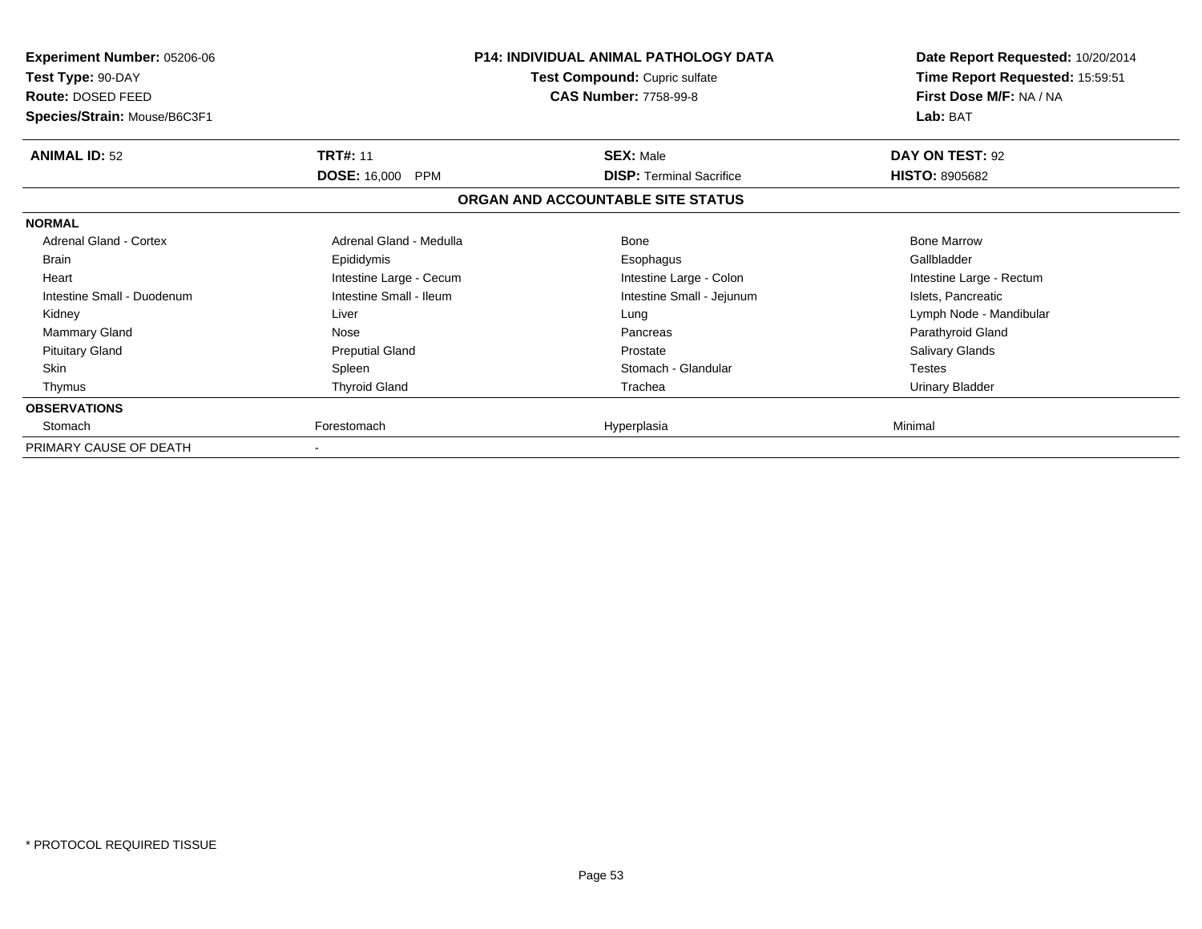**Experiment Number:** 05206-06
**Test Type:** 90-DAY
**Route:** DOSED FEED
**Species/Strain:** Mouse/B6C3F1

**P14: INDIVIDUAL ANIMAL PATHOLOGY DATA**
**Test Compound:** Cupric sulfate
**CAS Number:** 7758-99-8

**Date Report Requested:** 10/20/2014
**Time Report Requested:** 15:59:51
**First Dose M/F:** NA / NA
**Lab:** BAT

| **ANIMAL ID:** 52 | **TRT#:** 11 | **SEX:** Male | **DAY ON TEST:** 92 |
|---|---|---|---|
| | **DOSE:** 16,000 PPM | **DISP:** Terminal Sacrifice | **HISTO:** 8905682 |

**ORGAN AND ACCOUNTABLE SITE STATUS**

| | | | |
|---|---|---|---|
| **NORMAL** | | | |
| Adrenal Gland - Cortex | Adrenal Gland - Medulla | Bone | Bone Marrow |
| Brain | Epididymis | Esophagus | Gallbladder |
| Heart | Intestine Large - Cecum | Intestine Large - Colon | Intestine Large - Rectum |
| Intestine Small - Duodenum | Intestine Small - Ileum | Intestine Small - Jejunum | Islets, Pancreatic |
| Kidney | Liver | Lung | Lymph Node - Mandibular |
| Mammary Gland | Nose | Pancreas | Parathyroid Gland |
| Pituitary Gland | Preputial Gland | Prostate | Salivary Glands |
| Skin | Spleen | Stomach - Glandular | Testes |
| Thymus | Thyroid Gland | Trachea | Urinary Bladder |
| **OBSERVATIONS** | | | |
| Stomach | Forestomach | Hyperplasia | Minimal |
| PRIMARY CAUSE OF DEATH | - | | |

* PROTOCOL REQUIRED TISSUE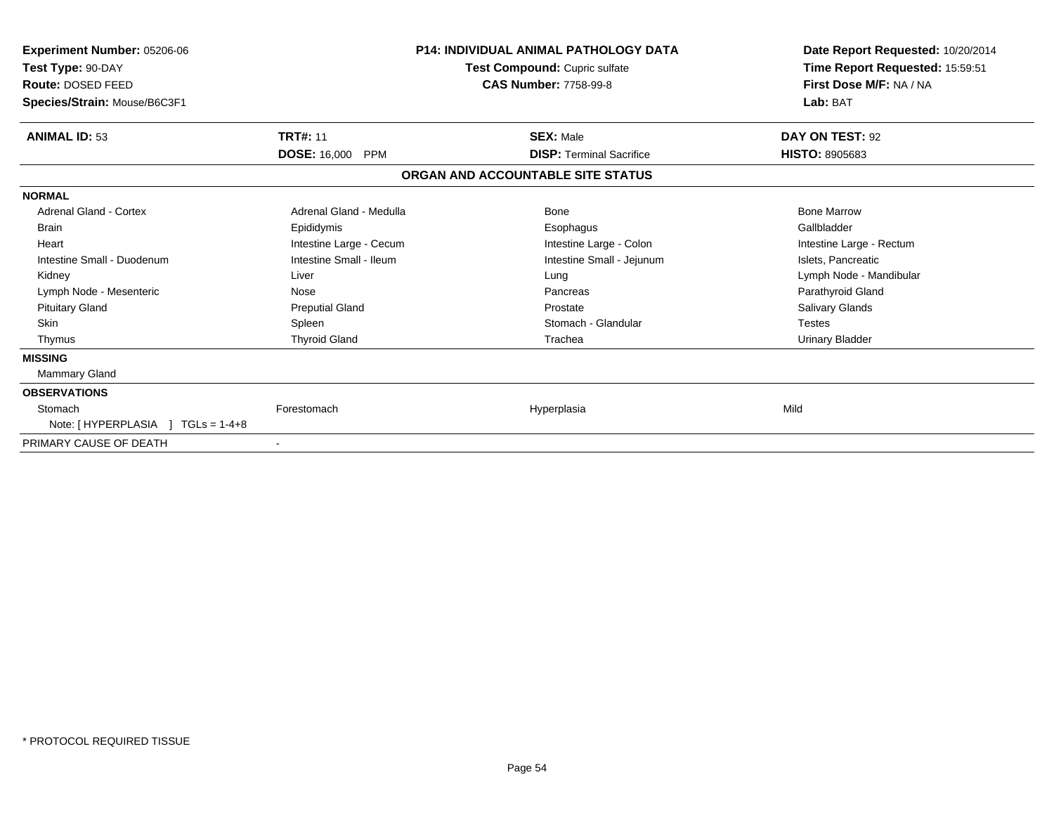**Experiment Number:** 05206-06
**Test Type:** 90-DAY
**Route:** DOSED FEED
**Species/Strain:** Mouse/B6C3F1

**P14: INDIVIDUAL ANIMAL PATHOLOGY DATA**
**Test Compound:** Cupric sulfate
**CAS Number:** 7758-99-8

**Date Report Requested:** 10/20/2014
**Time Report Requested:** 15:59:51
**First Dose M/F:** NA / NA
**Lab:** BAT

| **ANIMAL ID:** 53 | **TRT#:** 11 | **SEX:** Male | **DAY ON TEST:** 92 |
|---|---|---|---|
| | **DOSE:** 16,000 PPM | **DISP:** Terminal Sacrifice | **HISTO:** 8905683 |

**ORGAN AND ACCOUNTABLE SITE STATUS**

| | | | |
|---|---|---|---|
| **NORMAL** | | | |
| Adrenal Gland - Cortex | Adrenal Gland - Medulla | Bone | Bone Marrow |
| Brain | Epididymis | Esophagus | Gallbladder |
| Heart | Intestine Large - Cecum | Intestine Large - Colon | Intestine Large - Rectum |
| Intestine Small - Duodenum | Intestine Small - Ileum | Intestine Small - Jejunum | Islets, Pancreatic |
| Kidney | Liver | Lung | Lymph Node - Mandibular |
| Lymph Node - Mesenteric | Nose | Pancreas | Parathyroid Gland |
| Pituitary Gland | Preputial Gland | Prostate | Salivary Glands |
| Skin | Spleen | Stomach - Glandular | Testes |
| Thymus | Thyroid Gland | Trachea | Urinary Bladder |
| **MISSING** | | | |
| Mammary Gland | | | |
| **OBSERVATIONS** | | | |
| Stomach | Forestomach | Hyperplasia | Mild |
| Note: [ HYPERPLASIA ] TGLs = 1-4+8 | | | |
| PRIMARY CAUSE OF DEATH | - | | |

* PROTOCOL REQUIRED TISSUE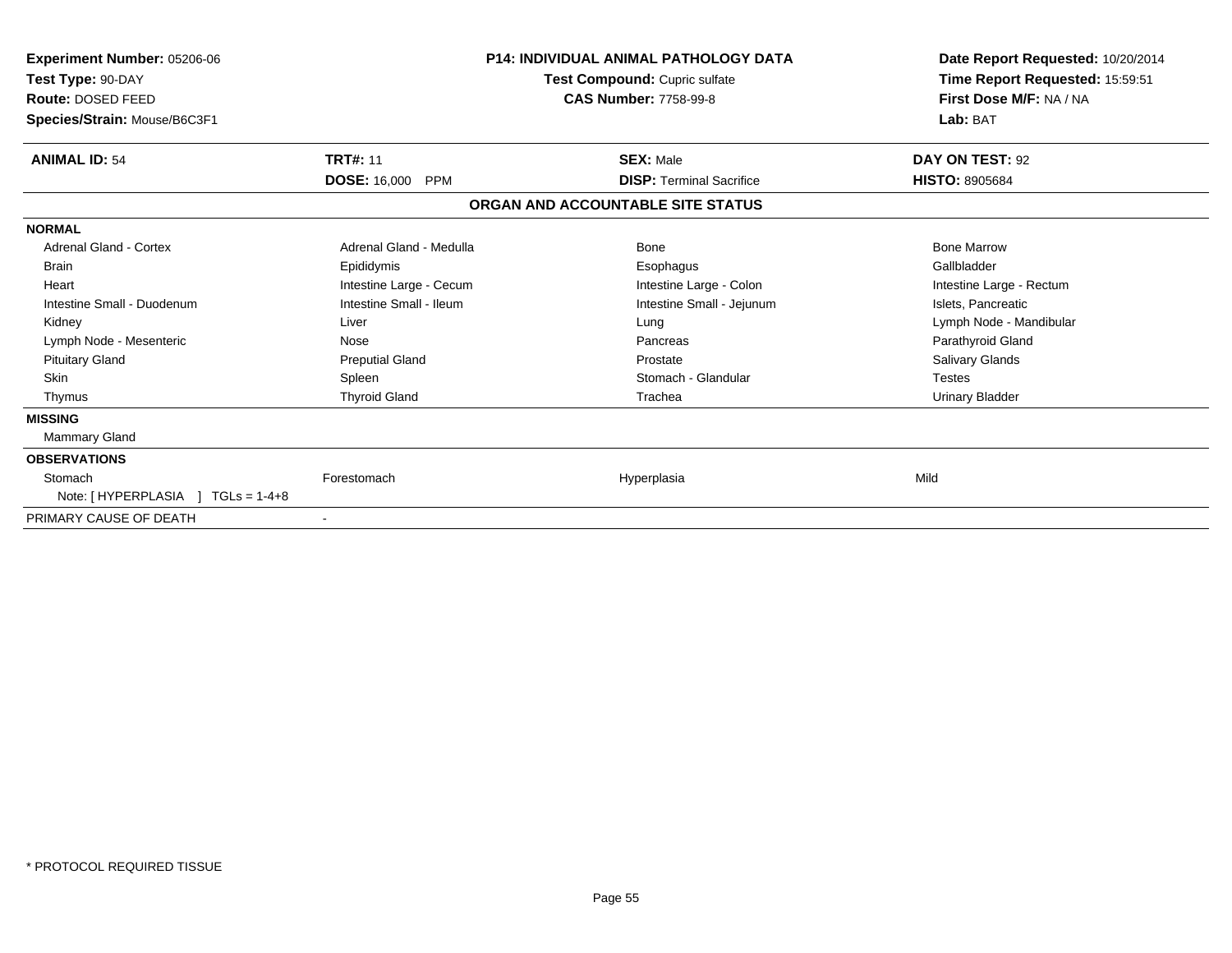**Experiment Number:** 05206-06
**Test Type:** 90-DAY
**Route:** DOSED FEED
**Species/Strain:** Mouse/B6C3F1

**P14: INDIVIDUAL ANIMAL PATHOLOGY DATA**
**Test Compound:** Cupric sulfate
**CAS Number:** 7758-99-8

**Date Report Requested:** 10/20/2014
**Time Report Requested:** 15:59:51
**First Dose M/F:** NA / NA
**Lab:** BAT

| **ANIMAL ID:** 54 | **TRT#:** 11 | **SEX:** Male | **DAY ON TEST:** 92 |
|---|---|---|---|
| | **DOSE:** 16,000 PPM | **DISP:** Terminal Sacrifice | **HISTO:** 8905684 |

### ORGAN AND ACCOUNTABLE SITE STATUS

| | | | |
|---|---|---|---|
| **NORMAL** | | | |
| Adrenal Gland - Cortex | Adrenal Gland - Medulla | Bone | Bone Marrow |
| Brain | Epididymis | Esophagus | Gallbladder |
| Heart | Intestine Large - Cecum | Intestine Large - Colon | Intestine Large - Rectum |
| Intestine Small - Duodenum | Intestine Small - Ileum | Intestine Small - Jejunum | Islets, Pancreatic |
| Kidney | Liver | Lung | Lymph Node - Mandibular |
| Lymph Node - Mesenteric | Nose | Pancreas | Parathyroid Gland |
| Pituitary Gland | Preputial Gland | Prostate | Salivary Glands |
| Skin | Spleen | Stomach - Glandular | Testes |
| Thymus | Thyroid Gland | Trachea | Urinary Bladder |
| **MISSING** | | | |
| Mammary Gland | | | |
| **OBSERVATIONS** | | | |
| Stomach | Forestomach | Hyperplasia | Mild |
| Note: [ HYPERPLASIA ] TGLs = 1-4+8 | | | |
| PRIMARY CAUSE OF DEATH | - | | |

* PROTOCOL REQUIRED TISSUE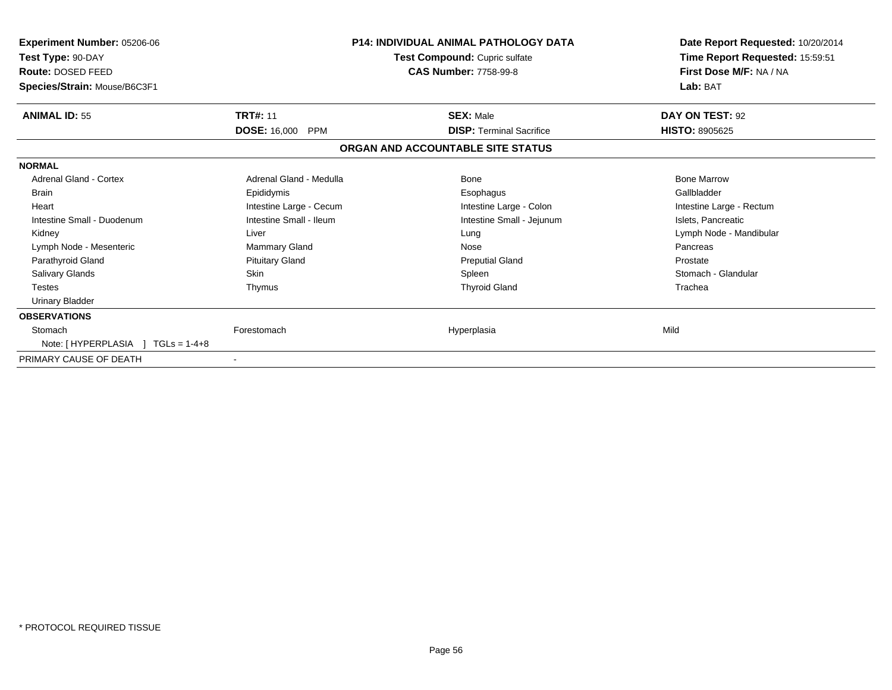| **Experiment Number:** 05206-06 | **P14: INDIVIDUAL ANIMAL PATHOLOGY DATA** | **Date Report Requested:** 10/20/2014 |
|---|---|---|
| **Test Type:** 90-DAY | **Test Compound:** Cupric sulfate | **Time Report Requested:** 15:59:51 |
| **Route:** DOSED FEED | **CAS Number:** 7758-99-8 | **First Dose M/F:** NA / NA |
| **Species/Strain:** Mouse/B6C3F1 | | **Lab:** BAT |

| **ANIMAL ID:** 55 | **TRT#:** 11 | **SEX:** Male | **DAY ON TEST:** 92 |
|---|---|---|---|
| | **DOSE:** 16,000 PPM | **DISP:** Terminal Sacrifice | **HISTO:** 8905625 |

## ORGAN AND ACCOUNTABLE SITE STATUS

| | | | |
|---|---|---|---|
| **NORMAL** | | | |
| Adrenal Gland - Cortex | Adrenal Gland - Medulla | Bone | Bone Marrow |
| Brain | Epididymis | Esophagus | Gallbladder |
| Heart | Intestine Large - Cecum | Intestine Large - Colon | Intestine Large - Rectum |
| Intestine Small - Duodenum | Intestine Small - Ileum | Intestine Small - Jejunum | Islets, Pancreatic |
| Kidney | Liver | Lung | Lymph Node - Mandibular |
| Lymph Node - Mesenteric | Mammary Gland | Nose | Pancreas |
| Parathyroid Gland | Pituitary Gland | Preputial Gland | Prostate |
| Salivary Glands | Skin | Spleen | Stomach - Glandular |
| Testes | Thymus | Thyroid Gland | Trachea |
| Urinary Bladder | | | |
| **OBSERVATIONS** | | | |
| Stomach | Forestomach | Hyperplasia | Mild |
| Note: [ HYPERPLASIA ] TGLs = 1-4+8 | | | |
| PRIMARY CAUSE OF DEATH | - | | |

\* PROTOCOL REQUIRED TISSUE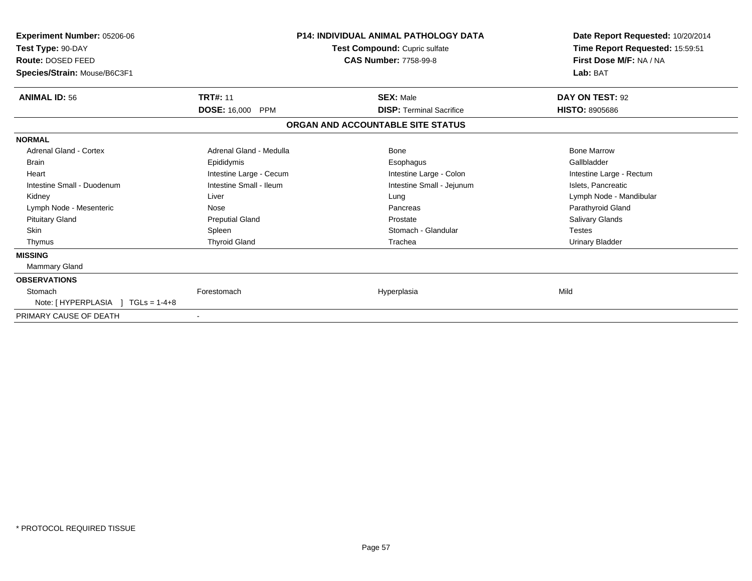**Experiment Number:** 05206-06
**Test Type:** 90-DAY
**Route:** DOSED FEED
**Species/Strain:** Mouse/B6C3F1

**P14: INDIVIDUAL ANIMAL PATHOLOGY DATA**
**Test Compound:** Cupric sulfate
**CAS Number:** 7758-99-8

**Date Report Requested:** 10/20/2014
**Time Report Requested:** 15:59:51
**First Dose M/F:** NA / NA
**Lab:** BAT

| **ANIMAL ID:** 56 | **TRT#:** 11 | **SEX:** Male | **DAY ON TEST:** 92 |
|---|---|---|---|
| | **DOSE:** 16,000 PPM | **DISP:** Terminal Sacrifice | **HISTO:** 8905686 |

**ORGAN AND ACCOUNTABLE SITE STATUS**

| | | | |
|---|---|---|---|
| **NORMAL** | | | |
| Adrenal Gland - Cortex | Adrenal Gland - Medulla | Bone | Bone Marrow |
| Brain | Epididymis | Esophagus | Gallbladder |
| Heart | Intestine Large - Cecum | Intestine Large - Colon | Intestine Large - Rectum |
| Intestine Small - Duodenum | Intestine Small - Ileum | Intestine Small - Jejunum | Islets, Pancreatic |
| Kidney | Liver | Lung | Lymph Node - Mandibular |
| Lymph Node - Mesenteric | Nose | Pancreas | Parathyroid Gland |
| Pituitary Gland | Preputial Gland | Prostate | Salivary Glands |
| Skin | Spleen | Stomach - Glandular | Testes |
| Thymus | Thyroid Gland | Trachea | Urinary Bladder |
| **MISSING** | | | |
| Mammary Gland | | | |
| **OBSERVATIONS** | | | |
| Stomach | Forestomach | Hyperplasia | Mild |
| Note: [ HYPERPLASIA ] TGLs = 1-4+8 | | | |
| PRIMARY CAUSE OF DEATH | - | | |

* PROTOCOL REQUIRED TISSUE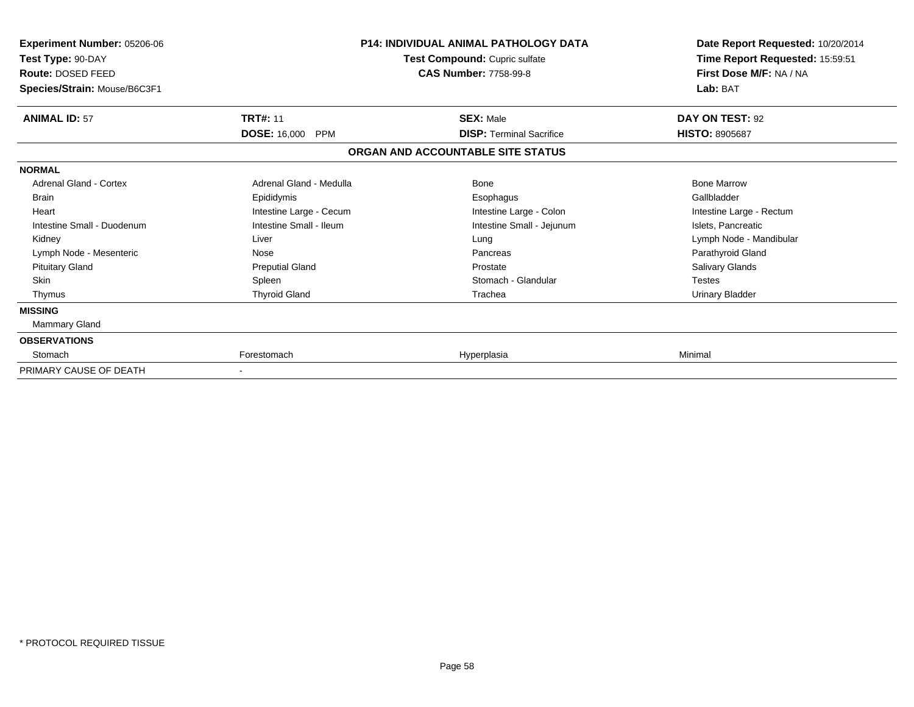**Experiment Number:** 05206-06
**Test Type:** 90-DAY
**Route:** DOSED FEED
**Species/Strain:** Mouse/B6C3F1

**P14: INDIVIDUAL ANIMAL PATHOLOGY DATA**
**Test Compound:** Cupric sulfate
**CAS Number:** 7758-99-8

**Date Report Requested:** 10/20/2014
**Time Report Requested:** 15:59:51
**First Dose M/F:** NA / NA
**Lab:** BAT

| **ANIMAL ID:** 57 | **TRT#:** 11 | **SEX:** Male | **DAY ON TEST:** 92 |
|---|---|---|---|
| | **DOSE:** 16,000 PPM | **DISP:** Terminal Sacrifice | **HISTO:** 8905687 |

**ORGAN AND ACCOUNTABLE SITE STATUS**

| | | | |
|---|---|---|---|
| **NORMAL** | | | |
| Adrenal Gland - Cortex | Adrenal Gland - Medulla | Bone | Bone Marrow |
| Brain | Epididymis | Esophagus | Gallbladder |
| Heart | Intestine Large - Cecum | Intestine Large - Colon | Intestine Large - Rectum |
| Intestine Small - Duodenum | Intestine Small - Ileum | Intestine Small - Jejunum | Islets, Pancreatic |
| Kidney | Liver | Lung | Lymph Node - Mandibular |
| Lymph Node - Mesenteric | Nose | Pancreas | Parathyroid Gland |
| Pituitary Gland | Preputial Gland | Prostate | Salivary Glands |
| Skin | Spleen | Stomach - Glandular | Testes |
| Thymus | Thyroid Gland | Trachea | Urinary Bladder |
| **MISSING** | | | |
| Mammary Gland | | | |
| **OBSERVATIONS** | | | |
| Stomach | Forestomach | Hyperplasia | Minimal |
| PRIMARY CAUSE OF DEATH | - | | |

* PROTOCOL REQUIRED TISSUE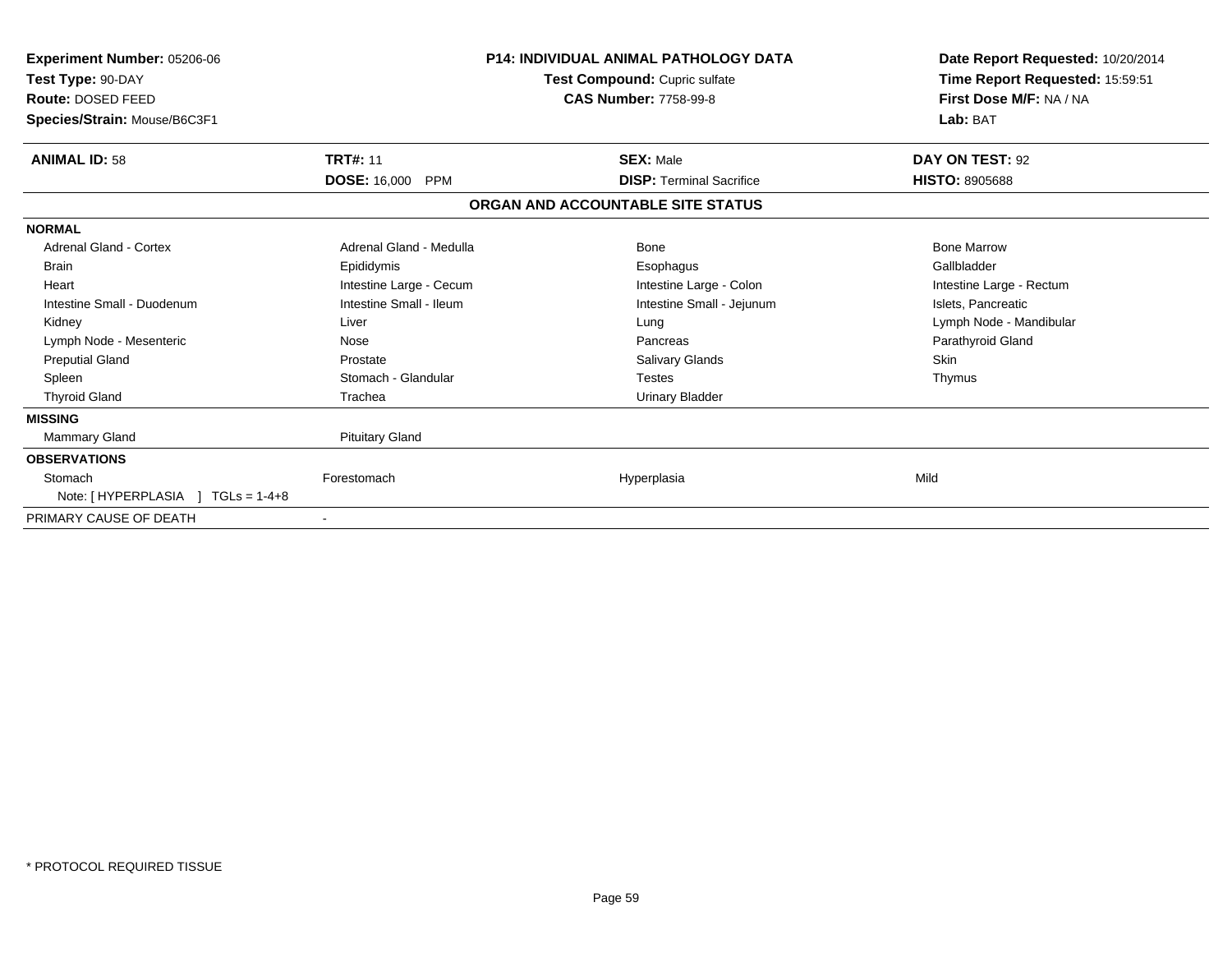**Experiment Number:** 05206-06
**Test Type:** 90-DAY
**Route:** DOSED FEED
**Species/Strain:** Mouse/B6C3F1

**P14: INDIVIDUAL ANIMAL PATHOLOGY DATA**
**Test Compound:** Cupric sulfate
**CAS Number:** 7758-99-8

**Date Report Requested:** 10/20/2014
**Time Report Requested:** 15:59:51
**First Dose M/F:** NA / NA
**Lab:** BAT

| **ANIMAL ID:** 58 | **TRT#:** 11 | **SEX:** Male | **DAY ON TEST:** 92 |
|---|---|---|---|
| | **DOSE:** 16,000 PPM | **DISP:** Terminal Sacrifice | **HISTO:** 8905688 |

## ORGAN AND ACCOUNTABLE SITE STATUS

| | | | |
|---|---|---|---|
| **NORMAL** | | | |
| Adrenal Gland - Cortex | Adrenal Gland - Medulla | Bone | Bone Marrow |
| Brain | Epididymis | Esophagus | Gallbladder |
| Heart | Intestine Large - Cecum | Intestine Large - Colon | Intestine Large - Rectum |
| Intestine Small - Duodenum | Intestine Small - Ileum | Intestine Small - Jejunum | Islets, Pancreatic |
| Kidney | Liver | Lung | Lymph Node - Mandibular |
| Lymph Node - Mesenteric | Nose | Pancreas | Parathyroid Gland |
| Preputial Gland | Prostate | Salivary Glands | Skin |
| Spleen | Stomach - Glandular | Testes | Thymus |
| Thyroid Gland | Trachea | Urinary Bladder | |
| **MISSING** | | | |
| Mammary Gland | Pituitary Gland | | |
| **OBSERVATIONS** | | | |
| Stomach | Forestomach | Hyperplasia | Mild |
| Note: [ HYPERPLASIA ] TGLs = 1-4+8 | | | |
| PRIMARY CAUSE OF DEATH | - | | |

* PROTOCOL REQUIRED TISSUE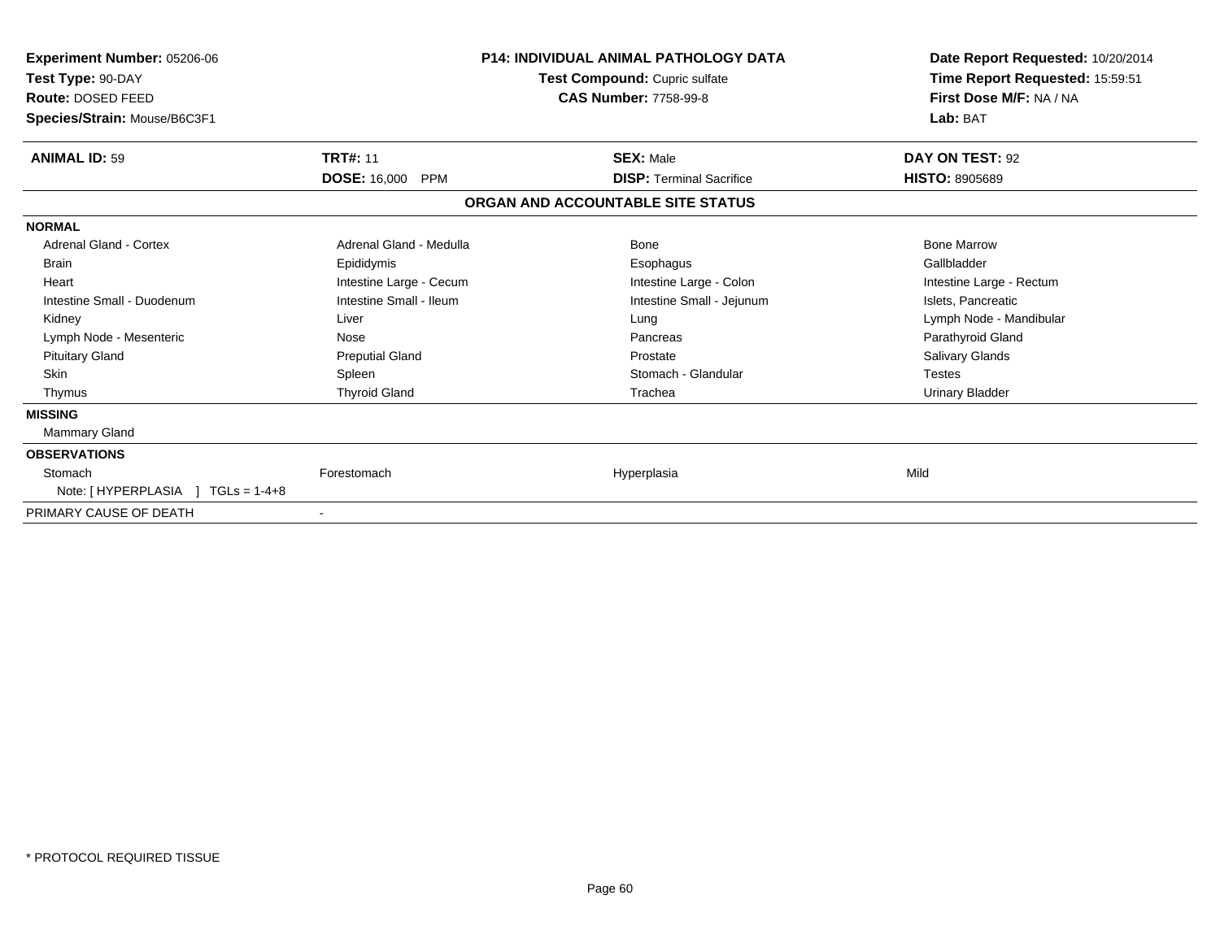**Experiment Number:** 05206-06
**Test Type:** 90-DAY
**Route:** DOSED FEED
**Species/Strain:** Mouse/B6C3F1

**P14: INDIVIDUAL ANIMAL PATHOLOGY DATA**
**Test Compound:** Cupric sulfate
**CAS Number:** 7758-99-8

**Date Report Requested:** 10/20/2014
**Time Report Requested:** 15:59:51
**First Dose M/F:** NA / NA
**Lab:** BAT

| **ANIMAL ID:** 59 | **TRT#:** 11 | **SEX:** Male | **DAY ON TEST:** 92 |
|---|---|---|---|
| | **DOSE:** 16,000 PPM | **DISP:** Terminal Sacrifice | **HISTO:** 8905689 |

## ORGAN AND ACCOUNTABLE SITE STATUS

| | | | |
|---|---|---|---|
| **NORMAL** | | | |
| Adrenal Gland - Cortex | Adrenal Gland - Medulla | Bone | Bone Marrow |
| Brain | Epididymis | Esophagus | Gallbladder |
| Heart | Intestine Large - Cecum | Intestine Large - Colon | Intestine Large - Rectum |
| Intestine Small - Duodenum | Intestine Small - Ileum | Intestine Small - Jejunum | Islets, Pancreatic |
| Kidney | Liver | Lung | Lymph Node - Mandibular |
| Lymph Node - Mesenteric | Nose | Pancreas | Parathyroid Gland |
| Pituitary Gland | Preputial Gland | Prostate | Salivary Glands |
| Skin | Spleen | Stomach - Glandular | Testes |
| Thymus | Thyroid Gland | Trachea | Urinary Bladder |
| **MISSING** | | | |
| Mammary Gland | | | |
| **OBSERVATIONS** | | | |
| Stomach | Forestomach | Hyperplasia | Mild |
| Note: [ HYPERPLASIA ] TGLs = 1-4+8 | | | |
| PRIMARY CAUSE OF DEATH | - | | |

* PROTOCOL REQUIRED TISSUE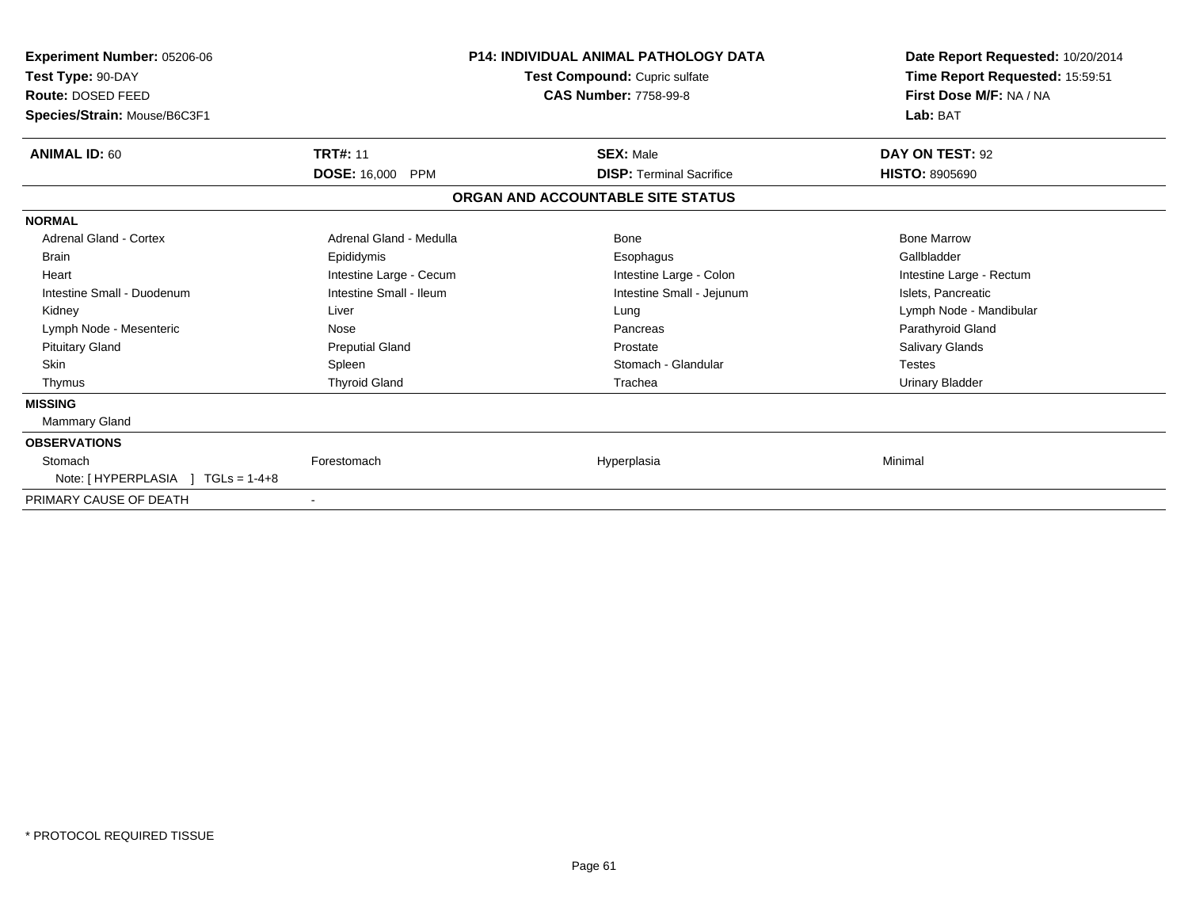**Experiment Number:** 05206-06
**Test Type:** 90-DAY
**Route:** DOSED FEED
**Species/Strain:** Mouse/B6C3F1

**P14: INDIVIDUAL ANIMAL PATHOLOGY DATA**
**Test Compound:** Cupric sulfate
**CAS Number:** 7758-99-8

**Date Report Requested:** 10/20/2014
**Time Report Requested:** 15:59:51
**First Dose M/F:** NA / NA
**Lab:** BAT

| **ANIMAL ID:** 60 | **TRT#:** 11 | **SEX:** Male | **DAY ON TEST:** 92 |
|---|---|---|---|
| | **DOSE:** 16,000 PPM | **DISP:** Terminal Sacrifice | **HISTO:** 8905690 |

## ORGAN AND ACCOUNTABLE SITE STATUS

| | | | |
|---|---|---|---|
| **NORMAL** | | | |
| Adrenal Gland - Cortex | Adrenal Gland - Medulla | Bone | Bone Marrow |
| Brain | Epididymis | Esophagus | Gallbladder |
| Heart | Intestine Large - Cecum | Intestine Large - Colon | Intestine Large - Rectum |
| Intestine Small - Duodenum | Intestine Small - Ileum | Intestine Small - Jejunum | Islets, Pancreatic |
| Kidney | Liver | Lung | Lymph Node - Mandibular |
| Lymph Node - Mesenteric | Nose | Pancreas | Parathyroid Gland |
| Pituitary Gland | Preputial Gland | Prostate | Salivary Glands |
| Skin | Spleen | Stomach - Glandular | Testes |
| Thymus | Thyroid Gland | Trachea | Urinary Bladder |
| **MISSING** | | | |
| Mammary Gland | | | |
| **OBSERVATIONS** | | | |
| Stomach | Forestomach | Hyperplasia | Minimal |
| Note: [ HYPERPLASIA ] TGLs = 1-4+8 | | | |
| PRIMARY CAUSE OF DEATH | - | | |

* PROTOCOL REQUIRED TISSUE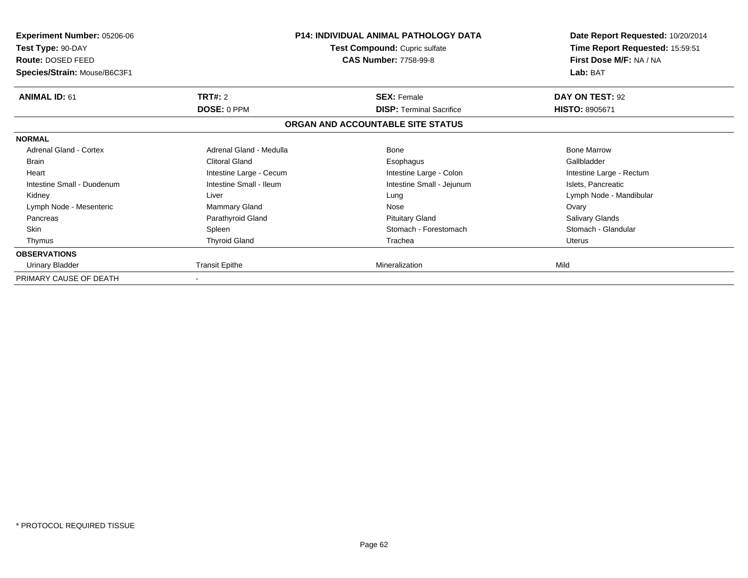**Experiment Number:** 05206-06
**Test Type:** 90-DAY
**Route:** DOSED FEED
**Species/Strain:** Mouse/B6C3F1

**P14: INDIVIDUAL ANIMAL PATHOLOGY DATA**
**Test Compound:** Cupric sulfate
**CAS Number:** 7758-99-8

**Date Report Requested:** 10/20/2014
**Time Report Requested:** 15:59:51
**First Dose M/F:** NA / NA
**Lab:** BAT

| **ANIMAL ID:** 61 | **TRT#:** 2 | **SEX:** Female | **DAY ON TEST:** 92 |
|---|---|---|---|
| | **DOSE:** 0 PPM | **DISP:** Terminal Sacrifice | **HISTO:** 8905671 |

**ORGAN AND ACCOUNTABLE SITE STATUS**

| | | | |
|---|---|---|---|
| **NORMAL** | | | |
| Adrenal Gland - Cortex | Adrenal Gland - Medulla | Bone | Bone Marrow |
| Brain | Clitoral Gland | Esophagus | Gallbladder |
| Heart | Intestine Large - Cecum | Intestine Large - Colon | Intestine Large - Rectum |
| Intestine Small - Duodenum | Intestine Small - Ileum | Intestine Small - Jejunum | Islets, Pancreatic |
| Kidney | Liver | Lung | Lymph Node - Mandibular |
| Lymph Node - Mesenteric | Mammary Gland | Nose | Ovary |
| Pancreas | Parathyroid Gland | Pituitary Gland | Salivary Glands |
| Skin | Spleen | Stomach - Forestomach | Stomach - Glandular |
| Thymus | Thyroid Gland | Trachea | Uterus |
| **OBSERVATIONS** | | | |
| Urinary Bladder | Transit Epithe | Mineralization | Mild |
| PRIMARY CAUSE OF DEATH | - | | |

* PROTOCOL REQUIRED TISSUE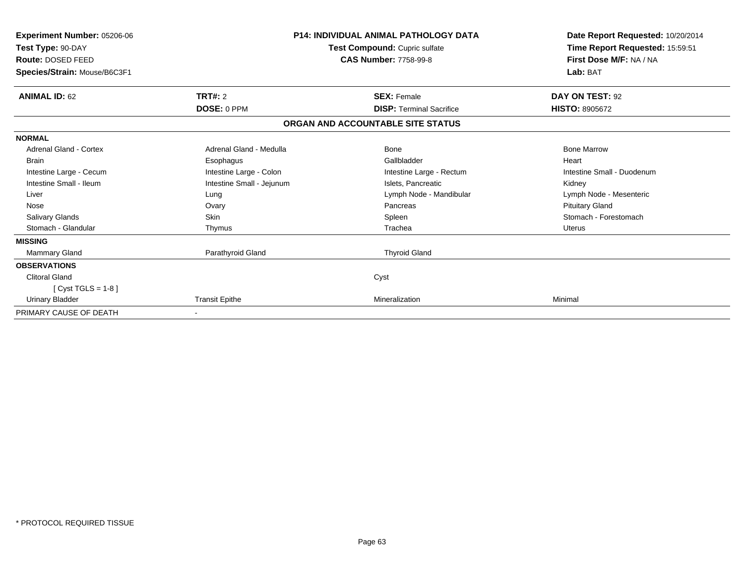**Experiment Number:** 05206-06
**Test Type:** 90-DAY
**Route:** DOSED FEED
**Species/Strain:** Mouse/B6C3F1

**P14: INDIVIDUAL ANIMAL PATHOLOGY DATA**
**Test Compound:** Cupric sulfate
**CAS Number:** 7758-99-8

**Date Report Requested:** 10/20/2014
**Time Report Requested:** 15:59:51
**First Dose M/F:** NA / NA
**Lab:** BAT

| **ANIMAL ID:** 62 | **TRT#:** 2 | **SEX:** Female | **DAY ON TEST:** 92 |
|---|---|---|---|
| | **DOSE:** 0 PPM | **DISP:** Terminal Sacrifice | **HISTO:** 8905672 |

**ORGAN AND ACCOUNTABLE SITE STATUS**

| | | | |
|---|---|---|---|
| **NORMAL** | | | |
| Adrenal Gland - Cortex | Adrenal Gland - Medulla | Bone | Bone Marrow |
| Brain | Esophagus | Gallbladder | Heart |
| Intestine Large - Cecum | Intestine Large - Colon | Intestine Large - Rectum | Intestine Small - Duodenum |
| Intestine Small - Ileum | Intestine Small - Jejunum | Islets, Pancreatic | Kidney |
| Liver | Lung | Lymph Node - Mandibular | Lymph Node - Mesenteric |
| Nose | Ovary | Pancreas | Pituitary Gland |
| Salivary Glands | Skin | Spleen | Stomach - Forestomach |
| Stomach - Glandular | Thymus | Trachea | Uterus |
| **MISSING** | | | |
| Mammary Gland | Parathyroid Gland | Thyroid Gland | |
| **OBSERVATIONS** | | | |
| Clitoral Gland | | Cyst | |
| [ Cyst TGLS = 1-8 ] | | | |
| Urinary Bladder | Transit Epithe | Mineralization | Minimal |
| PRIMARY CAUSE OF DEATH | - | | |

* PROTOCOL REQUIRED TISSUE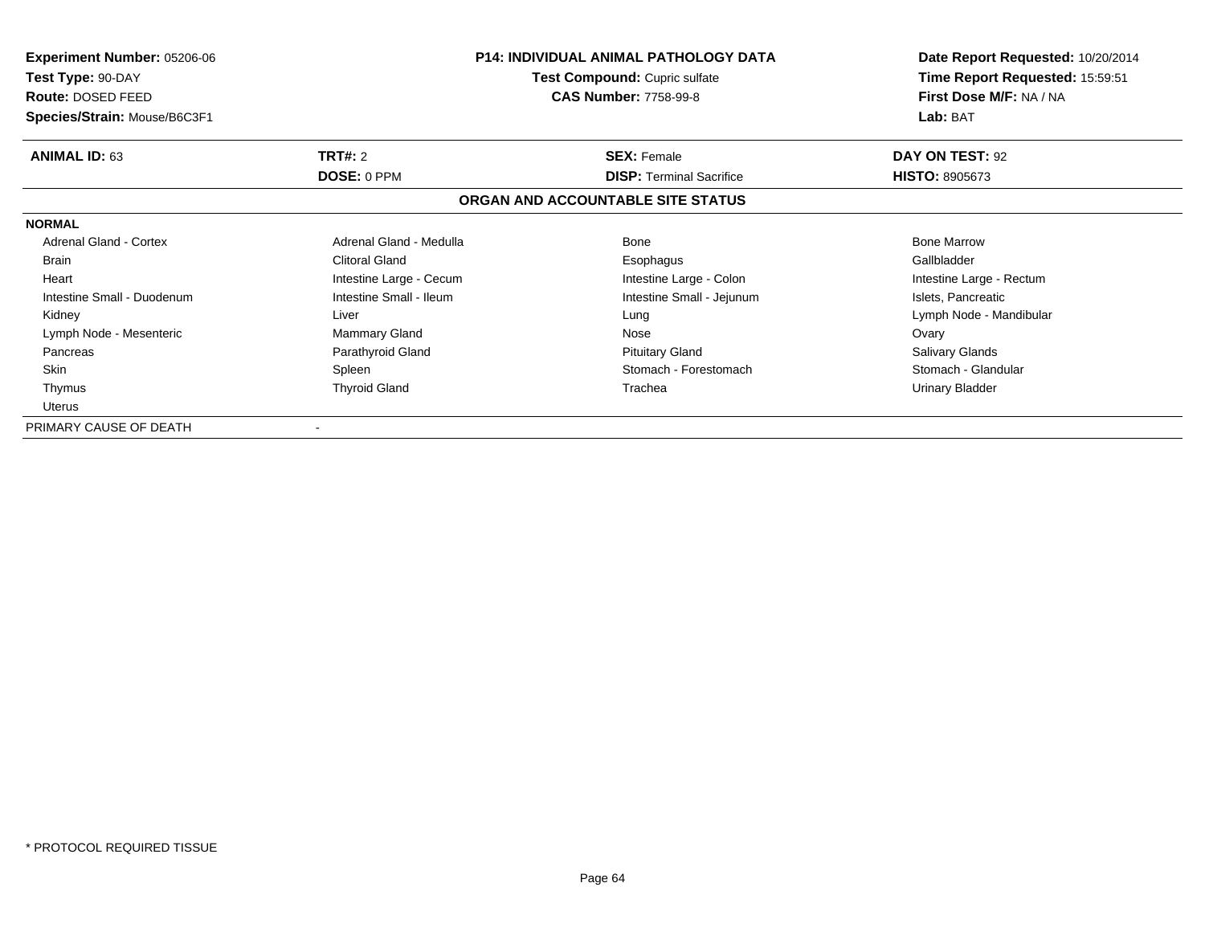**Experiment Number:** 05206-06
**Test Type:** 90-DAY
**Route:** DOSED FEED
**Species/Strain:** Mouse/B6C3F1

**P14: INDIVIDUAL ANIMAL PATHOLOGY DATA**
**Test Compound:** Cupric sulfate
**CAS Number:** 7758-99-8

**Date Report Requested:** 10/20/2014
**Time Report Requested:** 15:59:51
**First Dose M/F:** NA / NA
**Lab:** BAT

| **ANIMAL ID:** 63 | **TRT#:** 2 | **SEX:** Female | **DAY ON TEST:** 92 |
|---|---|---|---|
| | **DOSE:** 0 PPM | **DISP:** Terminal Sacrifice | **HISTO:** 8905673 |

## ORGAN AND ACCOUNTABLE SITE STATUS

**NORMAL**

| | | | |
|---|---|---|---|
| Adrenal Gland - Cortex | Adrenal Gland - Medulla | Bone | Bone Marrow |
| Brain | Clitoral Gland | Esophagus | Gallbladder |
| Heart | Intestine Large - Cecum | Intestine Large - Colon | Intestine Large - Rectum |
| Intestine Small - Duodenum | Intestine Small - Ileum | Intestine Small - Jejunum | Islets, Pancreatic |
| Kidney | Liver | Lung | Lymph Node - Mandibular |
| Lymph Node - Mesenteric | Mammary Gland | Nose | Ovary |
| Pancreas | Parathyroid Gland | Pituitary Gland | Salivary Glands |
| Skin | Spleen | Stomach - Forestomach | Stomach - Glandular |
| Thymus | Thyroid Gland | Trachea | Urinary Bladder |
| Uterus | | | |

PRIMARY CAUSE OF DEATH -

* PROTOCOL REQUIRED TISSUE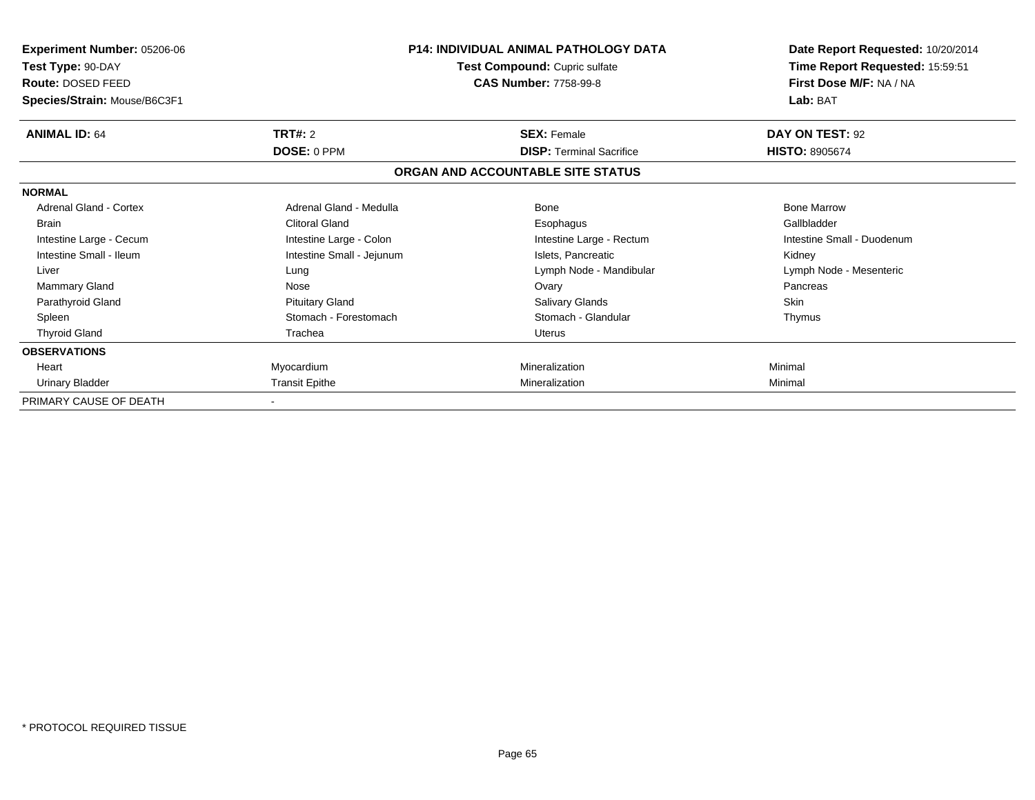**Experiment Number:** 05206-06
**Test Type:** 90-DAY
**Route:** DOSED FEED
**Species/Strain:** Mouse/B6C3F1

**P14: INDIVIDUAL ANIMAL PATHOLOGY DATA**
**Test Compound:** Cupric sulfate
**CAS Number:** 7758-99-8

**Date Report Requested:** 10/20/2014
**Time Report Requested:** 15:59:51
**First Dose M/F:** NA / NA
**Lab:** BAT

| **ANIMAL ID:** 64 | **TRT#:** 2 | **SEX:** Female | **DAY ON TEST:** 92 |
|---|---|---|---|
| | **DOSE:** 0 PPM | **DISP:** Terminal Sacrifice | **HISTO:** 8905674 |

## ORGAN AND ACCOUNTABLE SITE STATUS

| | | | |
|---|---|---|---|
| **NORMAL** | | | |
| Adrenal Gland - Cortex | Adrenal Gland - Medulla | Bone | Bone Marrow |
| Brain | Clitoral Gland | Esophagus | Gallbladder |
| Intestine Large - Cecum | Intestine Large - Colon | Intestine Large - Rectum | Intestine Small - Duodenum |
| Intestine Small - Ileum | Intestine Small - Jejunum | Islets, Pancreatic | Kidney |
| Liver | Lung | Lymph Node - Mandibular | Lymph Node - Mesenteric |
| Mammary Gland | Nose | Ovary | Pancreas |
| Parathyroid Gland | Pituitary Gland | Salivary Glands | Skin |
| Spleen | Stomach - Forestomach | Stomach - Glandular | Thymus |
| Thyroid Gland | Trachea | Uterus | |
| **OBSERVATIONS** | | | |
| Heart | Myocardium | Mineralization | Minimal |
| Urinary Bladder | Transit Epithe | Mineralization | Minimal |
| PRIMARY CAUSE OF DEATH | - | | |

* PROTOCOL REQUIRED TISSUE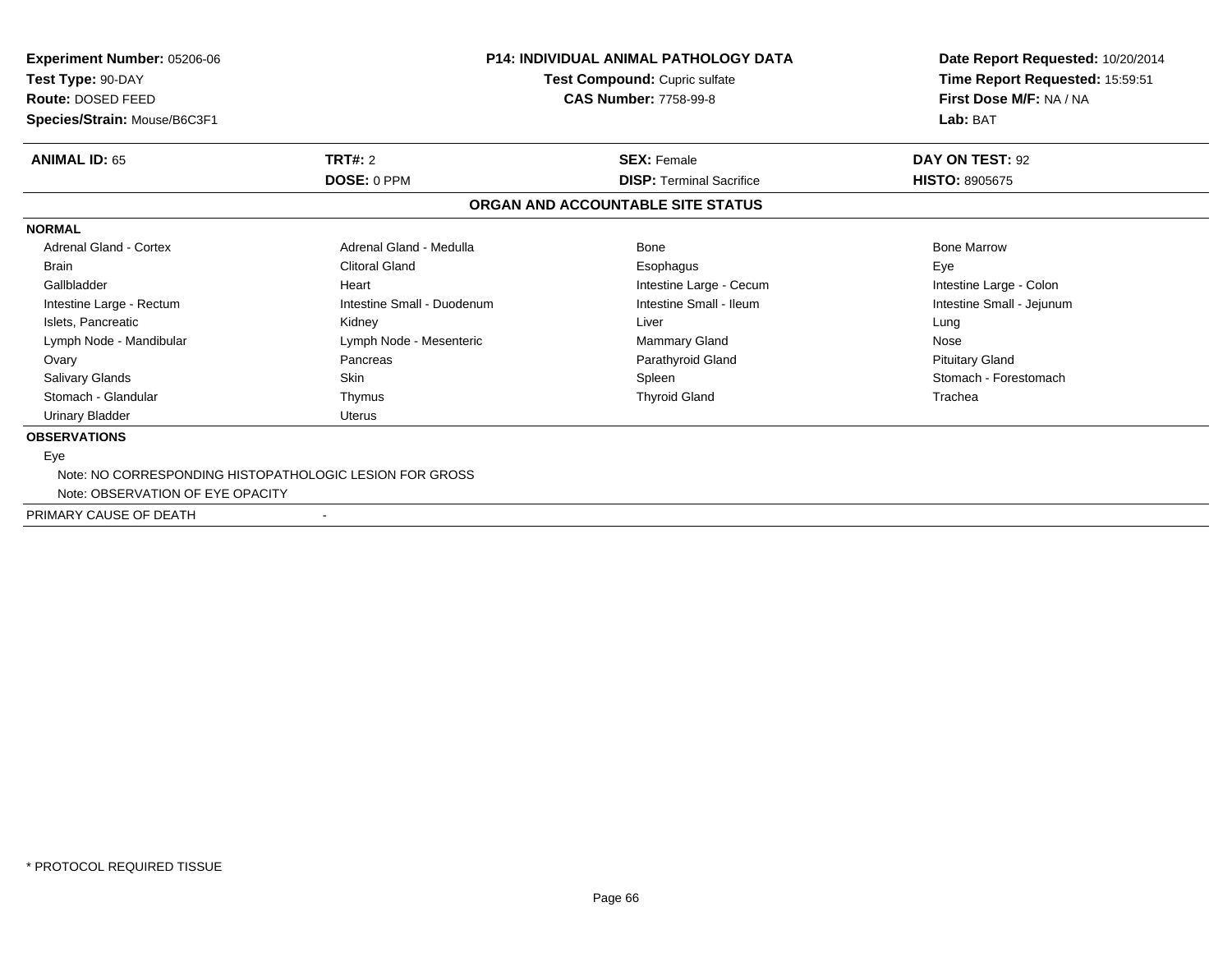**Experiment Number:** 05206-06
**Test Type:** 90-DAY
**Route:** DOSED FEED
**Species/Strain:** Mouse/B6C3F1

**P14: INDIVIDUAL ANIMAL PATHOLOGY DATA**
**Test Compound:** Cupric sulfate
**CAS Number:** 7758-99-8

**Date Report Requested:** 10/20/2014
**Time Report Requested:** 15:59:51
**First Dose M/F:** NA / NA
**Lab:** BAT

| **ANIMAL ID:** 65 | **TRT#:** 2 | **SEX:** Female | **DAY ON TEST:** 92 |
|---|---|---|---|
| | **DOSE:** 0 PPM | **DISP:** Terminal Sacrifice | **HISTO:** 8905675 |

## ORGAN AND ACCOUNTABLE SITE STATUS

**NORMAL**

| | | | |
|---|---|---|---|
| Adrenal Gland - Cortex | Adrenal Gland - Medulla | Bone | Bone Marrow |
| Brain | Clitoral Gland | Esophagus | Eye |
| Gallbladder | Heart | Intestine Large - Cecum | Intestine Large - Colon |
| Intestine Large - Rectum | Intestine Small - Duodenum | Intestine Small - Ileum | Intestine Small - Jejunum |
| Islets, Pancreatic | Kidney | Liver | Lung |
| Lymph Node - Mandibular | Lymph Node - Mesenteric | Mammary Gland | Nose |
| Ovary | Pancreas | Parathyroid Gland | Pituitary Gland |
| Salivary Glands | Skin | Spleen | Stomach - Forestomach |
| Stomach - Glandular | Thymus | Thyroid Gland | Trachea |
| Urinary Bladder | Uterus | | |

**OBSERVATIONS**

Eye
- Note: NO CORRESPONDING HISTOPATHOLOGIC LESION FOR GROSS
- Note: OBSERVATION OF EYE OPACITY

PRIMARY CAUSE OF DEATH -

* PROTOCOL REQUIRED TISSUE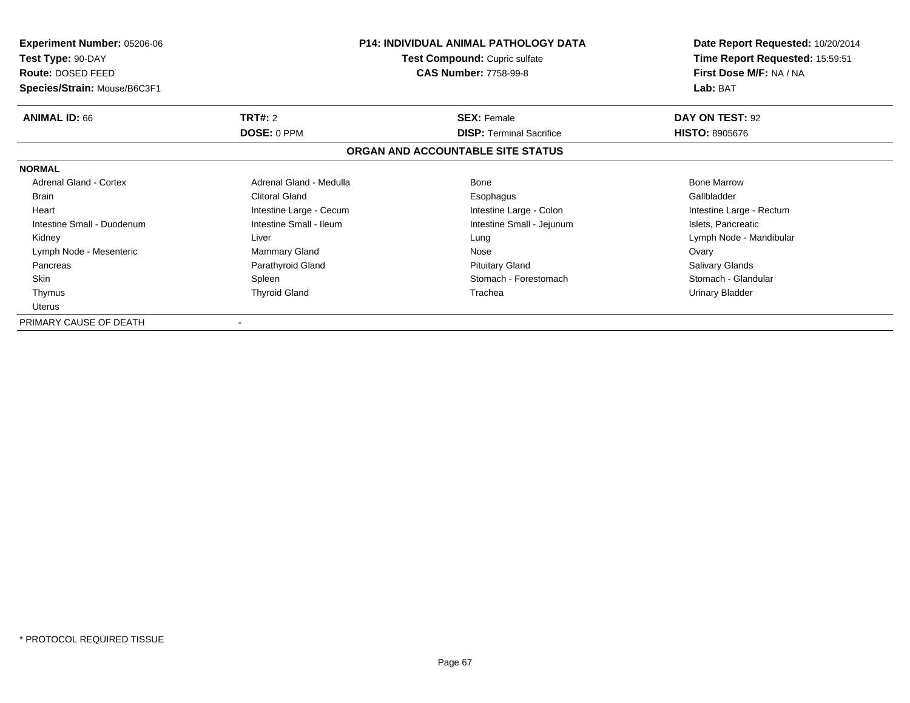**Experiment Number:** 05206-06
**Test Type:** 90-DAY
**Route:** DOSED FEED
**Species/Strain:** Mouse/B6C3F1

**P14: INDIVIDUAL ANIMAL PATHOLOGY DATA**
**Test Compound:** Cupric sulfate
**CAS Number:** 7758-99-8

**Date Report Requested:** 10/20/2014
**Time Report Requested:** 15:59:51
**First Dose M/F:** NA / NA
**Lab:** BAT

| **ANIMAL ID:** 66 | **TRT#:** 2 | **SEX:** Female | **DAY ON TEST:** 92 |
|---|---|---|---|
| | **DOSE:** 0 PPM | **DISP:** Terminal Sacrifice | **HISTO:** 8905676 |

## ORGAN AND ACCOUNTABLE SITE STATUS

**NORMAL**

| | | | |
|---|---|---|---|
| Adrenal Gland - Cortex | Adrenal Gland - Medulla | Bone | Bone Marrow |
| Brain | Clitoral Gland | Esophagus | Gallbladder |
| Heart | Intestine Large - Cecum | Intestine Large - Colon | Intestine Large - Rectum |
| Intestine Small - Duodenum | Intestine Small - Ileum | Intestine Small - Jejunum | Islets, Pancreatic |
| Kidney | Liver | Lung | Lymph Node - Mandibular |
| Lymph Node - Mesenteric | Mammary Gland | Nose | Ovary |
| Pancreas | Parathyroid Gland | Pituitary Gland | Salivary Glands |
| Skin | Spleen | Stomach - Forestomach | Stomach - Glandular |
| Thymus | Thyroid Gland | Trachea | Urinary Bladder |
| Uterus | | | |

PRIMARY CAUSE OF DEATH -

\* PROTOCOL REQUIRED TISSUE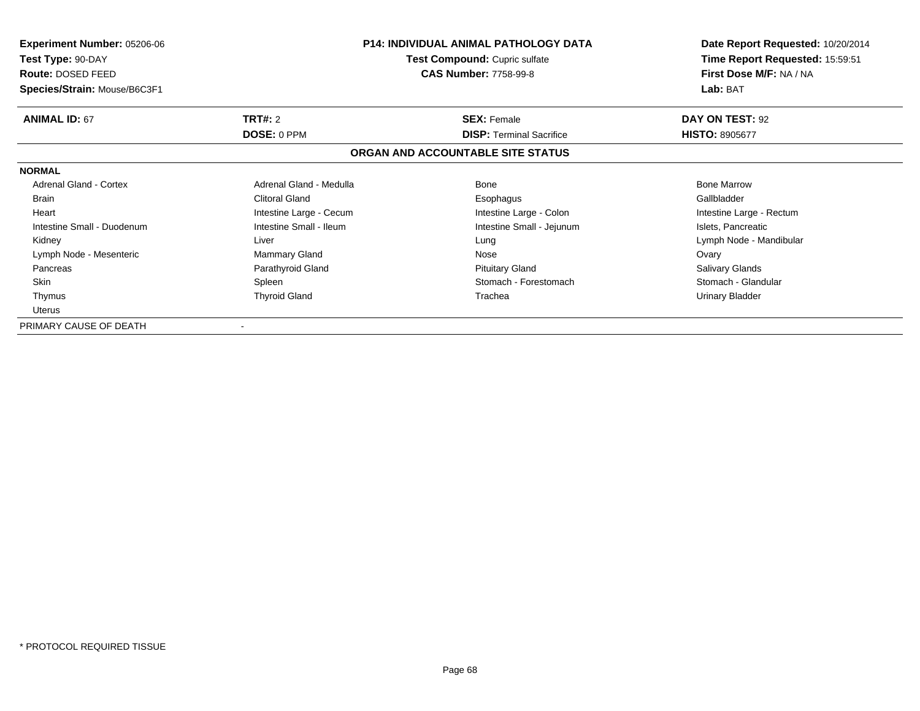**Experiment Number:** 05206-06
**Test Type:** 90-DAY
**Route:** DOSED FEED
**Species/Strain:** Mouse/B6C3F1

**P14: INDIVIDUAL ANIMAL PATHOLOGY DATA**
**Test Compound:** Cupric sulfate
**CAS Number:** 7758-99-8

**Date Report Requested:** 10/20/2014
**Time Report Requested:** 15:59:51
**First Dose M/F:** NA / NA
**Lab:** BAT

| **ANIMAL ID:** 67 | **TRT#:** 2 | **SEX:** Female | **DAY ON TEST:** 92 |
|---|---|---|---|
| | **DOSE:** 0 PPM | **DISP:** Terminal Sacrifice | **HISTO:** 8905677 |

## ORGAN AND ACCOUNTABLE SITE STATUS

**NORMAL**

| | | | |
|---|---|---|---|
| Adrenal Gland - Cortex | Adrenal Gland - Medulla | Bone | Bone Marrow |
| Brain | Clitoral Gland | Esophagus | Gallbladder |
| Heart | Intestine Large - Cecum | Intestine Large - Colon | Intestine Large - Rectum |
| Intestine Small - Duodenum | Intestine Small - Ileum | Intestine Small - Jejunum | Islets, Pancreatic |
| Kidney | Liver | Lung | Lymph Node - Mandibular |
| Lymph Node - Mesenteric | Mammary Gland | Nose | Ovary |
| Pancreas | Parathyroid Gland | Pituitary Gland | Salivary Glands |
| Skin | Spleen | Stomach - Forestomach | Stomach - Glandular |
| Thymus | Thyroid Gland | Trachea | Urinary Bladder |
| Uterus | | | |

PRIMARY CAUSE OF DEATH -

* PROTOCOL REQUIRED TISSUE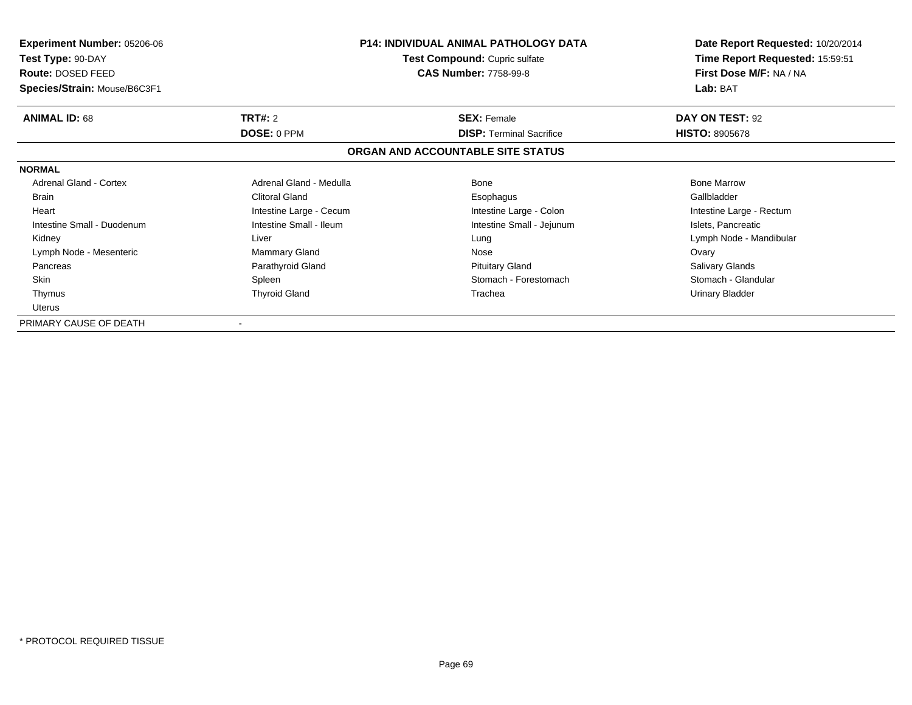**Experiment Number:** 05206-06
**Test Type:** 90-DAY
**Route:** DOSED FEED
**Species/Strain:** Mouse/B6C3F1

**P14: INDIVIDUAL ANIMAL PATHOLOGY DATA**
**Test Compound:** Cupric sulfate
**CAS Number:** 7758-99-8

**Date Report Requested:** 10/20/2014
**Time Report Requested:** 15:59:51
**First Dose M/F:** NA / NA
**Lab:** BAT

| **ANIMAL ID:** 68 | **TRT#:** 2 | **SEX:** Female | **DAY ON TEST:** 92 |
|---|---|---|---|
| | **DOSE:** 0 PPM | **DISP:** Terminal Sacrifice | **HISTO:** 8905678 |

### ORGAN AND ACCOUNTABLE SITE STATUS

**NORMAL**

| | | | |
|---|---|---|---|
| Adrenal Gland - Cortex | Adrenal Gland - Medulla | Bone | Bone Marrow |
| Brain | Clitoral Gland | Esophagus | Gallbladder |
| Heart | Intestine Large - Cecum | Intestine Large - Colon | Intestine Large - Rectum |
| Intestine Small - Duodenum | Intestine Small - Ileum | Intestine Small - Jejunum | Islets, Pancreatic |
| Kidney | Liver | Lung | Lymph Node - Mandibular |
| Lymph Node - Mesenteric | Mammary Gland | Nose | Ovary |
| Pancreas | Parathyroid Gland | Pituitary Gland | Salivary Glands |
| Skin | Spleen | Stomach - Forestomach | Stomach - Glandular |
| Thymus | Thyroid Gland | Trachea | Urinary Bladder |
| Uterus | | | |

PRIMARY CAUSE OF DEATH -

* PROTOCOL REQUIRED TISSUE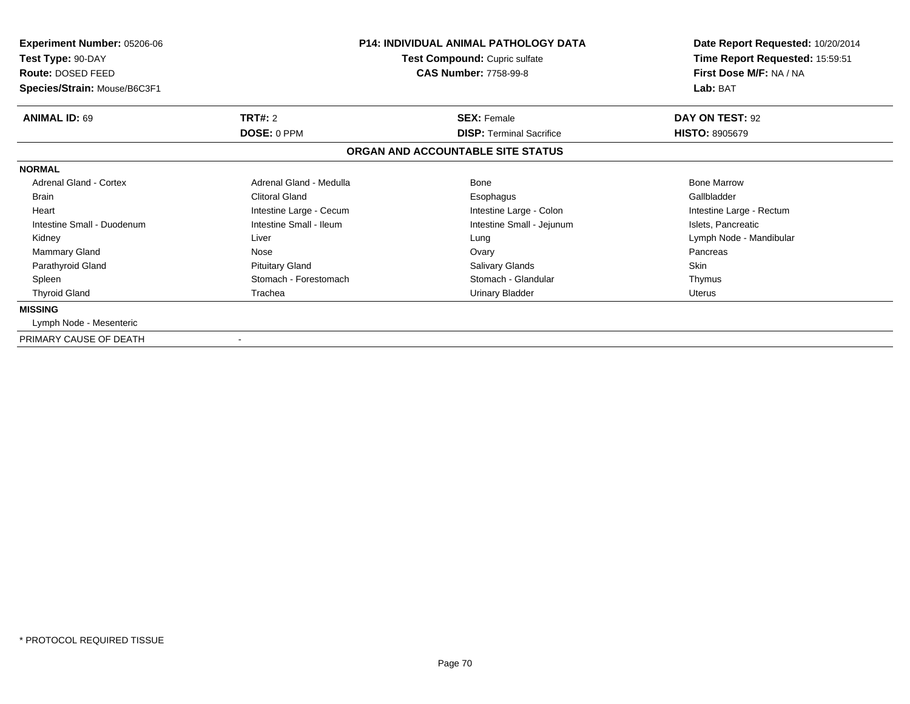**Experiment Number:** 05206-06
**Test Type:** 90-DAY
**Route:** DOSED FEED
**Species/Strain:** Mouse/B6C3F1

**P14: INDIVIDUAL ANIMAL PATHOLOGY DATA**
**Test Compound:** Cupric sulfate
**CAS Number:** 7758-99-8

**Date Report Requested:** 10/20/2014
**Time Report Requested:** 15:59:51
**First Dose M/F:** NA / NA
**Lab:** BAT

| **ANIMAL ID:** 69 | **TRT#:** 2 | **SEX:** Female | **DAY ON TEST:** 92 |
|---|---|---|---|
| | **DOSE:** 0 PPM | **DISP:** Terminal Sacrifice | **HISTO:** 8905679 |

**ORGAN AND ACCOUNTABLE SITE STATUS**

**NORMAL**

| | | | |
|---|---|---|---|
| Adrenal Gland - Cortex | Adrenal Gland - Medulla | Bone | Bone Marrow |
| Brain | Clitoral Gland | Esophagus | Gallbladder |
| Heart | Intestine Large - Cecum | Intestine Large - Colon | Intestine Large - Rectum |
| Intestine Small - Duodenum | Intestine Small - Ileum | Intestine Small - Jejunum | Islets, Pancreatic |
| Kidney | Liver | Lung | Lymph Node - Mandibular |
| Mammary Gland | Nose | Ovary | Pancreas |
| Parathyroid Gland | Pituitary Gland | Salivary Glands | Skin |
| Spleen | Stomach - Forestomach | Stomach - Glandular | Thymus |
| Thyroid Gland | Trachea | Urinary Bladder | Uterus |

**MISSING**

Lymph Node - Mesenteric

PRIMARY CAUSE OF DEATH -

\* PROTOCOL REQUIRED TISSUE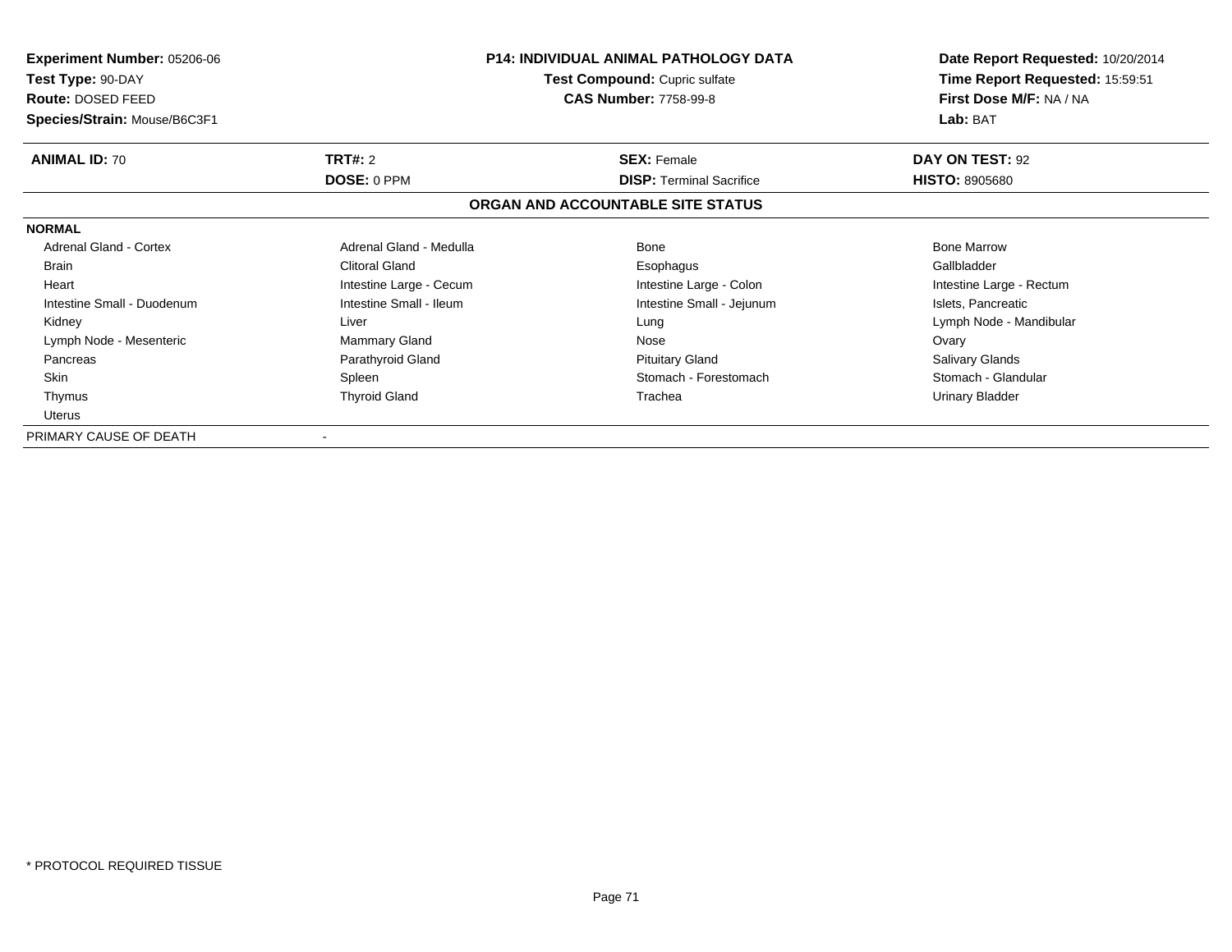**Experiment Number:** 05206-06
**Test Type:** 90-DAY
**Route:** DOSED FEED
**Species/Strain:** Mouse/B6C3F1

**P14: INDIVIDUAL ANIMAL PATHOLOGY DATA**
**Test Compound:** Cupric sulfate
**CAS Number:** 7758-99-8

**Date Report Requested:** 10/20/2014
**Time Report Requested:** 15:59:51
**First Dose M/F:** NA / NA
**Lab:** BAT

| **ANIMAL ID:** 70 | **TRT#:** 2 | **SEX:** Female | **DAY ON TEST:** 92 |
|---|---|---|---|
| | **DOSE:** 0 PPM | **DISP:** Terminal Sacrifice | **HISTO:** 8905680 |

## ORGAN AND ACCOUNTABLE SITE STATUS

**NORMAL**

| | | | |
|---|---|---|---|
| Adrenal Gland - Cortex | Adrenal Gland - Medulla | Bone | Bone Marrow |
| Brain | Clitoral Gland | Esophagus | Gallbladder |
| Heart | Intestine Large - Cecum | Intestine Large - Colon | Intestine Large - Rectum |
| Intestine Small - Duodenum | Intestine Small - Ileum | Intestine Small - Jejunum | Islets, Pancreatic |
| Kidney | Liver | Lung | Lymph Node - Mandibular |
| Lymph Node - Mesenteric | Mammary Gland | Nose | Ovary |
| Pancreas | Parathyroid Gland | Pituitary Gland | Salivary Glands |
| Skin | Spleen | Stomach - Forestomach | Stomach - Glandular |
| Thymus | Thyroid Gland | Trachea | Urinary Bladder |
| Uterus | | | |

PRIMARY CAUSE OF DEATH -

* PROTOCOL REQUIRED TISSUE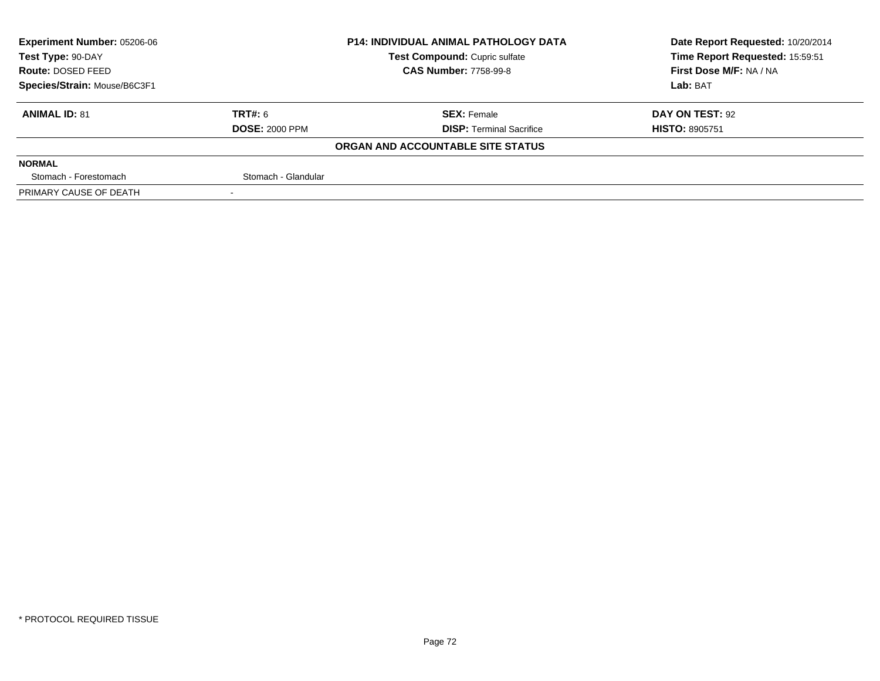| Experiment Number: 05206-06 | P14: INDIVIDUAL ANIMAL PATHOLOGY DATA | Date Report Requested: 10/20/2014 |
|---|---|---|
| Test Type: 90-DAY | Test Compound: Cupric sulfate | Time Report Requested: 15:59:51 |
| Route: DOSED FEED | CAS Number: 7758-99-8 | First Dose M/F: NA / NA |
| Species/Strain: Mouse/B6C3F1 | | Lab: BAT |

| ANIMAL ID: 81 | TRT#: 6 | SEX: Female | DAY ON TEST: 92 |
|---|---|---|---|
| | DOSE: 2000 PPM | DISP: Terminal Sacrifice | HISTO: 8905751 |

**ORGAN AND ACCOUNTABLE SITE STATUS**

| NORMAL | |
|---|---|
| Stomach - Forestomach | Stomach - Glandular |
| PRIMARY CAUSE OF DEATH | - |

* PROTOCOL REQUIRED TISSUE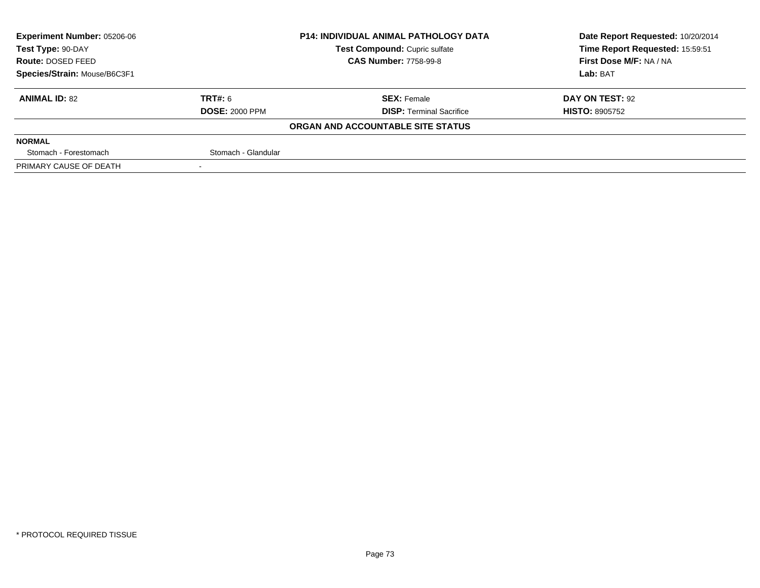| **Experiment Number:** 05206-06 | **P14: INDIVIDUAL ANIMAL PATHOLOGY DATA** | **Date Report Requested:** 10/20/2014 |
|---|---|---|
| **Test Type:** 90-DAY | **Test Compound:** Cupric sulfate | **Time Report Requested:** 15:59:51 |
| **Route:** DOSED FEED | **CAS Number:** 7758-99-8 | **First Dose M/F:** NA / NA |
| **Species/Strain:** Mouse/B6C3F1 | | **Lab:** BAT |

| **ANIMAL ID:** 82 | **TRT#:** 6 | **SEX:** Female | **DAY ON TEST:** 92 |
|---|---|---|---|
| | **DOSE:** 2000 PPM | **DISP:** Terminal Sacrifice | **HISTO:** 8905752 |

**ORGAN AND ACCOUNTABLE SITE STATUS**

| **NORMAL** | |
|---|---|
| Stomach - Forestomach | Stomach - Glandular |
| PRIMARY CAUSE OF DEATH | - |

\* PROTOCOL REQUIRED TISSUE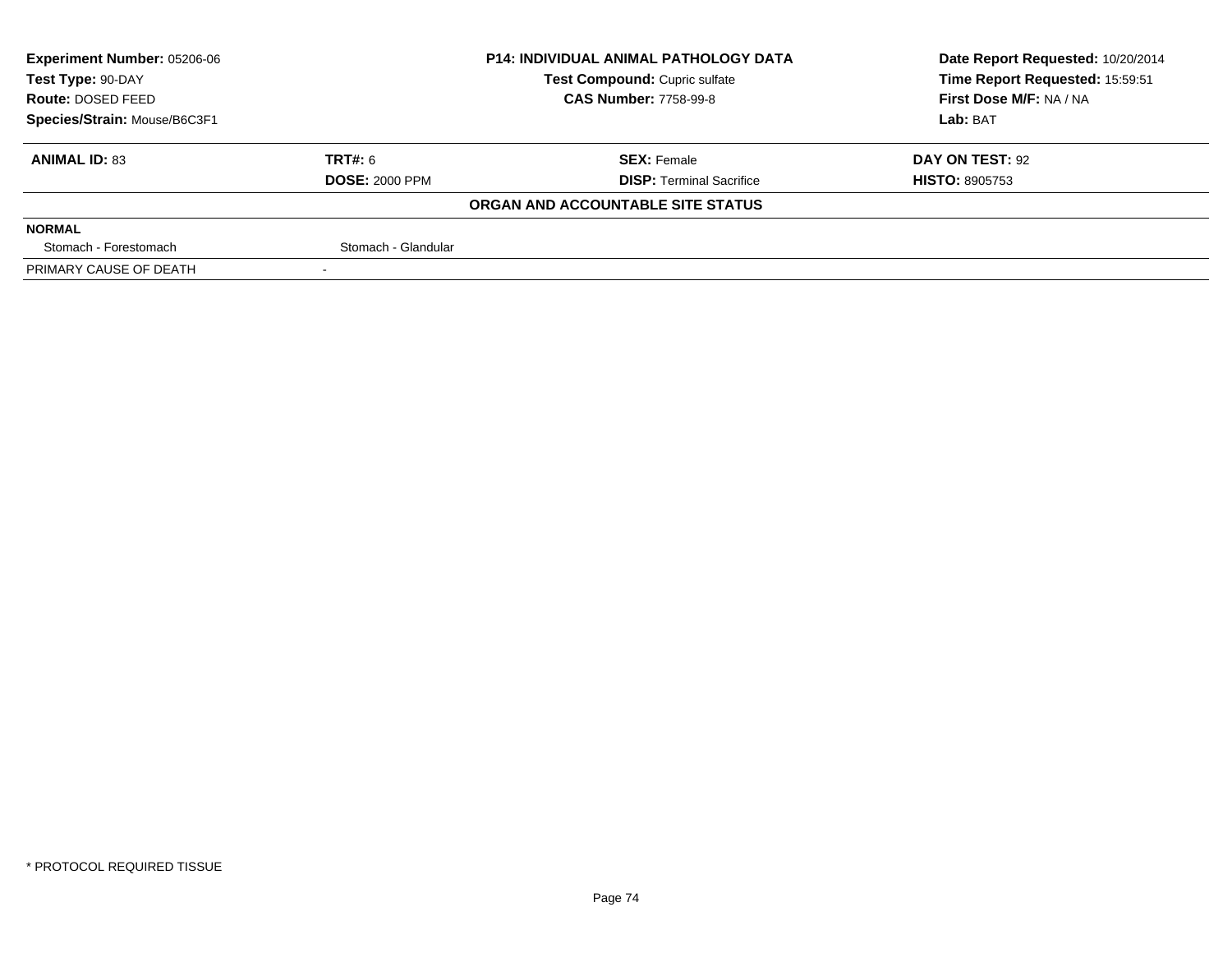| **Experiment Number:** 05206-06 | **P14: INDIVIDUAL ANIMAL PATHOLOGY DATA** | **Date Report Requested:** 10/20/2014 |
|---|---|---|
| **Test Type:** 90-DAY | **Test Compound:** Cupric sulfate | **Time Report Requested:** 15:59:51 |
| **Route:** DOSED FEED | **CAS Number:** 7758-99-8 | **First Dose M/F:** NA / NA |
| **Species/Strain:** Mouse/B6C3F1 | | **Lab:** BAT |

| **ANIMAL ID:** 83 | **TRT#:** 6 | **SEX:** Female | **DAY ON TEST:** 92 |
|---|---|---|---|
| | **DOSE:** 2000 PPM | **DISP:** Terminal Sacrifice | **HISTO:** 8905753 |

**ORGAN AND ACCOUNTABLE SITE STATUS**

| | | | |
|---|---|---|---|
| **NORMAL** | | | |
| Stomach - Forestomach | Stomach - Glandular | | |
| PRIMARY CAUSE OF DEATH | - | | |

* PROTOCOL REQUIRED TISSUE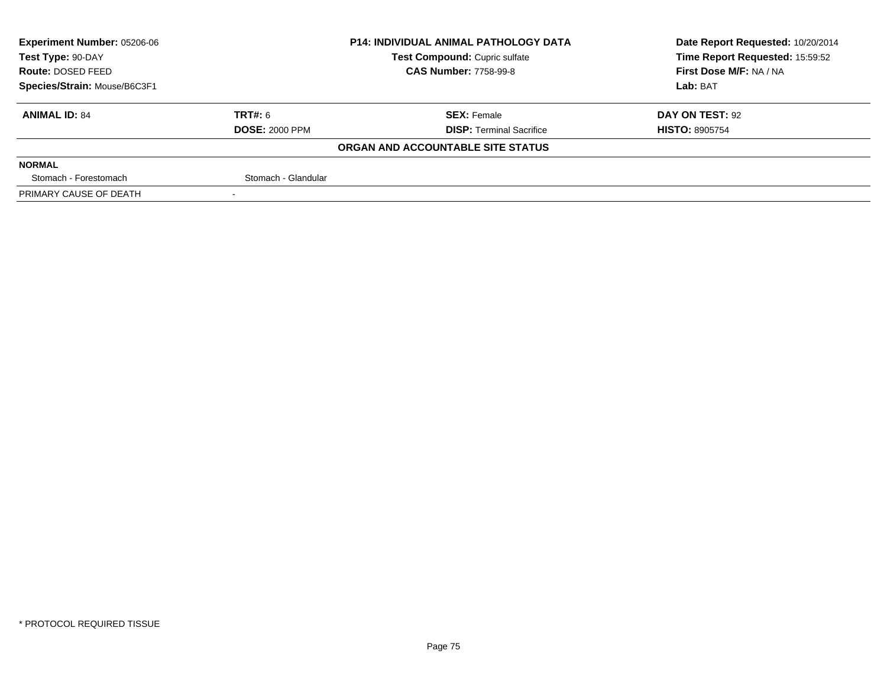| Experiment Number: 05206-06 | P14: INDIVIDUAL ANIMAL PATHOLOGY DATA | Date Report Requested: 10/20/2014 |
|---|---|---|
| Test Type: 90-DAY | Test Compound: Cupric sulfate | Time Report Requested: 15:59:52 |
| Route: DOSED FEED | CAS Number: 7758-99-8 | First Dose M/F: NA / NA |
| Species/Strain: Mouse/B6C3F1 | | Lab: BAT |

| ANIMAL ID: 84 | TRT#: 6 | SEX: Female | DAY ON TEST: 92 |
|---|---|---|---|
| | DOSE: 2000 PPM | DISP: Terminal Sacrifice | HISTO: 8905754 |

**ORGAN AND ACCOUNTABLE SITE STATUS**

| NORMAL | |
|---|---|
| Stomach - Forestomach | Stomach - Glandular |
| PRIMARY CAUSE OF DEATH | - |

* PROTOCOL REQUIRED TISSUE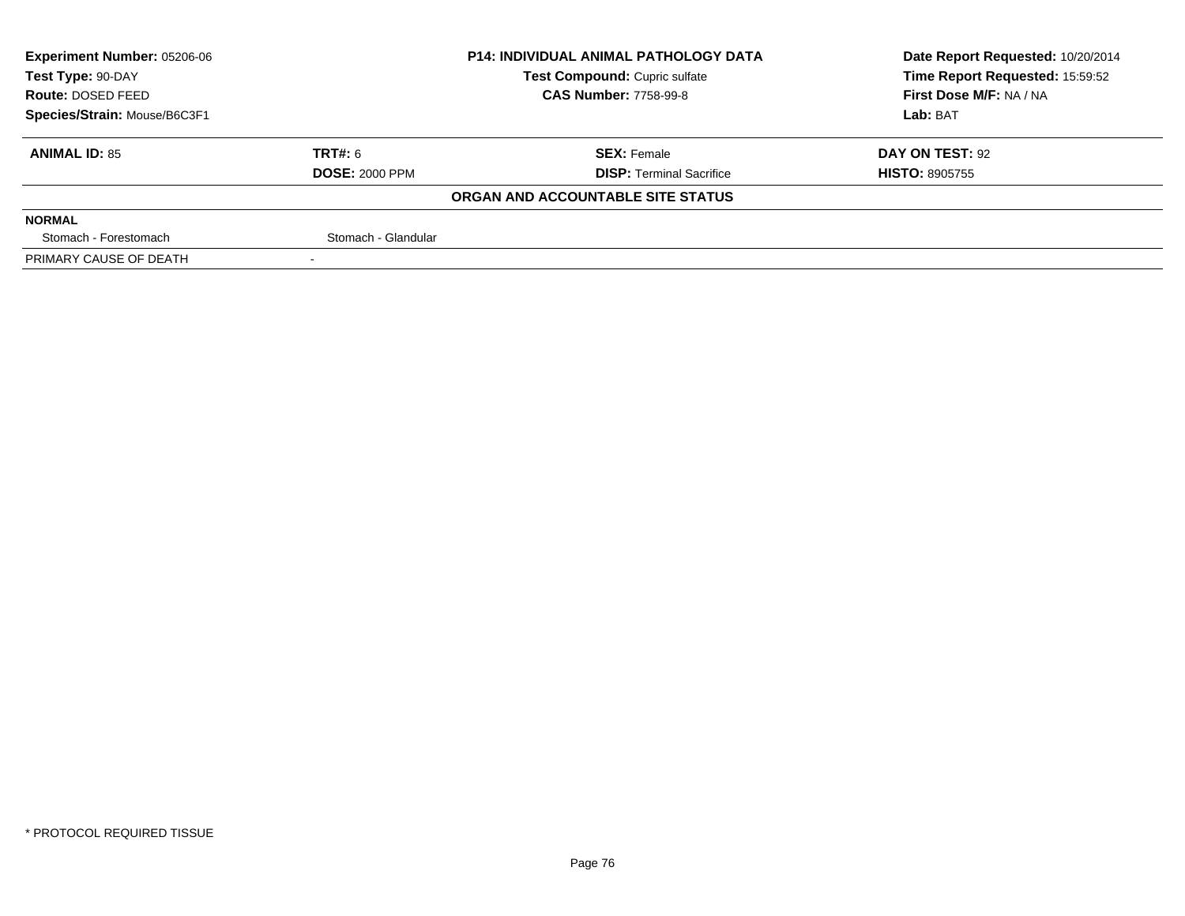| Experiment Number: 05206-06 | P14: INDIVIDUAL ANIMAL PATHOLOGY DATA | Date Report Requested: 10/20/2014 |
|---|---|---|
| Test Type: 90-DAY | Test Compound: Cupric sulfate | Time Report Requested: 15:59:52 |
| Route: DOSED FEED | CAS Number: 7758-99-8 | First Dose M/F: NA / NA |
| Species/Strain: Mouse/B6C3F1 | | Lab: BAT |

| ANIMAL ID: 85 | TRT#: 6 | SEX: Female | DAY ON TEST: 92 |
|---|---|---|---|
| | DOSE: 2000 PPM | DISP: Terminal Sacrifice | HISTO: 8905755 |

**ORGAN AND ACCOUNTABLE SITE STATUS**

| NORMAL | |
|---|---|
| Stomach - Forestomach | Stomach - Glandular |
| PRIMARY CAUSE OF DEATH | - |

* PROTOCOL REQUIRED TISSUE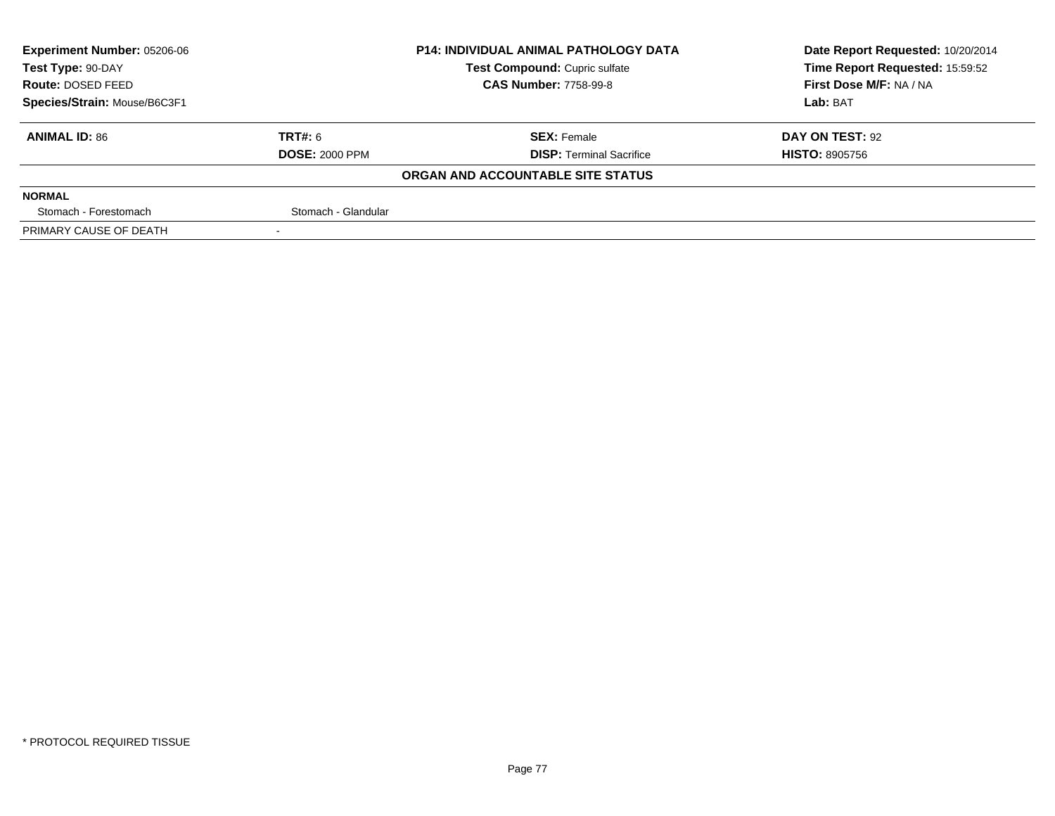| **Experiment Number:** 05206-06 | **P14: INDIVIDUAL ANIMAL PATHOLOGY DATA** | **Date Report Requested:** 10/20/2014 |
|---|---|---|
| **Test Type:** 90-DAY | **Test Compound:** Cupric sulfate | **Time Report Requested:** 15:59:52 |
| **Route:** DOSED FEED | **CAS Number:** 7758-99-8 | **First Dose M/F:** NA / NA |
| **Species/Strain:** Mouse/B6C3F1 | | **Lab:** BAT |

| **ANIMAL ID:** 86 | **TRT#:** 6 | **SEX:** Female | **DAY ON TEST:** 92 |
|---|---|---|---|
| | **DOSE:** 2000 PPM | **DISP:** Terminal Sacrifice | **HISTO:** 8905756 |

**ORGAN AND ACCOUNTABLE SITE STATUS**

| **NORMAL** | | | |
|---|---|---|---|
| Stomach - Forestomach | Stomach - Glandular | | |
| PRIMARY CAUSE OF DEATH | - | | |

* PROTOCOL REQUIRED TISSUE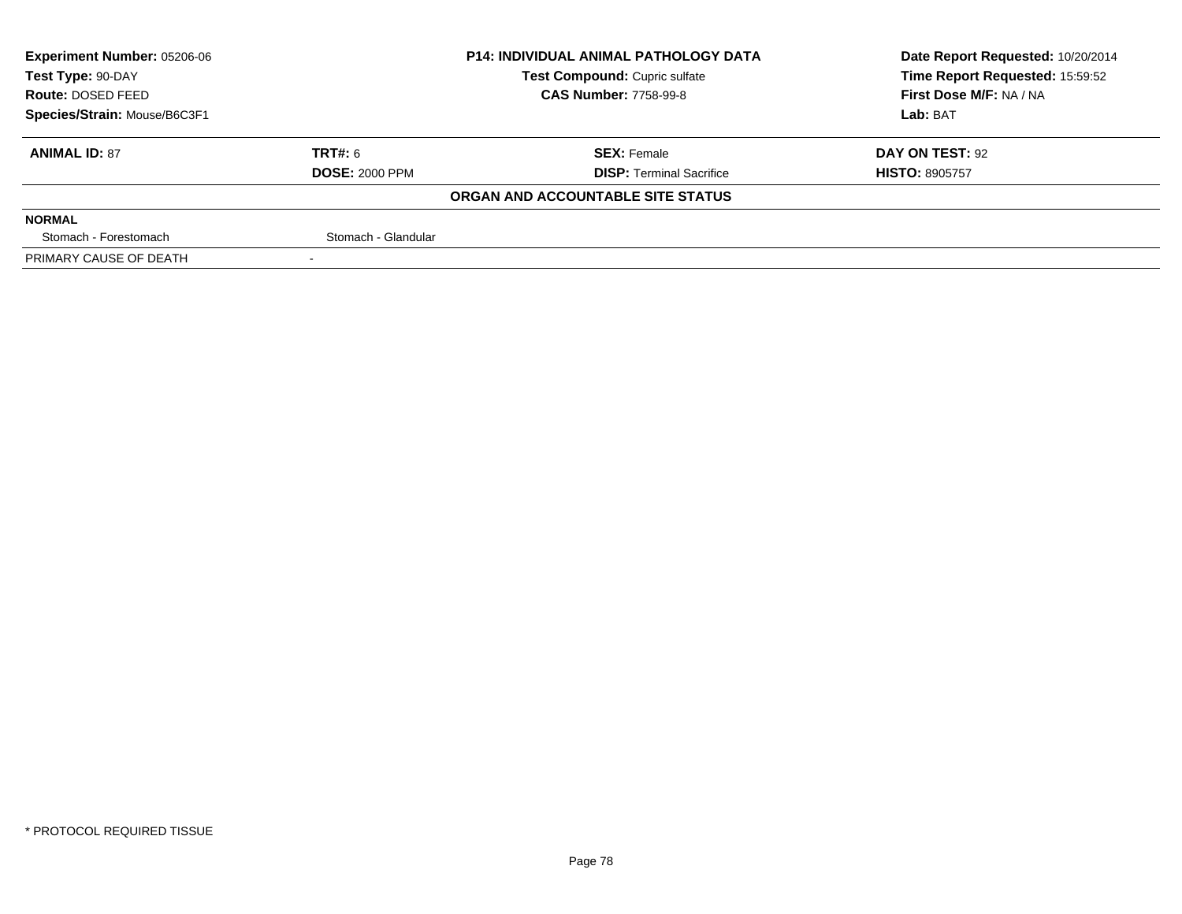| **Experiment Number:** 05206-06 | **P14: INDIVIDUAL ANIMAL PATHOLOGY DATA** | **Date Report Requested:** 10/20/2014 |
|---|---|---|
| **Test Type:** 90-DAY | **Test Compound:** Cupric sulfate | **Time Report Requested:** 15:59:52 |
| **Route:** DOSED FEED | **CAS Number:** 7758-99-8 | **First Dose M/F:** NA / NA |
| **Species/Strain:** Mouse/B6C3F1 | | **Lab:** BAT |

| **ANIMAL ID:** 87 | **TRT#:** 6 | **SEX:** Female | **DAY ON TEST:** 92 |
|---|---|---|---|
| | **DOSE:** 2000 PPM | **DISP:** Terminal Sacrifice | **HISTO:** 8905757 |

**ORGAN AND ACCOUNTABLE SITE STATUS**

| **NORMAL** | | | |
|---|---|---|---|
| Stomach - Forestomach | Stomach - Glandular | | |
| PRIMARY CAUSE OF DEATH | - | | |

* PROTOCOL REQUIRED TISSUE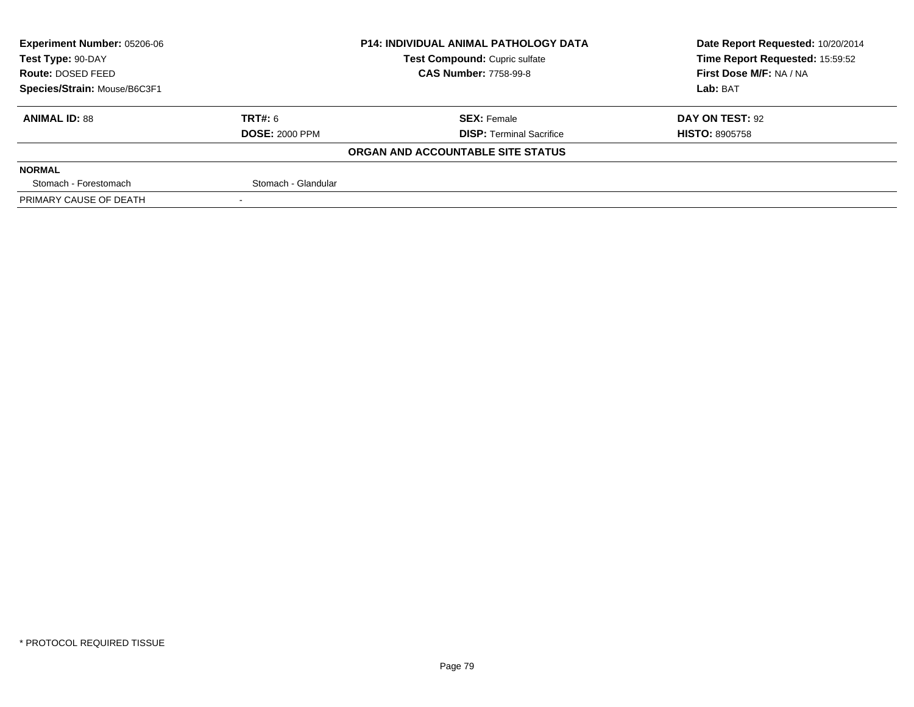| Experiment Number: 05206-06 | P14: INDIVIDUAL ANIMAL PATHOLOGY DATA | Date Report Requested: 10/20/2014 |
|---|---|---|
| Test Type: 90-DAY | Test Compound: Cupric sulfate | Time Report Requested: 15:59:52 |
| Route: DOSED FEED | CAS Number: 7758-99-8 | First Dose M/F: NA / NA |
| Species/Strain: Mouse/B6C3F1 | | Lab: BAT |

| ANIMAL ID: 88 | TRT#: 6 | SEX: Female | DAY ON TEST: 92 |
|---|---|---|---|
| | DOSE: 2000 PPM | DISP: Terminal Sacrifice | HISTO: 8905758 |

**ORGAN AND ACCOUNTABLE SITE STATUS**

| NORMAL | |
|---|---|
| Stomach - Forestomach | Stomach - Glandular |
| PRIMARY CAUSE OF DEATH | - |

* PROTOCOL REQUIRED TISSUE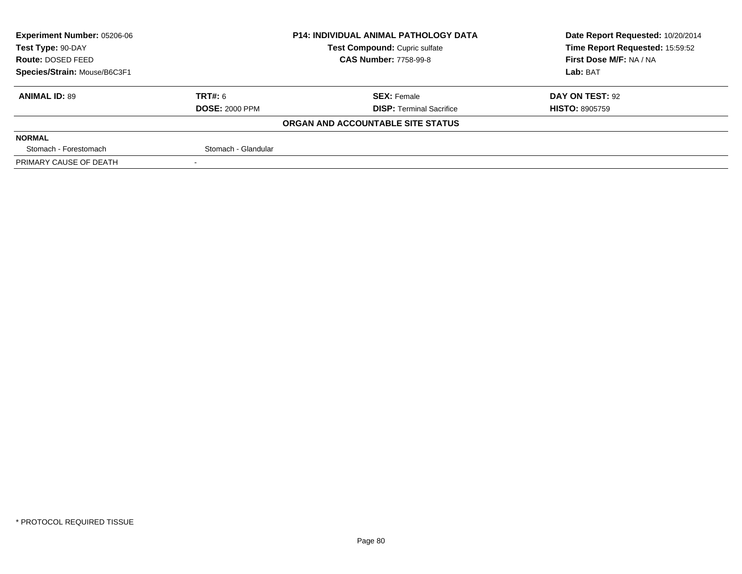| Experiment Number: 05206-06 | P14: INDIVIDUAL ANIMAL PATHOLOGY DATA | Date Report Requested: 10/20/2014 |
|---|---|---|
| Test Type: 90-DAY | Test Compound: Cupric sulfate | Time Report Requested: 15:59:52 |
| Route: DOSED FEED | CAS Number: 7758-99-8 | First Dose M/F: NA / NA |
| Species/Strain: Mouse/B6C3F1 | | Lab: BAT |

| ANIMAL ID: 89 | TRT#: 6 | SEX: Female | DAY ON TEST: 92 |
|---|---|---|---|
| | DOSE: 2000 PPM | DISP: Terminal Sacrifice | HISTO: 8905759 |

**ORGAN AND ACCOUNTABLE SITE STATUS**

| NORMAL | |
|---|---|
| Stomach - Forestomach | Stomach - Glandular |
| PRIMARY CAUSE OF DEATH | - |

\* PROTOCOL REQUIRED TISSUE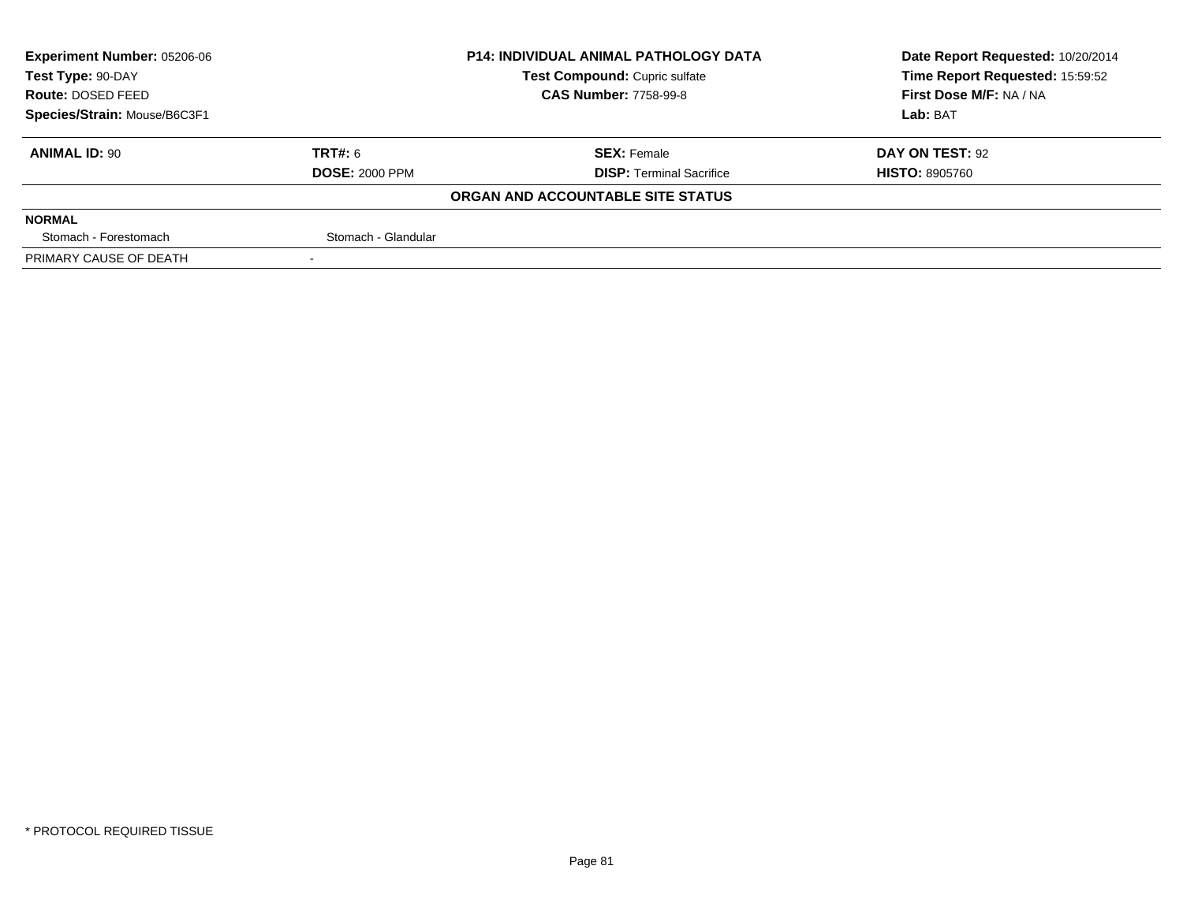| **Experiment Number:** 05206-06 | **P14: INDIVIDUAL ANIMAL PATHOLOGY DATA** | **Date Report Requested:** 10/20/2014 |
|---|---|---|
| **Test Type:** 90-DAY | **Test Compound:** Cupric sulfate | **Time Report Requested:** 15:59:52 |
| **Route:** DOSED FEED | **CAS Number:** 7758-99-8 | **First Dose M/F:** NA / NA |
| **Species/Strain:** Mouse/B6C3F1 | | **Lab:** BAT |

| **ANIMAL ID:** 90 | **TRT#:** 6 | **SEX:** Female | **DAY ON TEST:** 92 |
|---|---|---|---|
| | **DOSE:** 2000 PPM | **DISP:** Terminal Sacrifice | **HISTO:** 8905760 |

**ORGAN AND ACCOUNTABLE SITE STATUS**

| **NORMAL** | | | |
|---|---|---|---|
| Stomach - Forestomach | Stomach - Glandular | | |
| PRIMARY CAUSE OF DEATH | - | | |

\* PROTOCOL REQUIRED TISSUE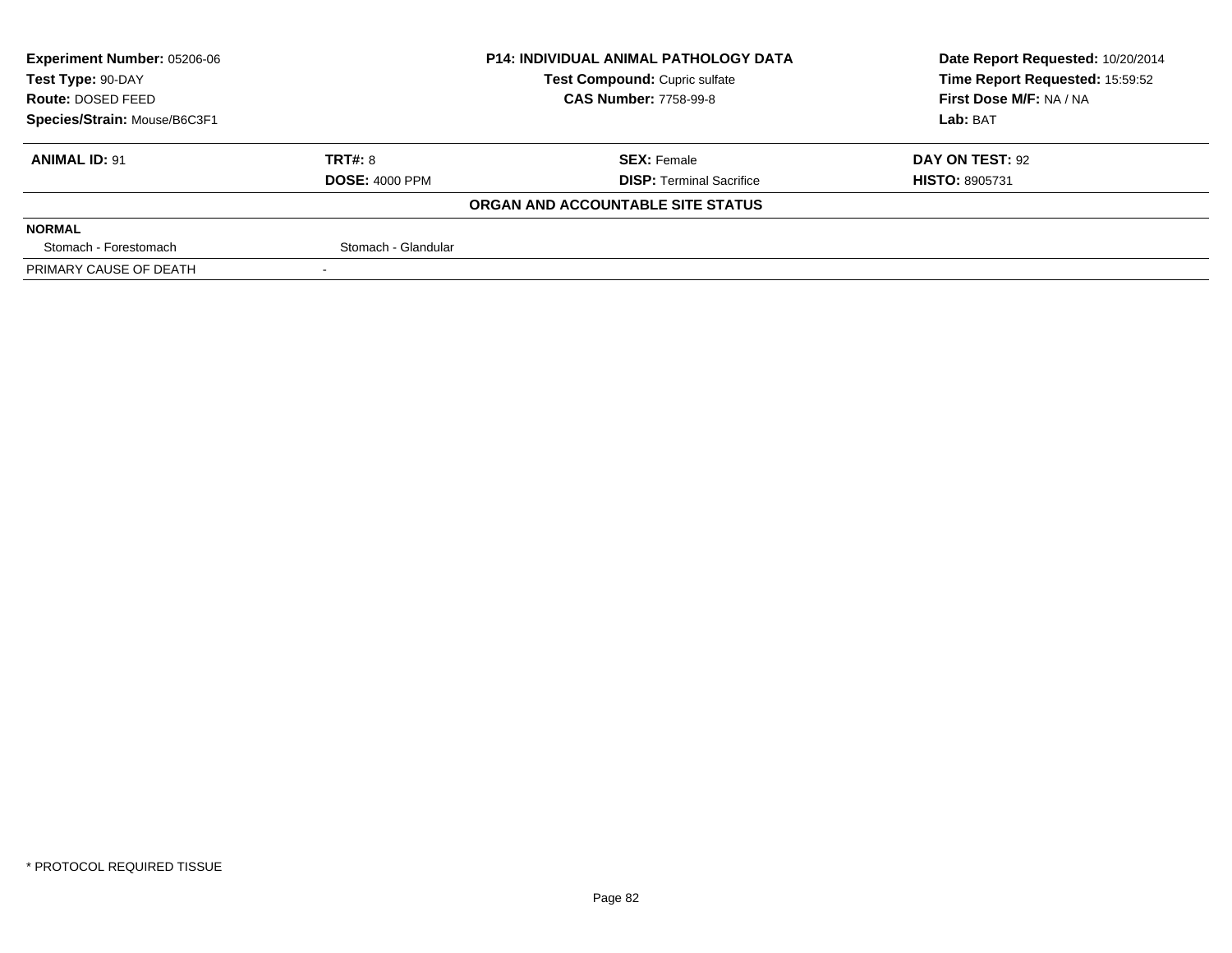| Experiment Number: 05206-06 | P14: INDIVIDUAL ANIMAL PATHOLOGY DATA | Date Report Requested: 10/20/2014 |
|---|---|---|
| Test Type: 90-DAY | Test Compound: Cupric sulfate | Time Report Requested: 15:59:52 |
| Route: DOSED FEED | CAS Number: 7758-99-8 | First Dose M/F: NA / NA |
| Species/Strain: Mouse/B6C3F1 | | Lab: BAT |

| ANIMAL ID: 91 | TRT#: 8 | SEX: Female | DAY ON TEST: 92 |
|---|---|---|---|
| | DOSE: 4000 PPM | DISP: Terminal Sacrifice | HISTO: 8905731 |

**ORGAN AND ACCOUNTABLE SITE STATUS**

| NORMAL | |
|---|---|
| Stomach - Forestomach | Stomach - Glandular |
| PRIMARY CAUSE OF DEATH | - |

* PROTOCOL REQUIRED TISSUE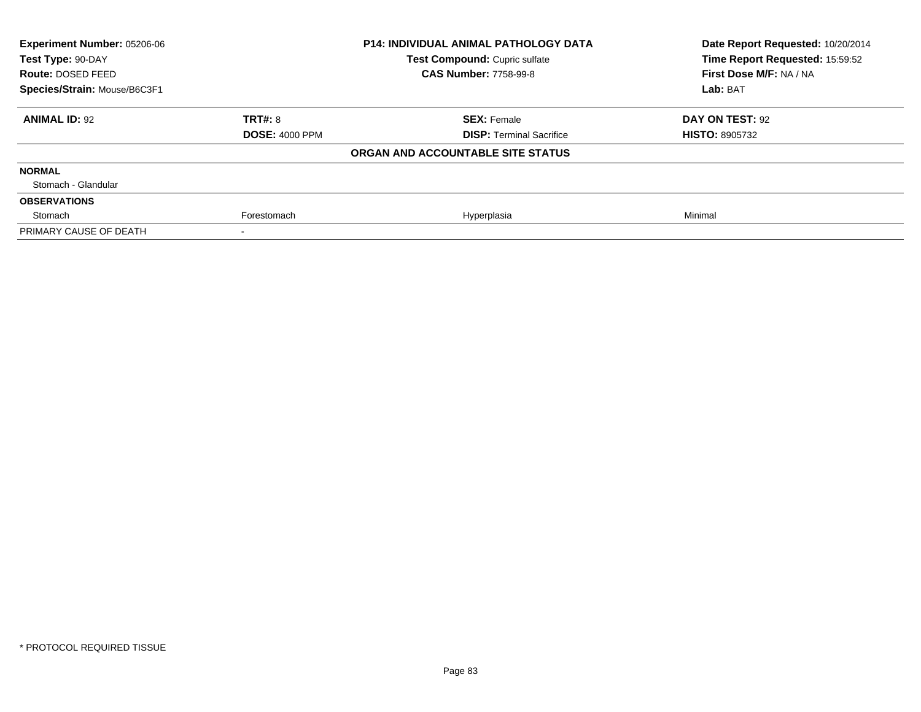| Experiment Number: 05206-06 | P14: INDIVIDUAL ANIMAL PATHOLOGY DATA | Date Report Requested: 10/20/2014 |
|---|---|---|
| Test Type: 90-DAY | Test Compound: Cupric sulfate | Time Report Requested: 15:59:52 |
| Route: DOSED FEED | CAS Number: 7758-99-8 | First Dose M/F: NA / NA |
| Species/Strain: Mouse/B6C3F1 | | Lab: BAT |

| **ANIMAL ID:** 92 | **TRT#:** 8 | **SEX:** Female | **DAY ON TEST:** 92 |
|---|---|---|---|
| | **DOSE:** 4000 PPM | **DISP:** Terminal Sacrifice | **HISTO:** 8905732 |
| | | **ORGAN AND ACCOUNTABLE SITE STATUS** | |
| **NORMAL** | | | |
| Stomach - Glandular | | | |
| **OBSERVATIONS** | | | |
| Stomach | Forestomach | Hyperplasia | Minimal |
| PRIMARY CAUSE OF DEATH | - | | |

* PROTOCOL REQUIRED TISSUE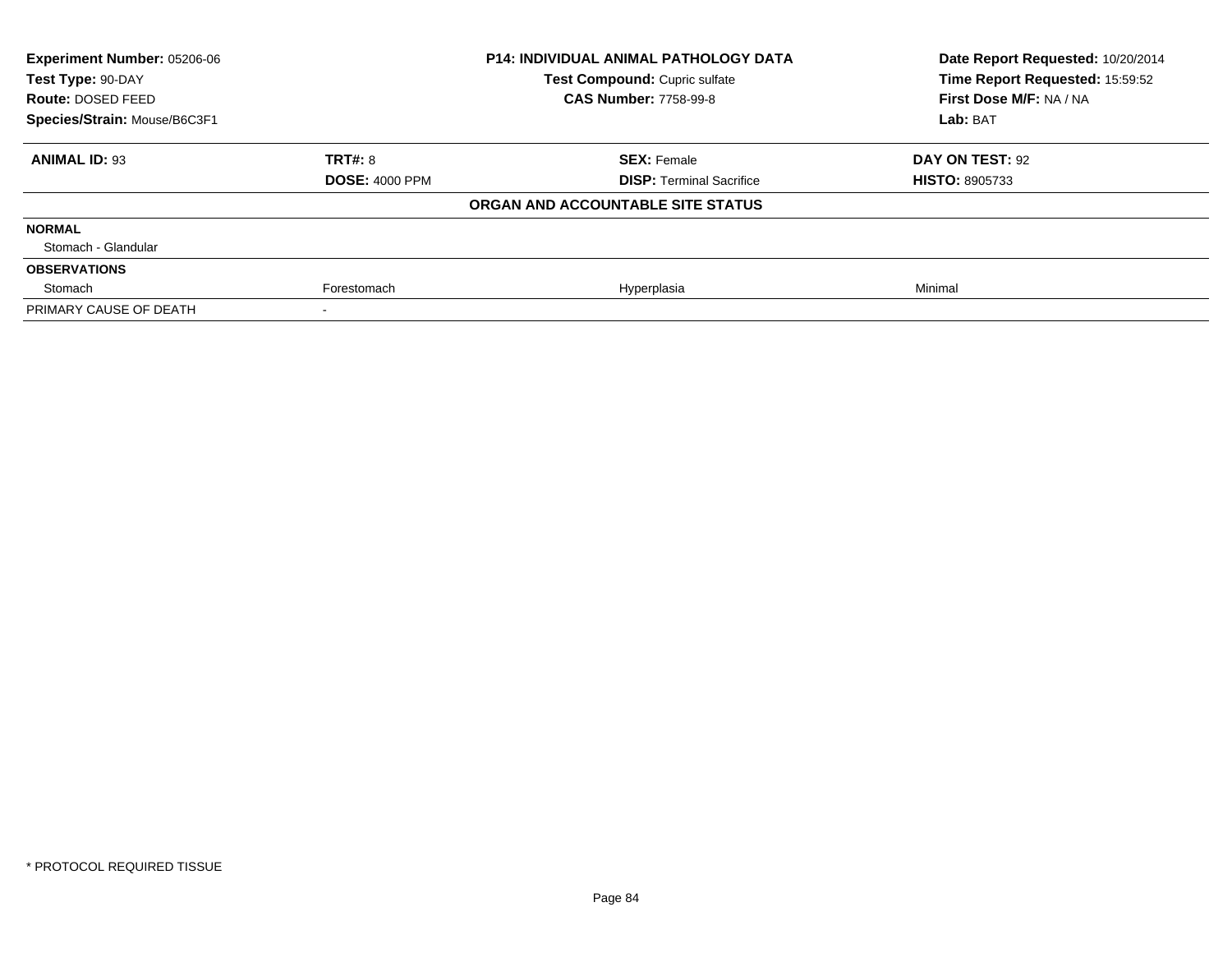| **Experiment Number:** 05206-06 | **P14: INDIVIDUAL ANIMAL PATHOLOGY DATA** | **Date Report Requested:** 10/20/2014 |
|---|---|---|
| **Test Type:** 90-DAY | **Test Compound:** Cupric sulfate | **Time Report Requested:** 15:59:52 |
| **Route:** DOSED FEED | **CAS Number:** 7758-99-8 | **First Dose M/F:** NA / NA |
| **Species/Strain:** Mouse/B6C3F1 | | **Lab:** BAT |

| **ANIMAL ID:** 93 | **TRT#:** 8 | **SEX:** Female | **DAY ON TEST:** 92 |
|---|---|---|---|
| | **DOSE:** 4000 PPM | **DISP:** Terminal Sacrifice | **HISTO:** 8905733 |
| | | **ORGAN AND ACCOUNTABLE SITE STATUS** | |
| **NORMAL** | | | |
| Stomach - Glandular | | | |
| **OBSERVATIONS** | | | |
| Stomach | Forestomach | Hyperplasia | Minimal |
| PRIMARY CAUSE OF DEATH | - | | |

* PROTOCOL REQUIRED TISSUE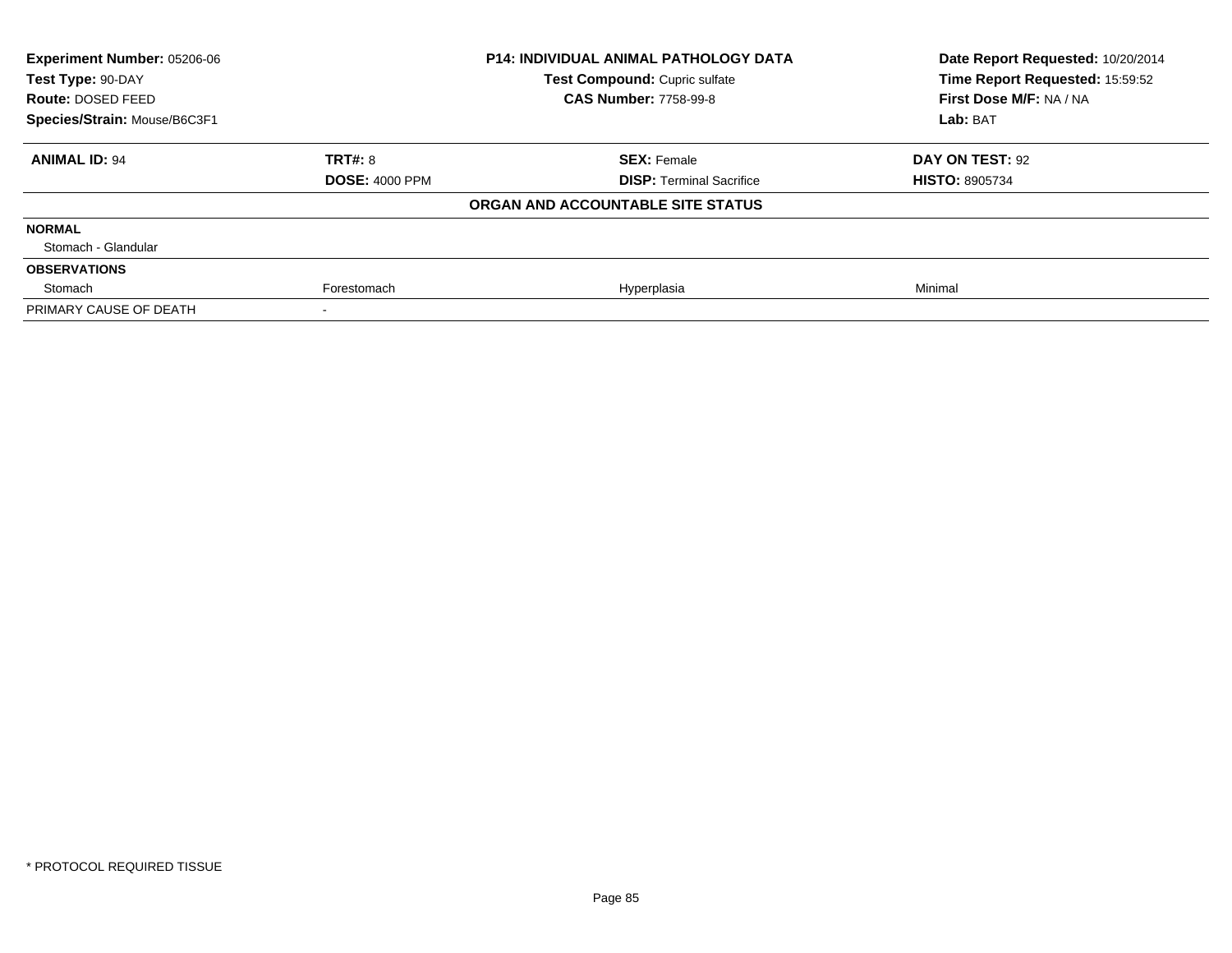| **Experiment Number:** 05206-06 | **P14: INDIVIDUAL ANIMAL PATHOLOGY DATA** | **Date Report Requested:** 10/20/2014 |
|---|---|---|
| **Test Type:** 90-DAY | **Test Compound:** Cupric sulfate | **Time Report Requested:** 15:59:52 |
| **Route:** DOSED FEED | **CAS Number:** 7758-99-8 | **First Dose M/F:** NA / NA |
| **Species/Strain:** Mouse/B6C3F1 | | **Lab:** BAT |

| **ANIMAL ID:** 94 | **TRT#:** 8 | **SEX:** Female | **DAY ON TEST:** 92 |
|---|---|---|---|
| | **DOSE:** 4000 PPM | **DISP:** Terminal Sacrifice | **HISTO:** 8905734 |
| | | **ORGAN AND ACCOUNTABLE SITE STATUS** | |
| **NORMAL** | | | |
| Stomach - Glandular | | | |
| **OBSERVATIONS** | | | |
| Stomach | Forestomach | Hyperplasia | Minimal |
| PRIMARY CAUSE OF DEATH | - | | |

* PROTOCOL REQUIRED TISSUE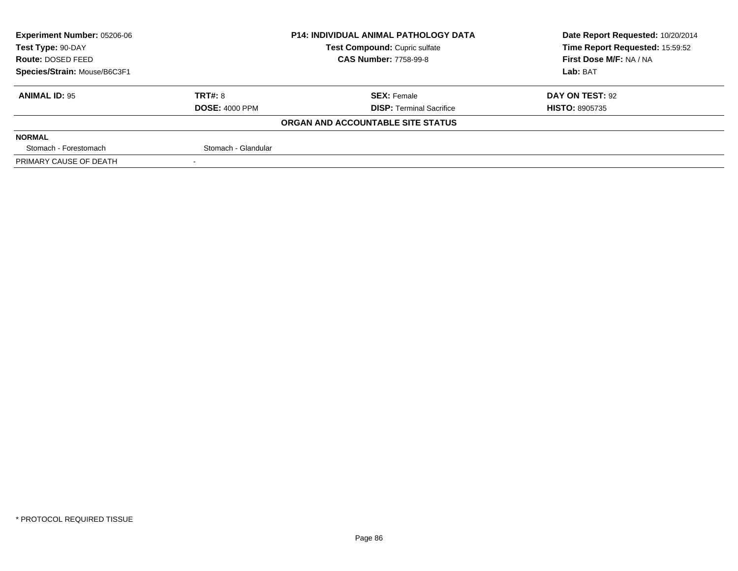**Experiment Number:** 05206-06
**Test Type:** 90-DAY
**Route:** DOSED FEED
**Species/Strain:** Mouse/B6C3F1

**P14: INDIVIDUAL ANIMAL PATHOLOGY DATA**
**Test Compound:** Cupric sulfate
**CAS Number:** 7758-99-8

**Date Report Requested:** 10/20/2014
**Time Report Requested:** 15:59:52
**First Dose M/F:** NA / NA
**Lab:** BAT

| **ANIMAL ID:** 95 | **TRT#:** 8 | **SEX:** Female | **DAY ON TEST:** 92 |
|---|---|---|---|
| | **DOSE:** 4000 PPM | **DISP:** Terminal Sacrifice | **HISTO:** 8905735 |

**ORGAN AND ACCOUNTABLE SITE STATUS**

| **NORMAL** | |
|---|---|
| Stomach - Forestomach | Stomach - Glandular |
| PRIMARY CAUSE OF DEATH | - |

\* PROTOCOL REQUIRED TISSUE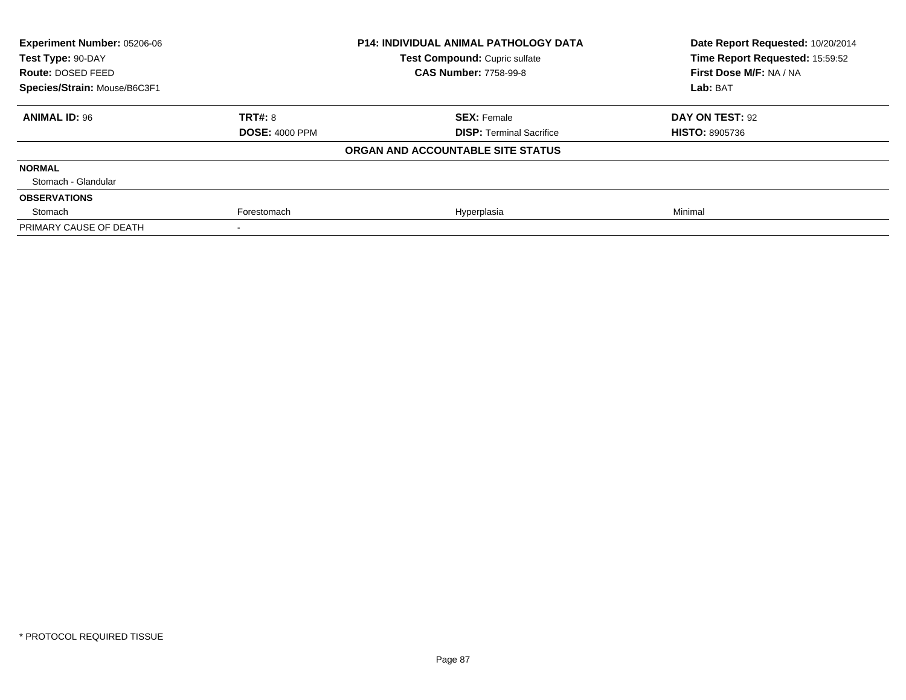| **Experiment Number:** 05206-06 | **P14: INDIVIDUAL ANIMAL PATHOLOGY DATA** | **Date Report Requested:** 10/20/2014 |
|---|---|---|
| **Test Type:** 90-DAY | **Test Compound:** Cupric sulfate | **Time Report Requested:** 15:59:52 |
| **Route:** DOSED FEED | **CAS Number:** 7758-99-8 | **First Dose M/F:** NA / NA |
| **Species/Strain:** Mouse/B6C3F1 | | **Lab:** BAT |

| **ANIMAL ID:** 96 | **TRT#:** 8 | **SEX:** Female | **DAY ON TEST:** 92 |
|---|---|---|---|
| | **DOSE:** 4000 PPM | **DISP:** Terminal Sacrifice | **HISTO:** 8905736 |
| | | **ORGAN AND ACCOUNTABLE SITE STATUS** | |
| **NORMAL** | | | |
| Stomach - Glandular | | | |
| **OBSERVATIONS** | | | |
| Stomach | Forestomach | Hyperplasia | Minimal |
| PRIMARY CAUSE OF DEATH | - | | |

* PROTOCOL REQUIRED TISSUE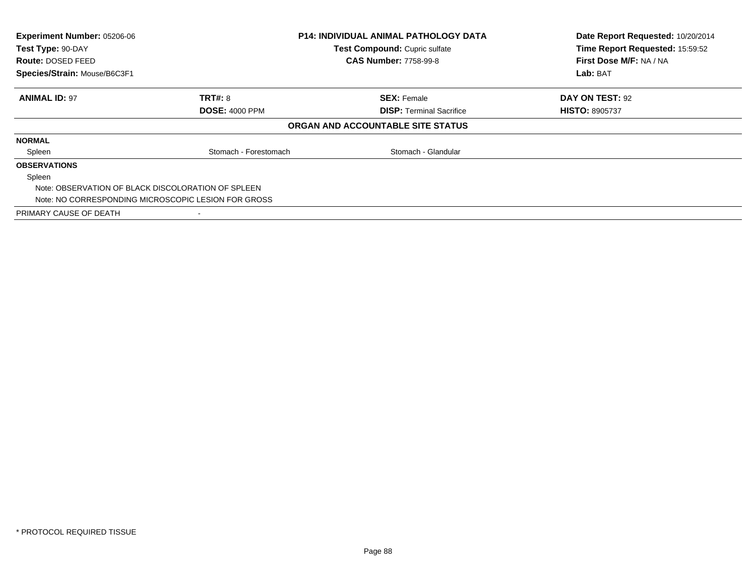**Experiment Number:** 05206-06
**Test Type:** 90-DAY
**Route:** DOSED FEED
**Species/Strain:** Mouse/B6C3F1

**P14: INDIVIDUAL ANIMAL PATHOLOGY DATA**
**Test Compound:** Cupric sulfate
**CAS Number:** 7758-99-8

**Date Report Requested:** 10/20/2014
**Time Report Requested:** 15:59:52
**First Dose M/F:** NA / NA
**Lab:** BAT

| **ANIMAL ID:** 97 | **TRT#:** 8 | **SEX:** Female | **DAY ON TEST:** 92 |
|---|---|---|---|
| | **DOSE:** 4000 PPM | **DISP:** Terminal Sacrifice | **HISTO:** 8905737 |

**ORGAN AND ACCOUNTABLE SITE STATUS**

**NORMAL**

| Spleen | Stomach - Forestomach | Stomach - Glandular |
|---|---|---|

**OBSERVATIONS**

Spleen

Note: OBSERVATION OF BLACK DISCOLORATION OF SPLEEN

Note: NO CORRESPONDING MICROSCOPIC LESION FOR GROSS

PRIMARY CAUSE OF DEATH -

* PROTOCOL REQUIRED TISSUE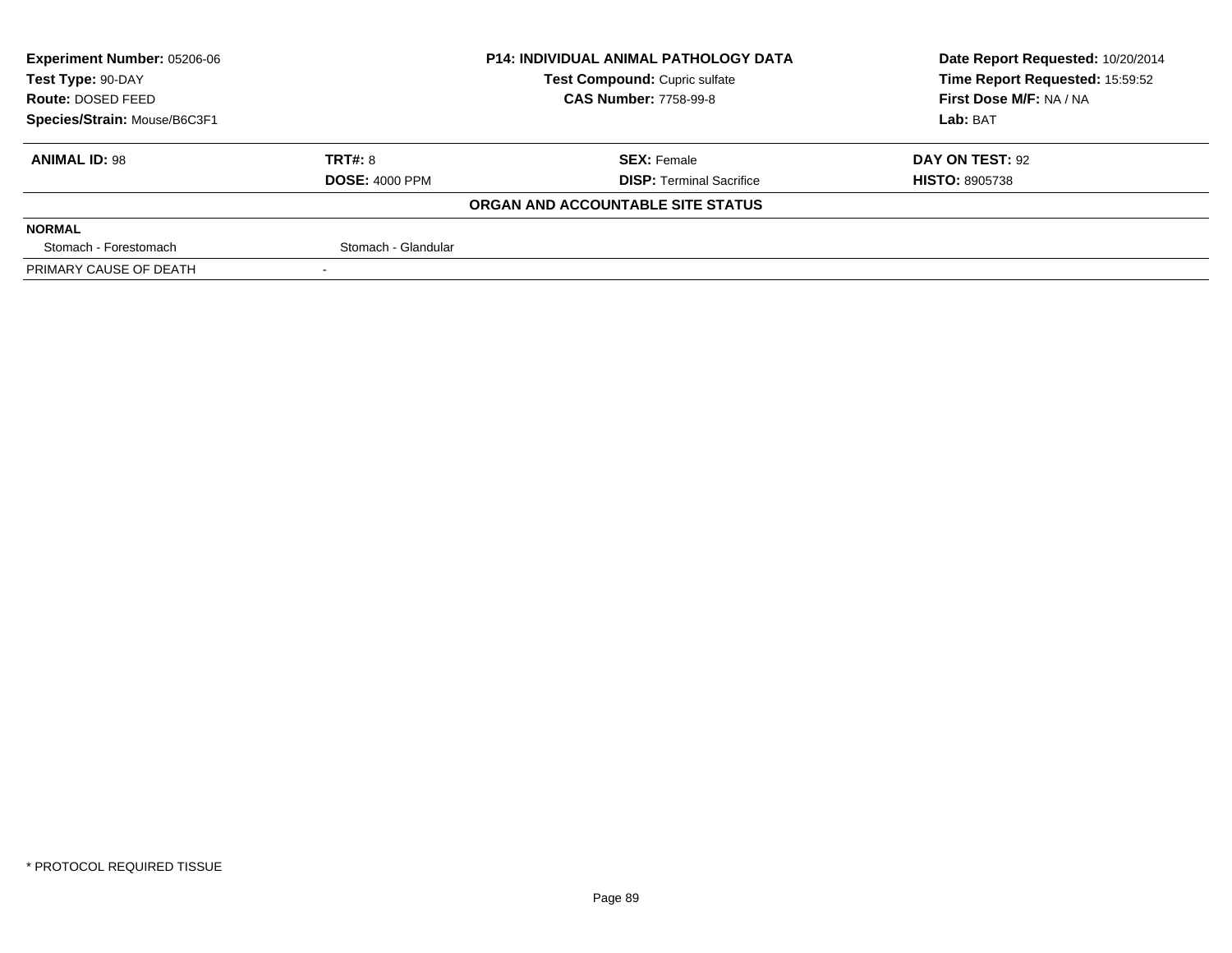| **Experiment Number:** 05206-06 | **P14: INDIVIDUAL ANIMAL PATHOLOGY DATA** | **Date Report Requested:** 10/20/2014 |
|---|---|---|
| **Test Type:** 90-DAY | **Test Compound:** Cupric sulfate | **Time Report Requested:** 15:59:52 |
| **Route:** DOSED FEED | **CAS Number:** 7758-99-8 | **First Dose M/F:** NA / NA |
| **Species/Strain:** Mouse/B6C3F1 | | **Lab:** BAT |

| **ANIMAL ID:** 98 | **TRT#:** 8 | **SEX:** Female | **DAY ON TEST:** 92 |
|---|---|---|---|
| | **DOSE:** 4000 PPM | **DISP:** Terminal Sacrifice | **HISTO:** 8905738 |

**ORGAN AND ACCOUNTABLE SITE STATUS**

| **NORMAL** | | | |
|---|---|---|---|
| Stomach - Forestomach | Stomach - Glandular | | |
| PRIMARY CAUSE OF DEATH | - | | |

\* PROTOCOL REQUIRED TISSUE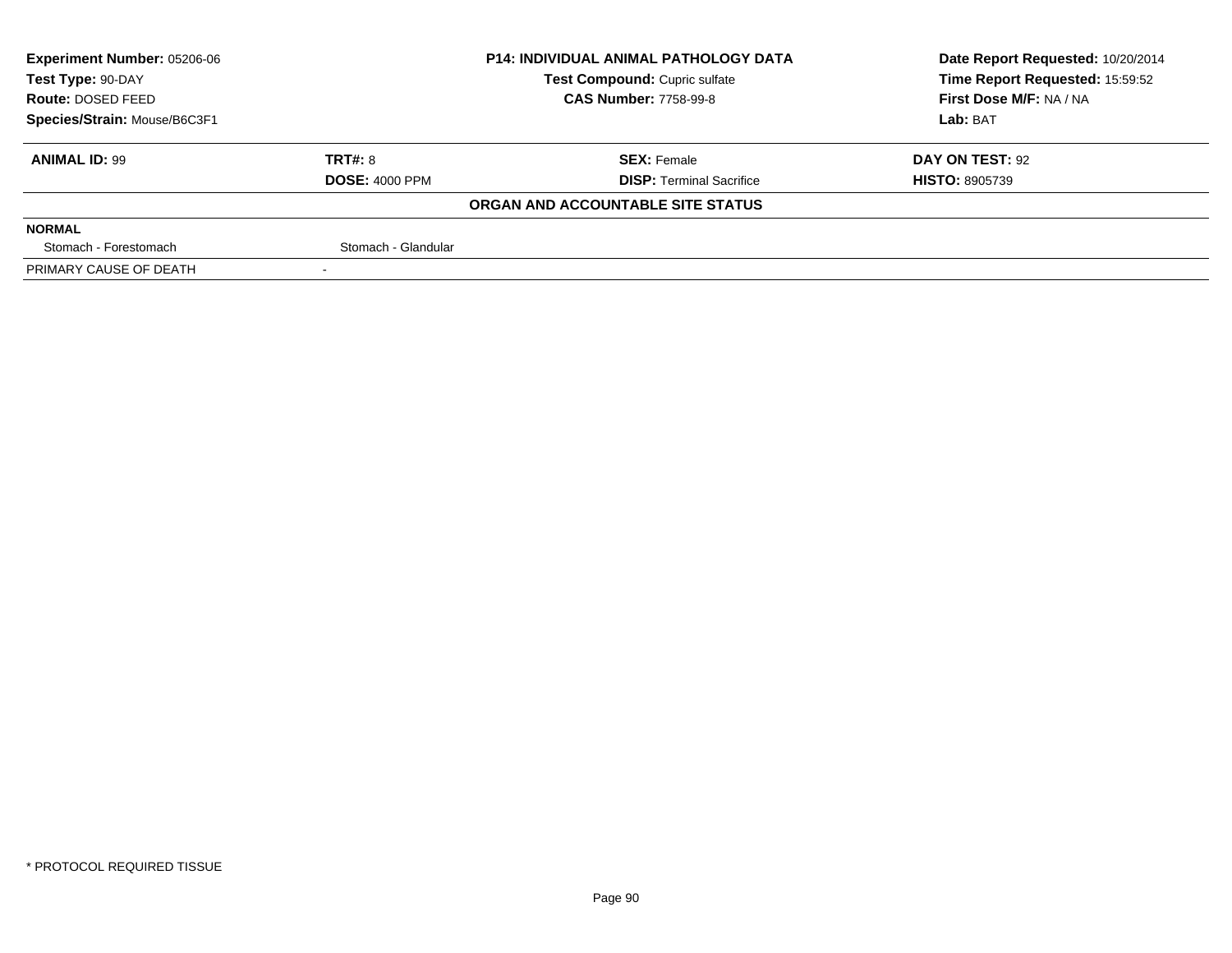**Experiment Number:** 05206-06
**Test Type:** 90-DAY
**Route:** DOSED FEED
**Species/Strain:** Mouse/B6C3F1

**P14: INDIVIDUAL ANIMAL PATHOLOGY DATA**
**Test Compound:** Cupric sulfate
**CAS Number:** 7758-99-8

**Date Report Requested:** 10/20/2014
**Time Report Requested:** 15:59:52
**First Dose M/F:** NA / NA
**Lab:** BAT

| **ANIMAL ID:** 99 | **TRT#:** 8 | **SEX:** Female | **DAY ON TEST:** 92 |
|---|---|---|---|
| | **DOSE:** 4000 PPM | **DISP:** Terminal Sacrifice | **HISTO:** 8905739 |

**ORGAN AND ACCOUNTABLE SITE STATUS**

| **NORMAL** | |
|---|---|
| Stomach - Forestomach | Stomach - Glandular |
| PRIMARY CAUSE OF DEATH | - |

* PROTOCOL REQUIRED TISSUE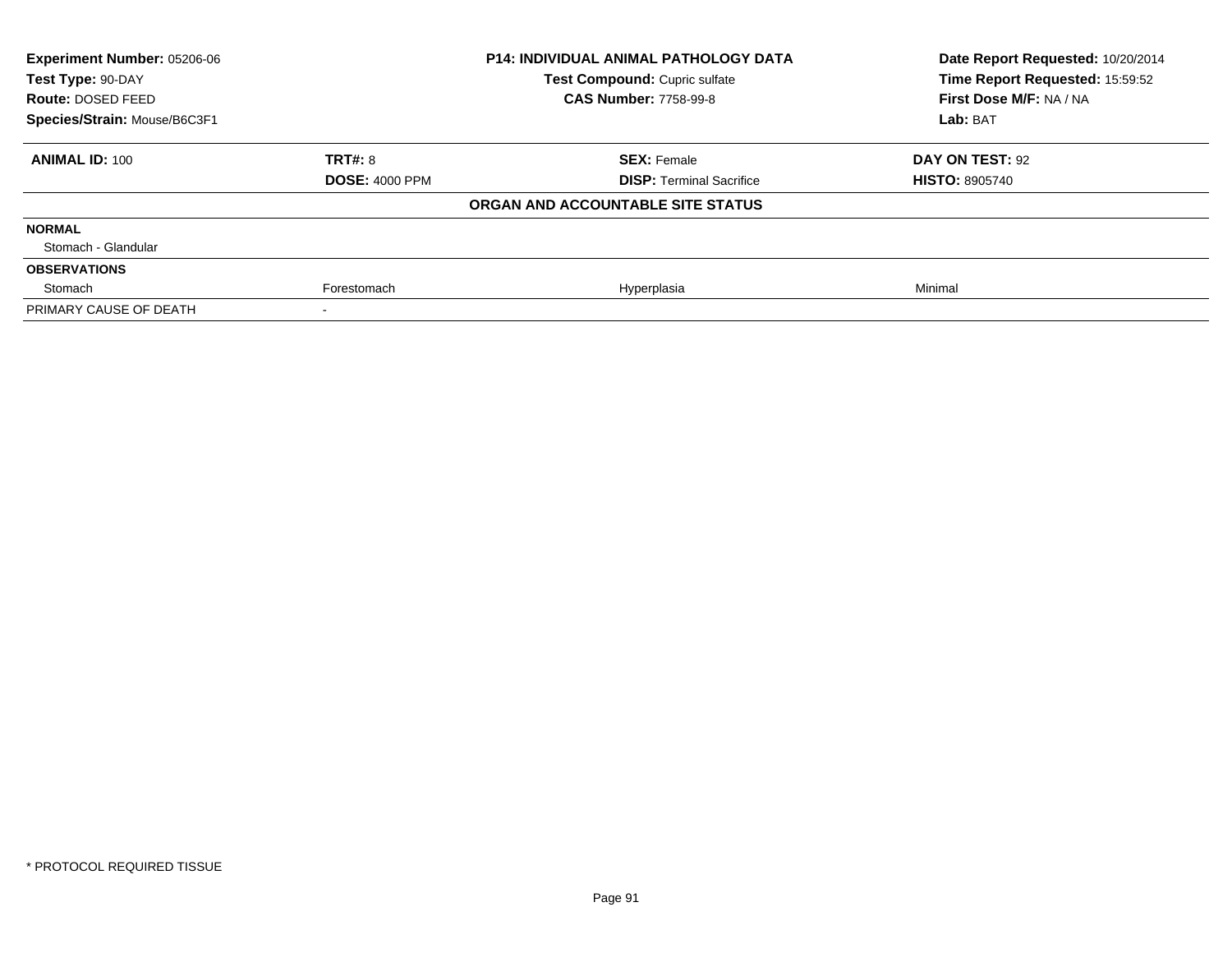| **Experiment Number:** 05206-06 | **P14: INDIVIDUAL ANIMAL PATHOLOGY DATA** | **Date Report Requested:** 10/20/2014 |
|---|---|---|
| **Test Type:** 90-DAY | **Test Compound:** Cupric sulfate | **Time Report Requested:** 15:59:52 |
| **Route:** DOSED FEED | **CAS Number:** 7758-99-8 | **First Dose M/F:** NA / NA |
| **Species/Strain:** Mouse/B6C3F1 | | **Lab:** BAT |

| **ANIMAL ID:** 100 | **TRT#:** 8 | **SEX:** Female | **DAY ON TEST:** 92 |
|---|---|---|---|
| | **DOSE:** 4000 PPM | **DISP:** Terminal Sacrifice | **HISTO:** 8905740 |
| | | **ORGAN AND ACCOUNTABLE SITE STATUS** | |
| **NORMAL** | | | |
| Stomach - Glandular | | | |
| **OBSERVATIONS** | | | |
| Stomach | Forestomach | Hyperplasia | Minimal |
| PRIMARY CAUSE OF DEATH | - | | |

* PROTOCOL REQUIRED TISSUE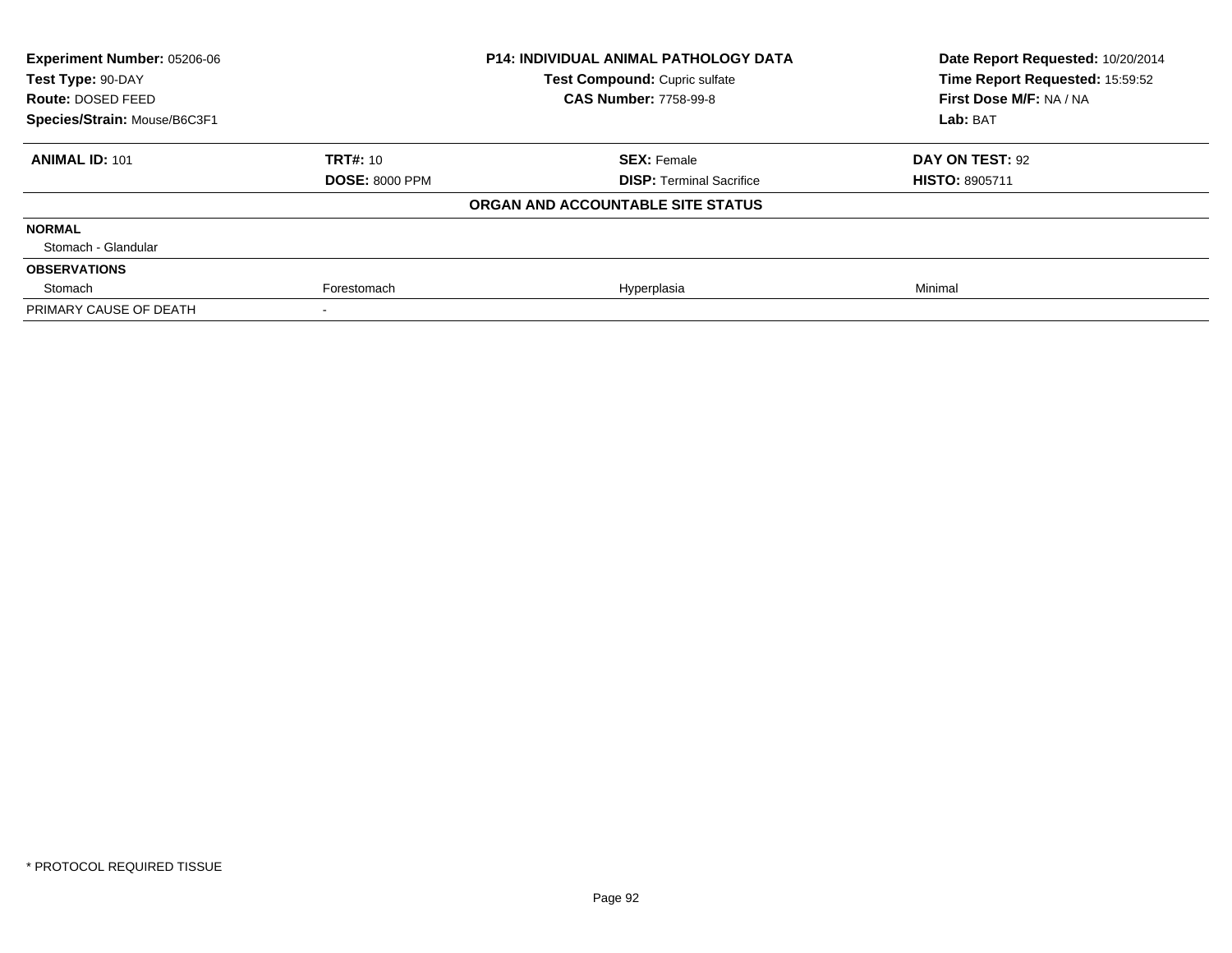| Experiment Number: 05206-06 | P14: INDIVIDUAL ANIMAL PATHOLOGY DATA | Date Report Requested: 10/20/2014 |
|---|---|---|
| Test Type: 90-DAY | Test Compound: Cupric sulfate | Time Report Requested: 15:59:52 |
| Route: DOSED FEED | CAS Number: 7758-99-8 | First Dose M/F: NA / NA |
| Species/Strain: Mouse/B6C3F1 | | Lab: BAT |

| ANIMAL ID: 101 | TRT#: 10 | SEX: Female | DAY ON TEST: 92 |
|---|---|---|---|
| | DOSE: 8000 PPM | DISP: Terminal Sacrifice | HISTO: 8905711 |

**ORGAN AND ACCOUNTABLE SITE STATUS**

| | | | |
|---|---|---|---|
| **NORMAL** | | | |
| Stomach - Glandular | | | |
| **OBSERVATIONS** | | | |
| Stomach | Forestomach | Hyperplasia | Minimal |
| PRIMARY CAUSE OF DEATH | - | | |

* PROTOCOL REQUIRED TISSUE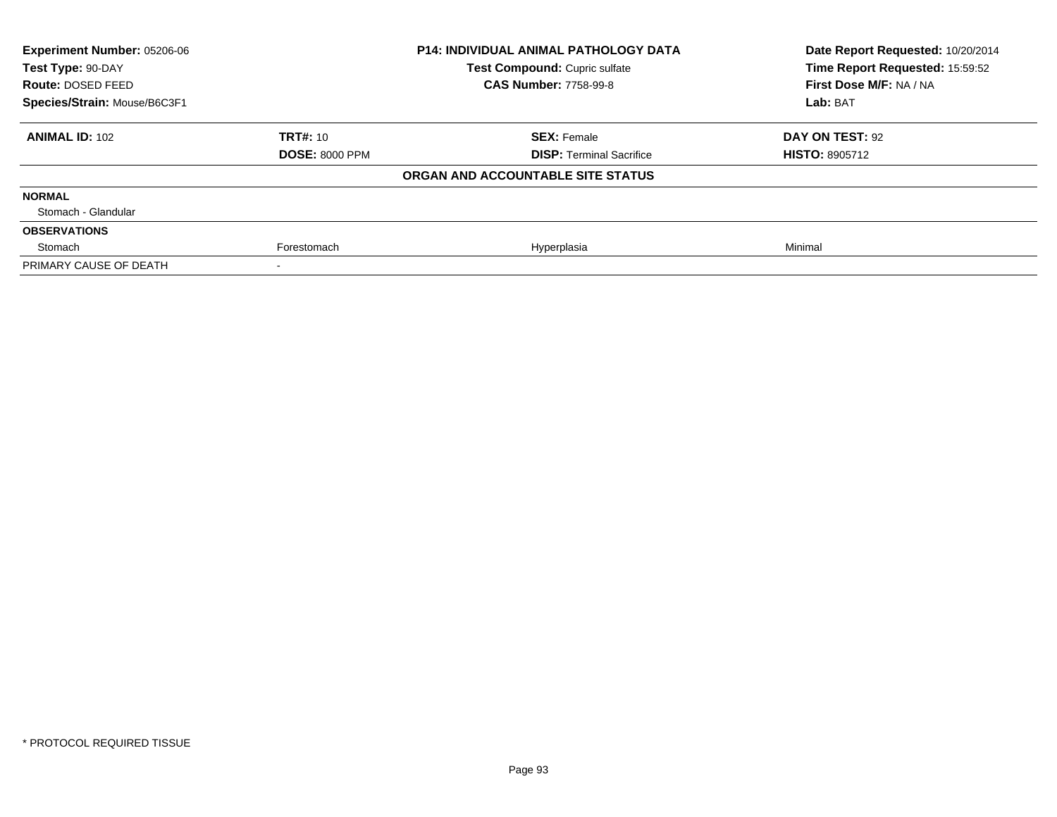| **Experiment Number:** 05206-06 | **P14: INDIVIDUAL ANIMAL PATHOLOGY DATA** | **Date Report Requested:** 10/20/2014 |
|---|---|---|
| **Test Type:** 90-DAY | **Test Compound:** Cupric sulfate | **Time Report Requested:** 15:59:52 |
| **Route:** DOSED FEED | **CAS Number:** 7758-99-8 | **First Dose M/F:** NA / NA |
| **Species/Strain:** Mouse/B6C3F1 | | **Lab:** BAT |

| **ANIMAL ID:** 102 | **TRT#:** 10 | **SEX:** Female | **DAY ON TEST:** 92 |
|---|---|---|---|
| | **DOSE:** 8000 PPM | **DISP:** Terminal Sacrifice | **HISTO:** 8905712 |
| | | **ORGAN AND ACCOUNTABLE SITE STATUS** | |
| **NORMAL** | | | |
| Stomach - Glandular | | | |
| **OBSERVATIONS** | | | |
| Stomach | Forestomach | Hyperplasia | Minimal |
| PRIMARY CAUSE OF DEATH | - | | |

\* PROTOCOL REQUIRED TISSUE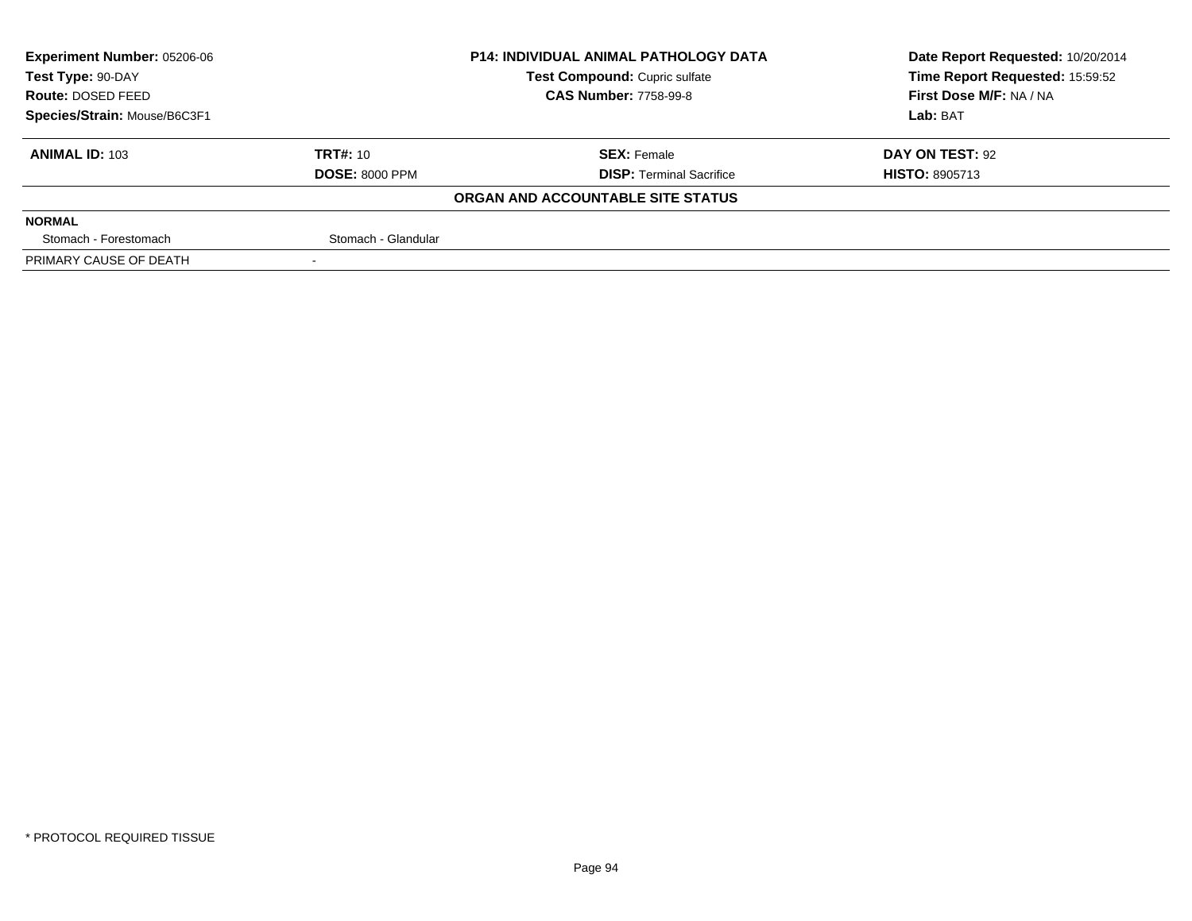**Experiment Number:** 05206-06
**Test Type:** 90-DAY
**Route:** DOSED FEED
**Species/Strain:** Mouse/B6C3F1

**P14: INDIVIDUAL ANIMAL PATHOLOGY DATA**
**Test Compound:** Cupric sulfate
**CAS Number:** 7758-99-8

**Date Report Requested:** 10/20/2014
**Time Report Requested:** 15:59:52
**First Dose M/F:** NA / NA
**Lab:** BAT

| **ANIMAL ID:** 103 | **TRT#:** 10 | **SEX:** Female | **DAY ON TEST:** 92 |
|---|---|---|---|
| | **DOSE:** 8000 PPM | **DISP:** Terminal Sacrifice | **HISTO:** 8905713 |

**ORGAN AND ACCOUNTABLE SITE STATUS**

| **NORMAL** | |
|---|---|
| Stomach - Forestomach | Stomach - Glandular |
| PRIMARY CAUSE OF DEATH | - |

* PROTOCOL REQUIRED TISSUE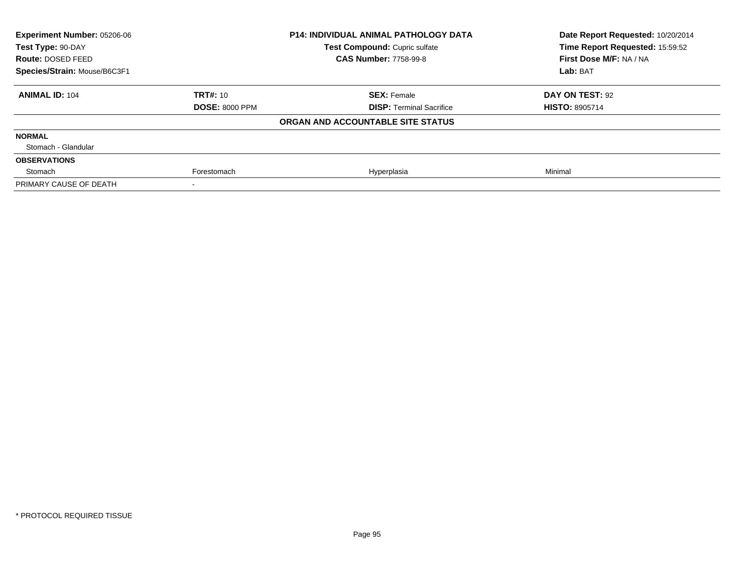| Experiment Number: 05206-06 | P14: INDIVIDUAL ANIMAL PATHOLOGY DATA | Date Report Requested: 10/20/2014 |
|---|---|---|
| Test Type: 90-DAY | Test Compound: Cupric sulfate | Time Report Requested: 15:59:52 |
| Route: DOSED FEED | CAS Number: 7758-99-8 | First Dose M/F: NA / NA |
| Species/Strain: Mouse/B6C3F1 | | Lab: BAT |

| **ANIMAL ID:** 104 | **TRT#:** 10 | **SEX:** Female | **DAY ON TEST:** 92 |
|---|---|---|---|
| | **DOSE:** 8000 PPM | **DISP:** Terminal Sacrifice | **HISTO:** 8905714 |
| | | **ORGAN AND ACCOUNTABLE SITE STATUS** | |
| **NORMAL** | | | |
| Stomach - Glandular | | | |
| **OBSERVATIONS** | | | |
| Stomach | Forestomach | Hyperplasia | Minimal |
| PRIMARY CAUSE OF DEATH | - | | |

\* PROTOCOL REQUIRED TISSUE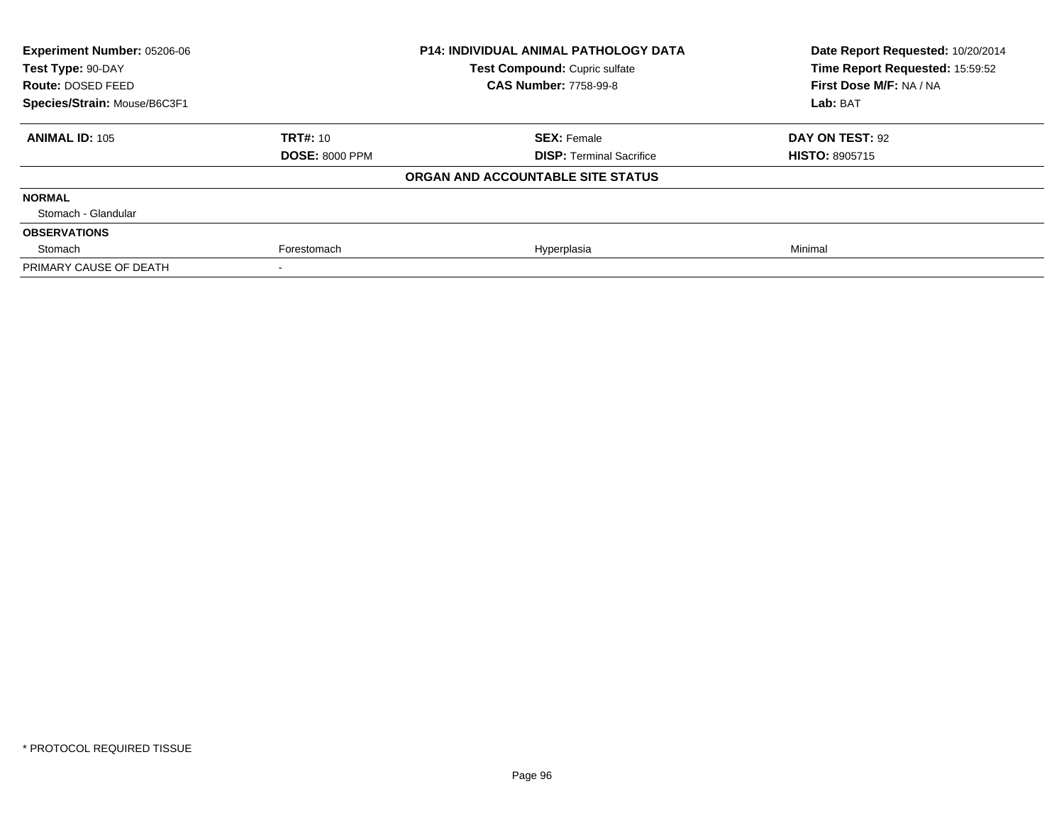| Experiment Number: 05206-06 | P14: INDIVIDUAL ANIMAL PATHOLOGY DATA | Date Report Requested: 10/20/2014 |
|---|---|---|
| Test Type: 90-DAY | Test Compound: Cupric sulfate | Time Report Requested: 15:59:52 |
| Route: DOSED FEED | CAS Number: 7758-99-8 | First Dose M/F: NA / NA |
| Species/Strain: Mouse/B6C3F1 | | Lab: BAT |

| **ANIMAL ID:** 105 | **TRT#:** 10 | **SEX:** Female | **DAY ON TEST:** 92 |
|---|---|---|---|
| | **DOSE:** 8000 PPM | **DISP:** Terminal Sacrifice | **HISTO:** 8905715 |
| | | **ORGAN AND ACCOUNTABLE SITE STATUS** | |
| **NORMAL** | | | |
| Stomach - Glandular | | | |
| **OBSERVATIONS** | | | |
| Stomach | Forestomach | Hyperplasia | Minimal |
| PRIMARY CAUSE OF DEATH | - | | |

* PROTOCOL REQUIRED TISSUE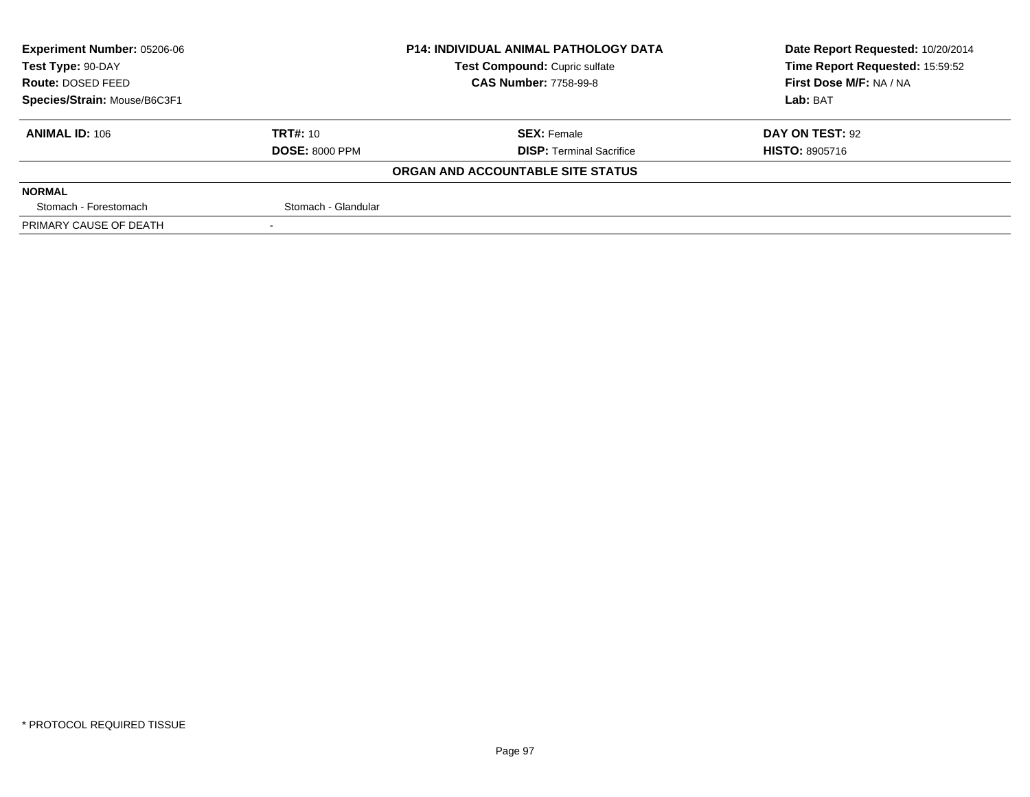| Experiment Number: 05206-06 | P14: INDIVIDUAL ANIMAL PATHOLOGY DATA | Date Report Requested: 10/20/2014 |
|---|---|---|
| Test Type: 90-DAY | Test Compound: Cupric sulfate | Time Report Requested: 15:59:52 |
| Route: DOSED FEED | CAS Number: 7758-99-8 | First Dose M/F: NA / NA |
| Species/Strain: Mouse/B6C3F1 | | Lab: BAT |

| ANIMAL ID: 106 | TRT#: 10 | SEX: Female | DAY ON TEST: 92 |
|---|---|---|---|
| | DOSE: 8000 PPM | DISP: Terminal Sacrifice | HISTO: 8905716 |

**ORGAN AND ACCOUNTABLE SITE STATUS**

| NORMAL | |
|---|---|
| Stomach - Forestomach | Stomach - Glandular |
| PRIMARY CAUSE OF DEATH | - |

* PROTOCOL REQUIRED TISSUE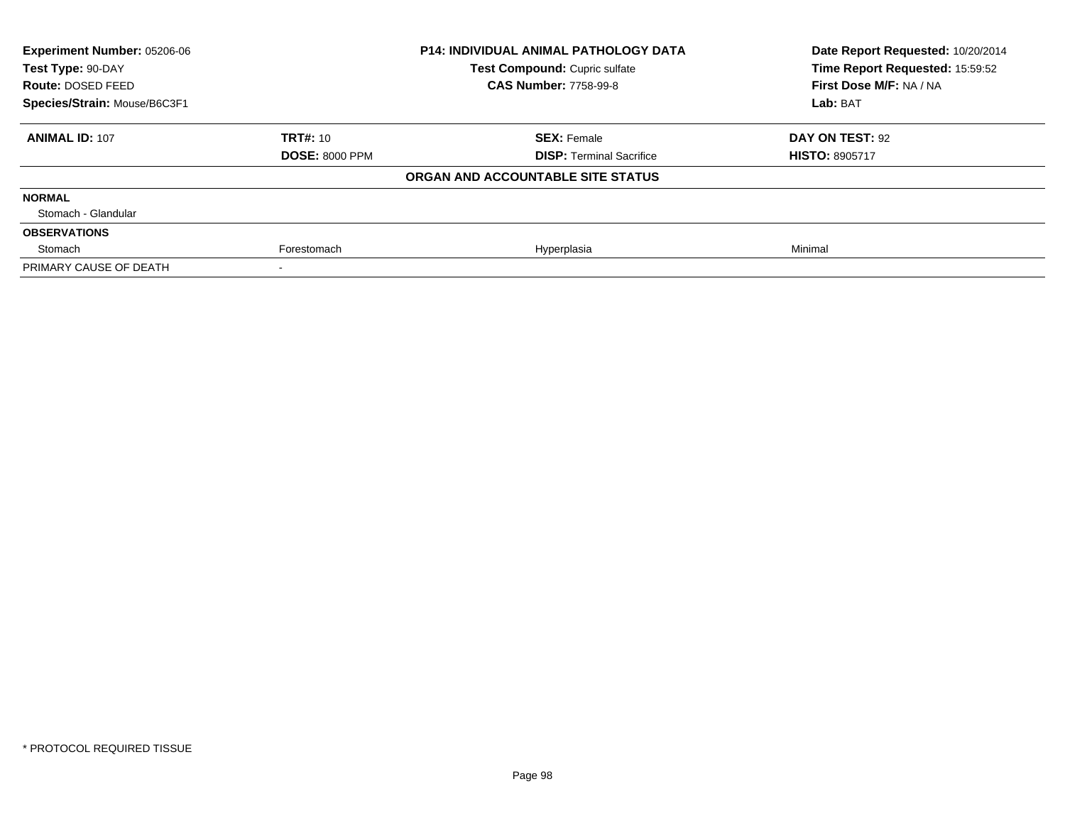| **Experiment Number:** 05206-06 | **P14: INDIVIDUAL ANIMAL PATHOLOGY DATA** | **Date Report Requested:** 10/20/2014 |
|---|---|---|
| **Test Type:** 90-DAY | **Test Compound:** Cupric sulfate | **Time Report Requested:** 15:59:52 |
| **Route:** DOSED FEED | **CAS Number:** 7758-99-8 | **First Dose M/F:** NA / NA |
| **Species/Strain:** Mouse/B6C3F1 | | **Lab:** BAT |

| **ANIMAL ID:** 107 | **TRT#:** 10 | **SEX:** Female | **DAY ON TEST:** 92 |
|---|---|---|---|
| | **DOSE:** 8000 PPM | **DISP:** Terminal Sacrifice | **HISTO:** 8905717 |
| | | **ORGAN AND ACCOUNTABLE SITE STATUS** | |
| **NORMAL** | | | |
| Stomach - Glandular | | | |
| **OBSERVATIONS** | | | |
| Stomach | Forestomach | Hyperplasia | Minimal |
| PRIMARY CAUSE OF DEATH | - | | |

* PROTOCOL REQUIRED TISSUE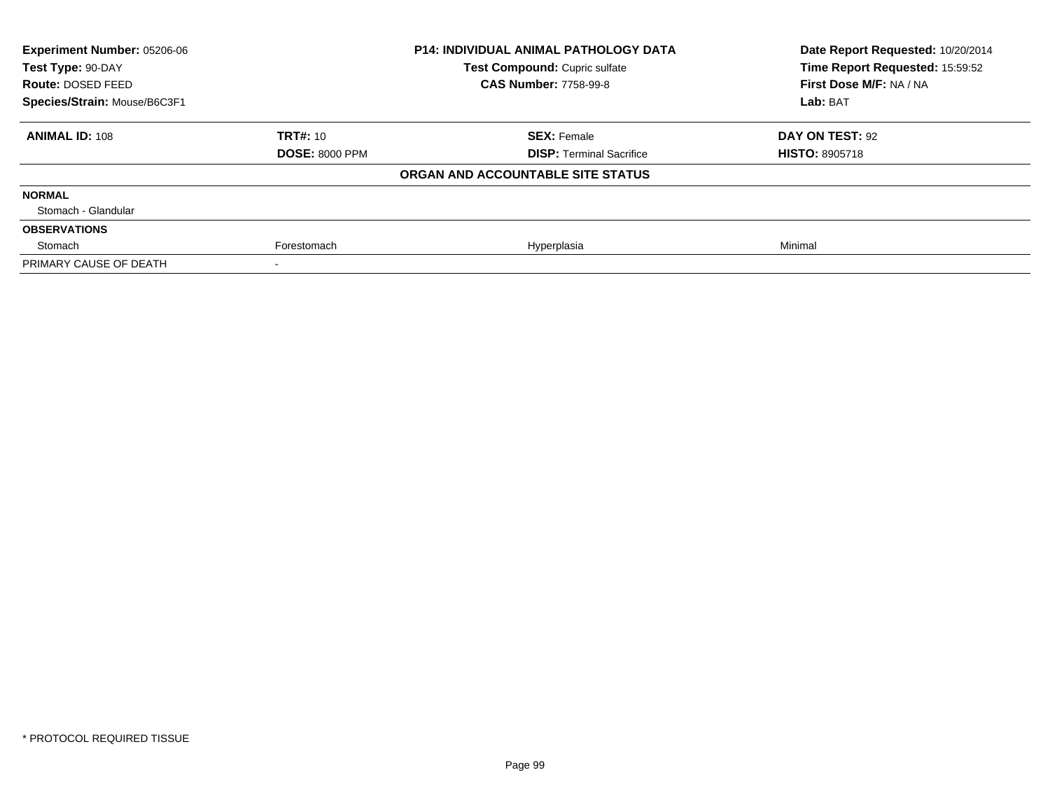| **Experiment Number:** 05206-06 | **P14: INDIVIDUAL ANIMAL PATHOLOGY DATA** | **Date Report Requested:** 10/20/2014 |
|---|---|---|
| **Test Type:** 90-DAY | **Test Compound:** Cupric sulfate | **Time Report Requested:** 15:59:52 |
| **Route:** DOSED FEED | **CAS Number:** 7758-99-8 | **First Dose M/F:** NA / NA |
| **Species/Strain:** Mouse/B6C3F1 | | **Lab:** BAT |

| **ANIMAL ID:** 108 | **TRT#:** 10 | **SEX:** Female | **DAY ON TEST:** 92 |
|---|---|---|---|
| | **DOSE:** 8000 PPM | **DISP:** Terminal Sacrifice | **HISTO:** 8905718 |
| | | **ORGAN AND ACCOUNTABLE SITE STATUS** | |
| **NORMAL** | | | |
| Stomach - Glandular | | | |
| **OBSERVATIONS** | | | |
| Stomach | Forestomach | Hyperplasia | Minimal |
| PRIMARY CAUSE OF DEATH | - | | |

* PROTOCOL REQUIRED TISSUE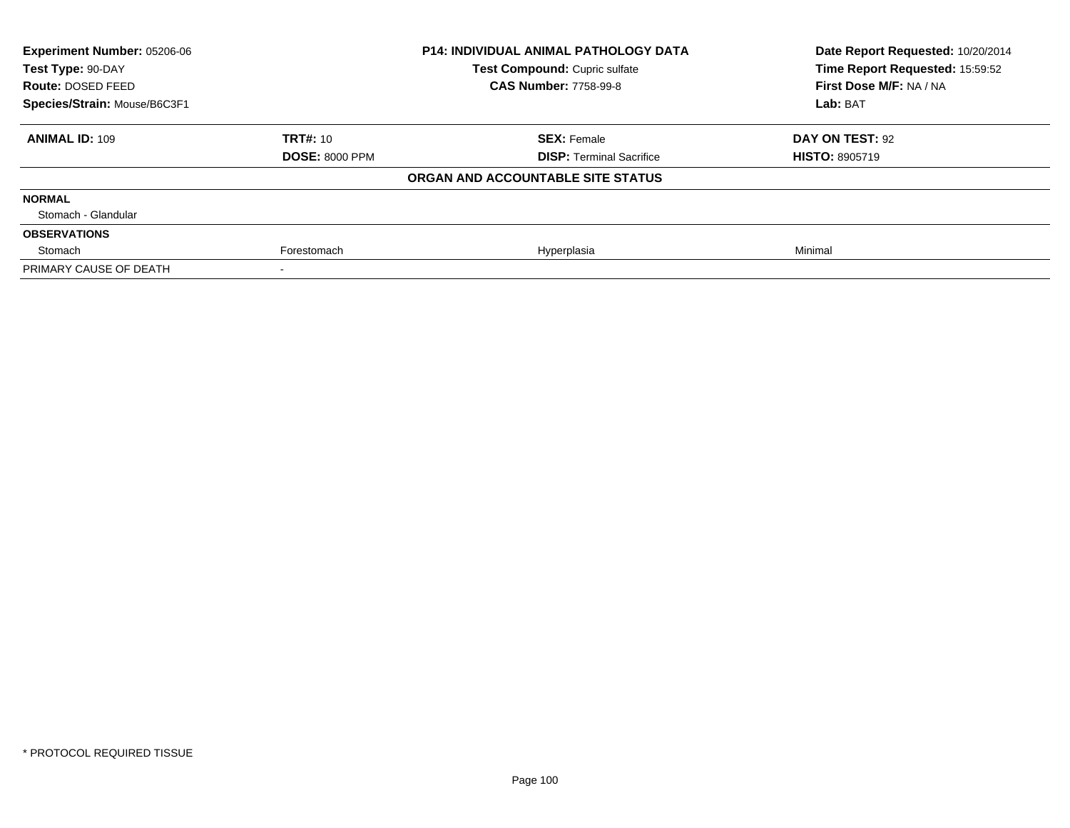| **Experiment Number:** 05206-06 | **P14: INDIVIDUAL ANIMAL PATHOLOGY DATA** | **Date Report Requested:** 10/20/2014 |
|---|---|---|
| **Test Type:** 90-DAY | **Test Compound:** Cupric sulfate | **Time Report Requested:** 15:59:52 |
| **Route:** DOSED FEED | **CAS Number:** 7758-99-8 | **First Dose M/F:** NA / NA |
| **Species/Strain:** Mouse/B6C3F1 | | **Lab:** BAT |

| **ANIMAL ID:** 109 | **TRT#:** 10 | **SEX:** Female | **DAY ON TEST:** 92 |
|---|---|---|---|
| | **DOSE:** 8000 PPM | **DISP:** Terminal Sacrifice | **HISTO:** 8905719 |
| | | **ORGAN AND ACCOUNTABLE SITE STATUS** | |
| **NORMAL** | | | |
| Stomach - Glandular | | | |
| **OBSERVATIONS** | | | |
| Stomach | Forestomach | Hyperplasia | Minimal |
| PRIMARY CAUSE OF DEATH | - | | |

* PROTOCOL REQUIRED TISSUE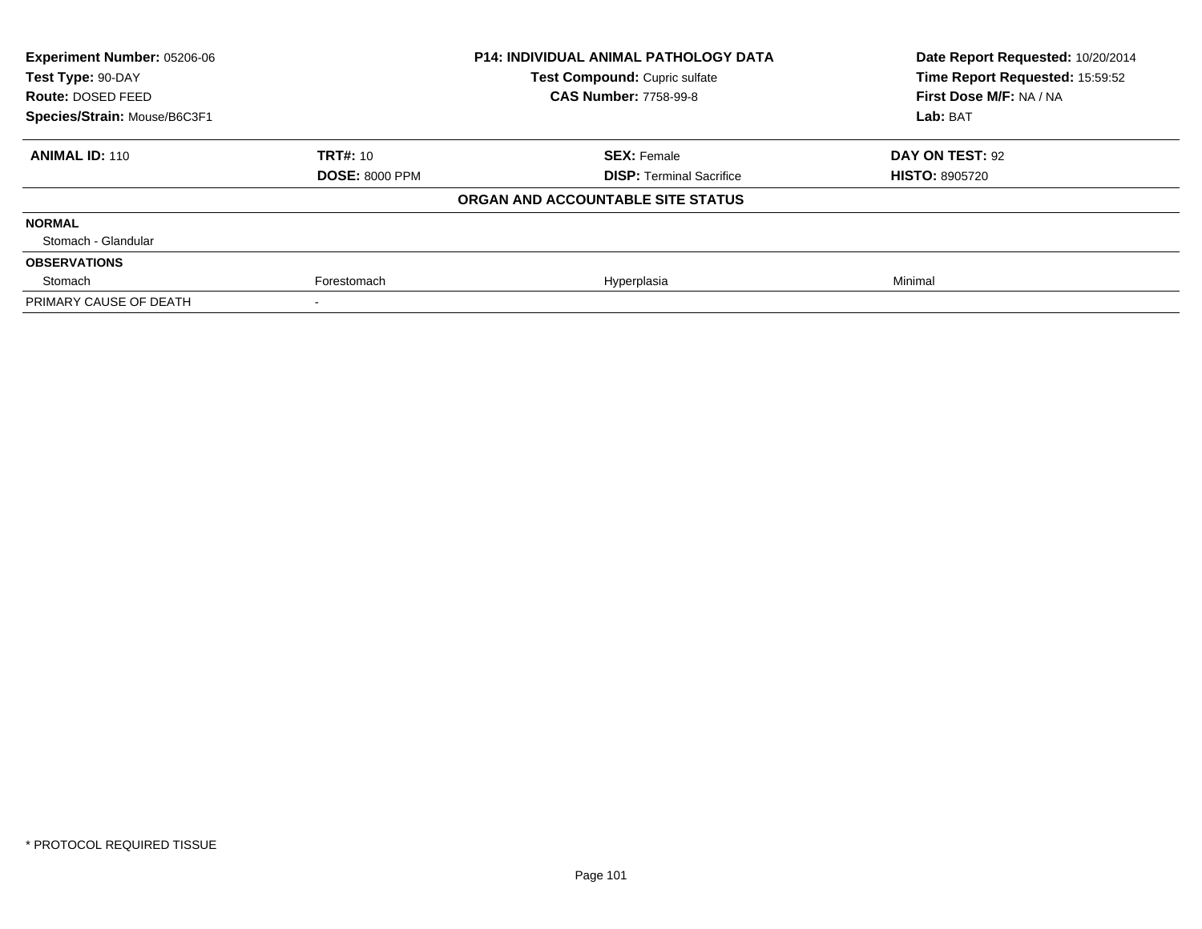| **Experiment Number:** 05206-06 | **P14: INDIVIDUAL ANIMAL PATHOLOGY DATA** | **Date Report Requested:** 10/20/2014 |
|---|---|---|
| **Test Type:** 90-DAY | **Test Compound:** Cupric sulfate | **Time Report Requested:** 15:59:52 |
| **Route:** DOSED FEED | **CAS Number:** 7758-99-8 | **First Dose M/F:** NA / NA |
| **Species/Strain:** Mouse/B6C3F1 | | **Lab:** BAT |

| **ANIMAL ID:** 110 | **TRT#:** 10 | **SEX:** Female | **DAY ON TEST:** 92 |
|---|---|---|---|
| | **DOSE:** 8000 PPM | **DISP:** Terminal Sacrifice | **HISTO:** 8905720 |
| | | **ORGAN AND ACCOUNTABLE SITE STATUS** | |
| **NORMAL** | | | |
| Stomach - Glandular | | | |
| **OBSERVATIONS** | | | |
| Stomach | Forestomach | Hyperplasia | Minimal |
| PRIMARY CAUSE OF DEATH | - | | |

\* PROTOCOL REQUIRED TISSUE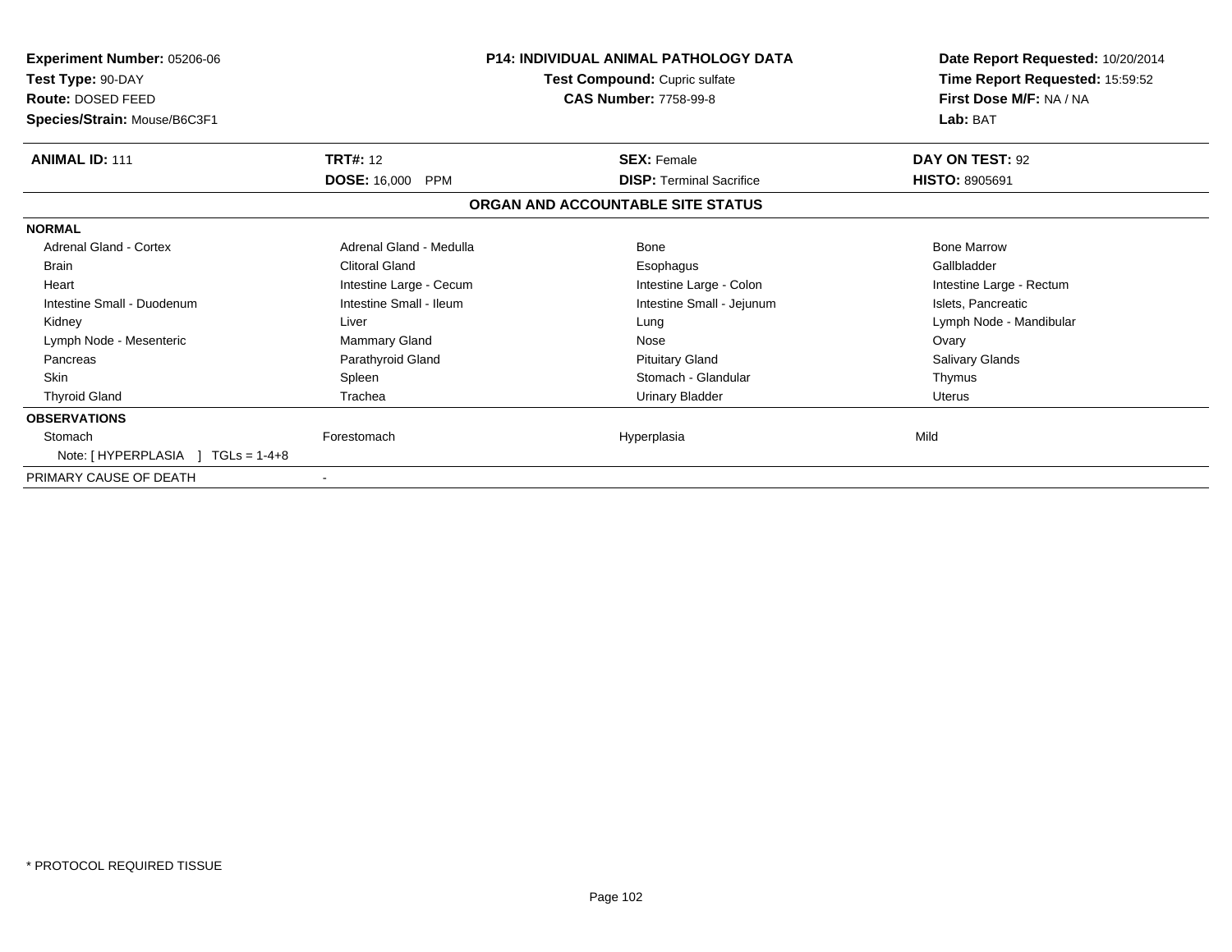**Experiment Number:** 05206-06
**Test Type:** 90-DAY
**Route:** DOSED FEED
**Species/Strain:** Mouse/B6C3F1

**P14: INDIVIDUAL ANIMAL PATHOLOGY DATA**
**Test Compound:** Cupric sulfate
**CAS Number:** 7758-99-8

**Date Report Requested:** 10/20/2014
**Time Report Requested:** 15:59:52
**First Dose M/F:** NA / NA
**Lab:** BAT

| **ANIMAL ID:** 111 | **TRT#:** 12 | **SEX:** Female | **DAY ON TEST:** 92 |
|---|---|---|---|
| | **DOSE:** 16,000 PPM | **DISP:** Terminal Sacrifice | **HISTO:** 8905691 |

## ORGAN AND ACCOUNTABLE SITE STATUS

| | | | |
|---|---|---|---|
| **NORMAL** | | | |
| Adrenal Gland - Cortex | Adrenal Gland - Medulla | Bone | Bone Marrow |
| Brain | Clitoral Gland | Esophagus | Gallbladder |
| Heart | Intestine Large - Cecum | Intestine Large - Colon | Intestine Large - Rectum |
| Intestine Small - Duodenum | Intestine Small - Ileum | Intestine Small - Jejunum | Islets, Pancreatic |
| Kidney | Liver | Lung | Lymph Node - Mandibular |
| Lymph Node - Mesenteric | Mammary Gland | Nose | Ovary |
| Pancreas | Parathyroid Gland | Pituitary Gland | Salivary Glands |
| Skin | Spleen | Stomach - Glandular | Thymus |
| Thyroid Gland | Trachea | Urinary Bladder | Uterus |
| **OBSERVATIONS** | | | |
| Stomach | Forestomach | Hyperplasia | Mild |
| Note: [ HYPERPLASIA ] TGLs = 1-4+8 | | | |
| PRIMARY CAUSE OF DEATH | - | | |

\* PROTOCOL REQUIRED TISSUE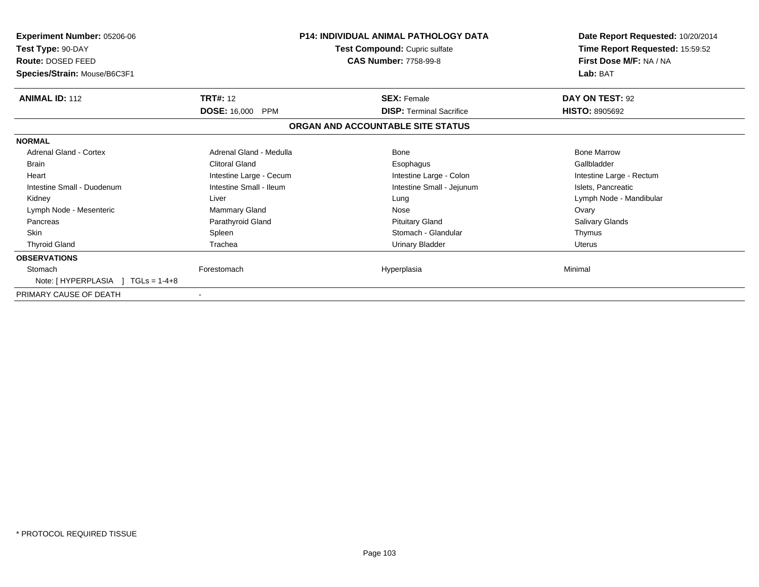**Experiment Number:** 05206-06
**Test Type:** 90-DAY
**Route:** DOSED FEED
**Species/Strain:** Mouse/B6C3F1

**P14: INDIVIDUAL ANIMAL PATHOLOGY DATA**
**Test Compound:** Cupric sulfate
**CAS Number:** 7758-99-8

**Date Report Requested:** 10/20/2014
**Time Report Requested:** 15:59:52
**First Dose M/F:** NA / NA
**Lab:** BAT

| **ANIMAL ID:** 112 | **TRT#:** 12 | **SEX:** Female | **DAY ON TEST:** 92 |
|---|---|---|---|
| | **DOSE:** 16,000 PPM | **DISP:** Terminal Sacrifice | **HISTO:** 8905692 |

## ORGAN AND ACCOUNTABLE SITE STATUS

| **NORMAL** | | | |
|---|---|---|---|
| Adrenal Gland - Cortex | Adrenal Gland - Medulla | Bone | Bone Marrow |
| Brain | Clitoral Gland | Esophagus | Gallbladder |
| Heart | Intestine Large - Cecum | Intestine Large - Colon | Intestine Large - Rectum |
| Intestine Small - Duodenum | Intestine Small - Ileum | Intestine Small - Jejunum | Islets, Pancreatic |
| Kidney | Liver | Lung | Lymph Node - Mandibular |
| Lymph Node - Mesenteric | Mammary Gland | Nose | Ovary |
| Pancreas | Parathyroid Gland | Pituitary Gland | Salivary Glands |
| Skin | Spleen | Stomach - Glandular | Thymus |
| Thyroid Gland | Trachea | Urinary Bladder | Uterus |
| **OBSERVATIONS** | | | |
| Stomach | Forestomach | Hyperplasia | Minimal |
| Note: [ HYPERPLASIA ] TGLs = 1-4+8 | | | |
| PRIMARY CAUSE OF DEATH | - | | |

* PROTOCOL REQUIRED TISSUE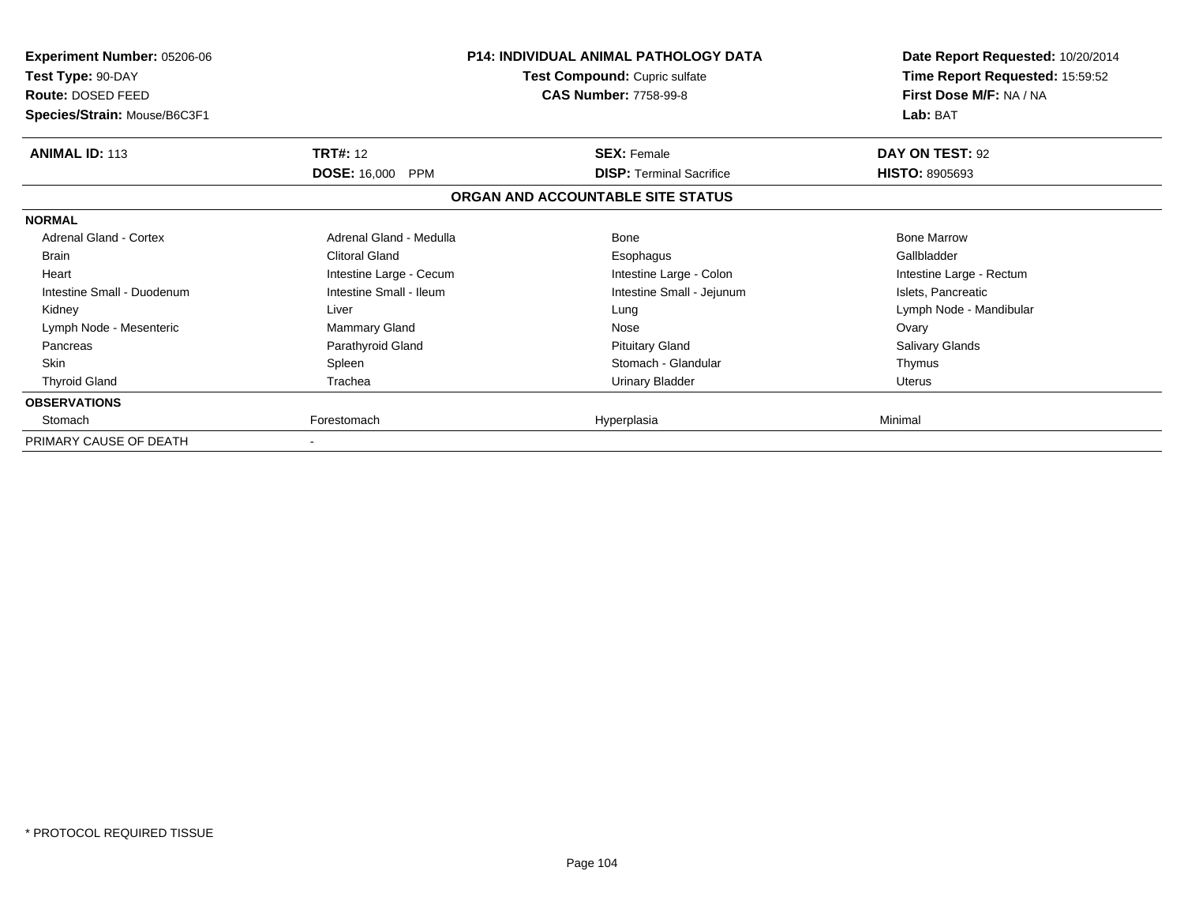**Experiment Number:** 05206-06
**Test Type:** 90-DAY
**Route:** DOSED FEED
**Species/Strain:** Mouse/B6C3F1

**P14: INDIVIDUAL ANIMAL PATHOLOGY DATA**
**Test Compound:** Cupric sulfate
**CAS Number:** 7758-99-8

**Date Report Requested:** 10/20/2014
**Time Report Requested:** 15:59:52
**First Dose M/F:** NA / NA
**Lab:** BAT

| **ANIMAL ID:** 113 | **TRT#:** 12 | **SEX:** Female | **DAY ON TEST:** 92 |
|---|---|---|---|
| | **DOSE:** 16,000 PPM | **DISP:** Terminal Sacrifice | **HISTO:** 8905693 |

## ORGAN AND ACCOUNTABLE SITE STATUS

| **NORMAL** | | | |
|---|---|---|---|
| Adrenal Gland - Cortex | Adrenal Gland - Medulla | Bone | Bone Marrow |
| Brain | Clitoral Gland | Esophagus | Gallbladder |
| Heart | Intestine Large - Cecum | Intestine Large - Colon | Intestine Large - Rectum |
| Intestine Small - Duodenum | Intestine Small - Ileum | Intestine Small - Jejunum | Islets, Pancreatic |
| Kidney | Liver | Lung | Lymph Node - Mandibular |
| Lymph Node - Mesenteric | Mammary Gland | Nose | Ovary |
| Pancreas | Parathyroid Gland | Pituitary Gland | Salivary Glands |
| Skin | Spleen | Stomach - Glandular | Thymus |
| Thyroid Gland | Trachea | Urinary Bladder | Uterus |
| **OBSERVATIONS** | | | |
| Stomach | Forestomach | Hyperplasia | Minimal |
| PRIMARY CAUSE OF DEATH | - | | |

\* PROTOCOL REQUIRED TISSUE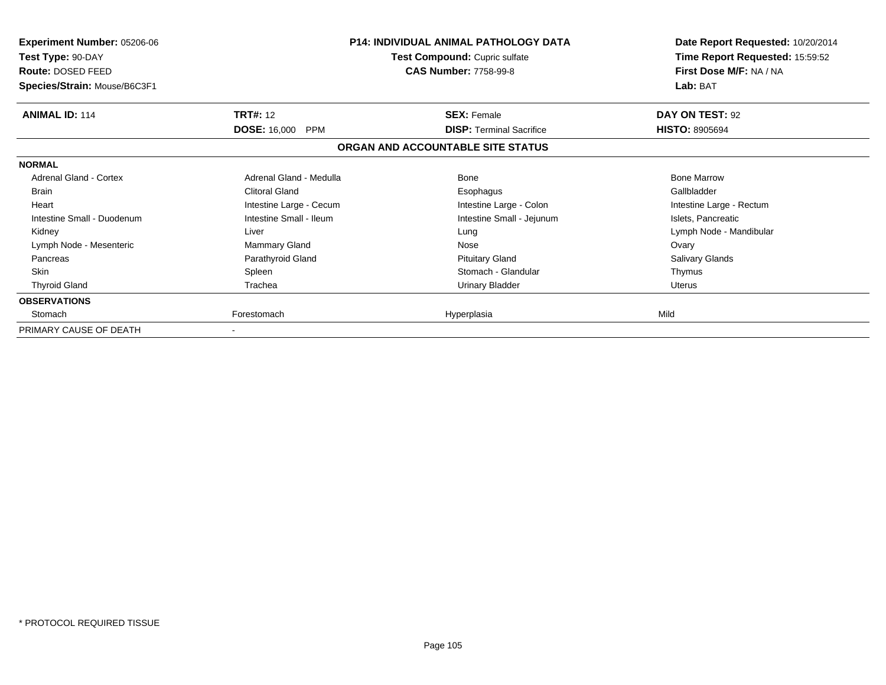**Experiment Number:** 05206-06
**Test Type:** 90-DAY
**Route:** DOSED FEED
**Species/Strain:** Mouse/B6C3F1

**P14: INDIVIDUAL ANIMAL PATHOLOGY DATA**
**Test Compound:** Cupric sulfate
**CAS Number:** 7758-99-8

**Date Report Requested:** 10/20/2014
**Time Report Requested:** 15:59:52
**First Dose M/F:** NA / NA
**Lab:** BAT

| **ANIMAL ID:** 114 | **TRT#:** 12 | **SEX:** Female | **DAY ON TEST:** 92 |
|---|---|---|---|
| | **DOSE:** 16,000 PPM | **DISP:** Terminal Sacrifice | **HISTO:** 8905694 |

## ORGAN AND ACCOUNTABLE SITE STATUS

| | | | |
|---|---|---|---|
| **NORMAL** | | | |
| Adrenal Gland - Cortex | Adrenal Gland - Medulla | Bone | Bone Marrow |
| Brain | Clitoral Gland | Esophagus | Gallbladder |
| Heart | Intestine Large - Cecum | Intestine Large - Colon | Intestine Large - Rectum |
| Intestine Small - Duodenum | Intestine Small - Ileum | Intestine Small - Jejunum | Islets, Pancreatic |
| Kidney | Liver | Lung | Lymph Node - Mandibular |
| Lymph Node - Mesenteric | Mammary Gland | Nose | Ovary |
| Pancreas | Parathyroid Gland | Pituitary Gland | Salivary Glands |
| Skin | Spleen | Stomach - Glandular | Thymus |
| Thyroid Gland | Trachea | Urinary Bladder | Uterus |
| **OBSERVATIONS** | | | |
| Stomach | Forestomach | Hyperplasia | Mild |
| PRIMARY CAUSE OF DEATH | - | | |

* PROTOCOL REQUIRED TISSUE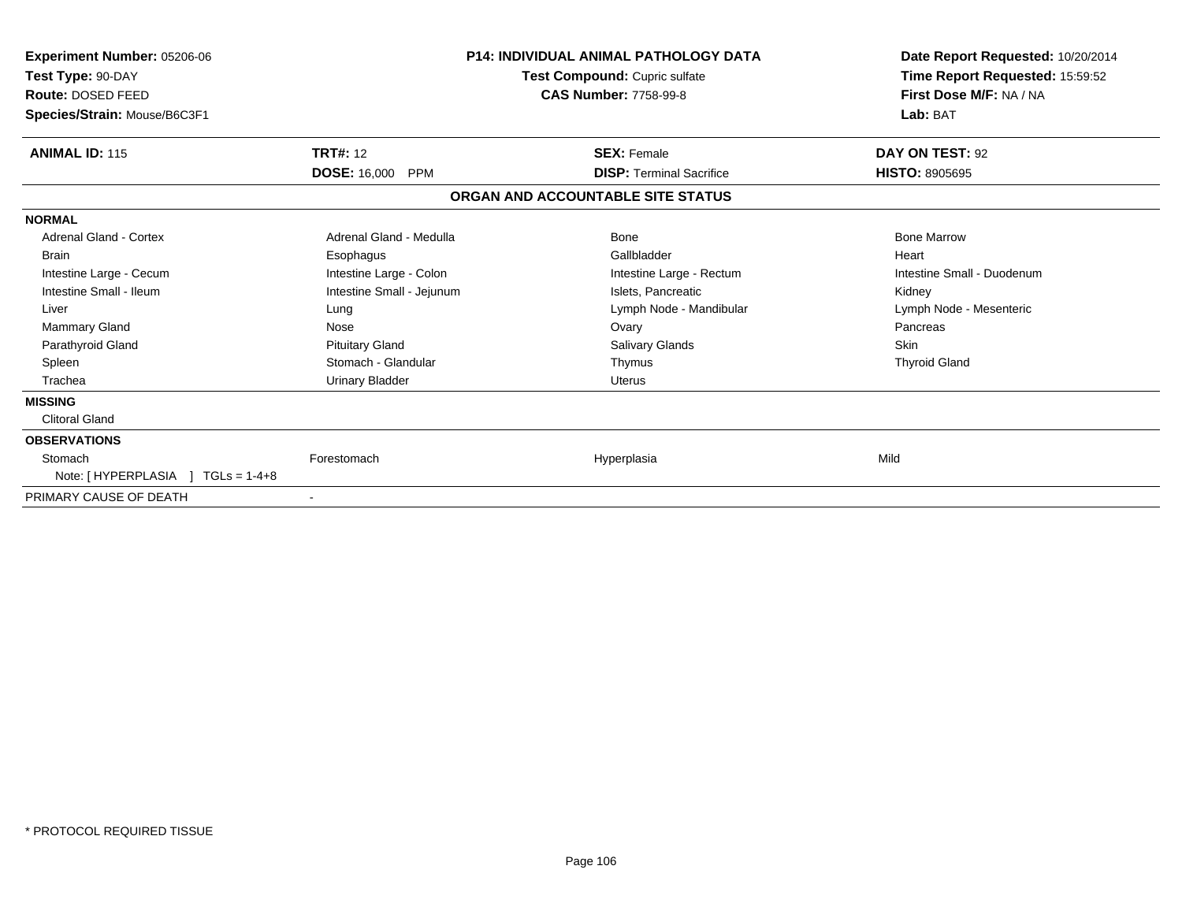**Experiment Number:** 05206-06
**Test Type:** 90-DAY
**Route:** DOSED FEED
**Species/Strain:** Mouse/B6C3F1

**P14: INDIVIDUAL ANIMAL PATHOLOGY DATA**
**Test Compound:** Cupric sulfate
**CAS Number:** 7758-99-8

**Date Report Requested:** 10/20/2014
**Time Report Requested:** 15:59:52
**First Dose M/F:** NA / NA
**Lab:** BAT

| **ANIMAL ID:** 115 | **TRT#:** 12 | **SEX:** Female | **DAY ON TEST:** 92 |
|---|---|---|---|
| | **DOSE:** 16,000 PPM | **DISP:** Terminal Sacrifice | **HISTO:** 8905695 |

## ORGAN AND ACCOUNTABLE SITE STATUS

| | | | |
|---|---|---|---|
| **NORMAL** | | | |
| Adrenal Gland - Cortex | Adrenal Gland - Medulla | Bone | Bone Marrow |
| Brain | Esophagus | Gallbladder | Heart |
| Intestine Large - Cecum | Intestine Large - Colon | Intestine Large - Rectum | Intestine Small - Duodenum |
| Intestine Small - Ileum | Intestine Small - Jejunum | Islets, Pancreatic | Kidney |
| Liver | Lung | Lymph Node - Mandibular | Lymph Node - Mesenteric |
| Mammary Gland | Nose | Ovary | Pancreas |
| Parathyroid Gland | Pituitary Gland | Salivary Glands | Skin |
| Spleen | Stomach - Glandular | Thymus | Thyroid Gland |
| Trachea | Urinary Bladder | Uterus | |
| **MISSING** | | | |
| Clitoral Gland | | | |
| **OBSERVATIONS** | | | |
| Stomach | Forestomach | Hyperplasia | Mild |
| Note: [ HYPERPLASIA ] TGLs = 1-4+8 | | | |
| PRIMARY CAUSE OF DEATH | - | | |

* PROTOCOL REQUIRED TISSUE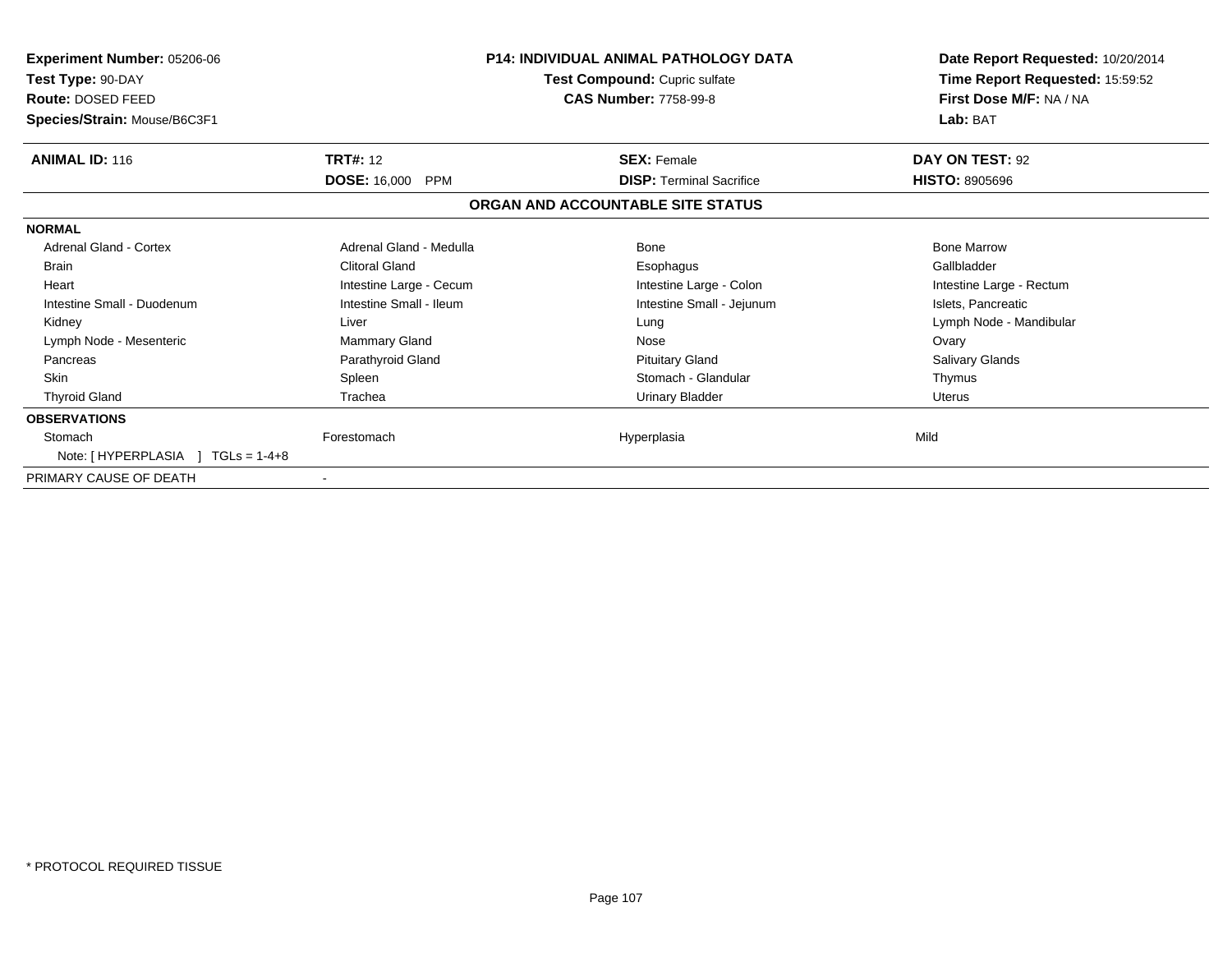**Experiment Number:** 05206-06
**Test Type:** 90-DAY
**Route:** DOSED FEED
**Species/Strain:** Mouse/B6C3F1

**P14: INDIVIDUAL ANIMAL PATHOLOGY DATA**
**Test Compound:** Cupric sulfate
**CAS Number:** 7758-99-8

**Date Report Requested:** 10/20/2014
**Time Report Requested:** 15:59:52
**First Dose M/F:** NA / NA
**Lab:** BAT

| **ANIMAL ID:** 116 | **TRT#:** 12 | **SEX:** Female | **DAY ON TEST:** 92 |
|---|---|---|---|
| | **DOSE:** 16,000 PPM | **DISP:** Terminal Sacrifice | **HISTO:** 8905696 |

## ORGAN AND ACCOUNTABLE SITE STATUS

| | | | |
|---|---|---|---|
| **NORMAL** | | | |
| Adrenal Gland - Cortex | Adrenal Gland - Medulla | Bone | Bone Marrow |
| Brain | Clitoral Gland | Esophagus | Gallbladder |
| Heart | Intestine Large - Cecum | Intestine Large - Colon | Intestine Large - Rectum |
| Intestine Small - Duodenum | Intestine Small - Ileum | Intestine Small - Jejunum | Islets, Pancreatic |
| Kidney | Liver | Lung | Lymph Node - Mandibular |
| Lymph Node - Mesenteric | Mammary Gland | Nose | Ovary |
| Pancreas | Parathyroid Gland | Pituitary Gland | Salivary Glands |
| Skin | Spleen | Stomach - Glandular | Thymus |
| Thyroid Gland | Trachea | Urinary Bladder | Uterus |
| **OBSERVATIONS** | | | |
| Stomach | Forestomach | Hyperplasia | Mild |
| Note: [ HYPERPLASIA ] TGLs = 1-4+8 | | | |
| PRIMARY CAUSE OF DEATH | - | | |

\* PROTOCOL REQUIRED TISSUE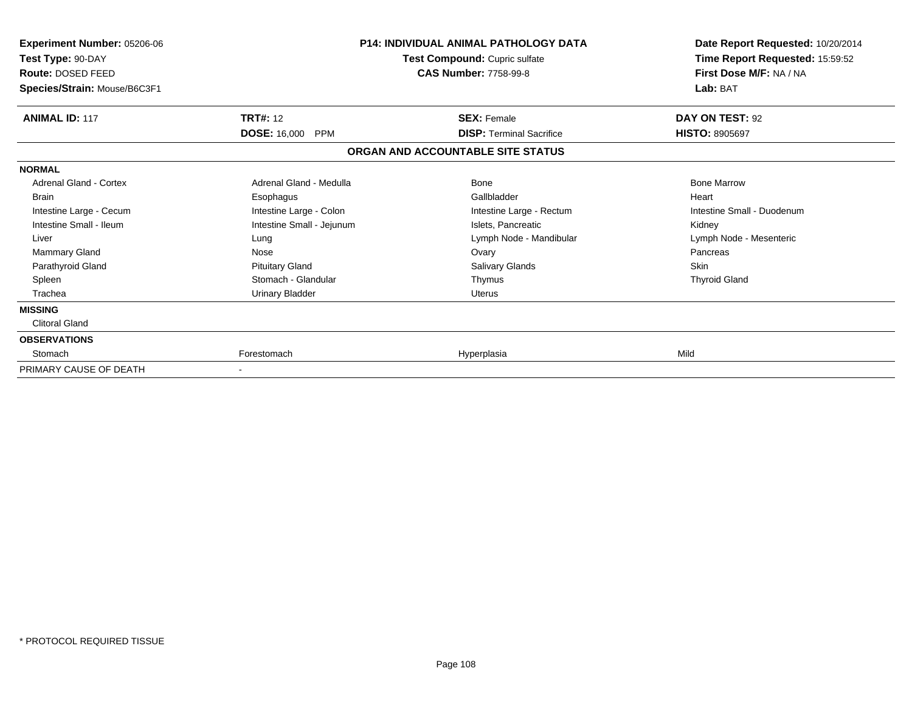**Experiment Number:** 05206-06
**Test Type:** 90-DAY
**Route:** DOSED FEED
**Species/Strain:** Mouse/B6C3F1

**P14: INDIVIDUAL ANIMAL PATHOLOGY DATA**
**Test Compound:** Cupric sulfate
**CAS Number:** 7758-99-8

**Date Report Requested:** 10/20/2014
**Time Report Requested:** 15:59:52
**First Dose M/F:** NA / NA
**Lab:** BAT

| **ANIMAL ID:** 117 | **TRT#:** 12 | **SEX:** Female | **DAY ON TEST:** 92 |
|---|---|---|---|
| | **DOSE:** 16,000 PPM | **DISP:** Terminal Sacrifice | **HISTO:** 8905697 |

**ORGAN AND ACCOUNTABLE SITE STATUS**

| | | | |
|---|---|---|---|
| **NORMAL** | | | |
| Adrenal Gland - Cortex | Adrenal Gland - Medulla | Bone | Bone Marrow |
| Brain | Esophagus | Gallbladder | Heart |
| Intestine Large - Cecum | Intestine Large - Colon | Intestine Large - Rectum | Intestine Small - Duodenum |
| Intestine Small - Ileum | Intestine Small - Jejunum | Islets, Pancreatic | Kidney |
| Liver | Lung | Lymph Node - Mandibular | Lymph Node - Mesenteric |
| Mammary Gland | Nose | Ovary | Pancreas |
| Parathyroid Gland | Pituitary Gland | Salivary Glands | Skin |
| Spleen | Stomach - Glandular | Thymus | Thyroid Gland |
| Trachea | Urinary Bladder | Uterus | |
| **MISSING** | | | |
| Clitoral Gland | | | |
| **OBSERVATIONS** | | | |
| Stomach | Forestomach | Hyperplasia | Mild |
| PRIMARY CAUSE OF DEATH | - | | |

* PROTOCOL REQUIRED TISSUE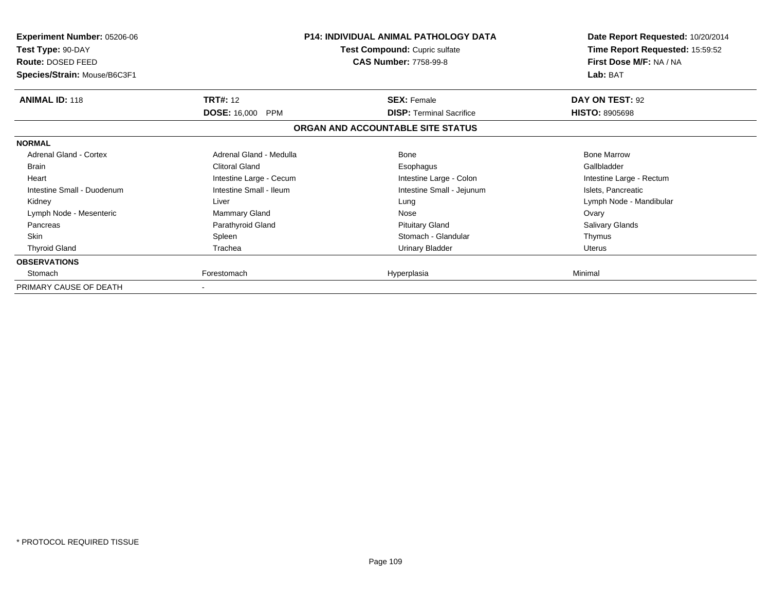**Experiment Number:** 05206-06
**Test Type:** 90-DAY
**Route:** DOSED FEED
**Species/Strain:** Mouse/B6C3F1

**P14: INDIVIDUAL ANIMAL PATHOLOGY DATA**
**Test Compound:** Cupric sulfate
**CAS Number:** 7758-99-8

**Date Report Requested:** 10/20/2014
**Time Report Requested:** 15:59:52
**First Dose M/F:** NA / NA
**Lab:** BAT

| **ANIMAL ID:** 118 | **TRT#:** 12 | **SEX:** Female | **DAY ON TEST:** 92 |
|---|---|---|---|
| | **DOSE:** 16,000 PPM | **DISP:** Terminal Sacrifice | **HISTO:** 8905698 |

## ORGAN AND ACCOUNTABLE SITE STATUS

| **NORMAL** | | | |
|---|---|---|---|
| Adrenal Gland - Cortex | Adrenal Gland - Medulla | Bone | Bone Marrow |
| Brain | Clitoral Gland | Esophagus | Gallbladder |
| Heart | Intestine Large - Cecum | Intestine Large - Colon | Intestine Large - Rectum |
| Intestine Small - Duodenum | Intestine Small - Ileum | Intestine Small - Jejunum | Islets, Pancreatic |
| Kidney | Liver | Lung | Lymph Node - Mandibular |
| Lymph Node - Mesenteric | Mammary Gland | Nose | Ovary |
| Pancreas | Parathyroid Gland | Pituitary Gland | Salivary Glands |
| Skin | Spleen | Stomach - Glandular | Thymus |
| Thyroid Gland | Trachea | Urinary Bladder | Uterus |
| **OBSERVATIONS** | | | |
| Stomach | Forestomach | Hyperplasia | Minimal |
| PRIMARY CAUSE OF DEATH | - | | |

* PROTOCOL REQUIRED TISSUE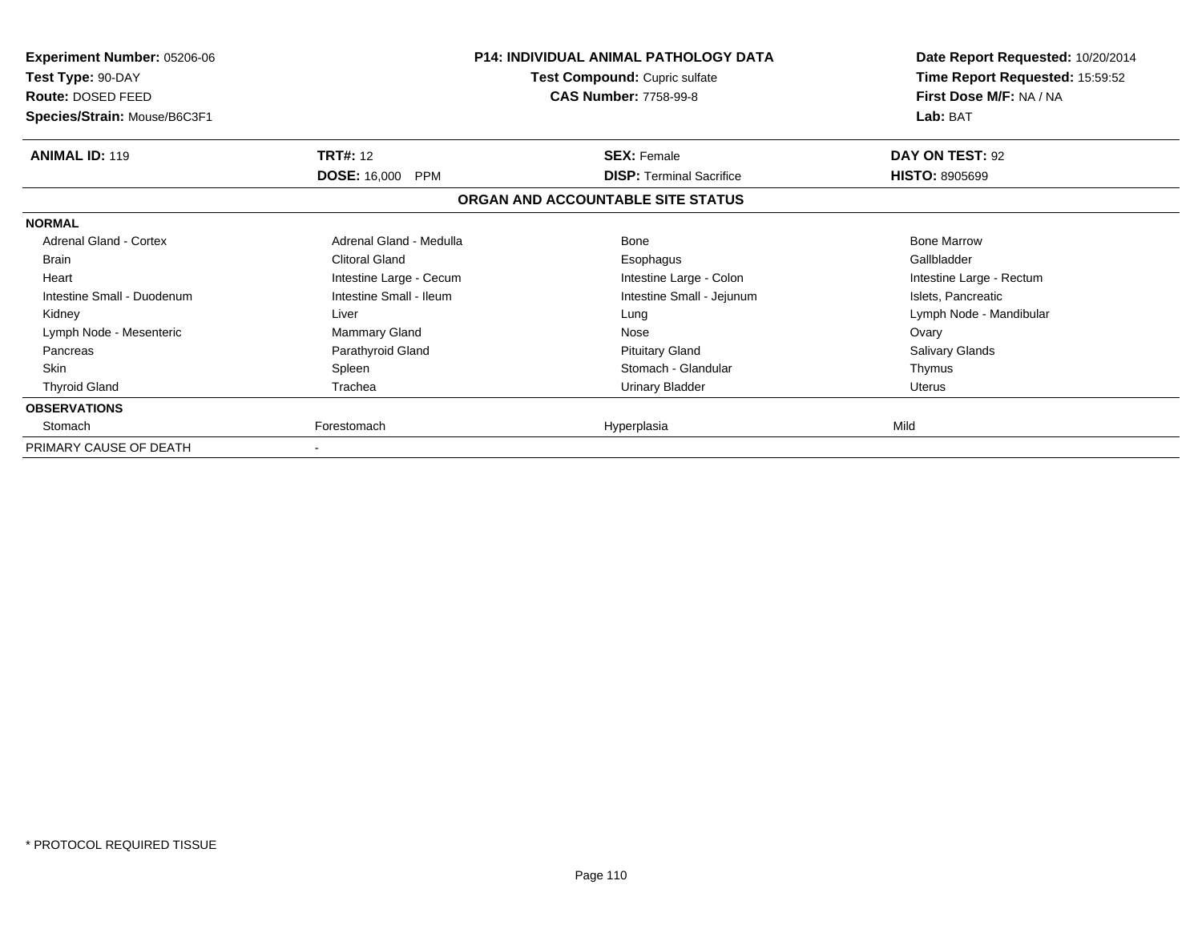| **Experiment Number:** 05206-06 | **P14: INDIVIDUAL ANIMAL PATHOLOGY DATA** | **Date Report Requested:** 10/20/2014 |
|---|---|---|
| **Test Type:** 90-DAY | **Test Compound:** Cupric sulfate | **Time Report Requested:** 15:59:52 |
| **Route:** DOSED FEED | **CAS Number:** 7758-99-8 | **First Dose M/F:** NA / NA |
| **Species/Strain:** Mouse/B6C3F1 | | **Lab:** BAT |

| **ANIMAL ID:** 119 | **TRT#:** 12 | **SEX:** Female | **DAY ON TEST:** 92 |
|---|---|---|---|
| | **DOSE:** 16,000 PPM | **DISP:** Terminal Sacrifice | **HISTO:** 8905699 |

**ORGAN AND ACCOUNTABLE SITE STATUS**

| **NORMAL** | | | |
|---|---|---|---|
| Adrenal Gland - Cortex | Adrenal Gland - Medulla | Bone | Bone Marrow |
| Brain | Clitoral Gland | Esophagus | Gallbladder |
| Heart | Intestine Large - Cecum | Intestine Large - Colon | Intestine Large - Rectum |
| Intestine Small - Duodenum | Intestine Small - Ileum | Intestine Small - Jejunum | Islets, Pancreatic |
| Kidney | Liver | Lung | Lymph Node - Mandibular |
| Lymph Node - Mesenteric | Mammary Gland | Nose | Ovary |
| Pancreas | Parathyroid Gland | Pituitary Gland | Salivary Glands |
| Skin | Spleen | Stomach - Glandular | Thymus |
| Thyroid Gland | Trachea | Urinary Bladder | Uterus |
| **OBSERVATIONS** | | | |
| Stomach | Forestomach | Hyperplasia | Mild |
| PRIMARY CAUSE OF DEATH | - | | |

* PROTOCOL REQUIRED TISSUE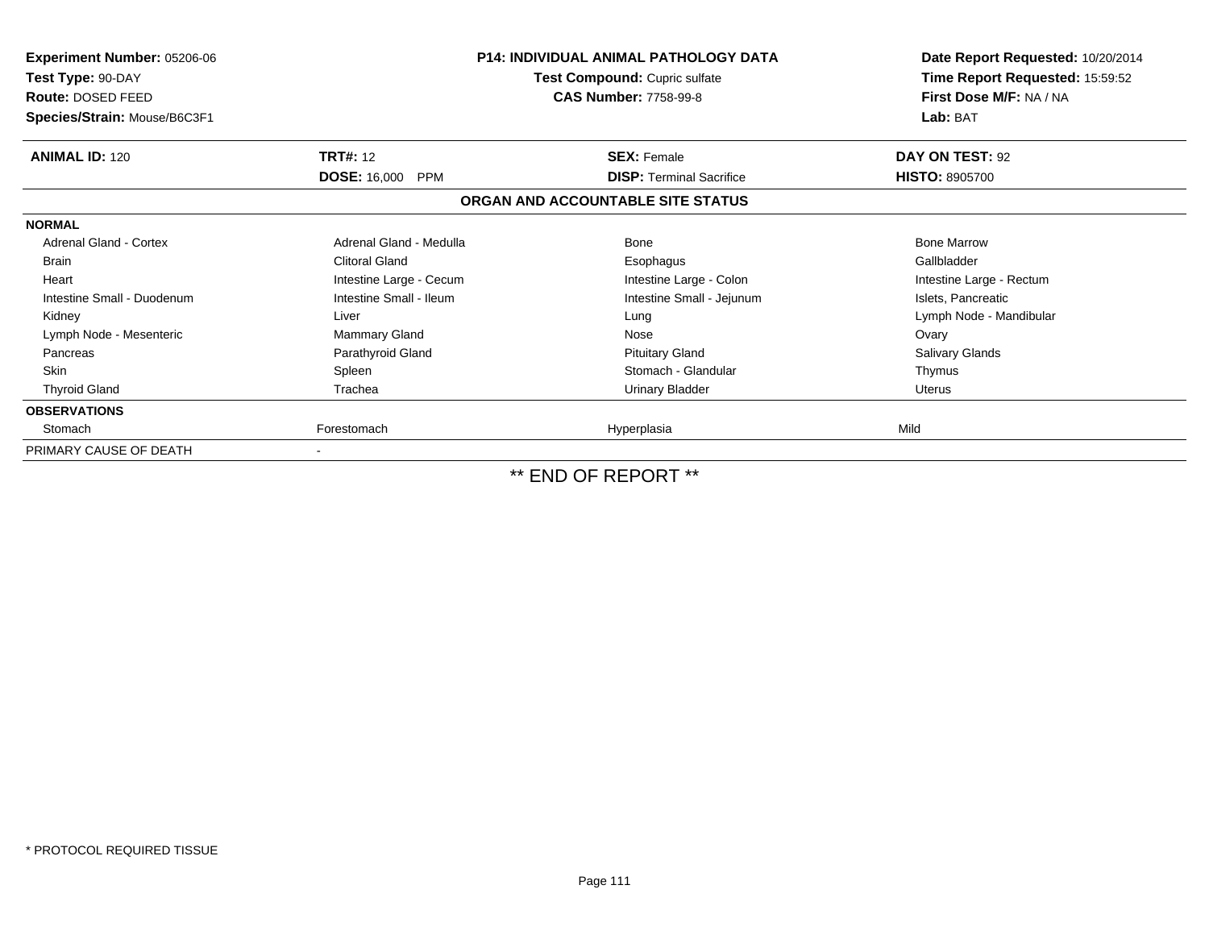**Experiment Number:** 05206-06
**Test Type:** 90-DAY
**Route:** DOSED FEED
**Species/Strain:** Mouse/B6C3F1

**P14: INDIVIDUAL ANIMAL PATHOLOGY DATA**
**Test Compound:** Cupric sulfate
**CAS Number:** 7758-99-8

**Date Report Requested:** 10/20/2014
**Time Report Requested:** 15:59:52
**First Dose M/F:** NA / NA
**Lab:** BAT

| | | | |
|---|---|---|---|
| **ANIMAL ID:** 120 | **TRT#:** 12 | **SEX:** Female | **DAY ON TEST:** 92 |
| | **DOSE:** 16,000 PPM | **DISP:** Terminal Sacrifice | **HISTO:** 8905700 |

**ORGAN AND ACCOUNTABLE SITE STATUS**

| | | | |
|---|---|---|---|
| **NORMAL** | | | |
| Adrenal Gland - Cortex | Adrenal Gland - Medulla | Bone | Bone Marrow |
| Brain | Clitoral Gland | Esophagus | Gallbladder |
| Heart | Intestine Large - Cecum | Intestine Large - Colon | Intestine Large - Rectum |
| Intestine Small - Duodenum | Intestine Small - Ileum | Intestine Small - Jejunum | Islets, Pancreatic |
| Kidney | Liver | Lung | Lymph Node - Mandibular |
| Lymph Node - Mesenteric | Mammary Gland | Nose | Ovary |
| Pancreas | Parathyroid Gland | Pituitary Gland | Salivary Glands |
| Skin | Spleen | Stomach - Glandular | Thymus |
| Thyroid Gland | Trachea | Urinary Bladder | Uterus |
| **OBSERVATIONS** | | | |
| Stomach | Forestomach | Hyperplasia | Mild |
| PRIMARY CAUSE OF DEATH | - | | |

** END OF REPORT **

* PROTOCOL REQUIRED TISSUE